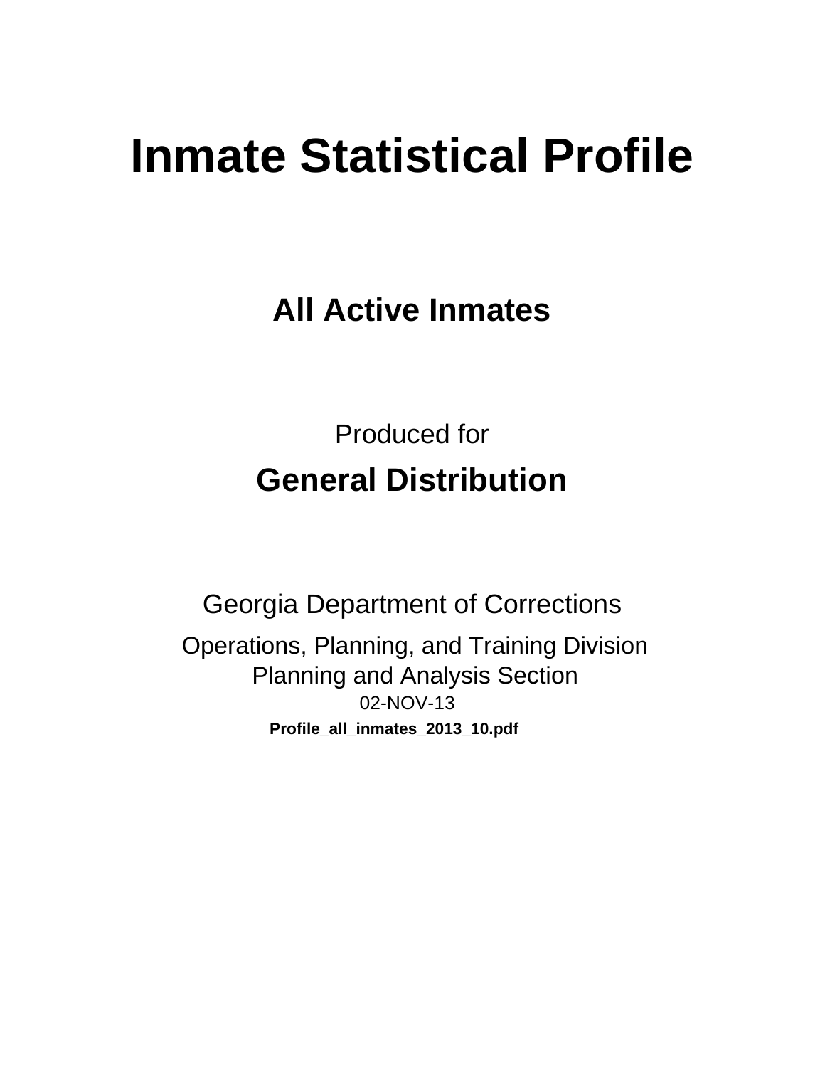# Inmate Statistical Profile

## All Active Inmates

Produced for

## General Distribution

Georgia Department of Corrections

Operations, Planning, and Training Division
Planning and Analysis Section
02-NOV-13

**Profile_all_inmates_2013_10.pdf**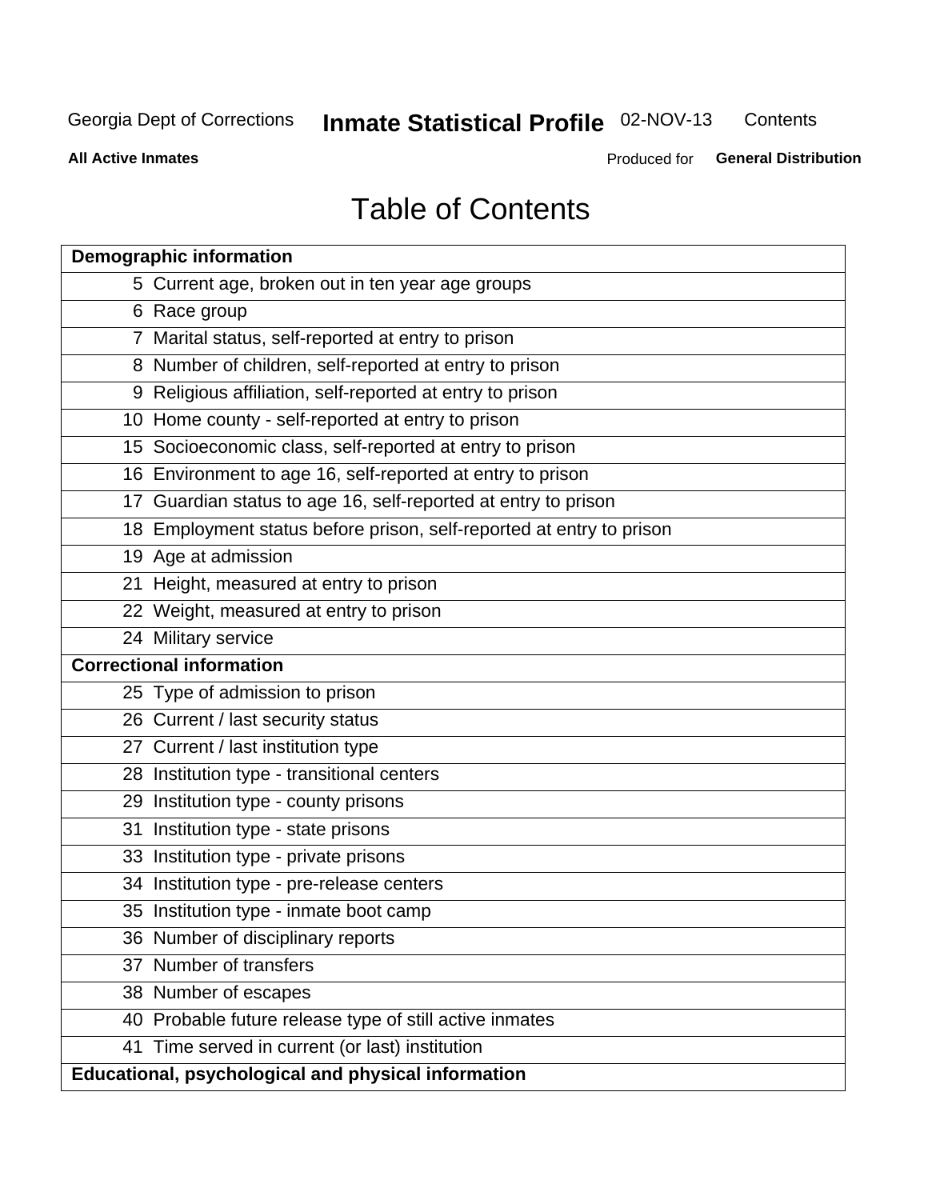# Table of Contents

| Demographic information | |
|---|---|
| 5 | Current age, broken out in ten year age groups |
| 6 | Race group |
| 7 | Marital status, self-reported at entry to prison |
| 8 | Number of children, self-reported at entry to prison |
| 9 | Religious affiliation, self-reported at entry to prison |
| 10 | Home county - self-reported at entry to prison |
| 15 | Socioeconomic class, self-reported at entry to prison |
| 16 | Environment to age 16, self-reported at entry to prison |
| 17 | Guardian status to age 16, self-reported at entry to prison |
| 18 | Employment status before prison, self-reported at entry to prison |
| 19 | Age at admission |
| 21 | Height, measured at entry to prison |
| 22 | Weight, measured at entry to prison |
| 24 | Military service |
| **Correctional information** | |
| 25 | Type of admission to prison |
| 26 | Current / last security status |
| 27 | Current / last institution type |
| 28 | Institution type - transitional centers |
| 29 | Institution type - county prisons |
| 31 | Institution type - state prisons |
| 33 | Institution type - private prisons |
| 34 | Institution type - pre-release centers |
| 35 | Institution type - inmate boot camp |
| 36 | Number of disciplinary reports |
| 37 | Number of transfers |
| 38 | Number of escapes |
| 40 | Probable future release type of still active inmates |
| 41 | Time served in current (or last) institution |
| **Educational, psychological and physical information** | |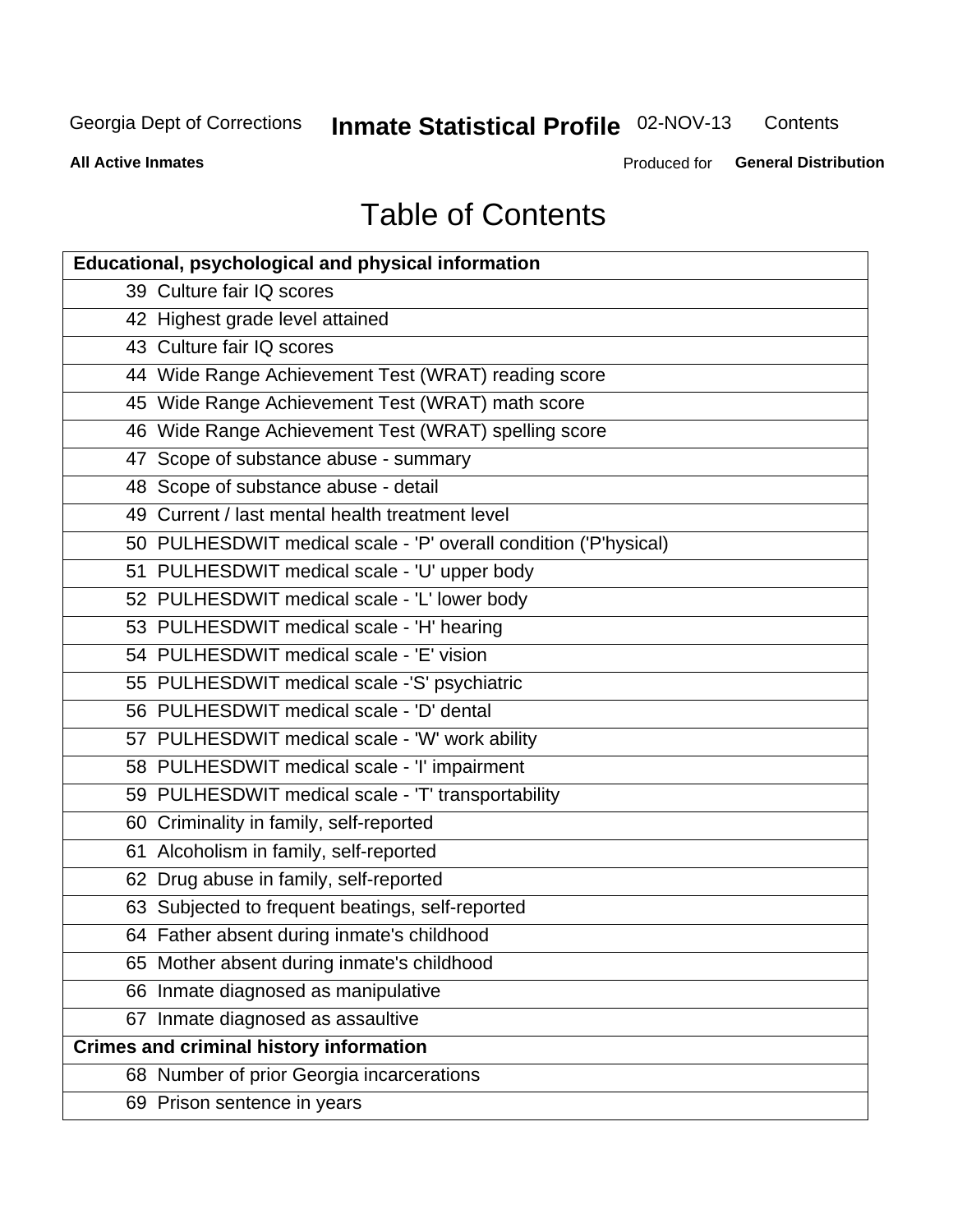# Table of Contents

| Educational, psychological and physical information | |
|---|---|
| 39 | Culture fair IQ scores |
| 42 | Highest grade level attained |
| 43 | Culture fair IQ scores |
| 44 | Wide Range Achievement Test (WRAT) reading score |
| 45 | Wide Range Achievement Test (WRAT) math score |
| 46 | Wide Range Achievement Test (WRAT) spelling score |
| 47 | Scope of substance abuse - summary |
| 48 | Scope of substance abuse - detail |
| 49 | Current / last mental health treatment level |
| 50 | PULHESDWIT medical scale - 'P' overall condition ('P'hysical) |
| 51 | PULHESDWIT medical scale - 'U' upper body |
| 52 | PULHESDWIT medical scale - 'L' lower body |
| 53 | PULHESDWIT medical scale - 'H' hearing |
| 54 | PULHESDWIT medical scale - 'E' vision |
| 55 | PULHESDWIT medical scale -'S' psychiatric |
| 56 | PULHESDWIT medical scale - 'D' dental |
| 57 | PULHESDWIT medical scale - 'W' work ability |
| 58 | PULHESDWIT medical scale - 'I' impairment |
| 59 | PULHESDWIT medical scale - 'T' transportability |
| 60 | Criminality in family, self-reported |
| 61 | Alcoholism in family, self-reported |
| 62 | Drug abuse in family, self-reported |
| 63 | Subjected to frequent beatings, self-reported |
| 64 | Father absent during inmate's childhood |
| 65 | Mother absent during inmate's childhood |
| 66 | Inmate diagnosed as manipulative |
| 67 | Inmate diagnosed as assaultive |
| **Crimes and criminal history information** | |
| 68 | Number of prior Georgia incarcerations |
| 69 | Prison sentence in years |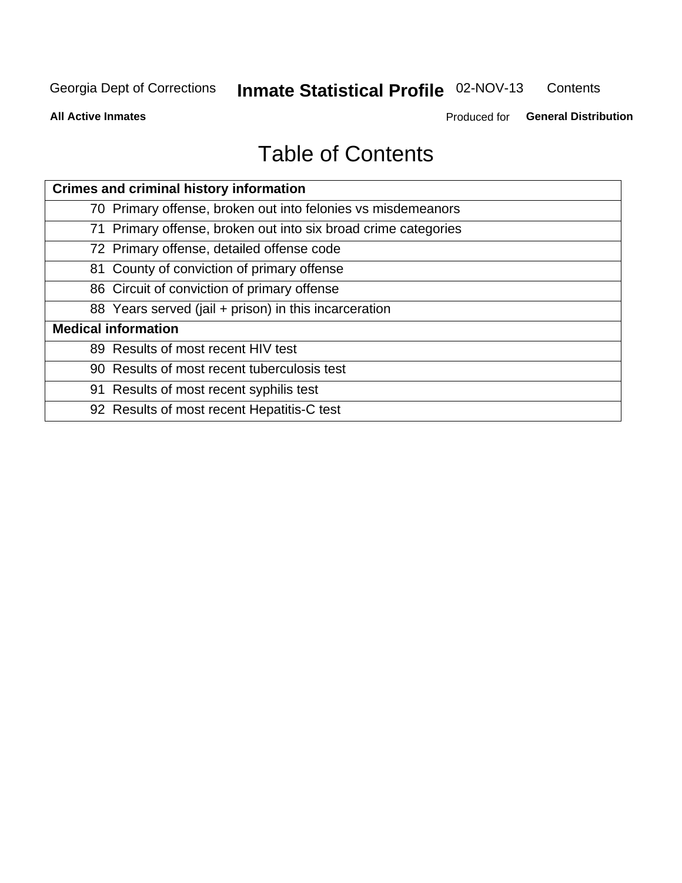# Table of Contents

| Crimes and criminal history information | |
|---|---|
| 70 | Primary offense, broken out into felonies vs misdemeanors |
| 71 | Primary offense, broken out into six broad crime categories |
| 72 | Primary offense, detailed offense code |
| 81 | County of conviction of primary offense |
| 86 | Circuit of conviction of primary offense |
| 88 | Years served (jail + prison) in this incarceration |
| **Medical information** | |
| 89 | Results of most recent HIV test |
| 90 | Results of most recent tuberculosis test |
| 91 | Results of most recent syphilis test |
| 92 | Results of most recent Hepatitis-C test |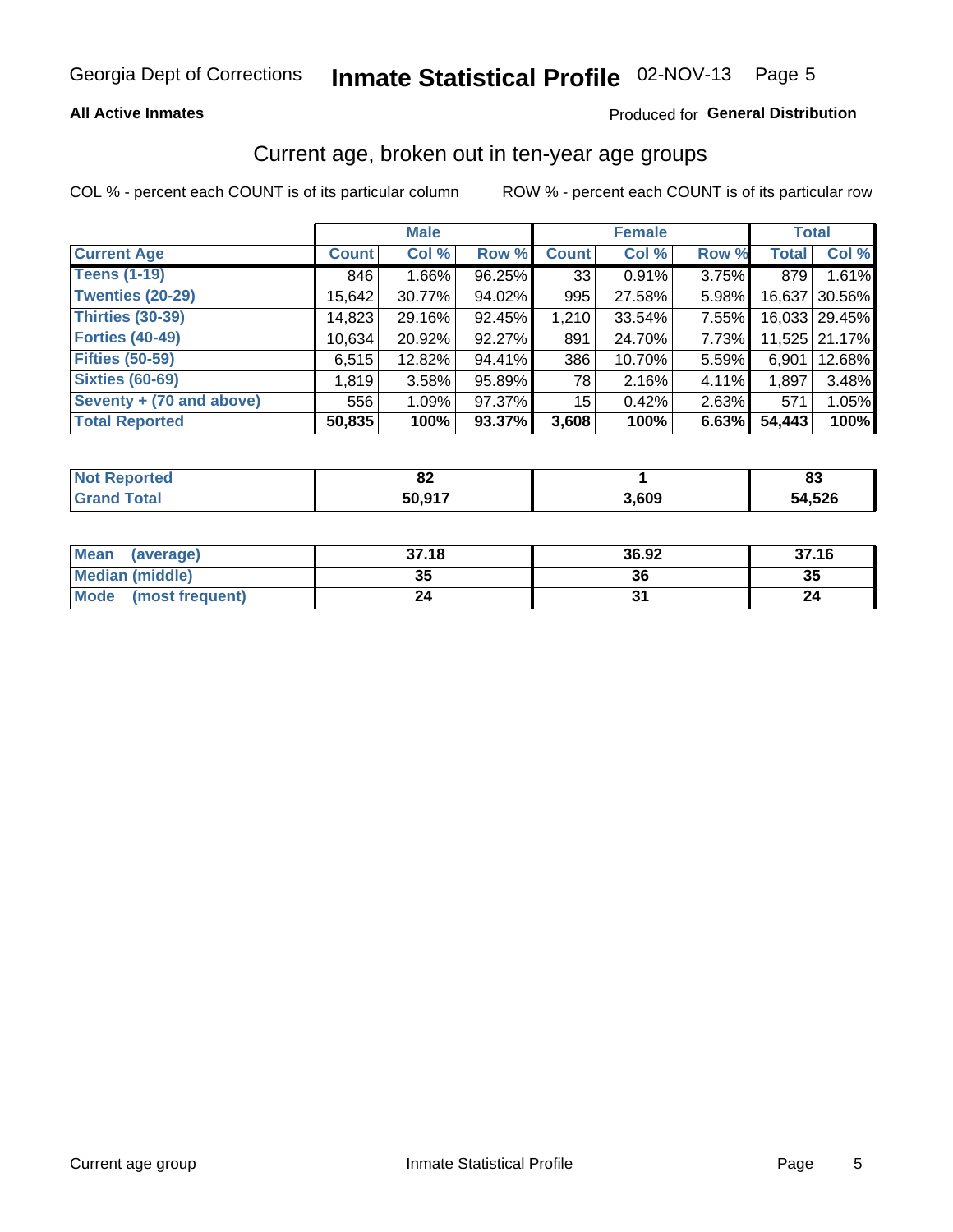Georgia Dept of Corrections **Inmate Statistical Profile** 02-NOV-13

**All Active Inmates**

Produced for **General Distribution**

## Current age, broken out in ten-year age groups

COL % - percent each COUNT is of its particular column

ROW % - percent each COUNT is of its particular row

| | Male | | | Female | | | Total | |
|---|---|---|---|---|---|---|---|---|
| **Current Age** | **Count** | **Col %** | **Row %** | **Count** | **Col %** | **Row %** | **Total** | **Col %** |
| **Teens (1-19)** | 846 | 1.66% | 96.25% | 33 | 0.91% | 3.75% | 879 | 1.61% |
| **Twenties (20-29)** | 15,642 | 30.77% | 94.02% | 995 | 27.58% | 5.98% | 16,637 | 30.56% |
| **Thirties (30-39)** | 14,823 | 29.16% | 92.45% | 1,210 | 33.54% | 7.55% | 16,033 | 29.45% |
| **Forties (40-49)** | 10,634 | 20.92% | 92.27% | 891 | 24.70% | 7.73% | 11,525 | 21.17% |
| **Fifties (50-59)** | 6,515 | 12.82% | 94.41% | 386 | 10.70% | 5.59% | 6,901 | 12.68% |
| **Sixties (60-69)** | 1,819 | 3.58% | 95.89% | 78 | 2.16% | 4.11% | 1,897 | 3.48% |
| **Seventy + (70 and above)** | 556 | 1.09% | 97.37% | 15 | 0.42% | 2.63% | 571 | 1.05% |
| **Total Reported** | **50,835** | **100%** | **93.37%** | **3,608** | **100%** | **6.63%** | **54,443** | **100%** |

| | Male | Female | Total |
|---|---|---|---|
| **Not Reported** | **82** | **1** | **83** |
| **Grand Total** | **50,917** | **3,609** | **54,526** |

| | Male | Female | Total |
|---|---|---|---|
| **Mean (average)** | **37.18** | **36.92** | **37.16** |
| **Median (middle)** | **35** | **36** | **35** |
| **Mode (most frequent)** | **24** | **31** | **24** |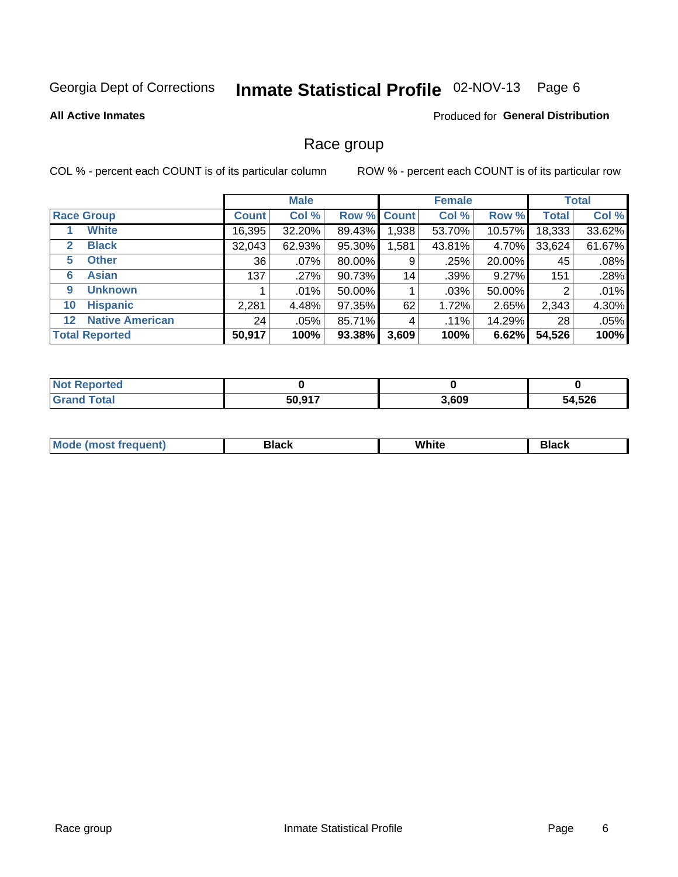Georgia Dept of Corrections **Inmate Statistical Profile** 02-NOV-13 Page 6

**All Active Inmates**

Produced for **General Distribution**

## Race group

COL % - percent each COUNT is of its particular column

ROW % - percent each COUNT is of its particular row

| | | Male | | | Female | | | Total | |
|---|---|---|---|---|---|---|---|---|---|
| **Race Group** | | **Count** | **Col %** | **Row %** | **Count** | **Col %** | **Row %** | **Total** | **Col %** |
| 1 | **White** | 16,395 | 32.20% | 89.43% | 1,938 | 53.70% | 10.57% | 18,333 | 33.62% |
| 2 | **Black** | 32,043 | 62.93% | 95.30% | 1,581 | 43.81% | 4.70% | 33,624 | 61.67% |
| 5 | **Other** | 36 | .07% | 80.00% | 9 | .25% | 20.00% | 45 | .08% |
| 6 | **Asian** | 137 | .27% | 90.73% | 14 | .39% | 9.27% | 151 | .28% |
| 9 | **Unknown** | 1 | .01% | 50.00% | 1 | .03% | 50.00% | 2 | .01% |
| 10 | **Hispanic** | 2,281 | 4.48% | 97.35% | 62 | 1.72% | 2.65% | 2,343 | 4.30% |
| 12 | **Native American** | 24 | .05% | 85.71% | 4 | .11% | 14.29% | 28 | .05% |
| **Total Reported** | | **50,917** | **100%** | **93.38%** | **3,609** | **100%** | **6.62%** | **54,526** | **100%** |

| | Male | Female | Total |
|---|---|---|---|
| **Not Reported** | **0** | **0** | **0** |
| **Grand Total** | **50,917** | **3,609** | **54,526** |

| | Male | Female | Total |
|---|---|---|---|
| **Mode (most frequent)** | **Black** | **White** | **Black** |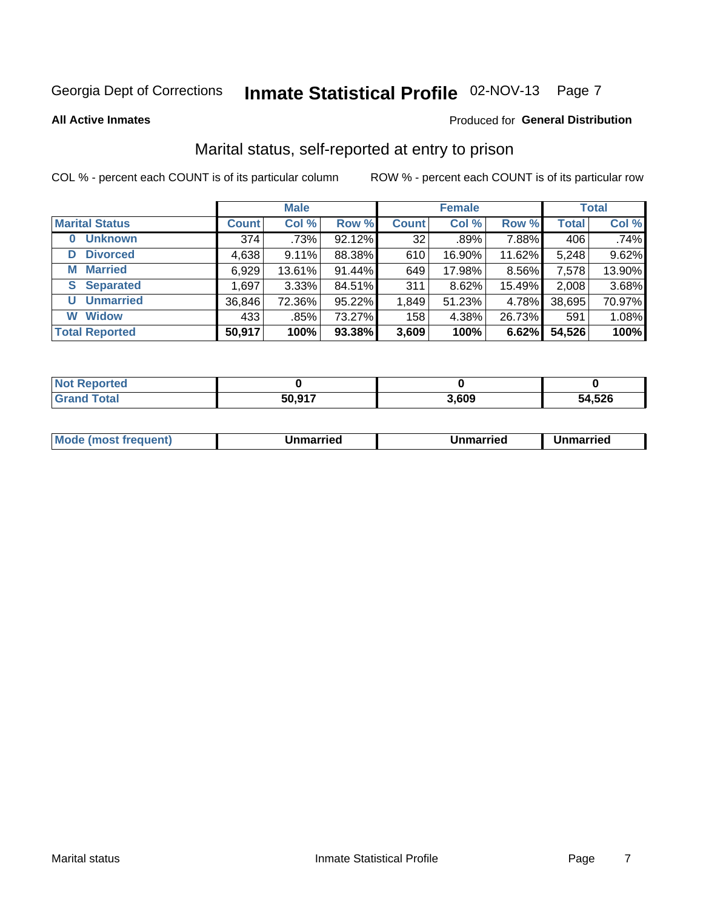Georgia Dept of Corrections **Inmate Statistical Profile** 02-NOV-13

**All Active Inmates**

Produced for **General Distribution**

## Marital status, self-reported at entry to prison

COL % - percent each COUNT is of its particular column ROW % - percent each COUNT is of its particular row

| | Male | | | Female | | | Total | |
|---|---|---|---|---|---|---|---|---|
| **Marital Status** | **Count** | **Col %** | **Row %** | **Count** | **Col %** | **Row %** | **Total** | **Col %** |
| **0 Unknown** | 374 | .73% | 92.12% | 32 | .89% | 7.88% | 406 | .74% |
| **D Divorced** | 4,638 | 9.11% | 88.38% | 610 | 16.90% | 11.62% | 5,248 | 9.62% |
| **M Married** | 6,929 | 13.61% | 91.44% | 649 | 17.98% | 8.56% | 7,578 | 13.90% |
| **S Separated** | 1,697 | 3.33% | 84.51% | 311 | 8.62% | 15.49% | 2,008 | 3.68% |
| **U Unmarried** | 36,846 | 72.36% | 95.22% | 1,849 | 51.23% | 4.78% | 38,695 | 70.97% |
| **W Widow** | 433 | .85% | 73.27% | 158 | 4.38% | 26.73% | 591 | 1.08% |
| **Total Reported** | **50,917** | **100%** | **93.38%** | **3,609** | **100%** | **6.62%** | **54,526** | **100%** |

| | Male | Female | Total |
|---|---|---|---|
| **Not Reported** | **0** | **0** | **0** |
| **Grand Total** | **50,917** | **3,609** | **54,526** |

| | Male | Female | Total |
|---|---|---|---|
| **Mode (most frequent)** | **Unmarried** | **Unmarried** | **Unmarried** |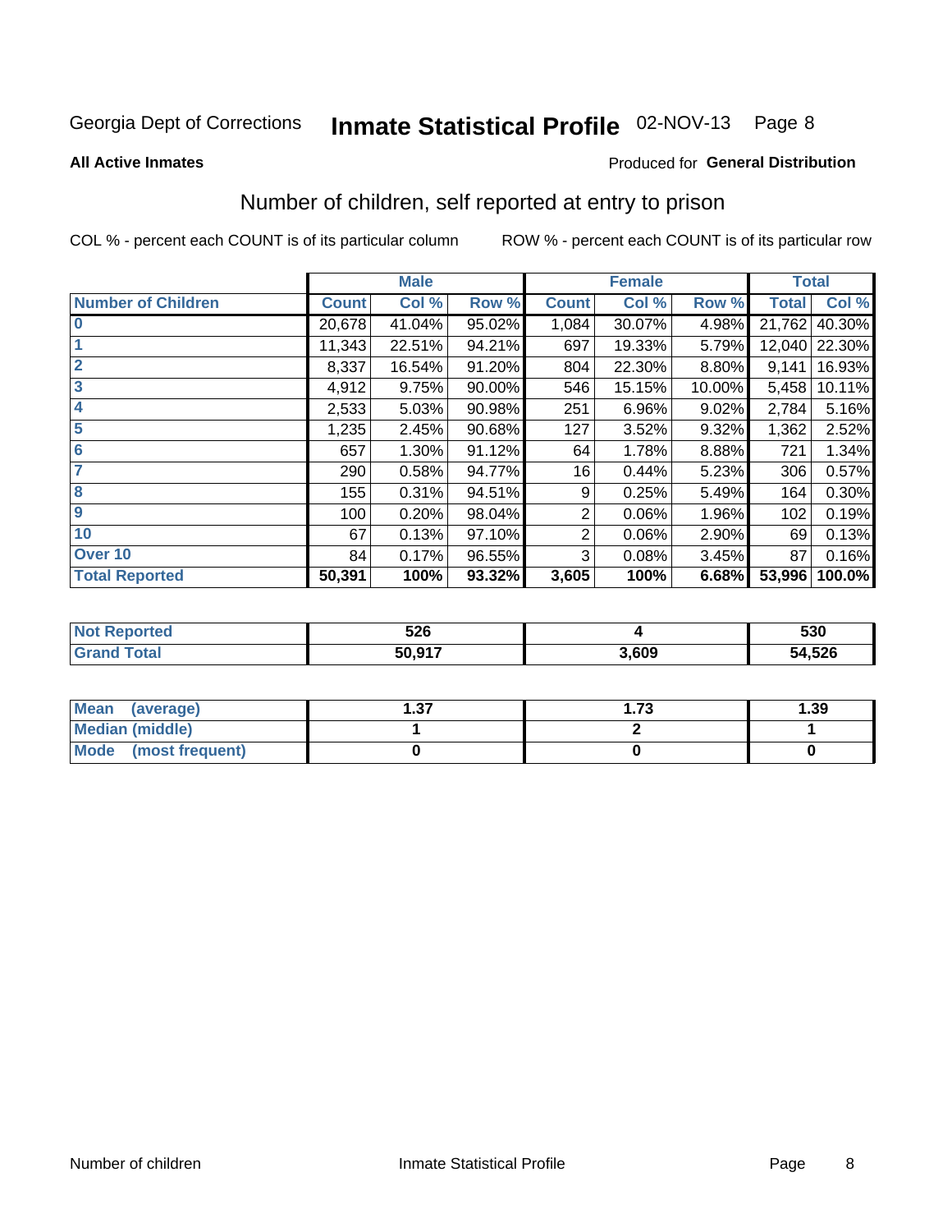Georgia Dept of Corrections **Inmate Statistical Profile** 02-NOV-13 Page 8

**All Active Inmates**

Produced for **General Distribution**

## Number of children, self reported at entry to prison

COL % - percent each COUNT is of its particular column

ROW % - percent each COUNT is of its particular row

| | Male | | | Female | | | Total | |
|---|---|---|---|---|---|---|---|---|
| **Number of Children** | **Count** | **Col %** | **Row %** | **Count** | **Col %** | **Row %** | **Total** | **Col %** |
| **0** | 20,678 | 41.04% | 95.02% | 1,084 | 30.07% | 4.98% | 21,762 | 40.30% |
| **1** | 11,343 | 22.51% | 94.21% | 697 | 19.33% | 5.79% | 12,040 | 22.30% |
| **2** | 8,337 | 16.54% | 91.20% | 804 | 22.30% | 8.80% | 9,141 | 16.93% |
| **3** | 4,912 | 9.75% | 90.00% | 546 | 15.15% | 10.00% | 5,458 | 10.11% |
| **4** | 2,533 | 5.03% | 90.98% | 251 | 6.96% | 9.02% | 2,784 | 5.16% |
| **5** | 1,235 | 2.45% | 90.68% | 127 | 3.52% | 9.32% | 1,362 | 2.52% |
| **6** | 657 | 1.30% | 91.12% | 64 | 1.78% | 8.88% | 721 | 1.34% |
| **7** | 290 | 0.58% | 94.77% | 16 | 0.44% | 5.23% | 306 | 0.57% |
| **8** | 155 | 0.31% | 94.51% | 9 | 0.25% | 5.49% | 164 | 0.30% |
| **9** | 100 | 0.20% | 98.04% | 2 | 0.06% | 1.96% | 102 | 0.19% |
| **10** | 67 | 0.13% | 97.10% | 2 | 0.06% | 2.90% | 69 | 0.13% |
| **Over 10** | 84 | 0.17% | 96.55% | 3 | 0.08% | 3.45% | 87 | 0.16% |
| **Total Reported** | **50,391** | **100%** | **93.32%** | **3,605** | **100%** | **6.68%** | **53,996** | **100.0%** |

| | Male | Female | Total |
|---|---|---|---|
| **Not Reported** | **526** | **4** | **530** |
| **Grand Total** | **50,917** | **3,609** | **54,526** |

| | Male | Female | Total |
|---|---|---|---|
| **Mean (average)** | **1.37** | **1.73** | **1.39** |
| **Median (middle)** | **1** | **2** | **1** |
| **Mode (most frequent)** | **0** | **0** | **0** |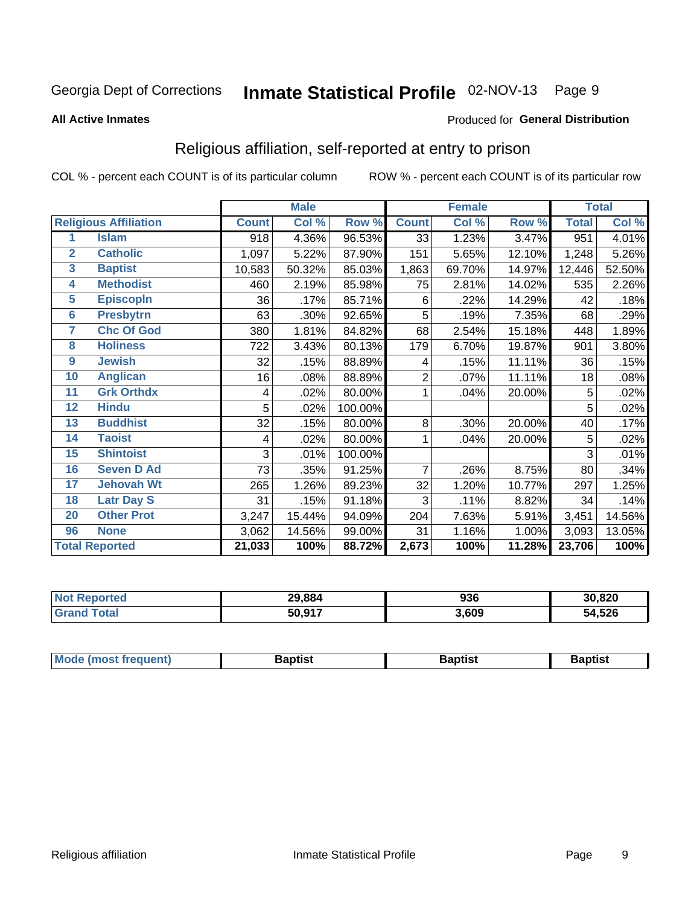Georgia Dept of Corrections **Inmate Statistical Profile** 02-NOV-13

**All Active Inmates**

Produced for **General Distribution**

## Religious affiliation, self-reported at entry to prison

COL % - percent each COUNT is of its particular column ROW % - percent each COUNT is of its particular row

| | | Male | | | Female | | | Total | |
|---|---|---|---|---|---|---|---|---|---|
| **Religious Affiliation** | | **Count** | **Col %** | **Row %** | **Count** | **Col %** | **Row %** | **Total** | **Col %** |
| 1 | Islam | 918 | 4.36% | 96.53% | 33 | 1.23% | 3.47% | 951 | 4.01% |
| 2 | Catholic | 1,097 | 5.22% | 87.90% | 151 | 5.65% | 12.10% | 1,248 | 5.26% |
| 3 | Baptist | 10,583 | 50.32% | 85.03% | 1,863 | 69.70% | 14.97% | 12,446 | 52.50% |
| 4 | Methodist | 460 | 2.19% | 85.98% | 75 | 2.81% | 14.02% | 535 | 2.26% |
| 5 | Episcopln | 36 | .17% | 85.71% | 6 | .22% | 14.29% | 42 | .18% |
| 6 | Presbytrn | 63 | .30% | 92.65% | 5 | .19% | 7.35% | 68 | .29% |
| 7 | Chc Of God | 380 | 1.81% | 84.82% | 68 | 2.54% | 15.18% | 448 | 1.89% |
| 8 | Holiness | 722 | 3.43% | 80.13% | 179 | 6.70% | 19.87% | 901 | 3.80% |
| 9 | Jewish | 32 | .15% | 88.89% | 4 | .15% | 11.11% | 36 | .15% |
| 10 | Anglican | 16 | .08% | 88.89% | 2 | .07% | 11.11% | 18 | .08% |
| 11 | Grk Orthdx | 4 | .02% | 80.00% | 1 | .04% | 20.00% | 5 | .02% |
| 12 | Hindu | 5 | .02% | 100.00% | | | | 5 | .02% |
| 13 | Buddhist | 32 | .15% | 80.00% | 8 | .30% | 20.00% | 40 | .17% |
| 14 | Taoist | 4 | .02% | 80.00% | 1 | .04% | 20.00% | 5 | .02% |
| 15 | Shintoist | 3 | .01% | 100.00% | | | | 3 | .01% |
| 16 | Seven D Ad | 73 | .35% | 91.25% | 7 | .26% | 8.75% | 80 | .34% |
| 17 | Jehovah Wt | 265 | 1.26% | 89.23% | 32 | 1.20% | 10.77% | 297 | 1.25% |
| 18 | Latr Day S | 31 | .15% | 91.18% | 3 | .11% | 8.82% | 34 | .14% |
| 20 | Other Prot | 3,247 | 15.44% | 94.09% | 204 | 7.63% | 5.91% | 3,451 | 14.56% |
| 96 | None | 3,062 | 14.56% | 99.00% | 31 | 1.16% | 1.00% | 3,093 | 13.05% |
| **Total Reported** | | **21,033** | **100%** | **88.72%** | **2,673** | **100%** | **11.28%** | **23,706** | **100%** |

| | Male | Female | Total |
|---|---|---|---|
| **Not Reported** | **29,884** | **936** | **30,820** |
| **Grand Total** | **50,917** | **3,609** | **54,526** |

| | Male | Female | Total |
|---|---|---|---|
| **Mode (most frequent)** | **Baptist** | **Baptist** | **Baptist** |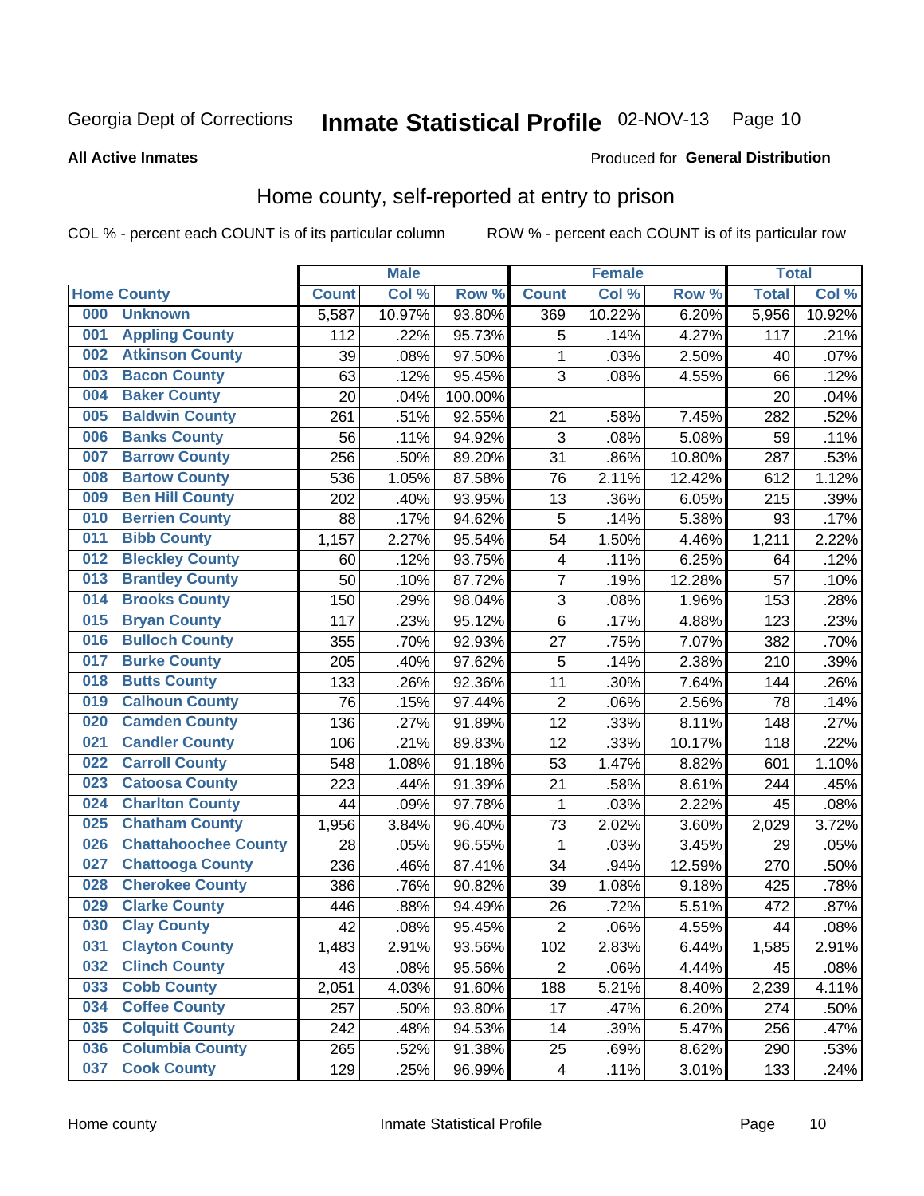Georgia Dept of Corrections **Inmate Statistical Profile** 02-NOV-13 Page 10

**All Active Inmates**

Produced for **General Distribution**

## Home county, self-reported at entry to prison

COL % - percent each COUNT is of its particular column ROW % - percent each COUNT is of its particular row

| Home County | | Male | | | Female | | | Total | |
|---|---|---|---|---|---|---|---|---|---|
| | | Count | Col % | Row % | Count | Col % | Row % | Total | Col % |
| 000 | Unknown | 5,587 | 10.97% | 93.80% | 369 | 10.22% | 6.20% | 5,956 | 10.92% |
| 001 | Appling County | 112 | .22% | 95.73% | 5 | .14% | 4.27% | 117 | .21% |
| 002 | Atkinson County | 39 | .08% | 97.50% | 1 | .03% | 2.50% | 40 | .07% |
| 003 | Bacon County | 63 | .12% | 95.45% | 3 | .08% | 4.55% | 66 | .12% |
| 004 | Baker County | 20 | .04% | 100.00% | | | | 20 | .04% |
| 005 | Baldwin County | 261 | .51% | 92.55% | 21 | .58% | 7.45% | 282 | .52% |
| 006 | Banks County | 56 | .11% | 94.92% | 3 | .08% | 5.08% | 59 | .11% |
| 007 | Barrow County | 256 | .50% | 89.20% | 31 | .86% | 10.80% | 287 | .53% |
| 008 | Bartow County | 536 | 1.05% | 87.58% | 76 | 2.11% | 12.42% | 612 | 1.12% |
| 009 | Ben Hill County | 202 | .40% | 93.95% | 13 | .36% | 6.05% | 215 | .39% |
| 010 | Berrien County | 88 | .17% | 94.62% | 5 | .14% | 5.38% | 93 | .17% |
| 011 | Bibb County | 1,157 | 2.27% | 95.54% | 54 | 1.50% | 4.46% | 1,211 | 2.22% |
| 012 | Bleckley County | 60 | .12% | 93.75% | 4 | .11% | 6.25% | 64 | .12% |
| 013 | Brantley County | 50 | .10% | 87.72% | 7 | .19% | 12.28% | 57 | .10% |
| 014 | Brooks County | 150 | .29% | 98.04% | 3 | .08% | 1.96% | 153 | .28% |
| 015 | Bryan County | 117 | .23% | 95.12% | 6 | .17% | 4.88% | 123 | .23% |
| 016 | Bulloch County | 355 | .70% | 92.93% | 27 | .75% | 7.07% | 382 | .70% |
| 017 | Burke County | 205 | .40% | 97.62% | 5 | .14% | 2.38% | 210 | .39% |
| 018 | Butts County | 133 | .26% | 92.36% | 11 | .30% | 7.64% | 144 | .26% |
| 019 | Calhoun County | 76 | .15% | 97.44% | 2 | .06% | 2.56% | 78 | .14% |
| 020 | Camden County | 136 | .27% | 91.89% | 12 | .33% | 8.11% | 148 | .27% |
| 021 | Candler County | 106 | .21% | 89.83% | 12 | .33% | 10.17% | 118 | .22% |
| 022 | Carroll County | 548 | 1.08% | 91.18% | 53 | 1.47% | 8.82% | 601 | 1.10% |
| 023 | Catoosa County | 223 | .44% | 91.39% | 21 | .58% | 8.61% | 244 | .45% |
| 024 | Charlton County | 44 | .09% | 97.78% | 1 | .03% | 2.22% | 45 | .08% |
| 025 | Chatham County | 1,956 | 3.84% | 96.40% | 73 | 2.02% | 3.60% | 2,029 | 3.72% |
| 026 | Chattahoochee County | 28 | .05% | 96.55% | 1 | .03% | 3.45% | 29 | .05% |
| 027 | Chattooga County | 236 | .46% | 87.41% | 34 | .94% | 12.59% | 270 | .50% |
| 028 | Cherokee County | 386 | .76% | 90.82% | 39 | 1.08% | 9.18% | 425 | .78% |
| 029 | Clarke County | 446 | .88% | 94.49% | 26 | .72% | 5.51% | 472 | .87% |
| 030 | Clay County | 42 | .08% | 95.45% | 2 | .06% | 4.55% | 44 | .08% |
| 031 | Clayton County | 1,483 | 2.91% | 93.56% | 102 | 2.83% | 6.44% | 1,585 | 2.91% |
| 032 | Clinch County | 43 | .08% | 95.56% | 2 | .06% | 4.44% | 45 | .08% |
| 033 | Cobb County | 2,051 | 4.03% | 91.60% | 188 | 5.21% | 8.40% | 2,239 | 4.11% |
| 034 | Coffee County | 257 | .50% | 93.80% | 17 | .47% | 6.20% | 274 | .50% |
| 035 | Colquitt County | 242 | .48% | 94.53% | 14 | .39% | 5.47% | 256 | .47% |
| 036 | Columbia County | 265 | .52% | 91.38% | 25 | .69% | 8.62% | 290 | .53% |
| 037 | Cook County | 129 | .25% | 96.99% | 4 | .11% | 3.01% | 133 | .24% |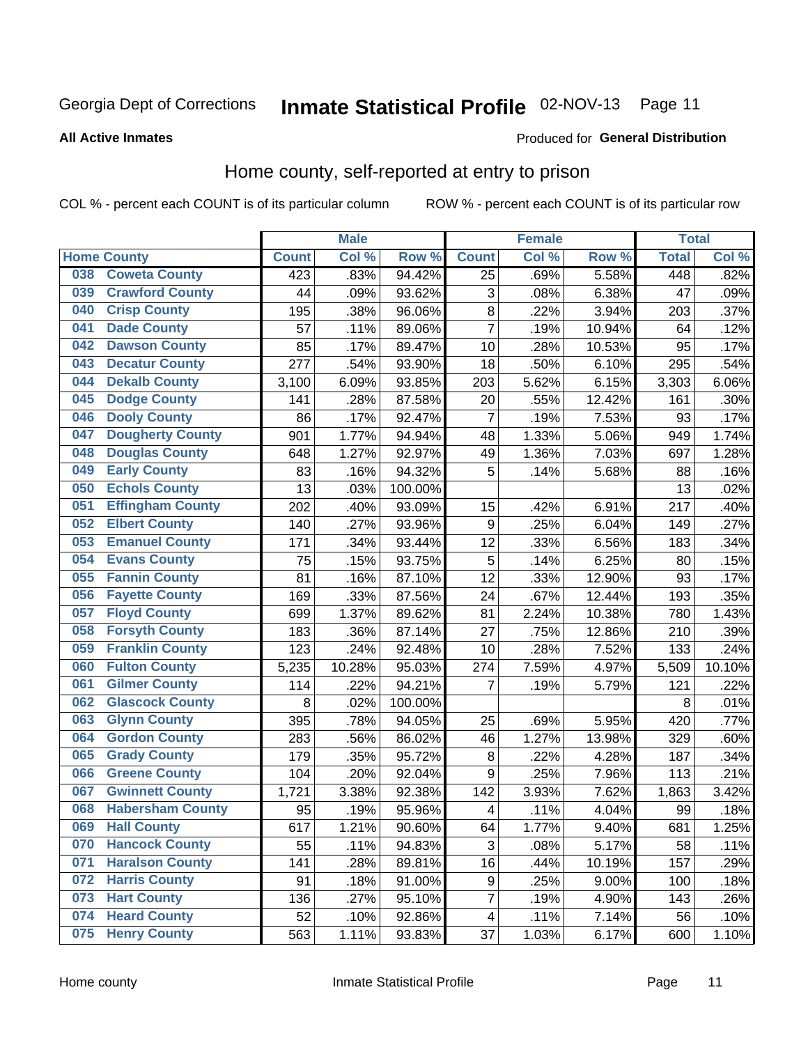Georgia Dept of Corrections **Inmate Statistical Profile** 02-NOV-13

**All Active Inmates**

Produced for **General Distribution**

## Home county, self-reported at entry to prison

COL % - percent each COUNT is of its particular column ROW % - percent each COUNT is of its particular row

| Home County | | Male | | | Female | | | Total | |
|---|---|---|---|---|---|---|---|---|---|
| | | Count | Col % | Row % | Count | Col % | Row % | Total | Col % |
| 038 | Coweta County | 423 | .83% | 94.42% | 25 | .69% | 5.58% | 448 | .82% |
| 039 | Crawford County | 44 | .09% | 93.62% | 3 | .08% | 6.38% | 47 | .09% |
| 040 | Crisp County | 195 | .38% | 96.06% | 8 | .22% | 3.94% | 203 | .37% |
| 041 | Dade County | 57 | .11% | 89.06% | 7 | .19% | 10.94% | 64 | .12% |
| 042 | Dawson County | 85 | .17% | 89.47% | 10 | .28% | 10.53% | 95 | .17% |
| 043 | Decatur County | 277 | .54% | 93.90% | 18 | .50% | 6.10% | 295 | .54% |
| 044 | Dekalb County | 3,100 | 6.09% | 93.85% | 203 | 5.62% | 6.15% | 3,303 | 6.06% |
| 045 | Dodge County | 141 | .28% | 87.58% | 20 | .55% | 12.42% | 161 | .30% |
| 046 | Dooly County | 86 | .17% | 92.47% | 7 | .19% | 7.53% | 93 | .17% |
| 047 | Dougherty County | 901 | 1.77% | 94.94% | 48 | 1.33% | 5.06% | 949 | 1.74% |
| 048 | Douglas County | 648 | 1.27% | 92.97% | 49 | 1.36% | 7.03% | 697 | 1.28% |
| 049 | Early County | 83 | .16% | 94.32% | 5 | .14% | 5.68% | 88 | .16% |
| 050 | Echols County | 13 | .03% | 100.00% | | | | 13 | .02% |
| 051 | Effingham County | 202 | .40% | 93.09% | 15 | .42% | 6.91% | 217 | .40% |
| 052 | Elbert County | 140 | .27% | 93.96% | 9 | .25% | 6.04% | 149 | .27% |
| 053 | Emanuel County | 171 | .34% | 93.44% | 12 | .33% | 6.56% | 183 | .34% |
| 054 | Evans County | 75 | .15% | 93.75% | 5 | .14% | 6.25% | 80 | .15% |
| 055 | Fannin County | 81 | .16% | 87.10% | 12 | .33% | 12.90% | 93 | .17% |
| 056 | Fayette County | 169 | .33% | 87.56% | 24 | .67% | 12.44% | 193 | .35% |
| 057 | Floyd County | 699 | 1.37% | 89.62% | 81 | 2.24% | 10.38% | 780 | 1.43% |
| 058 | Forsyth County | 183 | .36% | 87.14% | 27 | .75% | 12.86% | 210 | .39% |
| 059 | Franklin County | 123 | .24% | 92.48% | 10 | .28% | 7.52% | 133 | .24% |
| 060 | Fulton County | 5,235 | 10.28% | 95.03% | 274 | 7.59% | 4.97% | 5,509 | 10.10% |
| 061 | Gilmer County | 114 | .22% | 94.21% | 7 | .19% | 5.79% | 121 | .22% |
| 062 | Glascock County | 8 | .02% | 100.00% | | | | 8 | .01% |
| 063 | Glynn County | 395 | .78% | 94.05% | 25 | .69% | 5.95% | 420 | .77% |
| 064 | Gordon County | 283 | .56% | 86.02% | 46 | 1.27% | 13.98% | 329 | .60% |
| 065 | Grady County | 179 | .35% | 95.72% | 8 | .22% | 4.28% | 187 | .34% |
| 066 | Greene County | 104 | .20% | 92.04% | 9 | .25% | 7.96% | 113 | .21% |
| 067 | Gwinnett County | 1,721 | 3.38% | 92.38% | 142 | 3.93% | 7.62% | 1,863 | 3.42% |
| 068 | Habersham County | 95 | .19% | 95.96% | 4 | .11% | 4.04% | 99 | .18% |
| 069 | Hall County | 617 | 1.21% | 90.60% | 64 | 1.77% | 9.40% | 681 | 1.25% |
| 070 | Hancock County | 55 | .11% | 94.83% | 3 | .08% | 5.17% | 58 | .11% |
| 071 | Haralson County | 141 | .28% | 89.81% | 16 | .44% | 10.19% | 157 | .29% |
| 072 | Harris County | 91 | .18% | 91.00% | 9 | .25% | 9.00% | 100 | .18% |
| 073 | Hart County | 136 | .27% | 95.10% | 7 | .19% | 4.90% | 143 | .26% |
| 074 | Heard County | 52 | .10% | 92.86% | 4 | .11% | 7.14% | 56 | .10% |
| 075 | Henry County | 563 | 1.11% | 93.83% | 37 | 1.03% | 6.17% | 600 | 1.10% |

Home county Inmate Statistical Profile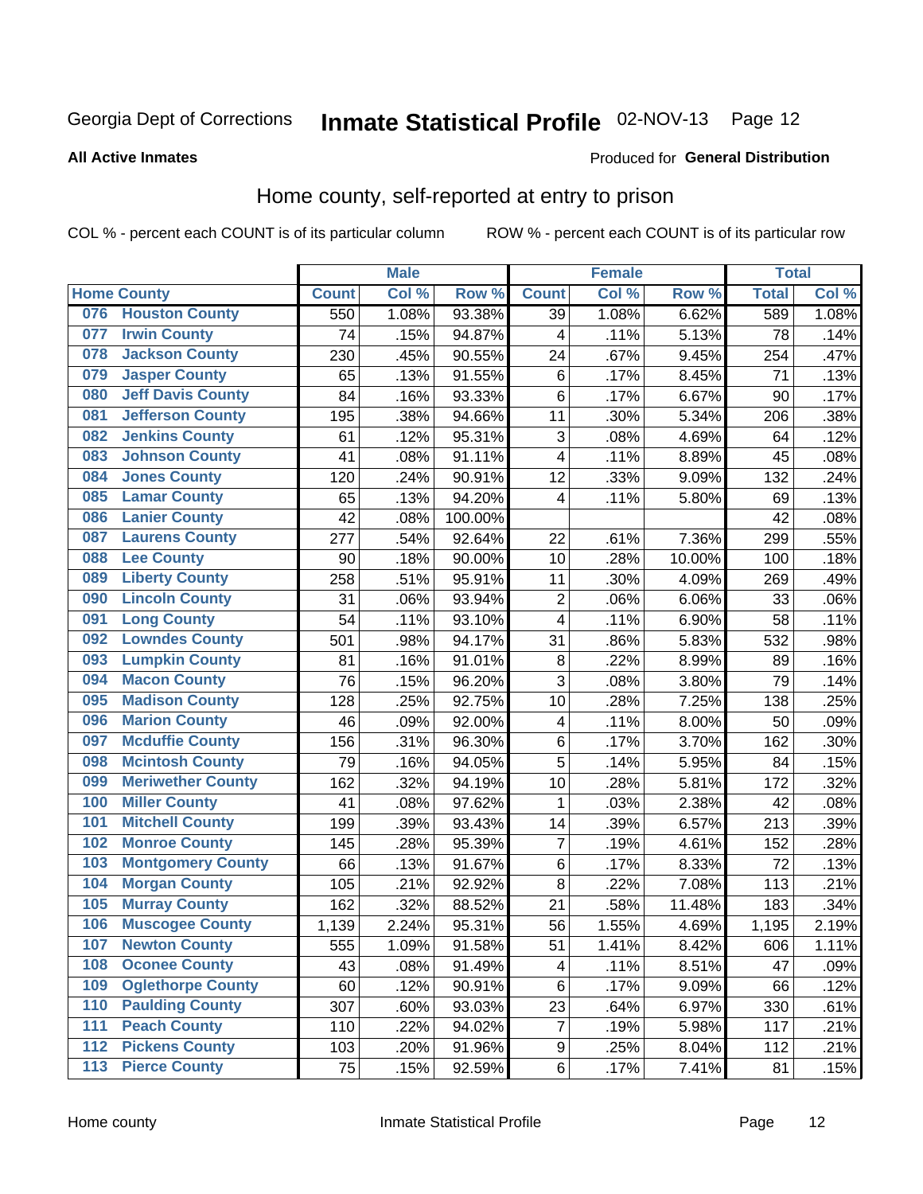Georgia Dept of Corrections **Inmate Statistical Profile** 02-NOV-13 Page 12

**All Active Inmates**

Produced for **General Distribution**

## Home county, self-reported at entry to prison

COL % - percent each COUNT is of its particular column ROW % - percent each COUNT is of its particular row

| Home County | | Male | | | Female | | | Total | |
|---|---|---|---|---|---|---|---|---|---|
| | | Count | Col % | Row % | Count | Col % | Row % | Total | Col % |
| 076 | Houston County | 550 | 1.08% | 93.38% | 39 | 1.08% | 6.62% | 589 | 1.08% |
| 077 | Irwin County | 74 | .15% | 94.87% | 4 | .11% | 5.13% | 78 | .14% |
| 078 | Jackson County | 230 | .45% | 90.55% | 24 | .67% | 9.45% | 254 | .47% |
| 079 | Jasper County | 65 | .13% | 91.55% | 6 | .17% | 8.45% | 71 | .13% |
| 080 | Jeff Davis County | 84 | .16% | 93.33% | 6 | .17% | 6.67% | 90 | .17% |
| 081 | Jefferson County | 195 | .38% | 94.66% | 11 | .30% | 5.34% | 206 | .38% |
| 082 | Jenkins County | 61 | .12% | 95.31% | 3 | .08% | 4.69% | 64 | .12% |
| 083 | Johnson County | 41 | .08% | 91.11% | 4 | .11% | 8.89% | 45 | .08% |
| 084 | Jones County | 120 | .24% | 90.91% | 12 | .33% | 9.09% | 132 | .24% |
| 085 | Lamar County | 65 | .13% | 94.20% | 4 | .11% | 5.80% | 69 | .13% |
| 086 | Lanier County | 42 | .08% | 100.00% | | | | 42 | .08% |
| 087 | Laurens County | 277 | .54% | 92.64% | 22 | .61% | 7.36% | 299 | .55% |
| 088 | Lee County | 90 | .18% | 90.00% | 10 | .28% | 10.00% | 100 | .18% |
| 089 | Liberty County | 258 | .51% | 95.91% | 11 | .30% | 4.09% | 269 | .49% |
| 090 | Lincoln County | 31 | .06% | 93.94% | 2 | .06% | 6.06% | 33 | .06% |
| 091 | Long County | 54 | .11% | 93.10% | 4 | .11% | 6.90% | 58 | .11% |
| 092 | Lowndes County | 501 | .98% | 94.17% | 31 | .86% | 5.83% | 532 | .98% |
| 093 | Lumpkin County | 81 | .16% | 91.01% | 8 | .22% | 8.99% | 89 | .16% |
| 094 | Macon County | 76 | .15% | 96.20% | 3 | .08% | 3.80% | 79 | .14% |
| 095 | Madison County | 128 | .25% | 92.75% | 10 | .28% | 7.25% | 138 | .25% |
| 096 | Marion County | 46 | .09% | 92.00% | 4 | .11% | 8.00% | 50 | .09% |
| 097 | Mcduffie County | 156 | .31% | 96.30% | 6 | .17% | 3.70% | 162 | .30% |
| 098 | Mcintosh County | 79 | .16% | 94.05% | 5 | .14% | 5.95% | 84 | .15% |
| 099 | Meriwether County | 162 | .32% | 94.19% | 10 | .28% | 5.81% | 172 | .32% |
| 100 | Miller County | 41 | .08% | 97.62% | 1 | .03% | 2.38% | 42 | .08% |
| 101 | Mitchell County | 199 | .39% | 93.43% | 14 | .39% | 6.57% | 213 | .39% |
| 102 | Monroe County | 145 | .28% | 95.39% | 7 | .19% | 4.61% | 152 | .28% |
| 103 | Montgomery County | 66 | .13% | 91.67% | 6 | .17% | 8.33% | 72 | .13% |
| 104 | Morgan County | 105 | .21% | 92.92% | 8 | .22% | 7.08% | 113 | .21% |
| 105 | Murray County | 162 | .32% | 88.52% | 21 | .58% | 11.48% | 183 | .34% |
| 106 | Muscogee County | 1,139 | 2.24% | 95.31% | 56 | 1.55% | 4.69% | 1,195 | 2.19% |
| 107 | Newton County | 555 | 1.09% | 91.58% | 51 | 1.41% | 8.42% | 606 | 1.11% |
| 108 | Oconee County | 43 | .08% | 91.49% | 4 | .11% | 8.51% | 47 | .09% |
| 109 | Oglethorpe County | 60 | .12% | 90.91% | 6 | .17% | 9.09% | 66 | .12% |
| 110 | Paulding County | 307 | .60% | 93.03% | 23 | .64% | 6.97% | 330 | .61% |
| 111 | Peach County | 110 | .22% | 94.02% | 7 | .19% | 5.98% | 117 | .21% |
| 112 | Pickens County | 103 | .20% | 91.96% | 9 | .25% | 8.04% | 112 | .21% |
| 113 | Pierce County | 75 | .15% | 92.59% | 6 | .17% | 7.41% | 81 | .15% |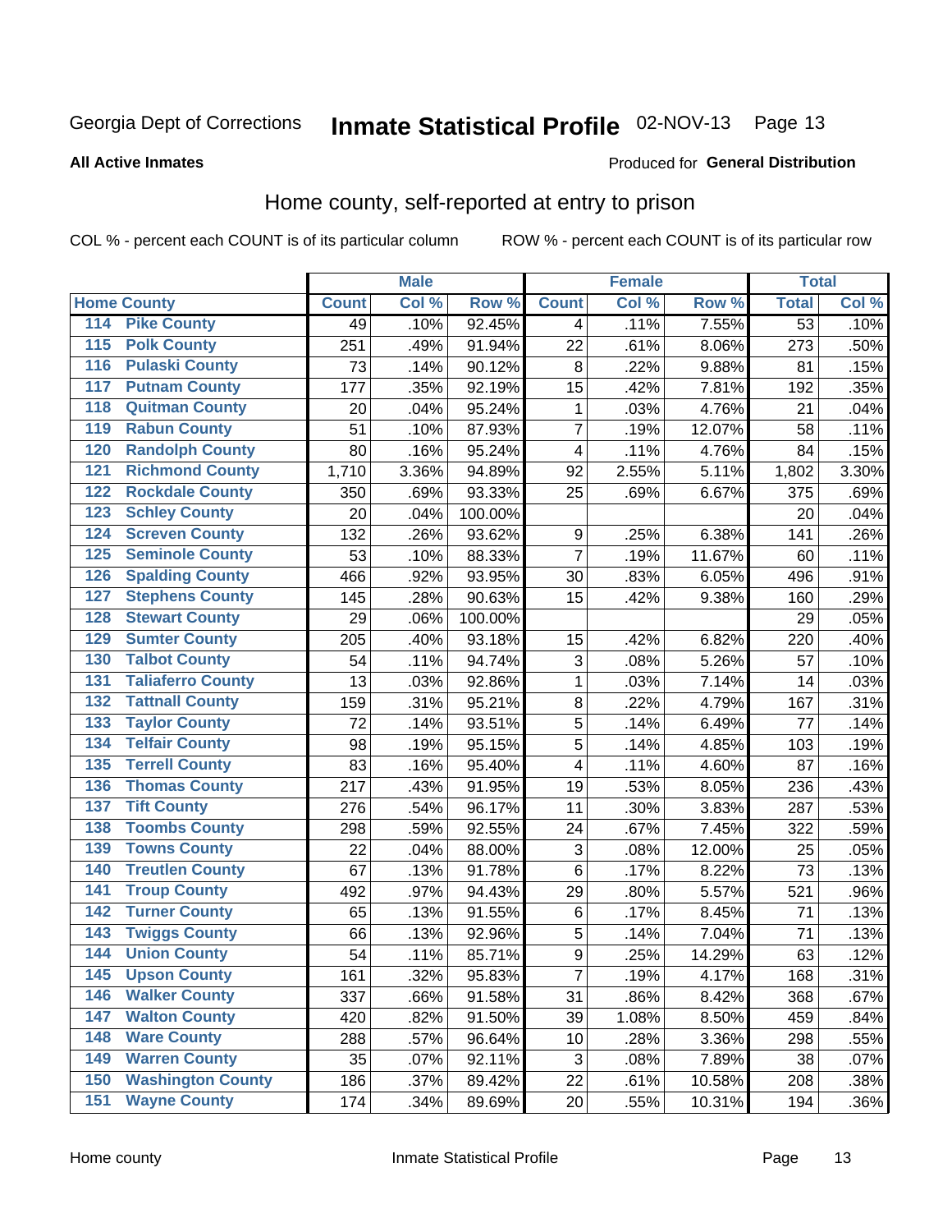Georgia Dept of Corrections **Inmate Statistical Profile** 02-NOV-13 Page 13

**All Active Inmates**

Produced for **General Distribution**

## Home county, self-reported at entry to prison

COL % - percent each COUNT is of its particular column ROW % - percent each COUNT is of its particular row

| Home County | | Male | | | Female | | | Total | |
|---|---|---|---|---|---|---|---|---|---|
| | | Count | Col % | Row % | Count | Col % | Row % | Total | Col % |
| 114 | Pike County | 49 | .10% | 92.45% | 4 | .11% | 7.55% | 53 | .10% |
| 115 | Polk County | 251 | .49% | 91.94% | 22 | .61% | 8.06% | 273 | .50% |
| 116 | Pulaski County | 73 | .14% | 90.12% | 8 | .22% | 9.88% | 81 | .15% |
| 117 | Putnam County | 177 | .35% | 92.19% | 15 | .42% | 7.81% | 192 | .35% |
| 118 | Quitman County | 20 | .04% | 95.24% | 1 | .03% | 4.76% | 21 | .04% |
| 119 | Rabun County | 51 | .10% | 87.93% | 7 | .19% | 12.07% | 58 | .11% |
| 120 | Randolph County | 80 | .16% | 95.24% | 4 | .11% | 4.76% | 84 | .15% |
| 121 | Richmond County | 1,710 | 3.36% | 94.89% | 92 | 2.55% | 5.11% | 1,802 | 3.30% |
| 122 | Rockdale County | 350 | .69% | 93.33% | 25 | .69% | 6.67% | 375 | .69% |
| 123 | Schley County | 20 | .04% | 100.00% | | | | 20 | .04% |
| 124 | Screven County | 132 | .26% | 93.62% | 9 | .25% | 6.38% | 141 | .26% |
| 125 | Seminole County | 53 | .10% | 88.33% | 7 | .19% | 11.67% | 60 | .11% |
| 126 | Spalding County | 466 | .92% | 93.95% | 30 | .83% | 6.05% | 496 | .91% |
| 127 | Stephens County | 145 | .28% | 90.63% | 15 | .42% | 9.38% | 160 | .29% |
| 128 | Stewart County | 29 | .06% | 100.00% | | | | 29 | .05% |
| 129 | Sumter County | 205 | .40% | 93.18% | 15 | .42% | 6.82% | 220 | .40% |
| 130 | Talbot County | 54 | .11% | 94.74% | 3 | .08% | 5.26% | 57 | .10% |
| 131 | Taliaferro County | 13 | .03% | 92.86% | 1 | .03% | 7.14% | 14 | .03% |
| 132 | Tattnall County | 159 | .31% | 95.21% | 8 | .22% | 4.79% | 167 | .31% |
| 133 | Taylor County | 72 | .14% | 93.51% | 5 | .14% | 6.49% | 77 | .14% |
| 134 | Telfair County | 98 | .19% | 95.15% | 5 | .14% | 4.85% | 103 | .19% |
| 135 | Terrell County | 83 | .16% | 95.40% | 4 | .11% | 4.60% | 87 | .16% |
| 136 | Thomas County | 217 | .43% | 91.95% | 19 | .53% | 8.05% | 236 | .43% |
| 137 | Tift County | 276 | .54% | 96.17% | 11 | .30% | 3.83% | 287 | .53% |
| 138 | Toombs County | 298 | .59% | 92.55% | 24 | .67% | 7.45% | 322 | .59% |
| 139 | Towns County | 22 | .04% | 88.00% | 3 | .08% | 12.00% | 25 | .05% |
| 140 | Treutlen County | 67 | .13% | 91.78% | 6 | .17% | 8.22% | 73 | .13% |
| 141 | Troup County | 492 | .97% | 94.43% | 29 | .80% | 5.57% | 521 | .96% |
| 142 | Turner County | 65 | .13% | 91.55% | 6 | .17% | 8.45% | 71 | .13% |
| 143 | Twiggs County | 66 | .13% | 92.96% | 5 | .14% | 7.04% | 71 | .13% |
| 144 | Union County | 54 | .11% | 85.71% | 9 | .25% | 14.29% | 63 | .12% |
| 145 | Upson County | 161 | .32% | 95.83% | 7 | .19% | 4.17% | 168 | .31% |
| 146 | Walker County | 337 | .66% | 91.58% | 31 | .86% | 8.42% | 368 | .67% |
| 147 | Walton County | 420 | .82% | 91.50% | 39 | 1.08% | 8.50% | 459 | .84% |
| 148 | Ware County | 288 | .57% | 96.64% | 10 | .28% | 3.36% | 298 | .55% |
| 149 | Warren County | 35 | .07% | 92.11% | 3 | .08% | 7.89% | 38 | .07% |
| 150 | Washington County | 186 | .37% | 89.42% | 22 | .61% | 10.58% | 208 | .38% |
| 151 | Wayne County | 174 | .34% | 89.69% | 20 | .55% | 10.31% | 194 | .36% |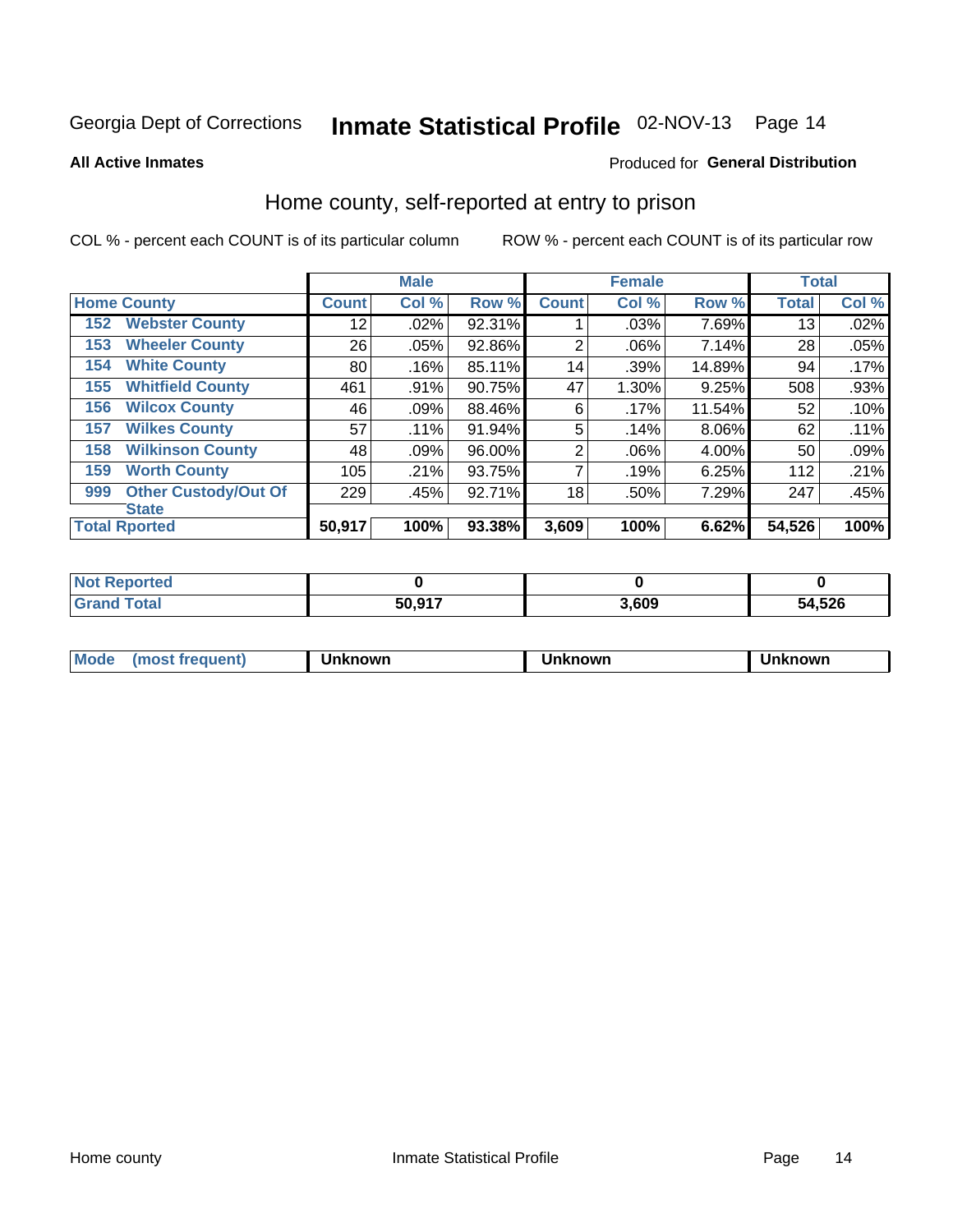Georgia Dept of Corrections **Inmate Statistical Profile** 02-NOV-13

**All Active Inmates**

Produced for **General Distribution**

## Home county, self-reported at entry to prison

COL % - percent each COUNT is of its particular column    ROW % - percent each COUNT is of its particular row

| Home County | | Male | | | Female | | | Total | |
|---|---|---|---|---|---|---|---|---|---|
| | | Count | Col % | Row % | Count | Col % | Row % | Total | Col % |
| 152 | Webster County | 12 | .02% | 92.31% | 1 | .03% | 7.69% | 13 | .02% |
| 153 | Wheeler County | 26 | .05% | 92.86% | 2 | .06% | 7.14% | 28 | .05% |
| 154 | White County | 80 | .16% | 85.11% | 14 | .39% | 14.89% | 94 | .17% |
| 155 | Whitfield County | 461 | .91% | 90.75% | 47 | 1.30% | 9.25% | 508 | .93% |
| 156 | Wilcox County | 46 | .09% | 88.46% | 6 | .17% | 11.54% | 52 | .10% |
| 157 | Wilkes County | 57 | .11% | 91.94% | 5 | .14% | 8.06% | 62 | .11% |
| 158 | Wilkinson County | 48 | .09% | 96.00% | 2 | .06% | 4.00% | 50 | .09% |
| 159 | Worth County | 105 | .21% | 93.75% | 7 | .19% | 6.25% | 112 | .21% |
| 999 | Other Custody/Out Of State | 229 | .45% | 92.71% | 18 | .50% | 7.29% | 247 | .45% |
| Total Rported | | 50,917 | 100% | 93.38% | 3,609 | 100% | 6.62% | 54,526 | 100% |

| | Male | Female | Total |
|---|---|---|---|
| Not Reported | 0 | 0 | 0 |
| Grand Total | 50,917 | 3,609 | 54,526 |

| | Male | Female | Total |
|---|---|---|---|
| Mode (most frequent) | Unknown | Unknown | Unknown |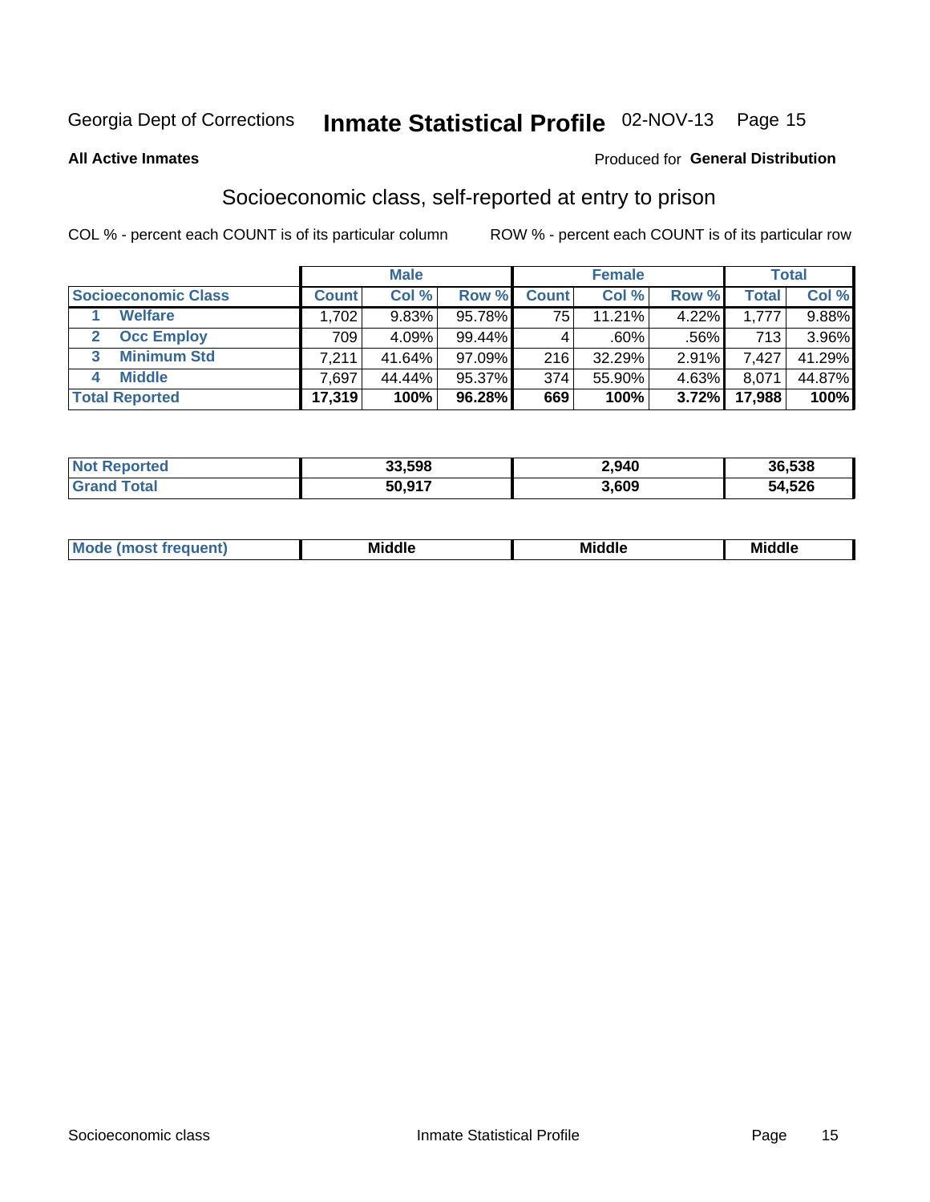Georgia Dept of Corrections **Inmate Statistical Profile** 02-NOV-13 Page 15

**All Active Inmates**

Produced for **General Distribution**

## Socioeconomic class, self-reported at entry to prison

COL % - percent each COUNT is of its particular column ROW % - percent each COUNT is of its particular row

| | Male | | | Female | | | Total | |
|---|---|---|---|---|---|---|---|---|
| **Socioeconomic Class** | **Count** | **Col %** | **Row %** | **Count** | **Col %** | **Row %** | **Total** | **Col %** |
| 1 **Welfare** | 1,702 | 9.83% | 95.78% | 75 | 11.21% | 4.22% | 1,777 | 9.88% |
| 2 **Occ Employ** | 709 | 4.09% | 99.44% | 4 | .60% | .56% | 713 | 3.96% |
| 3 **Minimum Std** | 7,211 | 41.64% | 97.09% | 216 | 32.29% | 2.91% | 7,427 | 41.29% |
| 4 **Middle** | 7,697 | 44.44% | 95.37% | 374 | 55.90% | 4.63% | 8,071 | 44.87% |
| **Total Reported** | **17,319** | **100%** | **96.28%** | **669** | **100%** | **3.72%** | **17,988** | **100%** |

| | Male | Female | Total |
|---|---|---|---|
| **Not Reported** | **33,598** | **2,940** | **36,538** |
| **Grand Total** | **50,917** | **3,609** | **54,526** |

| | Male | Female | Total |
|---|---|---|---|
| **Mode (most frequent)** | **Middle** | **Middle** | **Middle** |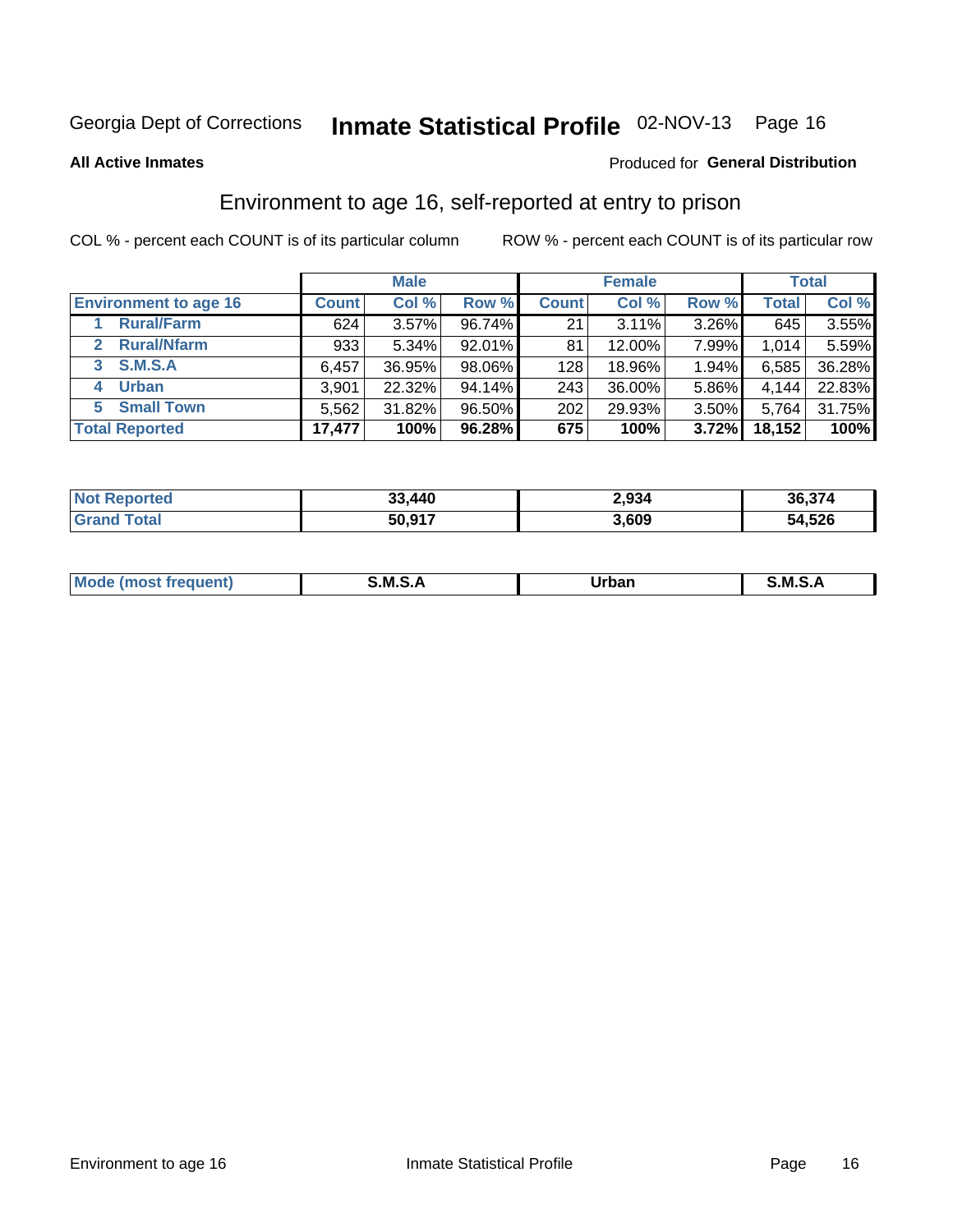Georgia Dept of Corrections **Inmate Statistical Profile** 02-NOV-13

**All Active Inmates**

Produced for **General Distribution**

## Environment to age 16, self-reported at entry to prison

COL % - percent each COUNT is of its particular column

ROW % - percent each COUNT is of its particular row

| | Male | | | Female | | | Total | |
|---|---|---|---|---|---|---|---|---|
| **Environment to age 16** | **Count** | **Col %** | **Row %** | **Count** | **Col %** | **Row %** | **Total** | **Col %** |
| 1 Rural/Farm | 624 | 3.57% | 96.74% | 21 | 3.11% | 3.26% | 645 | 3.55% |
| 2 Rural/Nfarm | 933 | 5.34% | 92.01% | 81 | 12.00% | 7.99% | 1,014 | 5.59% |
| 3 S.M.S.A | 6,457 | 36.95% | 98.06% | 128 | 18.96% | 1.94% | 6,585 | 36.28% |
| 4 Urban | 3,901 | 22.32% | 94.14% | 243 | 36.00% | 5.86% | 4,144 | 22.83% |
| 5 Small Town | 5,562 | 31.82% | 96.50% | 202 | 29.93% | 3.50% | 5,764 | 31.75% |
| **Total Reported** | **17,477** | **100%** | **96.28%** | **675** | **100%** | **3.72%** | **18,152** | **100%** |

| | Male | Female | Total |
|---|---|---|---|
| **Not Reported** | **33,440** | **2,934** | **36,374** |
| **Grand Total** | **50,917** | **3,609** | **54,526** |

| | Male | Female | Total |
|---|---|---|---|
| **Mode (most frequent)** | **S.M.S.A** | **Urban** | **S.M.S.A** |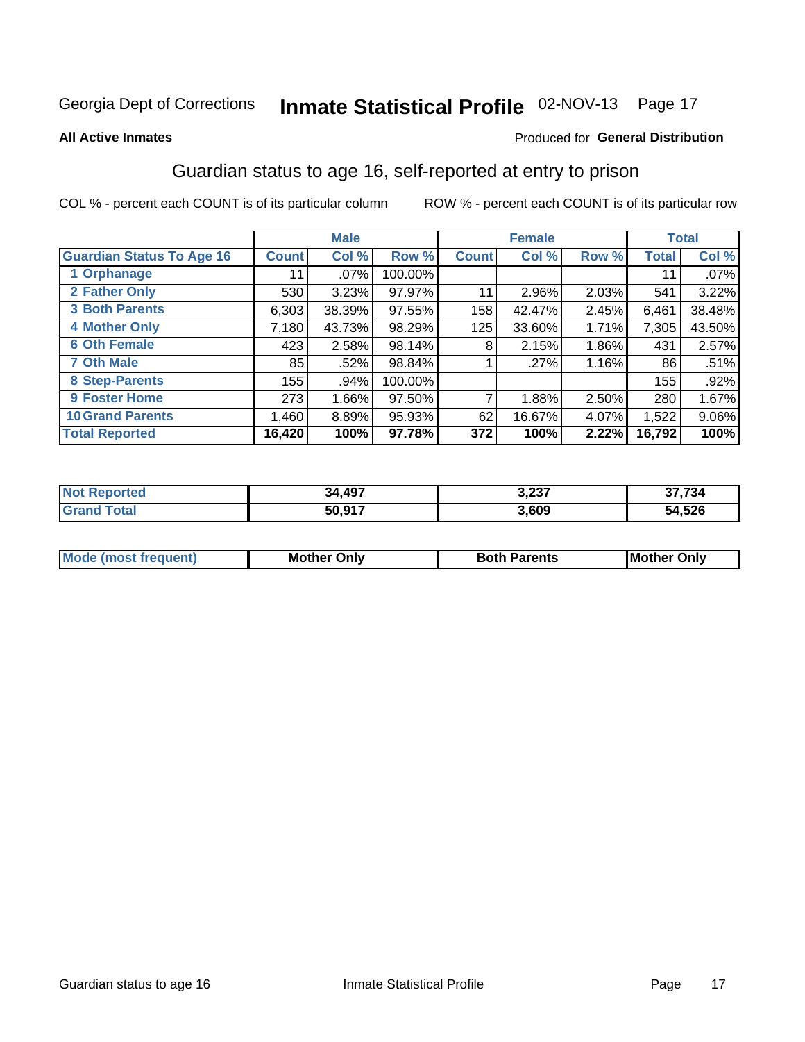Georgia Dept of Corrections **Inmate Statistical Profile** 02-NOV-13

**All Active Inmates**

Produced for **General Distribution**

## Guardian status to age 16, self-reported at entry to prison

COL % - percent each COUNT is of its particular column    ROW % - percent each COUNT is of its particular row

| | Male | | | Female | | | Total | |
|---|---|---|---|---|---|---|---|---|
| **Guardian Status To Age 16** | **Count** | **Col %** | **Row %** | **Count** | **Col %** | **Row %** | **Total** | **Col %** |
| 1 Orphanage | 11 | .07% | 100.00% | | | | 11 | .07% |
| 2 Father Only | 530 | 3.23% | 97.97% | 11 | 2.96% | 2.03% | 541 | 3.22% |
| 3 Both Parents | 6,303 | 38.39% | 97.55% | 158 | 42.47% | 2.45% | 6,461 | 38.48% |
| 4 Mother Only | 7,180 | 43.73% | 98.29% | 125 | 33.60% | 1.71% | 7,305 | 43.50% |
| 6 Oth Female | 423 | 2.58% | 98.14% | 8 | 2.15% | 1.86% | 431 | 2.57% |
| 7 Oth Male | 85 | .52% | 98.84% | 1 | .27% | 1.16% | 86 | .51% |
| 8 Step-Parents | 155 | .94% | 100.00% | | | | 155 | .92% |
| 9 Foster Home | 273 | 1.66% | 97.50% | 7 | 1.88% | 2.50% | 280 | 1.67% |
| 10 Grand Parents | 1,460 | 8.89% | 95.93% | 62 | 16.67% | 4.07% | 1,522 | 9.06% |
| **Total Reported** | **16,420** | **100%** | **97.78%** | **372** | **100%** | **2.22%** | **16,792** | **100%** |

| | Male | Female | Total |
|---|---|---|---|
| Not Reported | 34,497 | 3,237 | 37,734 |
| Grand Total | 50,917 | 3,609 | 54,526 |

| | Male | Female | Total |
|---|---|---|---|
| Mode (most frequent) | Mother Only | Both Parents | Mother Only |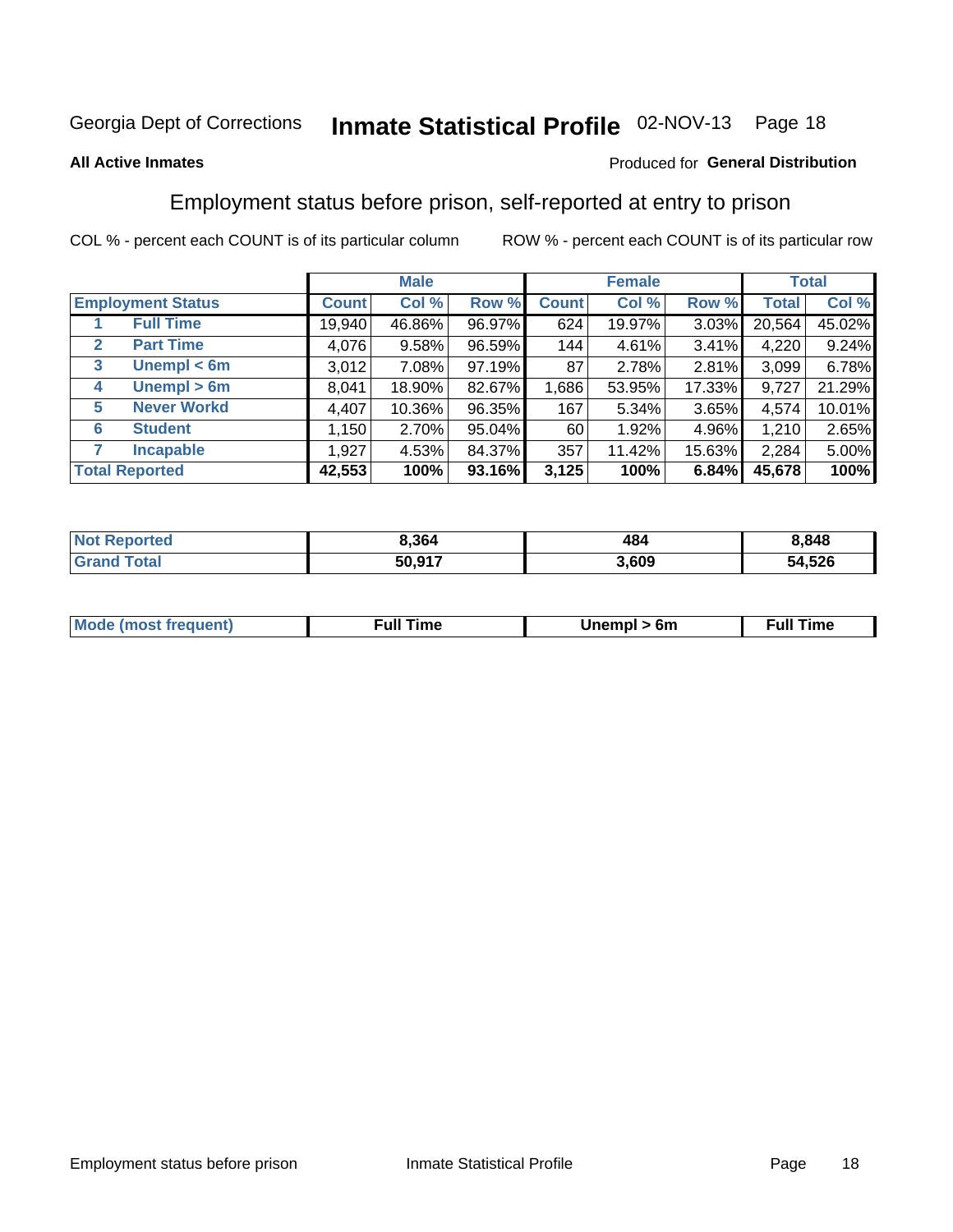Georgia Dept of Corrections **Inmate Statistical Profile** 02-NOV-13

**All Active Inmates**

Produced for **General Distribution**

## Employment status before prison, self-reported at entry to prison

COL % - percent each COUNT is of its particular column     ROW % - percent each COUNT is of its particular row

| | | Male | | | Female | | | Total | |
|---|---|---|---|---|---|---|---|---|---|
| **Employment Status** | | **Count** | **Col %** | **Row %** | **Count** | **Col %** | **Row %** | **Total** | **Col %** |
| 1 | **Full Time** | 19,940 | 46.86% | 96.97% | 624 | 19.97% | 3.03% | 20,564 | 45.02% |
| 2 | **Part Time** | 4,076 | 9.58% | 96.59% | 144 | 4.61% | 3.41% | 4,220 | 9.24% |
| 3 | **Unempl < 6m** | 3,012 | 7.08% | 97.19% | 87 | 2.78% | 2.81% | 3,099 | 6.78% |
| 4 | **Unempl > 6m** | 8,041 | 18.90% | 82.67% | 1,686 | 53.95% | 17.33% | 9,727 | 21.29% |
| 5 | **Never Workd** | 4,407 | 10.36% | 96.35% | 167 | 5.34% | 3.65% | 4,574 | 10.01% |
| 6 | **Student** | 1,150 | 2.70% | 95.04% | 60 | 1.92% | 4.96% | 1,210 | 2.65% |
| 7 | **Incapable** | 1,927 | 4.53% | 84.37% | 357 | 11.42% | 15.63% | 2,284 | 5.00% |
| **Total Reported** | | **42,553** | **100%** | **93.16%** | **3,125** | **100%** | **6.84%** | **45,678** | **100%** |

| | Male | Female | Total |
|---|---|---|---|
| **Not Reported** | **8,364** | **484** | **8,848** |
| **Grand Total** | **50,917** | **3,609** | **54,526** |

| | Male | Female | Total |
|---|---|---|---|
| **Mode (most frequent)** | **Full Time** | **Unempl > 6m** | **Full Time** |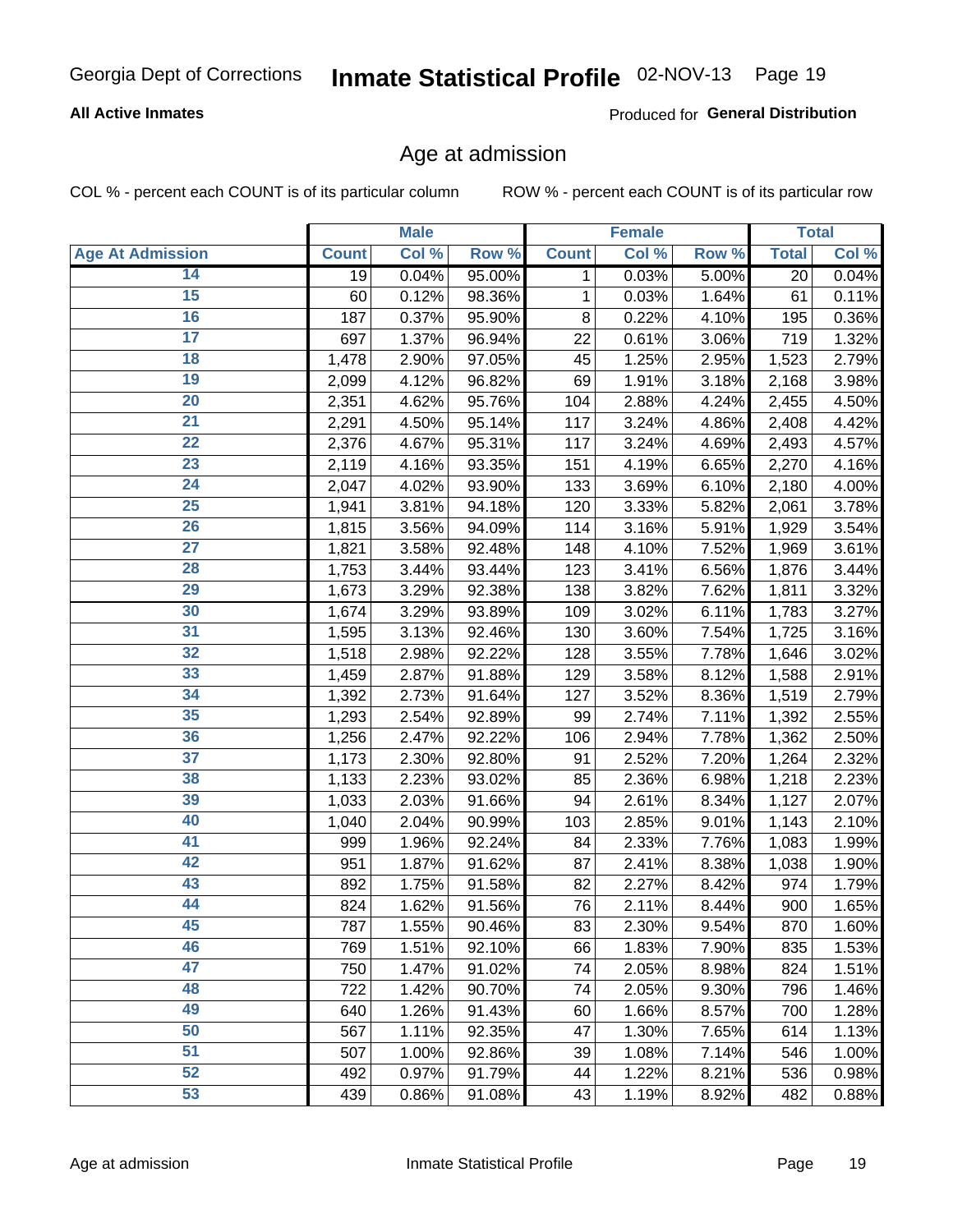Georgia Dept of Corrections **Inmate Statistical Profile** 02-NOV-13

**All Active Inmates**

Produced for **General Distribution**

## Age at admission

COL % - percent each COUNT is of its particular column

ROW % - percent each COUNT is of its particular row

| | Male | | | Female | | | Total | |
|---|---|---|---|---|---|---|---|---|
| **Age At Admission** | **Count** | **Col %** | **Row %** | **Count** | **Col %** | **Row %** | **Total** | **Col %** |
| 14 | 19 | 0.04% | 95.00% | 1 | 0.03% | 5.00% | 20 | 0.04% |
| 15 | 60 | 0.12% | 98.36% | 1 | 0.03% | 1.64% | 61 | 0.11% |
| 16 | 187 | 0.37% | 95.90% | 8 | 0.22% | 4.10% | 195 | 0.36% |
| 17 | 697 | 1.37% | 96.94% | 22 | 0.61% | 3.06% | 719 | 1.32% |
| 18 | 1,478 | 2.90% | 97.05% | 45 | 1.25% | 2.95% | 1,523 | 2.79% |
| 19 | 2,099 | 4.12% | 96.82% | 69 | 1.91% | 3.18% | 2,168 | 3.98% |
| 20 | 2,351 | 4.62% | 95.76% | 104 | 2.88% | 4.24% | 2,455 | 4.50% |
| 21 | 2,291 | 4.50% | 95.14% | 117 | 3.24% | 4.86% | 2,408 | 4.42% |
| 22 | 2,376 | 4.67% | 95.31% | 117 | 3.24% | 4.69% | 2,493 | 4.57% |
| 23 | 2,119 | 4.16% | 93.35% | 151 | 4.19% | 6.65% | 2,270 | 4.16% |
| 24 | 2,047 | 4.02% | 93.90% | 133 | 3.69% | 6.10% | 2,180 | 4.00% |
| 25 | 1,941 | 3.81% | 94.18% | 120 | 3.33% | 5.82% | 2,061 | 3.78% |
| 26 | 1,815 | 3.56% | 94.09% | 114 | 3.16% | 5.91% | 1,929 | 3.54% |
| 27 | 1,821 | 3.58% | 92.48% | 148 | 4.10% | 7.52% | 1,969 | 3.61% |
| 28 | 1,753 | 3.44% | 93.44% | 123 | 3.41% | 6.56% | 1,876 | 3.44% |
| 29 | 1,673 | 3.29% | 92.38% | 138 | 3.82% | 7.62% | 1,811 | 3.32% |
| 30 | 1,674 | 3.29% | 93.89% | 109 | 3.02% | 6.11% | 1,783 | 3.27% |
| 31 | 1,595 | 3.13% | 92.46% | 130 | 3.60% | 7.54% | 1,725 | 3.16% |
| 32 | 1,518 | 2.98% | 92.22% | 128 | 3.55% | 7.78% | 1,646 | 3.02% |
| 33 | 1,459 | 2.87% | 91.88% | 129 | 3.58% | 8.12% | 1,588 | 2.91% |
| 34 | 1,392 | 2.73% | 91.64% | 127 | 3.52% | 8.36% | 1,519 | 2.79% |
| 35 | 1,293 | 2.54% | 92.89% | 99 | 2.74% | 7.11% | 1,392 | 2.55% |
| 36 | 1,256 | 2.47% | 92.22% | 106 | 2.94% | 7.78% | 1,362 | 2.50% |
| 37 | 1,173 | 2.30% | 92.80% | 91 | 2.52% | 7.20% | 1,264 | 2.32% |
| 38 | 1,133 | 2.23% | 93.02% | 85 | 2.36% | 6.98% | 1,218 | 2.23% |
| 39 | 1,033 | 2.03% | 91.66% | 94 | 2.61% | 8.34% | 1,127 | 2.07% |
| 40 | 1,040 | 2.04% | 90.99% | 103 | 2.85% | 9.01% | 1,143 | 2.10% |
| 41 | 999 | 1.96% | 92.24% | 84 | 2.33% | 7.76% | 1,083 | 1.99% |
| 42 | 951 | 1.87% | 91.62% | 87 | 2.41% | 8.38% | 1,038 | 1.90% |
| 43 | 892 | 1.75% | 91.58% | 82 | 2.27% | 8.42% | 974 | 1.79% |
| 44 | 824 | 1.62% | 91.56% | 76 | 2.11% | 8.44% | 900 | 1.65% |
| 45 | 787 | 1.55% | 90.46% | 83 | 2.30% | 9.54% | 870 | 1.60% |
| 46 | 769 | 1.51% | 92.10% | 66 | 1.83% | 7.90% | 835 | 1.53% |
| 47 | 750 | 1.47% | 91.02% | 74 | 2.05% | 8.98% | 824 | 1.51% |
| 48 | 722 | 1.42% | 90.70% | 74 | 2.05% | 9.30% | 796 | 1.46% |
| 49 | 640 | 1.26% | 91.43% | 60 | 1.66% | 8.57% | 700 | 1.28% |
| 50 | 567 | 1.11% | 92.35% | 47 | 1.30% | 7.65% | 614 | 1.13% |
| 51 | 507 | 1.00% | 92.86% | 39 | 1.08% | 7.14% | 546 | 1.00% |
| 52 | 492 | 0.97% | 91.79% | 44 | 1.22% | 8.21% | 536 | 0.98% |
| 53 | 439 | 0.86% | 91.08% | 43 | 1.19% | 8.92% | 482 | 0.88% |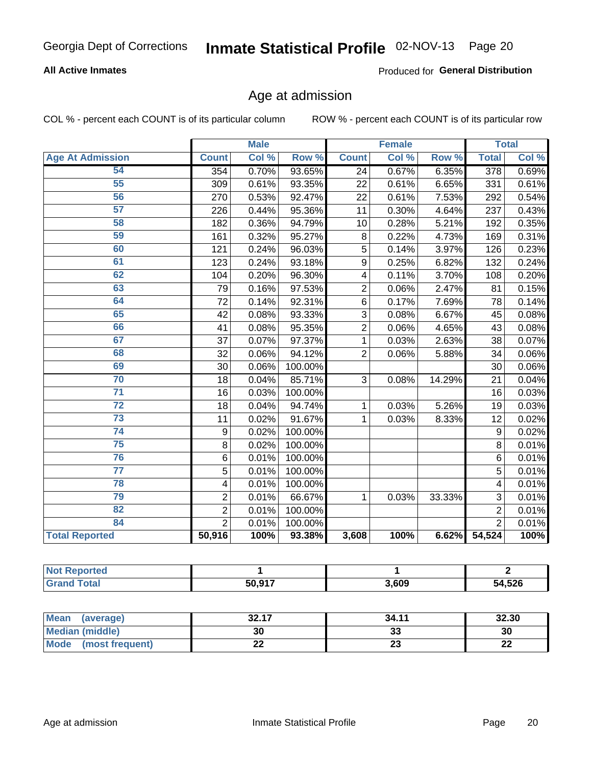Georgia Dept of Corrections **Inmate Statistical Profile** 02-NOV-13

**All Active Inmates**

Produced for **General Distribution**

## Age at admission

COL % - percent each COUNT is of its particular column    ROW % - percent each COUNT is of its particular row

| Age At Admission | Male | | | Female | | | Total | |
|---|---|---|---|---|---|---|---|---|
| | Count | Col % | Row % | Count | Col % | Row % | Total | Col % |
| 54 | 354 | 0.70% | 93.65% | 24 | 0.67% | 6.35% | 378 | 0.69% |
| 55 | 309 | 0.61% | 93.35% | 22 | 0.61% | 6.65% | 331 | 0.61% |
| 56 | 270 | 0.53% | 92.47% | 22 | 0.61% | 7.53% | 292 | 0.54% |
| 57 | 226 | 0.44% | 95.36% | 11 | 0.30% | 4.64% | 237 | 0.43% |
| 58 | 182 | 0.36% | 94.79% | 10 | 0.28% | 5.21% | 192 | 0.35% |
| 59 | 161 | 0.32% | 95.27% | 8 | 0.22% | 4.73% | 169 | 0.31% |
| 60 | 121 | 0.24% | 96.03% | 5 | 0.14% | 3.97% | 126 | 0.23% |
| 61 | 123 | 0.24% | 93.18% | 9 | 0.25% | 6.82% | 132 | 0.24% |
| 62 | 104 | 0.20% | 96.30% | 4 | 0.11% | 3.70% | 108 | 0.20% |
| 63 | 79 | 0.16% | 97.53% | 2 | 0.06% | 2.47% | 81 | 0.15% |
| 64 | 72 | 0.14% | 92.31% | 6 | 0.17% | 7.69% | 78 | 0.14% |
| 65 | 42 | 0.08% | 93.33% | 3 | 0.08% | 6.67% | 45 | 0.08% |
| 66 | 41 | 0.08% | 95.35% | 2 | 0.06% | 4.65% | 43 | 0.08% |
| 67 | 37 | 0.07% | 97.37% | 1 | 0.03% | 2.63% | 38 | 0.07% |
| 68 | 32 | 0.06% | 94.12% | 2 | 0.06% | 5.88% | 34 | 0.06% |
| 69 | 30 | 0.06% | 100.00% | | | | 30 | 0.06% |
| 70 | 18 | 0.04% | 85.71% | 3 | 0.08% | 14.29% | 21 | 0.04% |
| 71 | 16 | 0.03% | 100.00% | | | | 16 | 0.03% |
| 72 | 18 | 0.04% | 94.74% | 1 | 0.03% | 5.26% | 19 | 0.03% |
| 73 | 11 | 0.02% | 91.67% | 1 | 0.03% | 8.33% | 12 | 0.02% |
| 74 | 9 | 0.02% | 100.00% | | | | 9 | 0.02% |
| 75 | 8 | 0.02% | 100.00% | | | | 8 | 0.01% |
| 76 | 6 | 0.01% | 100.00% | | | | 6 | 0.01% |
| 77 | 5 | 0.01% | 100.00% | | | | 5 | 0.01% |
| 78 | 4 | 0.01% | 100.00% | | | | 4 | 0.01% |
| 79 | 2 | 0.01% | 66.67% | 1 | 0.03% | 33.33% | 3 | 0.01% |
| 82 | 2 | 0.01% | 100.00% | | | | 2 | 0.01% |
| 84 | 2 | 0.01% | 100.00% | | | | 2 | 0.01% |
| **Total Reported** | **50,916** | **100%** | **93.38%** | **3,608** | **100%** | **6.62%** | **54,524** | **100%** |

| | Male | Female | Total |
|---|---|---|---|
| Not Reported | 1 | 1 | 2 |
| Grand Total | 50,917 | 3,609 | 54,526 |

| | Male | Female | Total |
|---|---|---|---|
| Mean (average) | 32.17 | 34.11 | 32.30 |
| Median (middle) | 30 | 33 | 30 |
| Mode (most frequent) | 22 | 23 | 22 |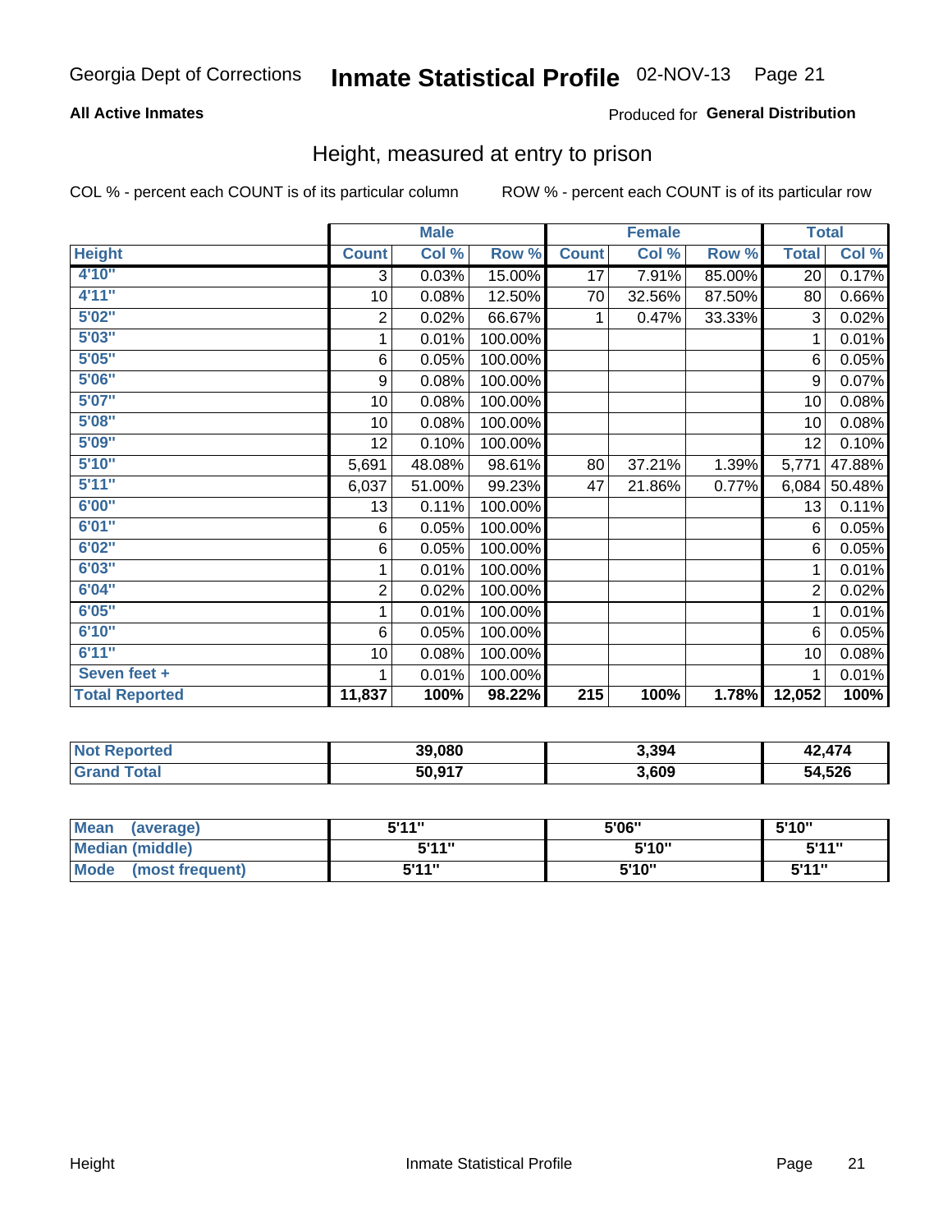Georgia Dept of Corrections **Inmate Statistical Profile** 02-NOV-13

**All Active Inmates**

Produced for **General Distribution**

## Height, measured at entry to prison

COL % - percent each COUNT is of its particular column

ROW % - percent each COUNT is of its particular row

| | Male | | | Female | | | Total | |
|---|---|---|---|---|---|---|---|---|
| **Height** | **Count** | **Col %** | **Row %** | **Count** | **Col %** | **Row %** | **Total** | **Col %** |
| 4'10" | 3 | 0.03% | 15.00% | 17 | 7.91% | 85.00% | 20 | 0.17% |
| 4'11" | 10 | 0.08% | 12.50% | 70 | 32.56% | 87.50% | 80 | 0.66% |
| 5'02" | 2 | 0.02% | 66.67% | 1 | 0.47% | 33.33% | 3 | 0.02% |
| 5'03" | 1 | 0.01% | 100.00% | | | | 1 | 0.01% |
| 5'05" | 6 | 0.05% | 100.00% | | | | 6 | 0.05% |
| 5'06" | 9 | 0.08% | 100.00% | | | | 9 | 0.07% |
| 5'07" | 10 | 0.08% | 100.00% | | | | 10 | 0.08% |
| 5'08" | 10 | 0.08% | 100.00% | | | | 10 | 0.08% |
| 5'09" | 12 | 0.10% | 100.00% | | | | 12 | 0.10% |
| 5'10" | 5,691 | 48.08% | 98.61% | 80 | 37.21% | 1.39% | 5,771 | 47.88% |
| 5'11" | 6,037 | 51.00% | 99.23% | 47 | 21.86% | 0.77% | 6,084 | 50.48% |
| 6'00" | 13 | 0.11% | 100.00% | | | | 13 | 0.11% |
| 6'01" | 6 | 0.05% | 100.00% | | | | 6 | 0.05% |
| 6'02" | 6 | 0.05% | 100.00% | | | | 6 | 0.05% |
| 6'03" | 1 | 0.01% | 100.00% | | | | 1 | 0.01% |
| 6'04" | 2 | 0.02% | 100.00% | | | | 2 | 0.02% |
| 6'05" | 1 | 0.01% | 100.00% | | | | 1 | 0.01% |
| 6'10" | 6 | 0.05% | 100.00% | | | | 6 | 0.05% |
| 6'11" | 10 | 0.08% | 100.00% | | | | 10 | 0.08% |
| Seven feet + | 1 | 0.01% | 100.00% | | | | 1 | 0.01% |
| **Total Reported** | **11,837** | **100%** | **98.22%** | **215** | **100%** | **1.78%** | **12,052** | **100%** |

| | Male | Female | Total |
|---|---|---|---|
| **Not Reported** | **39,080** | **3,394** | **42,474** |
| **Grand Total** | **50,917** | **3,609** | **54,526** |

| | Male | Female | Total |
|---|---|---|---|
| **Mean (average)** | **5'11"** | **5'06"** | **5'10"** |
| **Median (middle)** | **5'11"** | **5'10"** | **5'11"** |
| **Mode (most frequent)** | **5'11"** | **5'10"** | **5'11"** |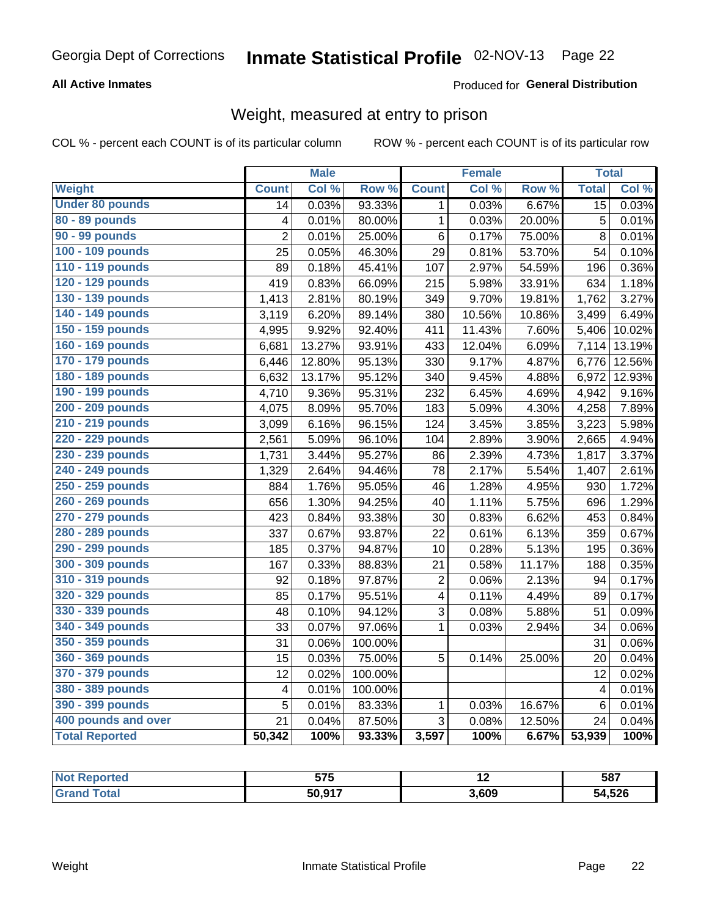Georgia Dept of Corrections **Inmate Statistical Profile** 02-NOV-13

**All Active Inmates**

Produced for **General Distribution**

## Weight, measured at entry to prison

COL % - percent each COUNT is of its particular column

ROW % - percent each COUNT is of its particular row

| | Male | | | Female | | | Total | |
|---|---|---|---|---|---|---|---|---|
| Weight | Count | Col % | Row % | Count | Col % | Row % | Total | Col % |
| Under 80 pounds | 14 | 0.03% | 93.33% | 1 | 0.03% | 6.67% | 15 | 0.03% |
| 80 - 89 pounds | 4 | 0.01% | 80.00% | 1 | 0.03% | 20.00% | 5 | 0.01% |
| 90 - 99 pounds | 2 | 0.01% | 25.00% | 6 | 0.17% | 75.00% | 8 | 0.01% |
| 100 - 109 pounds | 25 | 0.05% | 46.30% | 29 | 0.81% | 53.70% | 54 | 0.10% |
| 110 - 119 pounds | 89 | 0.18% | 45.41% | 107 | 2.97% | 54.59% | 196 | 0.36% |
| 120 - 129 pounds | 419 | 0.83% | 66.09% | 215 | 5.98% | 33.91% | 634 | 1.18% |
| 130 - 139 pounds | 1,413 | 2.81% | 80.19% | 349 | 9.70% | 19.81% | 1,762 | 3.27% |
| 140 - 149 pounds | 3,119 | 6.20% | 89.14% | 380 | 10.56% | 10.86% | 3,499 | 6.49% |
| 150 - 159 pounds | 4,995 | 9.92% | 92.40% | 411 | 11.43% | 7.60% | 5,406 | 10.02% |
| 160 - 169 pounds | 6,681 | 13.27% | 93.91% | 433 | 12.04% | 6.09% | 7,114 | 13.19% |
| 170 - 179 pounds | 6,446 | 12.80% | 95.13% | 330 | 9.17% | 4.87% | 6,776 | 12.56% |
| 180 - 189 pounds | 6,632 | 13.17% | 95.12% | 340 | 9.45% | 4.88% | 6,972 | 12.93% |
| 190 - 199 pounds | 4,710 | 9.36% | 95.31% | 232 | 6.45% | 4.69% | 4,942 | 9.16% |
| 200 - 209 pounds | 4,075 | 8.09% | 95.70% | 183 | 5.09% | 4.30% | 4,258 | 7.89% |
| 210 - 219 pounds | 3,099 | 6.16% | 96.15% | 124 | 3.45% | 3.85% | 3,223 | 5.98% |
| 220 - 229 pounds | 2,561 | 5.09% | 96.10% | 104 | 2.89% | 3.90% | 2,665 | 4.94% |
| 230 - 239 pounds | 1,731 | 3.44% | 95.27% | 86 | 2.39% | 4.73% | 1,817 | 3.37% |
| 240 - 249 pounds | 1,329 | 2.64% | 94.46% | 78 | 2.17% | 5.54% | 1,407 | 2.61% |
| 250 - 259 pounds | 884 | 1.76% | 95.05% | 46 | 1.28% | 4.95% | 930 | 1.72% |
| 260 - 269 pounds | 656 | 1.30% | 94.25% | 40 | 1.11% | 5.75% | 696 | 1.29% |
| 270 - 279 pounds | 423 | 0.84% | 93.38% | 30 | 0.83% | 6.62% | 453 | 0.84% |
| 280 - 289 pounds | 337 | 0.67% | 93.87% | 22 | 0.61% | 6.13% | 359 | 0.67% |
| 290 - 299 pounds | 185 | 0.37% | 94.87% | 10 | 0.28% | 5.13% | 195 | 0.36% |
| 300 - 309 pounds | 167 | 0.33% | 88.83% | 21 | 0.58% | 11.17% | 188 | 0.35% |
| 310 - 319 pounds | 92 | 0.18% | 97.87% | 2 | 0.06% | 2.13% | 94 | 0.17% |
| 320 - 329 pounds | 85 | 0.17% | 95.51% | 4 | 0.11% | 4.49% | 89 | 0.17% |
| 330 - 339 pounds | 48 | 0.10% | 94.12% | 3 | 0.08% | 5.88% | 51 | 0.09% |
| 340 - 349 pounds | 33 | 0.07% | 97.06% | 1 | 0.03% | 2.94% | 34 | 0.06% |
| 350 - 359 pounds | 31 | 0.06% | 100.00% | | | | 31 | 0.06% |
| 360 - 369 pounds | 15 | 0.03% | 75.00% | 5 | 0.14% | 25.00% | 20 | 0.04% |
| 370 - 379 pounds | 12 | 0.02% | 100.00% | | | | 12 | 0.02% |
| 380 - 389 pounds | 4 | 0.01% | 100.00% | | | | 4 | 0.01% |
| 390 - 399 pounds | 5 | 0.01% | 83.33% | 1 | 0.03% | 16.67% | 6 | 0.01% |
| 400 pounds and over | 21 | 0.04% | 87.50% | 3 | 0.08% | 12.50% | 24 | 0.04% |
| **Total Reported** | **50,342** | **100%** | **93.33%** | **3,597** | **100%** | **6.67%** | **53,939** | **100%** |

| | Male | Female | Total |
|---|---|---|---|
| Not Reported | 575 | 12 | 587 |
| Grand Total | 50,917 | 3,609 | 54,526 |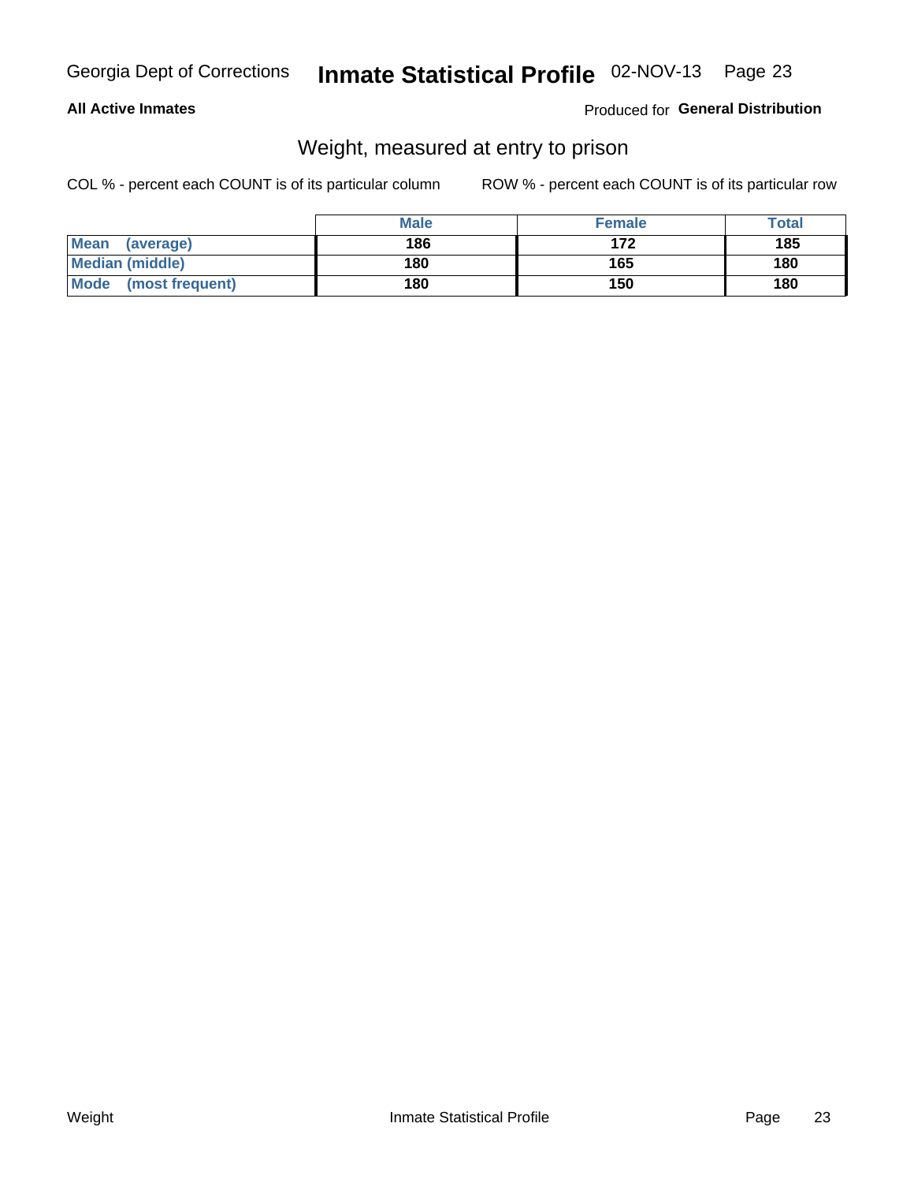Georgia Dept of Corrections **Inmate Statistical Profile** 02-NOV-13

**All Active Inmates**

Produced for **General Distribution**

## Weight, measured at entry to prison

COL % - percent each COUNT is of its particular column

ROW % - percent each COUNT is of its particular row

| | Male | Female | Total |
|---|---|---|---|
| **Mean (average)** | **186** | **172** | **185** |
| **Median (middle)** | **180** | **165** | **180** |
| **Mode (most frequent)** | **180** | **150** | **180** |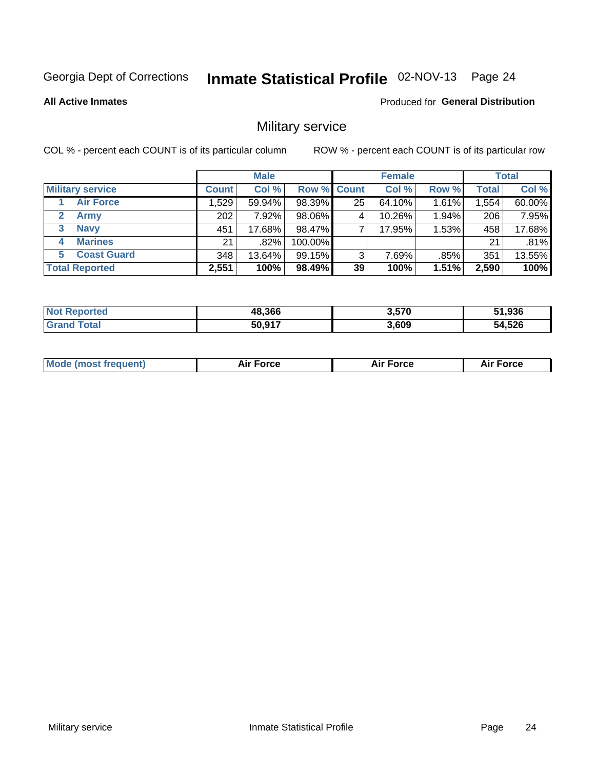Georgia Dept of Corrections **Inmate Statistical Profile** 02-NOV-13

**All Active Inmates**

Produced for **General Distribution**

## Military service

COL % - percent each COUNT is of its particular column

ROW % - percent each COUNT is of its particular row

| | Male | | | Female | | | Total | |
|---|---|---|---|---|---|---|---|---|
| **Military service** | **Count** | **Col %** | **Row %** | **Count** | **Col %** | **Row %** | **Total** | **Col %** |
| 1 **Air Force** | 1,529 | 59.94% | 98.39% | 25 | 64.10% | 1.61% | 1,554 | 60.00% |
| 2 **Army** | 202 | 7.92% | 98.06% | 4 | 10.26% | 1.94% | 206 | 7.95% |
| 3 **Navy** | 451 | 17.68% | 98.47% | 7 | 17.95% | 1.53% | 458 | 17.68% |
| 4 **Marines** | 21 | .82% | 100.00% | | | | 21 | .81% |
| 5 **Coast Guard** | 348 | 13.64% | 99.15% | 3 | 7.69% | .85% | 351 | 13.55% |
| **Total Reported** | **2,551** | **100%** | **98.49%** | **39** | **100%** | **1.51%** | **2,590** | **100%** |

| | Male | Female | Total |
|---|---|---|---|
| **Not Reported** | **48,366** | **3,570** | **51,936** |
| **Grand Total** | **50,917** | **3,609** | **54,526** |

| | Male | Female | Total |
|---|---|---|---|
| **Mode (most frequent)** | **Air Force** | **Air Force** | **Air Force** |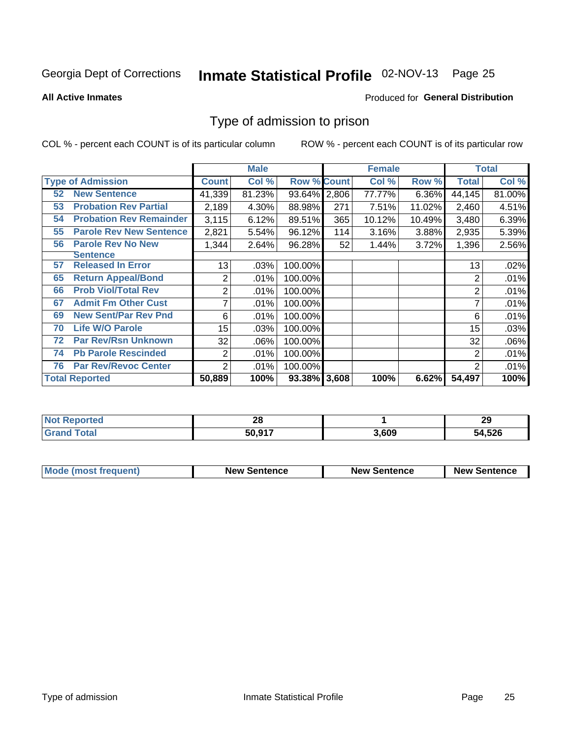Georgia Dept of Corrections **Inmate Statistical Profile** 02-NOV-13

**All Active Inmates**

Produced for **General Distribution**

## Type of admission to prison

COL % - percent each COUNT is of its particular column    ROW % - percent each COUNT is of its particular row

| | | Male | | | Female | | | Total | |
|---|---|---|---|---|---|---|---|---|---|
| **Type of Admission** | | **Count** | **Col %** | **Row %** | **Count** | **Col %** | **Row %** | **Total** | **Col %** |
| 52 | New Sentence | 41,339 | 81.23% | 93.64% | 2,806 | 77.77% | 6.36% | 44,145 | 81.00% |
| 53 | Probation Rev Partial | 2,189 | 4.30% | 88.98% | 271 | 7.51% | 11.02% | 2,460 | 4.51% |
| 54 | Probation Rev Remainder | 3,115 | 6.12% | 89.51% | 365 | 10.12% | 10.49% | 3,480 | 6.39% |
| 55 | Parole Rev New Sentence | 2,821 | 5.54% | 96.12% | 114 | 3.16% | 3.88% | 2,935 | 5.39% |
| 56 | Parole Rev No New Sentence | 1,344 | 2.64% | 96.28% | 52 | 1.44% | 3.72% | 1,396 | 2.56% |
| 57 | Released In Error | 13 | .03% | 100.00% | | | | 13 | .02% |
| 65 | Return Appeal/Bond | 2 | .01% | 100.00% | | | | 2 | .01% |
| 66 | Prob Viol/Total Rev | 2 | .01% | 100.00% | | | | 2 | .01% |
| 67 | Admit Fm Other Cust | 7 | .01% | 100.00% | | | | 7 | .01% |
| 69 | New Sent/Par Rev Pnd | 6 | .01% | 100.00% | | | | 6 | .01% |
| 70 | Life W/O Parole | 15 | .03% | 100.00% | | | | 15 | .03% |
| 72 | Par Rev/Rsn Unknown | 32 | .06% | 100.00% | | | | 32 | .06% |
| 74 | Pb Parole Rescinded | 2 | .01% | 100.00% | | | | 2 | .01% |
| 76 | Par Rev/Revoc Center | 2 | .01% | 100.00% | | | | 2 | .01% |
| **Total Reported** | | **50,889** | **100%** | **93.38%** | **3,608** | **100%** | **6.62%** | **54,497** | **100%** |

| | Male | Female | Total |
|---|---|---|---|
| **Not Reported** | **28** | **1** | **29** |
| **Grand Total** | **50,917** | **3,609** | **54,526** |

| | Male | Female | Total |
|---|---|---|---|
| **Mode (most frequent)** | **New Sentence** | **New Sentence** | **New Sentence** |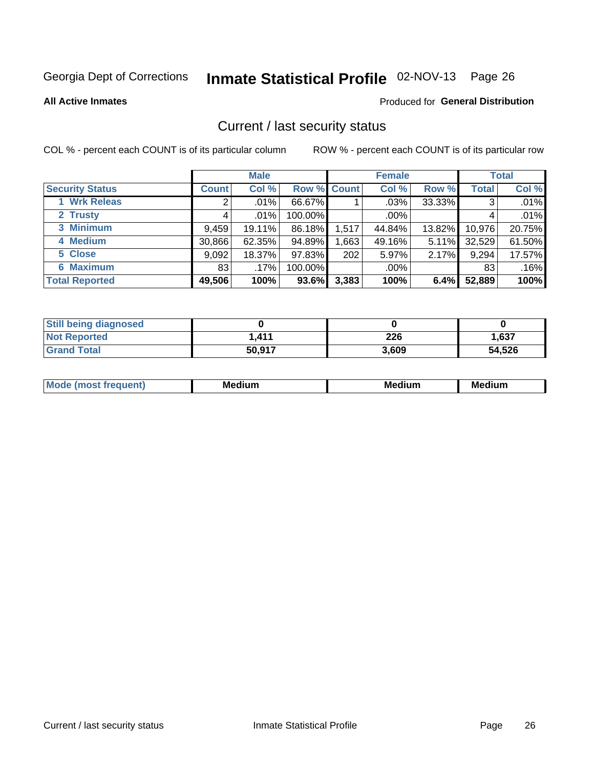Georgia Dept of Corrections **Inmate Statistical Profile** 02-NOV-13 Page 26

**All Active Inmates**

Produced for **General Distribution**

## Current / last security status

COL % - percent each COUNT is of its particular column

ROW % - percent each COUNT is of its particular row

| | Male | | | Female | | | Total | |
|---|---|---|---|---|---|---|---|---|
| **Security Status** | **Count** | **Col %** | **Row %** | **Count** | **Col %** | **Row %** | **Total** | **Col %** |
| 1 Wrk Releas | 2 | .01% | 66.67% | 1 | .03% | 33.33% | 3 | .01% |
| 2 Trusty | 4 | .01% | 100.00% | | .00% | | 4 | .01% |
| 3 Minimum | 9,459 | 19.11% | 86.18% | 1,517 | 44.84% | 13.82% | 10,976 | 20.75% |
| 4 Medium | 30,866 | 62.35% | 94.89% | 1,663 | 49.16% | 5.11% | 32,529 | 61.50% |
| 5 Close | 9,092 | 18.37% | 97.83% | 202 | 5.97% | 2.17% | 9,294 | 17.57% |
| 6 Maximum | 83 | .17% | 100.00% | | .00% | | 83 | .16% |
| **Total Reported** | **49,506** | **100%** | **93.6%** | **3,383** | **100%** | **6.4%** | **52,889** | **100%** |

| | Male | Female | Total |
|---|---|---|---|
| Still being diagnosed | **0** | **0** | **0** |
| Not Reported | **1,411** | **226** | **1,637** |
| Grand Total | **50,917** | **3,609** | **54,526** |

| | Male | Female | Total |
|---|---|---|---|
| Mode (most frequent) | **Medium** | **Medium** | **Medium** |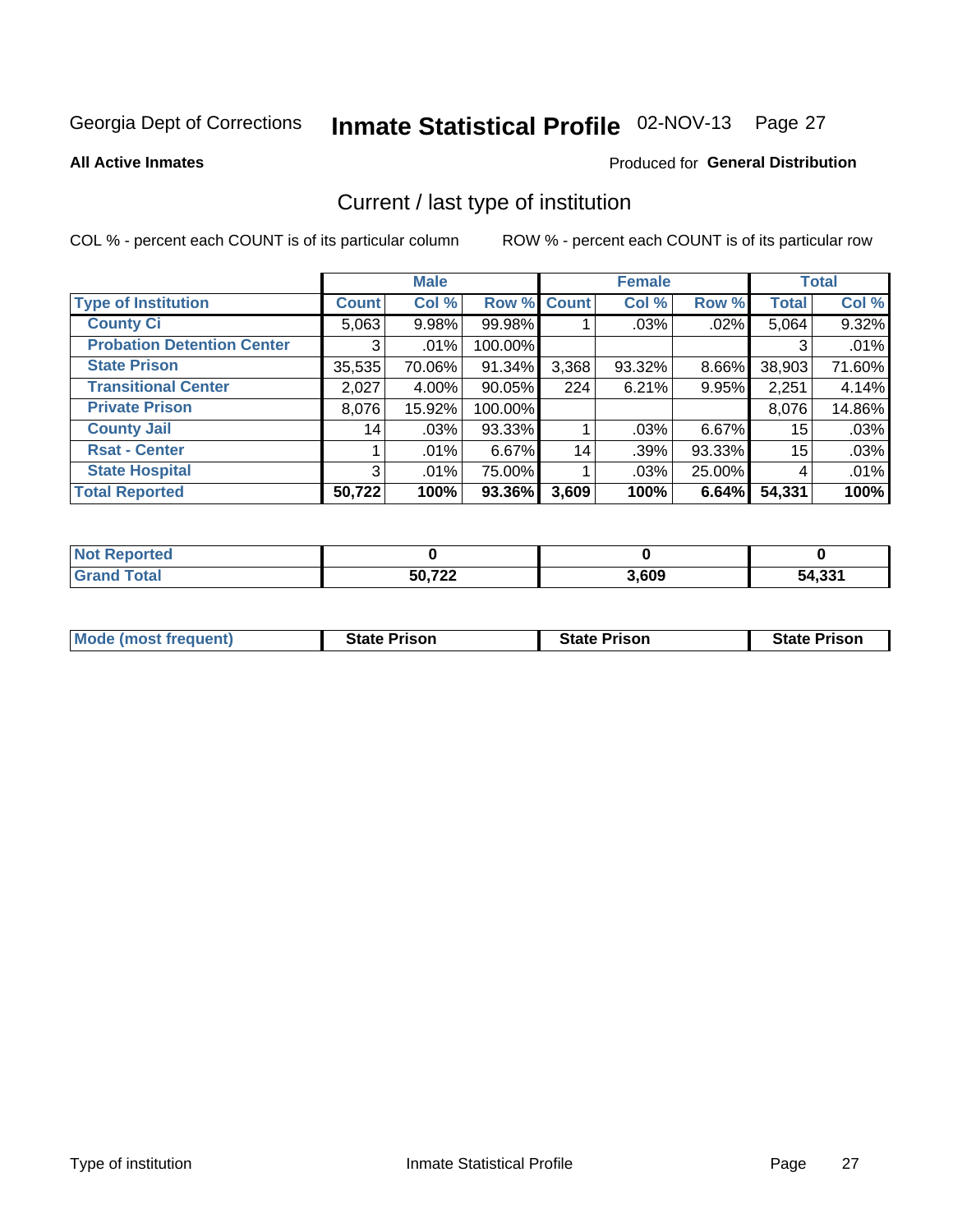Georgia Dept of Corrections **Inmate Statistical Profile** 02-NOV-13

**All Active Inmates**

Produced for **General Distribution**

## Current / last type of institution

COL % - percent each COUNT is of its particular column

ROW % - percent each COUNT is of its particular row

| | Male | | | Female | | | Total | |
|---|---|---|---|---|---|---|---|---|
| **Type of Institution** | **Count** | **Col %** | **Row %** | **Count** | **Col %** | **Row %** | **Total** | **Col %** |
| **County Ci** | 5,063 | 9.98% | 99.98% | 1 | .03% | .02% | 5,064 | 9.32% |
| **Probation Detention Center** | 3 | .01% | 100.00% | | | | 3 | .01% |
| **State Prison** | 35,535 | 70.06% | 91.34% | 3,368 | 93.32% | 8.66% | 38,903 | 71.60% |
| **Transitional Center** | 2,027 | 4.00% | 90.05% | 224 | 6.21% | 9.95% | 2,251 | 4.14% |
| **Private Prison** | 8,076 | 15.92% | 100.00% | | | | 8,076 | 14.86% |
| **County Jail** | 14 | .03% | 93.33% | 1 | .03% | 6.67% | 15 | .03% |
| **Rsat - Center** | 1 | .01% | 6.67% | 14 | .39% | 93.33% | 15 | .03% |
| **State Hospital** | 3 | .01% | 75.00% | 1 | .03% | 25.00% | 4 | .01% |
| **Total Reported** | **50,722** | **100%** | **93.36%** | **3,609** | **100%** | **6.64%** | **54,331** | **100%** |

| | Male | Female | Total |
|---|---|---|---|
| **Not Reported** | **0** | **0** | **0** |
| **Grand Total** | **50,722** | **3,609** | **54,331** |

| | Male | Female | Total |
|---|---|---|---|
| **Mode (most frequent)** | **State Prison** | **State Prison** | **State Prison** |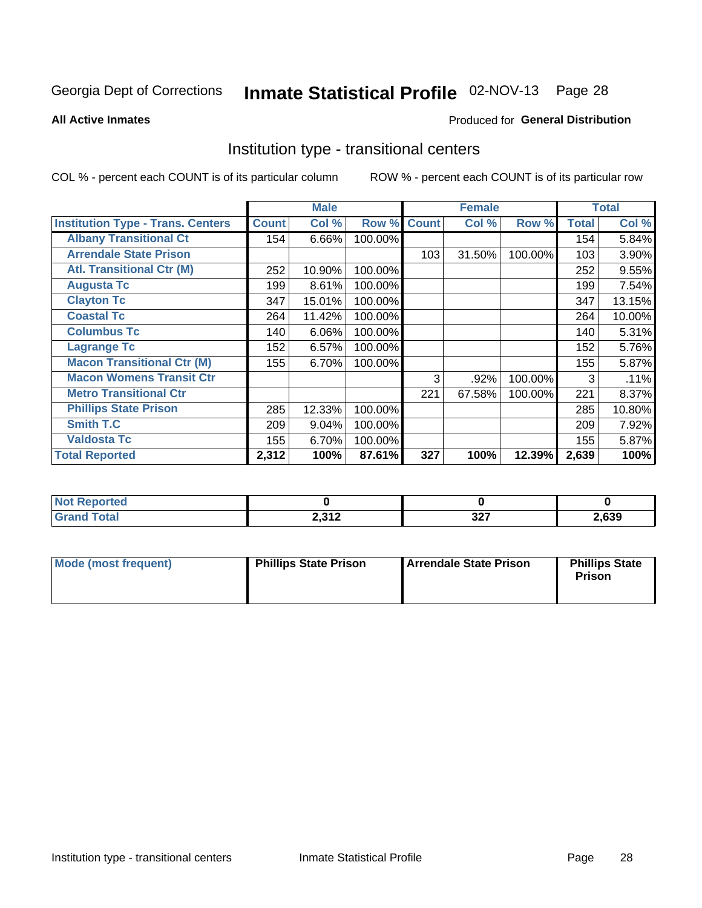Georgia Dept of Corrections **Inmate Statistical Profile** 02-NOV-13 Page 28

**All Active Inmates**

Produced for **General Distribution**

## Institution type - transitional centers

COL % - percent each COUNT is of its particular column

ROW % - percent each COUNT is of its particular row

| Institution Type - Trans. Centers | Male | | | Female | | | Total | |
|---|---|---|---|---|---|---|---|---|
| | Count | Col % | Row % | Count | Col % | Row % | Total | Col % |
| Albany Transitional Ct | 154 | 6.66% | 100.00% | | | | 154 | 5.84% |
| Arrendale State Prison | | | | 103 | 31.50% | 100.00% | 103 | 3.90% |
| Atl. Transitional Ctr (M) | 252 | 10.90% | 100.00% | | | | 252 | 9.55% |
| Augusta Tc | 199 | 8.61% | 100.00% | | | | 199 | 7.54% |
| Clayton Tc | 347 | 15.01% | 100.00% | | | | 347 | 13.15% |
| Coastal Tc | 264 | 11.42% | 100.00% | | | | 264 | 10.00% |
| Columbus Tc | 140 | 6.06% | 100.00% | | | | 140 | 5.31% |
| Lagrange Tc | 152 | 6.57% | 100.00% | | | | 152 | 5.76% |
| Macon Transitional Ctr (M) | 155 | 6.70% | 100.00% | | | | 155 | 5.87% |
| Macon Womens Transit Ctr | | | | 3 | .92% | 100.00% | 3 | .11% |
| Metro Transitional Ctr | | | | 221 | 67.58% | 100.00% | 221 | 8.37% |
| Phillips State Prison | 285 | 12.33% | 100.00% | | | | 285 | 10.80% |
| Smith T.C | 209 | 9.04% | 100.00% | | | | 209 | 7.92% |
| Valdosta Tc | 155 | 6.70% | 100.00% | | | | 155 | 5.87% |
| **Total Reported** | **2,312** | **100%** | **87.61%** | **327** | **100%** | **12.39%** | **2,639** | **100%** |

| | Male | Female | Total |
|---|---|---|---|
| Not Reported | 0 | 0 | 0 |
| Grand Total | 2,312 | 327 | 2,639 |

| | Male | Female | Total |
|---|---|---|---|
| Mode (most frequent) | Phillips State Prison | Arrendale State Prison | Phillips State Prison |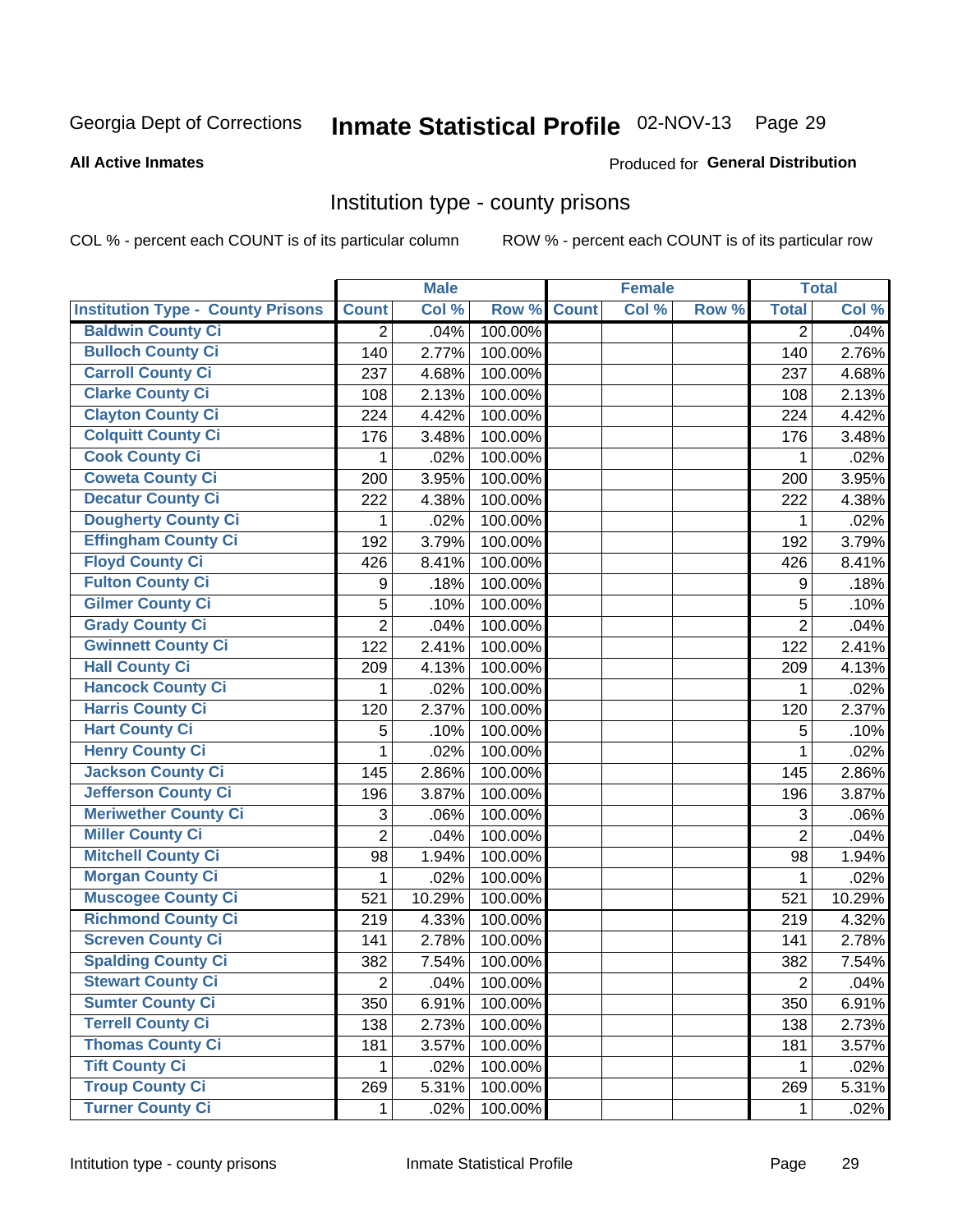Georgia Dept of Corrections **Inmate Statistical Profile** 02-NOV-13

**All Active Inmates**

Produced for **General Distribution**

## Institution type - county prisons

COL % - percent each COUNT is of its particular column

ROW % - percent each COUNT is of its particular row

| | Male | | | Female | | | Total | |
|---|---|---|---|---|---|---|---|---|
| Institution Type - County Prisons | Count | Col % | Row % | Count | Col % | Row % | Total | Col % |
| Baldwin County Ci | 2 | .04% | 100.00% | | | | 2 | .04% |
| Bulloch County Ci | 140 | 2.77% | 100.00% | | | | 140 | 2.76% |
| Carroll County Ci | 237 | 4.68% | 100.00% | | | | 237 | 4.68% |
| Clarke County Ci | 108 | 2.13% | 100.00% | | | | 108 | 2.13% |
| Clayton County Ci | 224 | 4.42% | 100.00% | | | | 224 | 4.42% |
| Colquitt County Ci | 176 | 3.48% | 100.00% | | | | 176 | 3.48% |
| Cook County Ci | 1 | .02% | 100.00% | | | | 1 | .02% |
| Coweta County Ci | 200 | 3.95% | 100.00% | | | | 200 | 3.95% |
| Decatur County Ci | 222 | 4.38% | 100.00% | | | | 222 | 4.38% |
| Dougherty County Ci | 1 | .02% | 100.00% | | | | 1 | .02% |
| Effingham County Ci | 192 | 3.79% | 100.00% | | | | 192 | 3.79% |
| Floyd County Ci | 426 | 8.41% | 100.00% | | | | 426 | 8.41% |
| Fulton County Ci | 9 | .18% | 100.00% | | | | 9 | .18% |
| Gilmer County Ci | 5 | .10% | 100.00% | | | | 5 | .10% |
| Grady County Ci | 2 | .04% | 100.00% | | | | 2 | .04% |
| Gwinnett County Ci | 122 | 2.41% | 100.00% | | | | 122 | 2.41% |
| Hall County Ci | 209 | 4.13% | 100.00% | | | | 209 | 4.13% |
| Hancock County Ci | 1 | .02% | 100.00% | | | | 1 | .02% |
| Harris County Ci | 120 | 2.37% | 100.00% | | | | 120 | 2.37% |
| Hart County Ci | 5 | .10% | 100.00% | | | | 5 | .10% |
| Henry County Ci | 1 | .02% | 100.00% | | | | 1 | .02% |
| Jackson County Ci | 145 | 2.86% | 100.00% | | | | 145 | 2.86% |
| Jefferson County Ci | 196 | 3.87% | 100.00% | | | | 196 | 3.87% |
| Meriwether County Ci | 3 | .06% | 100.00% | | | | 3 | .06% |
| Miller County Ci | 2 | .04% | 100.00% | | | | 2 | .04% |
| Mitchell County Ci | 98 | 1.94% | 100.00% | | | | 98 | 1.94% |
| Morgan County Ci | 1 | .02% | 100.00% | | | | 1 | .02% |
| Muscogee County Ci | 521 | 10.29% | 100.00% | | | | 521 | 10.29% |
| Richmond County Ci | 219 | 4.33% | 100.00% | | | | 219 | 4.32% |
| Screven County Ci | 141 | 2.78% | 100.00% | | | | 141 | 2.78% |
| Spalding County Ci | 382 | 7.54% | 100.00% | | | | 382 | 7.54% |
| Stewart County Ci | 2 | .04% | 100.00% | | | | 2 | .04% |
| Sumter County Ci | 350 | 6.91% | 100.00% | | | | 350 | 6.91% |
| Terrell County Ci | 138 | 2.73% | 100.00% | | | | 138 | 2.73% |
| Thomas County Ci | 181 | 3.57% | 100.00% | | | | 181 | 3.57% |
| Tift County Ci | 1 | .02% | 100.00% | | | | 1 | .02% |
| Troup County Ci | 269 | 5.31% | 100.00% | | | | 269 | 5.31% |
| Turner County Ci | 1 | .02% | 100.00% | | | | 1 | .02% |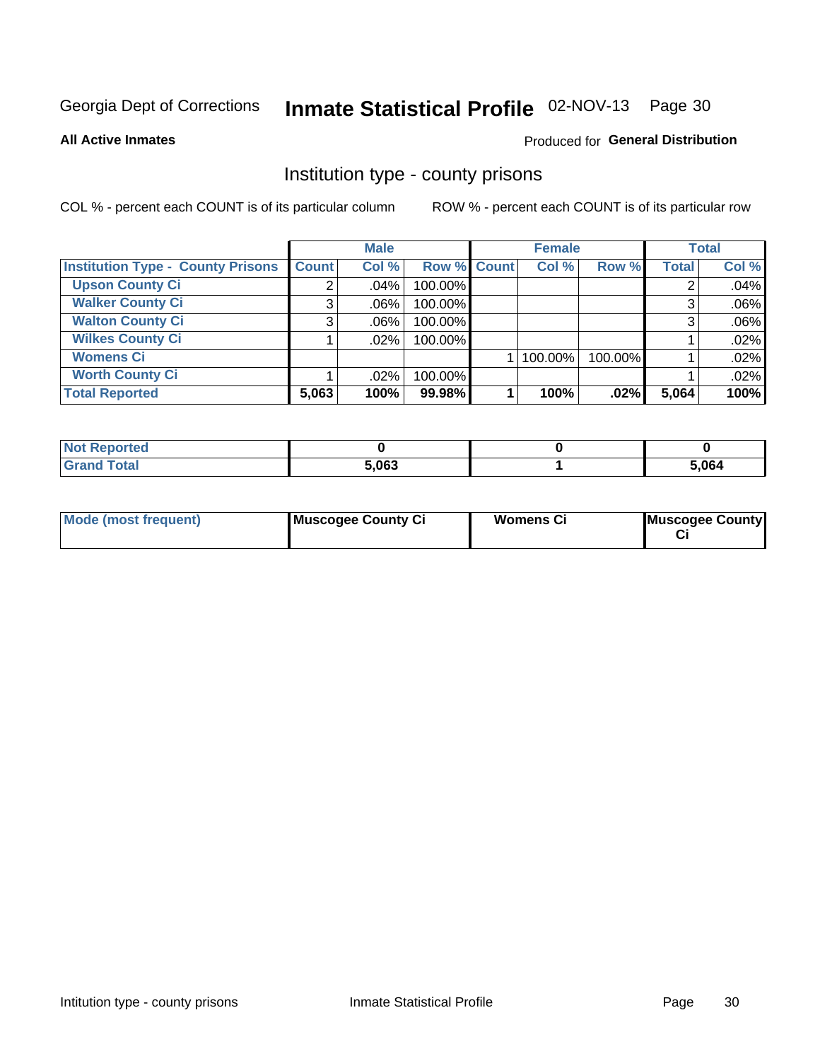Georgia Dept of Corrections **Inmate Statistical Profile** 02-NOV-13

**All Active Inmates**

Produced for **General Distribution**

## Institution type - county prisons

COL % - percent each COUNT is of its particular column

ROW % - percent each COUNT is of its particular row

| | Male | | | Female | | | Total | |
|---|---|---|---|---|---|---|---|---|
| **Institution Type - County Prisons** | **Count** | **Col %** | **Row %** | **Count** | **Col %** | **Row %** | **Total** | **Col %** |
| **Upson County Ci** | 2 | .04% | 100.00% | | | | 2 | .04% |
| **Walker County Ci** | 3 | .06% | 100.00% | | | | 3 | .06% |
| **Walton County Ci** | 3 | .06% | 100.00% | | | | 3 | .06% |
| **Wilkes County Ci** | 1 | .02% | 100.00% | | | | 1 | .02% |
| **Womens Ci** | | | | 1 | 100.00% | 100.00% | 1 | .02% |
| **Worth County Ci** | 1 | .02% | 100.00% | | | | 1 | .02% |
| **Total Reported** | **5,063** | **100%** | **99.98%** | **1** | **100%** | **.02%** | **5,064** | **100%** |

| | Male | Female | Total |
|---|---|---|---|
| **Not Reported** | **0** | **0** | **0** |
| **Grand Total** | **5,063** | **1** | **5,064** |

| | Male | Female | Total |
|---|---|---|---|
| **Mode (most frequent)** | **Muscogee County Ci** | **Womens Ci** | **Muscogee County Ci** |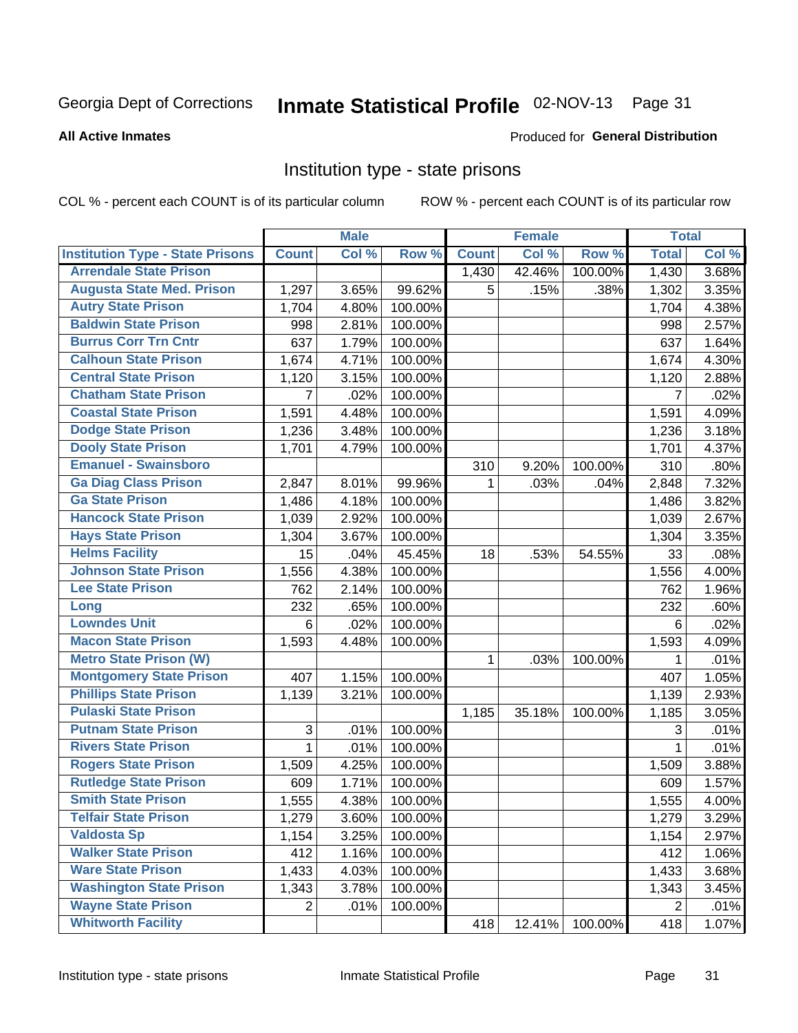Georgia Dept of Corrections **Inmate Statistical Profile** 02-NOV-13 Page 31

**All Active Inmates**

Produced for **General Distribution**

## Institution type - state prisons

COL % - percent each COUNT is of its particular column    ROW % - percent each COUNT is of its particular row

| | Male | | | Female | | | Total | |
|---|---|---|---|---|---|---|---|---|
| Institution Type - State Prisons | Count | Col % | Row % | Count | Col % | Row % | Total | Col % |
| Arrendale State Prison | | | | 1,430 | 42.46% | 100.00% | 1,430 | 3.68% |
| Augusta State Med. Prison | 1,297 | 3.65% | 99.62% | 5 | .15% | .38% | 1,302 | 3.35% |
| Autry State Prison | 1,704 | 4.80% | 100.00% | | | | 1,704 | 4.38% |
| Baldwin State Prison | 998 | 2.81% | 100.00% | | | | 998 | 2.57% |
| Burrus Corr Trn Cntr | 637 | 1.79% | 100.00% | | | | 637 | 1.64% |
| Calhoun State Prison | 1,674 | 4.71% | 100.00% | | | | 1,674 | 4.30% |
| Central State Prison | 1,120 | 3.15% | 100.00% | | | | 1,120 | 2.88% |
| Chatham State Prison | 7 | .02% | 100.00% | | | | 7 | .02% |
| Coastal State Prison | 1,591 | 4.48% | 100.00% | | | | 1,591 | 4.09% |
| Dodge State Prison | 1,236 | 3.48% | 100.00% | | | | 1,236 | 3.18% |
| Dooly State Prison | 1,701 | 4.79% | 100.00% | | | | 1,701 | 4.37% |
| Emanuel - Swainsboro | | | | 310 | 9.20% | 100.00% | 310 | .80% |
| Ga Diag Class Prison | 2,847 | 8.01% | 99.96% | 1 | .03% | .04% | 2,848 | 7.32% |
| Ga State Prison | 1,486 | 4.18% | 100.00% | | | | 1,486 | 3.82% |
| Hancock State Prison | 1,039 | 2.92% | 100.00% | | | | 1,039 | 2.67% |
| Hays State Prison | 1,304 | 3.67% | 100.00% | | | | 1,304 | 3.35% |
| Helms Facility | 15 | .04% | 45.45% | 18 | .53% | 54.55% | 33 | .08% |
| Johnson State Prison | 1,556 | 4.38% | 100.00% | | | | 1,556 | 4.00% |
| Lee State Prison | 762 | 2.14% | 100.00% | | | | 762 | 1.96% |
| Long | 232 | .65% | 100.00% | | | | 232 | .60% |
| Lowndes Unit | 6 | .02% | 100.00% | | | | 6 | .02% |
| Macon State Prison | 1,593 | 4.48% | 100.00% | | | | 1,593 | 4.09% |
| Metro State Prison (W) | | | | 1 | .03% | 100.00% | 1 | .01% |
| Montgomery State Prison | 407 | 1.15% | 100.00% | | | | 407 | 1.05% |
| Phillips State Prison | 1,139 | 3.21% | 100.00% | | | | 1,139 | 2.93% |
| Pulaski State Prison | | | | 1,185 | 35.18% | 100.00% | 1,185 | 3.05% |
| Putnam State Prison | 3 | .01% | 100.00% | | | | 3 | .01% |
| Rivers State Prison | 1 | .01% | 100.00% | | | | 1 | .01% |
| Rogers State Prison | 1,509 | 4.25% | 100.00% | | | | 1,509 | 3.88% |
| Rutledge State Prison | 609 | 1.71% | 100.00% | | | | 609 | 1.57% |
| Smith State Prison | 1,555 | 4.38% | 100.00% | | | | 1,555 | 4.00% |
| Telfair State Prison | 1,279 | 3.60% | 100.00% | | | | 1,279 | 3.29% |
| Valdosta Sp | 1,154 | 3.25% | 100.00% | | | | 1,154 | 2.97% |
| Walker State Prison | 412 | 1.16% | 100.00% | | | | 412 | 1.06% |
| Ware State Prison | 1,433 | 4.03% | 100.00% | | | | 1,433 | 3.68% |
| Washington State Prison | 1,343 | 3.78% | 100.00% | | | | 1,343 | 3.45% |
| Wayne State Prison | 2 | .01% | 100.00% | | | | 2 | .01% |
| Whitworth Facility | | | | 418 | 12.41% | 100.00% | 418 | 1.07% |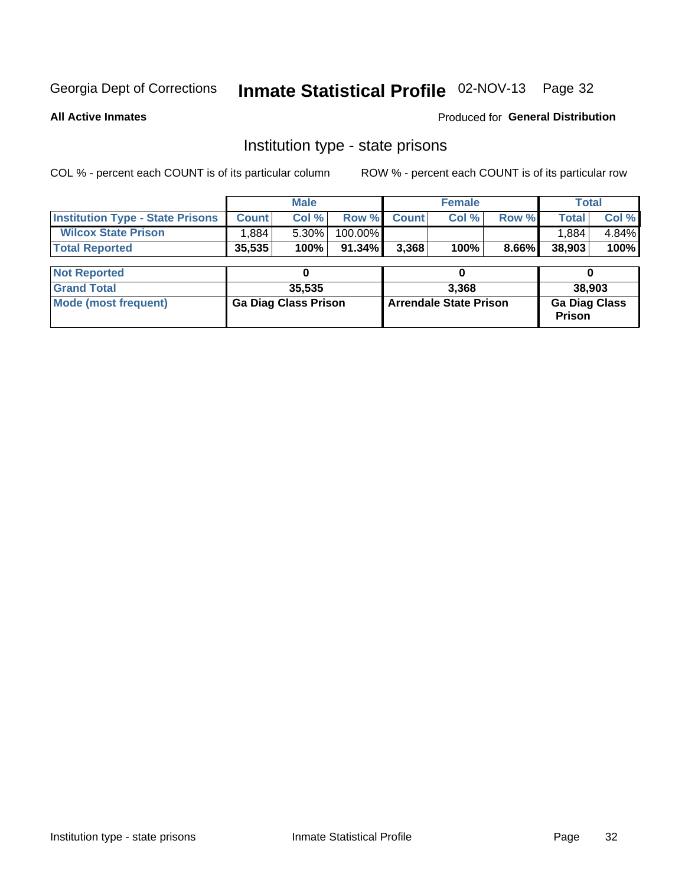Georgia Dept of Corrections **Inmate Statistical Profile** 02-NOV-13 Page 32

**All Active Inmates**

Produced for **General Distribution**

## Institution type - state prisons

COL % - percent each COUNT is of its particular column    ROW % - percent each COUNT is of its particular row

| | Male | | | Female | | | Total | |
|---|---|---|---|---|---|---|---|---|
| **Institution Type - State Prisons** | **Count** | **Col %** | **Row %** | **Count** | **Col %** | **Row %** | **Total** | **Col %** |
| **Wilcox State Prison** | 1,884 | 5.30% | 100.00% | | | | 1,884 | 4.84% |
| **Total Reported** | **35,535** | **100%** | **91.34%** | **3,368** | **100%** | **8.66%** | **38,903** | **100%** |

| | Male | Female | Total |
|---|---|---|---|
| **Not Reported** | **0** | **0** | **0** |
| **Grand Total** | **35,535** | **3,368** | **38,903** |
| **Mode (most frequent)** | **Ga Diag Class Prison** | **Arrendale State Prison** | **Ga Diag Class Prison** |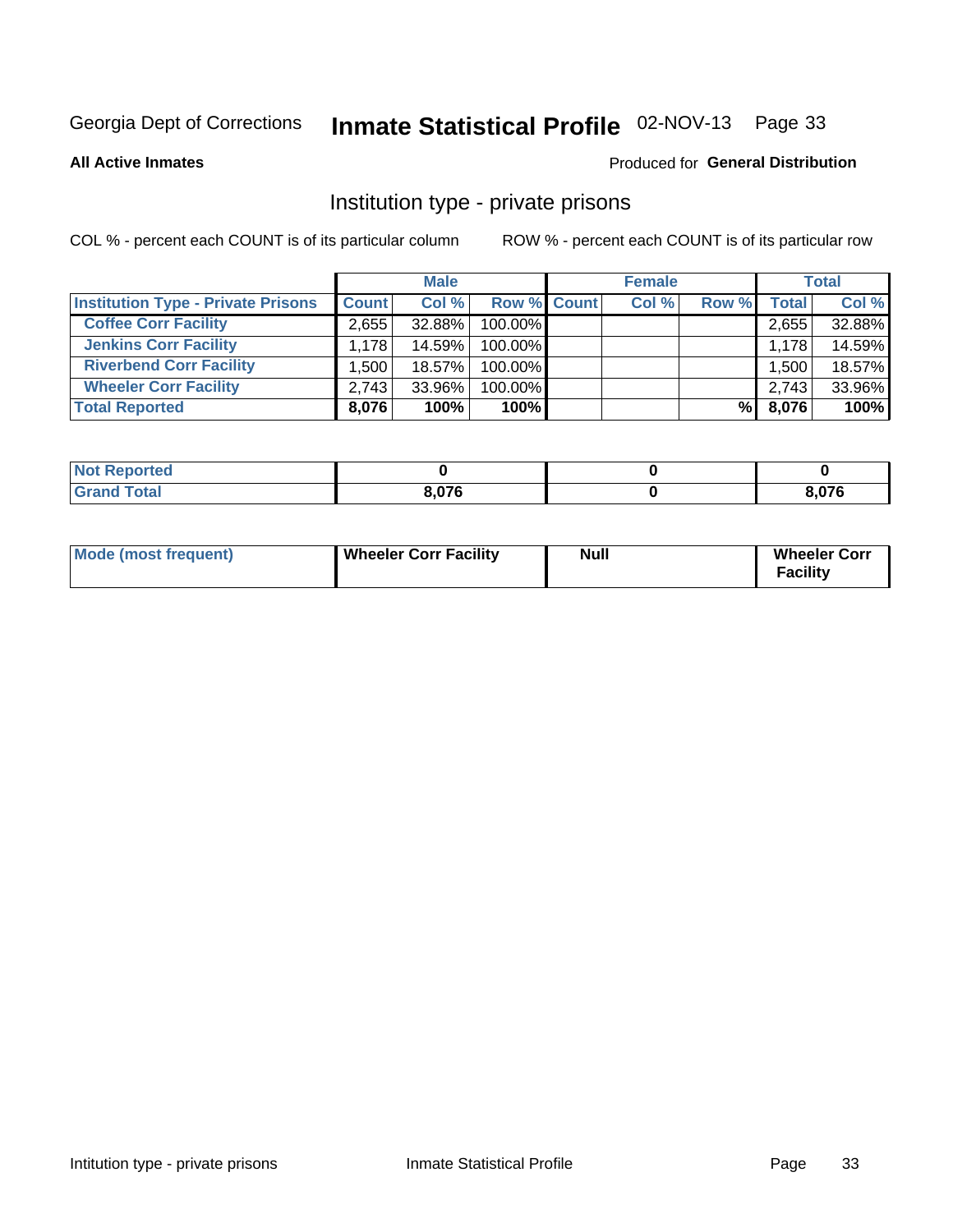Georgia Dept of Corrections **Inmate Statistical Profile** 02-NOV-13 Page 33

**All Active Inmates**

Produced for **General Distribution**

## Institution type - private prisons

COL % - percent each COUNT is of its particular column

ROW % - percent each COUNT is of its particular row

| | Male | | | Female | | | Total | |
|---|---|---|---|---|---|---|---|---|
| **Institution Type - Private Prisons** | **Count** | **Col %** | **Row %** | **Count** | **Col %** | **Row %** | **Total** | **Col %** |
| **Coffee Corr Facility** | 2,655 | 32.88% | 100.00% | | | | 2,655 | 32.88% |
| **Jenkins Corr Facility** | 1,178 | 14.59% | 100.00% | | | | 1,178 | 14.59% |
| **Riverbend Corr Facility** | 1,500 | 18.57% | 100.00% | | | | 1,500 | 18.57% |
| **Wheeler Corr Facility** | 2,743 | 33.96% | 100.00% | | | | 2,743 | 33.96% |
| **Total Reported** | **8,076** | **100%** | **100%** | | | **%** | **8,076** | **100%** |

| | Male | Female | Total |
|---|---|---|---|
| **Not Reported** | **0** | **0** | **0** |
| **Grand Total** | **8,076** | **0** | **8,076** |

| | Male | Female | Total |
|---|---|---|---|
| **Mode (most frequent)** | **Wheeler Corr Facility** | **Null** | **Wheeler Corr Facility** |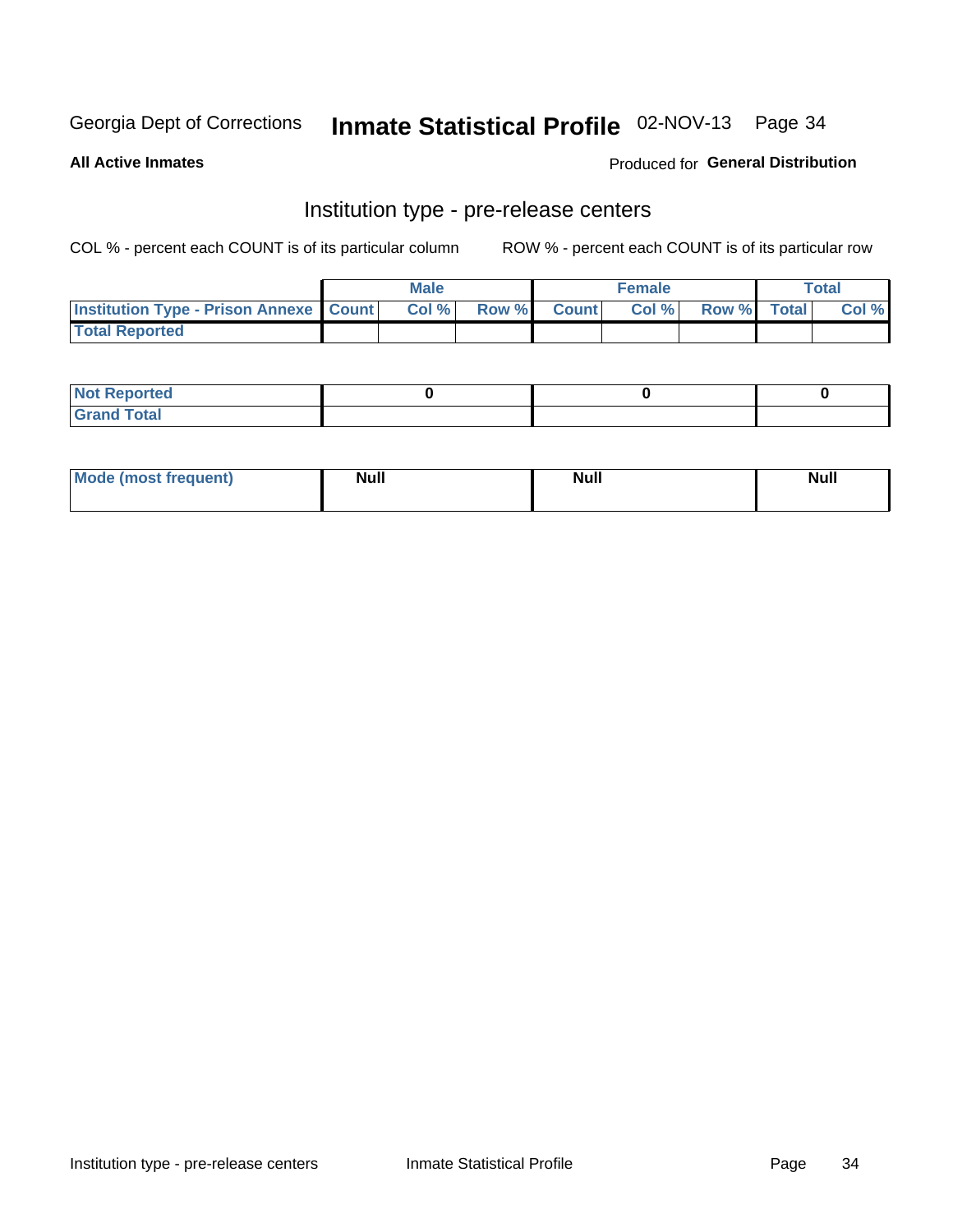Georgia Dept of Corrections **Inmate Statistical Profile** 02-NOV-13

**All Active Inmates**

Produced for **General Distribution**

## Institution type - pre-release centers

COL % - percent each COUNT is of its particular column ROW % - percent each COUNT is of its particular row

| | Male | | | Female | | | Total | |
|---|---|---|---|---|---|---|---|---|
| **Institution Type - Prison Annexe** | **Count** | **Col %** | **Row %** | **Count** | **Col %** | **Row %** | **Total** | **Col %** |
| **Total Reported** | | | | | | | | |

| | Male | Female | Total |
|---|---|---|---|
| **Not Reported** | **0** | **0** | **0** |
| **Grand Total** | | | |

| | Male | Female | Total |
|---|---|---|---|
| **Mode (most frequent)** | **Null** | **Null** | **Null** |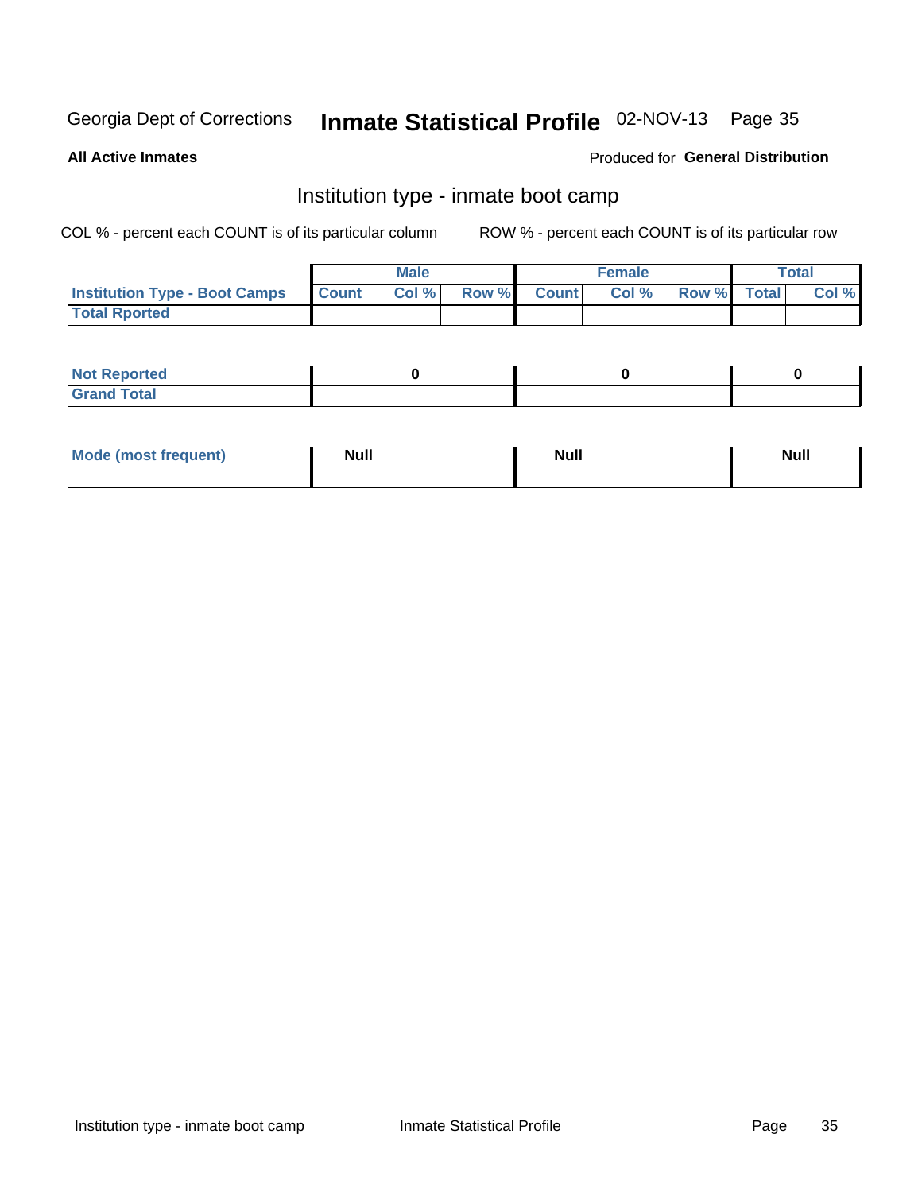Georgia Dept of Corrections **Inmate Statistical Profile** 02-NOV-13

**All Active Inmates**

Produced for **General Distribution**

## Institution type - inmate boot camp

COL % - percent each COUNT is of its particular column

ROW % - percent each COUNT is of its particular row

| | Male | | | Female | | | Total | |
|---|---|---|---|---|---|---|---|---|
| **Institution Type - Boot Camps** | **Count** | **Col %** | **Row %** | **Count** | **Col %** | **Row %** | **Total** | **Col %** |
| **Total Rported** | | | | | | | | |

| | Male | Female | Total |
|---|---|---|---|
| **Not Reported** | 0 | 0 | 0 |
| **Grand Total** | | | |

| | Male | Female | Total |
|---|---|---|---|
| **Mode (most frequent)** | Null | Null | Null |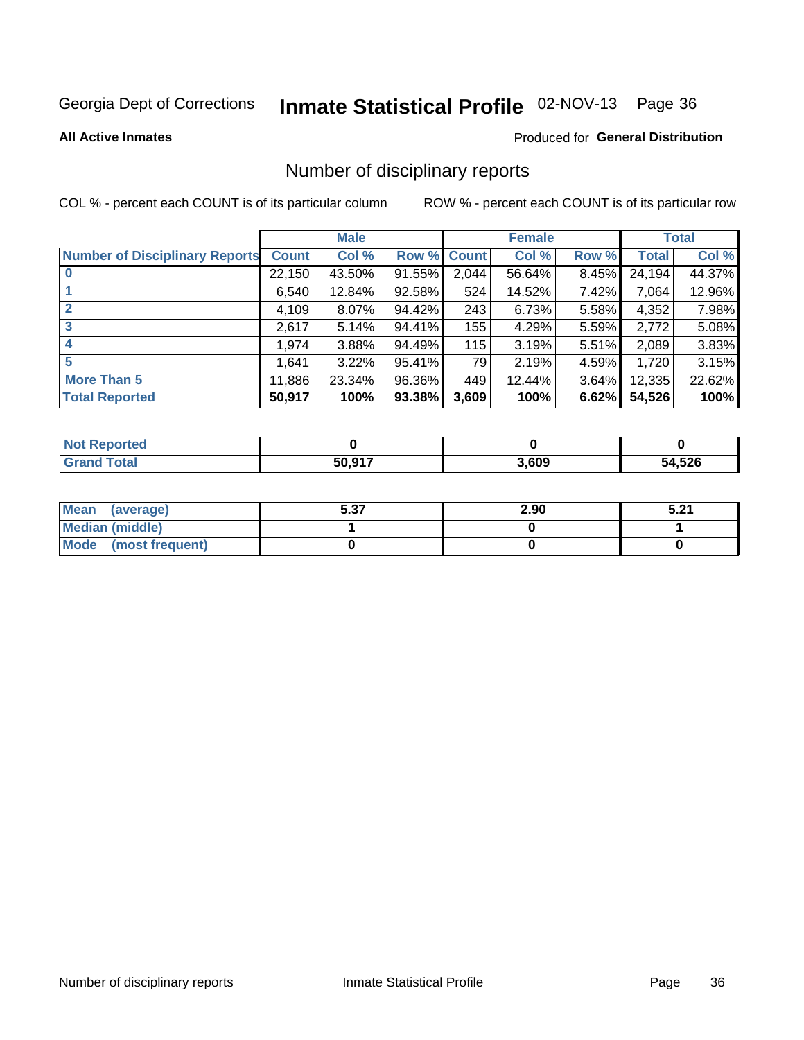Georgia Dept of Corrections **Inmate Statistical Profile** 02-NOV-13 Page 36

**All Active Inmates**

Produced for **General Distribution**

# Number of disciplinary reports

COL % - percent each COUNT is of its particular column

ROW % - percent each COUNT is of its particular row

| | Male | | | Female | | | Total | |
|---|---|---|---|---|---|---|---|---|
| **Number of Disciplinary Reports** | **Count** | **Col %** | **Row %** | **Count** | **Col %** | **Row %** | **Total** | **Col %** |
| **0** | 22,150 | 43.50% | 91.55% | 2,044 | 56.64% | 8.45% | 24,194 | 44.37% |
| **1** | 6,540 | 12.84% | 92.58% | 524 | 14.52% | 7.42% | 7,064 | 12.96% |
| **2** | 4,109 | 8.07% | 94.42% | 243 | 6.73% | 5.58% | 4,352 | 7.98% |
| **3** | 2,617 | 5.14% | 94.41% | 155 | 4.29% | 5.59% | 2,772 | 5.08% |
| **4** | 1,974 | 3.88% | 94.49% | 115 | 3.19% | 5.51% | 2,089 | 3.83% |
| **5** | 1,641 | 3.22% | 95.41% | 79 | 2.19% | 4.59% | 1,720 | 3.15% |
| **More Than 5** | 11,886 | 23.34% | 96.36% | 449 | 12.44% | 3.64% | 12,335 | 22.62% |
| **Total Reported** | **50,917** | **100%** | **93.38%** | **3,609** | **100%** | **6.62%** | **54,526** | **100%** |

| | Male | Female | Total |
|---|---|---|---|
| **Not Reported** | **0** | **0** | **0** |
| **Grand Total** | **50,917** | **3,609** | **54,526** |

| | Male | Female | Total |
|---|---|---|---|
| **Mean (average)** | **5.37** | **2.90** | **5.21** |
| **Median (middle)** | **1** | **0** | **1** |
| **Mode (most frequent)** | **0** | **0** | **0** |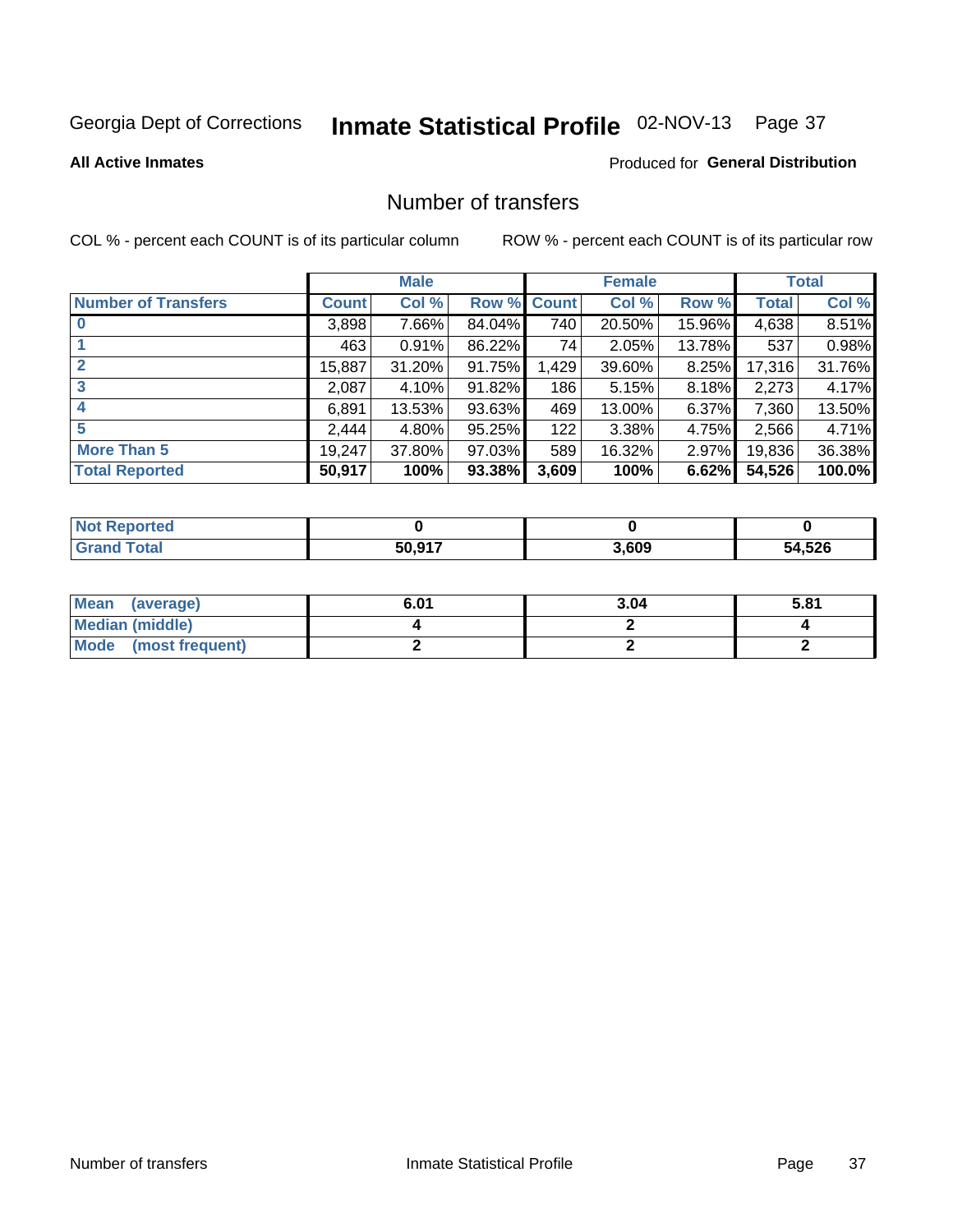Georgia Dept of Corrections **Inmate Statistical Profile** 02-NOV-13

**All Active Inmates**

Produced for **General Distribution**

## Number of transfers

COL % - percent each COUNT is of its particular column

ROW % - percent each COUNT is of its particular row

| | Male | | | Female | | | Total | |
|---|---|---|---|---|---|---|---|---|
| **Number of Transfers** | **Count** | **Col %** | **Row %** | **Count** | **Col %** | **Row %** | **Total** | **Col %** |
| **0** | 3,898 | 7.66% | 84.04% | 740 | 20.50% | 15.96% | 4,638 | 8.51% |
| **1** | 463 | 0.91% | 86.22% | 74 | 2.05% | 13.78% | 537 | 0.98% |
| **2** | 15,887 | 31.20% | 91.75% | 1,429 | 39.60% | 8.25% | 17,316 | 31.76% |
| **3** | 2,087 | 4.10% | 91.82% | 186 | 5.15% | 8.18% | 2,273 | 4.17% |
| **4** | 6,891 | 13.53% | 93.63% | 469 | 13.00% | 6.37% | 7,360 | 13.50% |
| **5** | 2,444 | 4.80% | 95.25% | 122 | 3.38% | 4.75% | 2,566 | 4.71% |
| **More Than 5** | 19,247 | 37.80% | 97.03% | 589 | 16.32% | 2.97% | 19,836 | 36.38% |
| **Total Reported** | **50,917** | **100%** | **93.38%** | **3,609** | **100%** | **6.62%** | **54,526** | **100.0%** |

| | Male | Female | Total |
|---|---|---|---|
| **Not Reported** | **0** | **0** | **0** |
| **Grand Total** | **50,917** | **3,609** | **54,526** |

| | Male | Female | Total |
|---|---|---|---|
| **Mean (average)** | **6.01** | **3.04** | **5.81** |
| **Median (middle)** | **4** | **2** | **4** |
| **Mode (most frequent)** | **2** | **2** | **2** |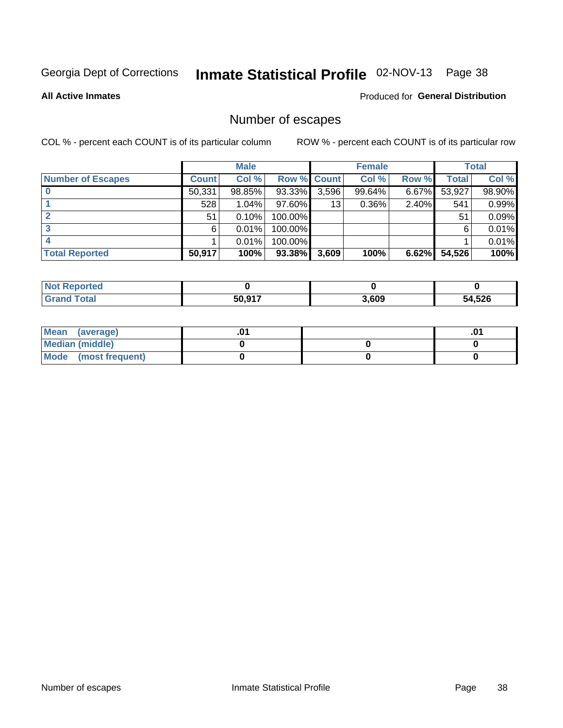Georgia Dept of Corrections **Inmate Statistical Profile** 02-NOV-13

**All Active Inmates**

Produced for **General Distribution**

## Number of escapes

COL % - percent each COUNT is of its particular column

ROW % - percent each COUNT is of its particular row

| | Male | | | Female | | | Total | |
|---|---|---|---|---|---|---|---|---|
| **Number of Escapes** | **Count** | **Col %** | **Row %** | **Count** | **Col %** | **Row %** | **Total** | **Col %** |
| **0** | 50,331 | 98.85% | 93.33% | 3,596 | 99.64% | 6.67% | 53,927 | 98.90% |
| **1** | 528 | 1.04% | 97.60% | 13 | 0.36% | 2.40% | 541 | 0.99% |
| **2** | 51 | 0.10% | 100.00% | | | | 51 | 0.09% |
| **3** | 6 | 0.01% | 100.00% | | | | 6 | 0.01% |
| **4** | 1 | 0.01% | 100.00% | | | | 1 | 0.01% |
| **Total Reported** | **50,917** | **100%** | **93.38%** | **3,609** | **100%** | **6.62%** | **54,526** | **100%** |

| | Male | Female | Total |
|---|---|---|---|
| **Not Reported** | **0** | **0** | **0** |
| **Grand Total** | **50,917** | **3,609** | **54,526** |

| | Male | Female | Total |
|---|---|---|---|
| **Mean (average)** | **.01** | | **.01** |
| **Median (middle)** | **0** | **0** | **0** |
| **Mode (most frequent)** | **0** | **0** | **0** |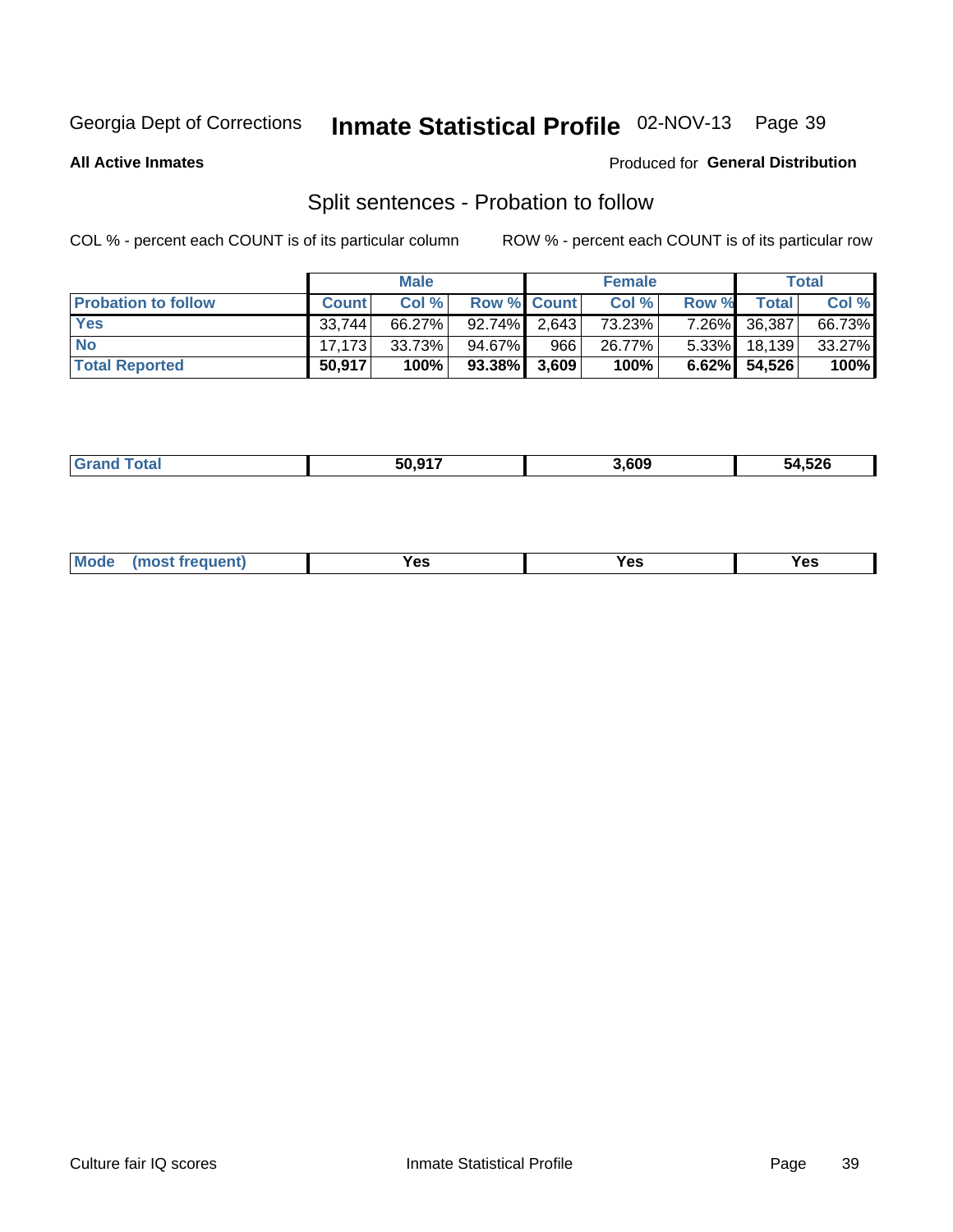Georgia Dept of Corrections **Inmate Statistical Profile** 02-NOV-13

**All Active Inmates**

Produced for **General Distribution**

## Split sentences - Probation to follow

COL % - percent each COUNT is of its particular column

ROW % - percent each COUNT is of its particular row

| | Male | | | Female | | | Total | |
|---|---|---|---|---|---|---|---|---|
| **Probation to follow** | **Count** | **Col %** | **Row %** | **Count** | **Col %** | **Row %** | **Total** | **Col %** |
| **Yes** | 33,744 | 66.27% | 92.74% | 2,643 | 73.23% | 7.26% | 36,387 | 66.73% |
| **No** | 17,173 | 33.73% | 94.67% | 966 | 26.77% | 5.33% | 18,139 | 33.27% |
| **Total Reported** | **50,917** | **100%** | **93.38%** | **3,609** | **100%** | **6.62%** | **54,526** | **100%** |

| | | | |
|---|---|---|---|
| **Grand Total** | **50,917** | **3,609** | **54,526** |

| | | | |
|---|---|---|---|
| **Mode (most frequent)** | **Yes** | **Yes** | **Yes** |

Culture fair IQ scores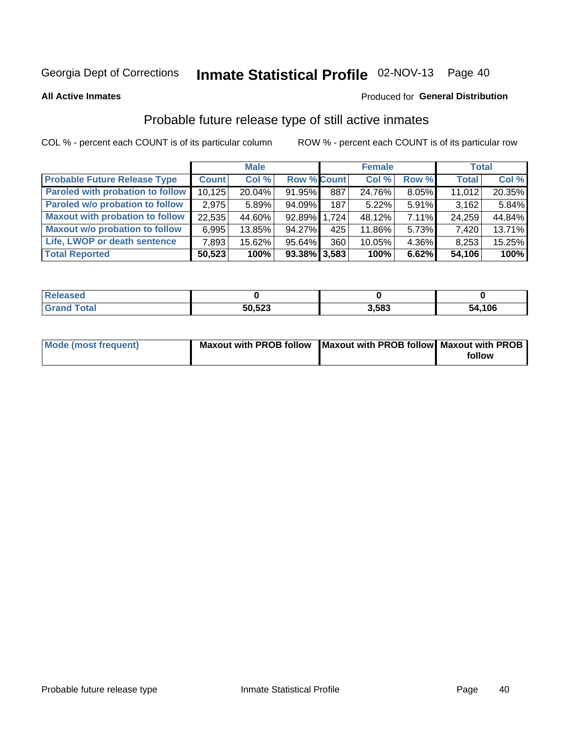Georgia Dept of Corrections **Inmate Statistical Profile** 02-NOV-13

**All Active Inmates**

Produced for **General Distribution**

## Probable future release type of still active inmates

COL % - percent each COUNT is of its particular column

ROW % - percent each COUNT is of its particular row

| | Male | | | Female | | | Total | |
|---|---|---|---|---|---|---|---|---|
| Probable Future Release Type | Count | Col % | Row % | Count | Col % | Row % | Total | Col % |
| Paroled with probation to follow | 10,125 | 20.04% | 91.95% | 887 | 24.76% | 8.05% | 11,012 | 20.35% |
| Paroled w/o probation to follow | 2,975 | 5.89% | 94.09% | 187 | 5.22% | 5.91% | 3,162 | 5.84% |
| Maxout with probation to follow | 22,535 | 44.60% | 92.89% | 1,724 | 48.12% | 7.11% | 24,259 | 44.84% |
| Maxout w/o probation to follow | 6,995 | 13.85% | 94.27% | 425 | 11.86% | 5.73% | 7,420 | 13.71% |
| Life, LWOP or death sentence | 7,893 | 15.62% | 95.64% | 360 | 10.05% | 4.36% | 8,253 | 15.25% |
| **Total Reported** | **50,523** | **100%** | **93.38%** | **3,583** | **100%** | **6.62%** | **54,106** | **100%** |

| | Male | Female | Total |
|---|---|---|---|
| Released | 0 | 0 | 0 |
| Grand Total | 50,523 | 3,583 | 54,106 |

| | Male | Female | Total |
|---|---|---|---|
| Mode (most frequent) | Maxout with PROB follow | Maxout with PROB follow | Maxout with PROB follow |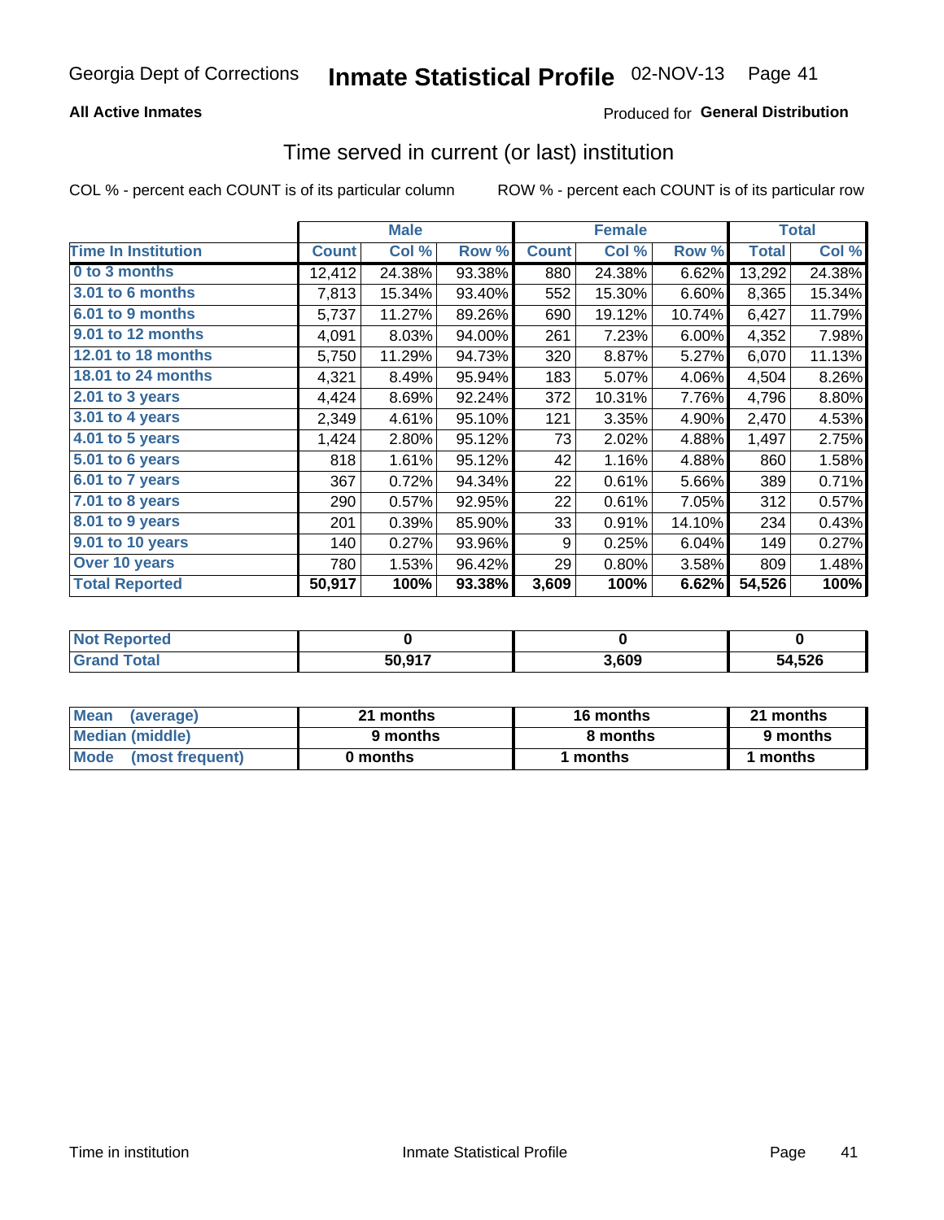Georgia Dept of Corrections **Inmate Statistical Profile** 02-NOV-13

**All Active Inmates**

Produced for **General Distribution**

## Time served in current (or last) institution

COL % - percent each COUNT is of its particular column

ROW % - percent each COUNT is of its particular row

| | Male | | | Female | | | Total | |
|---|---|---|---|---|---|---|---|---|
| **Time In Institution** | **Count** | **Col %** | **Row %** | **Count** | **Col %** | **Row %** | **Total** | **Col %** |
| **0 to 3 months** | 12,412 | 24.38% | 93.38% | 880 | 24.38% | 6.62% | 13,292 | 24.38% |
| **3.01 to 6 months** | 7,813 | 15.34% | 93.40% | 552 | 15.30% | 6.60% | 8,365 | 15.34% |
| **6.01 to 9 months** | 5,737 | 11.27% | 89.26% | 690 | 19.12% | 10.74% | 6,427 | 11.79% |
| **9.01 to 12 months** | 4,091 | 8.03% | 94.00% | 261 | 7.23% | 6.00% | 4,352 | 7.98% |
| **12.01 to 18 months** | 5,750 | 11.29% | 94.73% | 320 | 8.87% | 5.27% | 6,070 | 11.13% |
| **18.01 to 24 months** | 4,321 | 8.49% | 95.94% | 183 | 5.07% | 4.06% | 4,504 | 8.26% |
| **2.01 to 3 years** | 4,424 | 8.69% | 92.24% | 372 | 10.31% | 7.76% | 4,796 | 8.80% |
| **3.01 to 4 years** | 2,349 | 4.61% | 95.10% | 121 | 3.35% | 4.90% | 2,470 | 4.53% |
| **4.01 to 5 years** | 1,424 | 2.80% | 95.12% | 73 | 2.02% | 4.88% | 1,497 | 2.75% |
| **5.01 to 6 years** | 818 | 1.61% | 95.12% | 42 | 1.16% | 4.88% | 860 | 1.58% |
| **6.01 to 7 years** | 367 | 0.72% | 94.34% | 22 | 0.61% | 5.66% | 389 | 0.71% |
| **7.01 to 8 years** | 290 | 0.57% | 92.95% | 22 | 0.61% | 7.05% | 312 | 0.57% |
| **8.01 to 9 years** | 201 | 0.39% | 85.90% | 33 | 0.91% | 14.10% | 234 | 0.43% |
| **9.01 to 10 years** | 140 | 0.27% | 93.96% | 9 | 0.25% | 6.04% | 149 | 0.27% |
| **Over 10 years** | 780 | 1.53% | 96.42% | 29 | 0.80% | 3.58% | 809 | 1.48% |
| **Total Reported** | **50,917** | **100%** | **93.38%** | **3,609** | **100%** | **6.62%** | **54,526** | **100%** |

| | Male | Female | Total |
|---|---|---|---|
| **Not Reported** | **0** | **0** | **0** |
| **Grand Total** | **50,917** | **3,609** | **54,526** |

| | Male | Female | Total |
|---|---|---|---|
| **Mean (average)** | **21 months** | **16 months** | **21 months** |
| **Median (middle)** | **9 months** | **8 months** | **9 months** |
| **Mode (most frequent)** | **0 months** | **1 months** | **1 months** |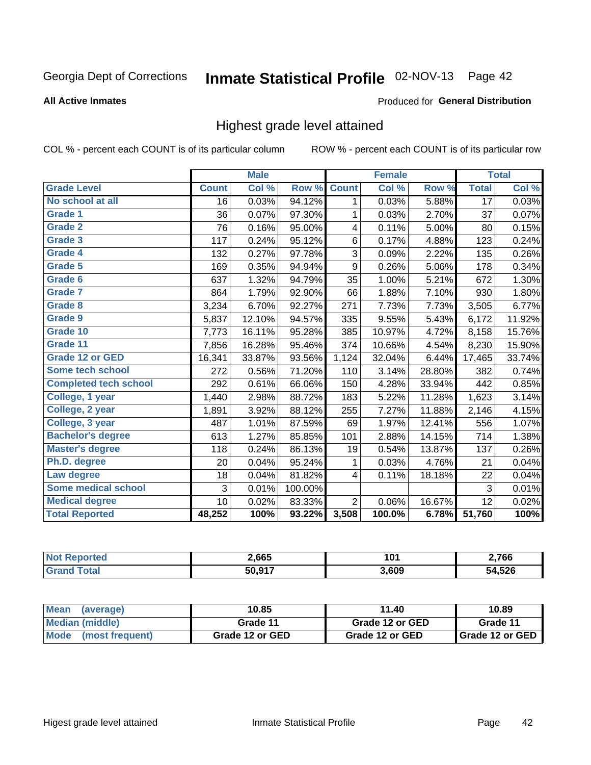Georgia Dept of Corrections **Inmate Statistical Profile** 02-NOV-13

**All Active Inmates**

Produced for **General Distribution**

## Highest grade level attained

COL % - percent each COUNT is of its particular column

ROW % - percent each COUNT is of its particular row

| | Male | | | Female | | | Total | |
|---|---|---|---|---|---|---|---|---|
| **Grade Level** | **Count** | **Col %** | **Row %** | **Count** | **Col %** | **Row %** | **Total** | **Col %** |
| No school at all | 16 | 0.03% | 94.12% | 1 | 0.03% | 5.88% | 17 | 0.03% |
| Grade 1 | 36 | 0.07% | 97.30% | 1 | 0.03% | 2.70% | 37 | 0.07% |
| Grade 2 | 76 | 0.16% | 95.00% | 4 | 0.11% | 5.00% | 80 | 0.15% |
| Grade 3 | 117 | 0.24% | 95.12% | 6 | 0.17% | 4.88% | 123 | 0.24% |
| Grade 4 | 132 | 0.27% | 97.78% | 3 | 0.09% | 2.22% | 135 | 0.26% |
| Grade 5 | 169 | 0.35% | 94.94% | 9 | 0.26% | 5.06% | 178 | 0.34% |
| Grade 6 | 637 | 1.32% | 94.79% | 35 | 1.00% | 5.21% | 672 | 1.30% |
| Grade 7 | 864 | 1.79% | 92.90% | 66 | 1.88% | 7.10% | 930 | 1.80% |
| Grade 8 | 3,234 | 6.70% | 92.27% | 271 | 7.73% | 7.73% | 3,505 | 6.77% |
| Grade 9 | 5,837 | 12.10% | 94.57% | 335 | 9.55% | 5.43% | 6,172 | 11.92% |
| Grade 10 | 7,773 | 16.11% | 95.28% | 385 | 10.97% | 4.72% | 8,158 | 15.76% |
| Grade 11 | 7,856 | 16.28% | 95.46% | 374 | 10.66% | 4.54% | 8,230 | 15.90% |
| Grade 12 or GED | 16,341 | 33.87% | 93.56% | 1,124 | 32.04% | 6.44% | 17,465 | 33.74% |
| Some tech school | 272 | 0.56% | 71.20% | 110 | 3.14% | 28.80% | 382 | 0.74% |
| Completed tech school | 292 | 0.61% | 66.06% | 150 | 4.28% | 33.94% | 442 | 0.85% |
| College, 1 year | 1,440 | 2.98% | 88.72% | 183 | 5.22% | 11.28% | 1,623 | 3.14% |
| College, 2 year | 1,891 | 3.92% | 88.12% | 255 | 7.27% | 11.88% | 2,146 | 4.15% |
| College, 3 year | 487 | 1.01% | 87.59% | 69 | 1.97% | 12.41% | 556 | 1.07% |
| Bachelor's degree | 613 | 1.27% | 85.85% | 101 | 2.88% | 14.15% | 714 | 1.38% |
| Master's degree | 118 | 0.24% | 86.13% | 19 | 0.54% | 13.87% | 137 | 0.26% |
| Ph.D. degree | 20 | 0.04% | 95.24% | 1 | 0.03% | 4.76% | 21 | 0.04% |
| Law degree | 18 | 0.04% | 81.82% | 4 | 0.11% | 18.18% | 22 | 0.04% |
| Some medical school | 3 | 0.01% | 100.00% | | | | 3 | 0.01% |
| Medical degree | 10 | 0.02% | 83.33% | 2 | 0.06% | 16.67% | 12 | 0.02% |
| **Total Reported** | **48,252** | **100%** | **93.22%** | **3,508** | **100.0%** | **6.78%** | **51,760** | **100%** |

| | Male | Female | Total |
|---|---|---|---|
| Not Reported | 2,665 | 101 | 2,766 |
| Grand Total | 50,917 | 3,609 | 54,526 |

| | Male | Female | Total |
|---|---|---|---|
| Mean (average) | 10.85 | 11.40 | 10.89 |
| Median (middle) | Grade 11 | Grade 12 or GED | Grade 11 |
| Mode (most frequent) | Grade 12 or GED | Grade 12 or GED | Grade 12 or GED |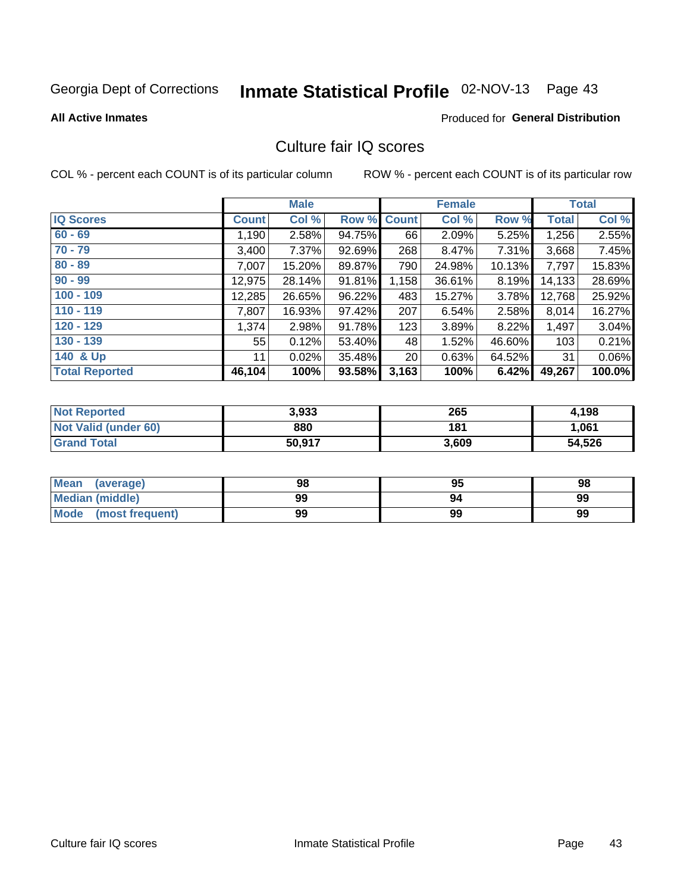Georgia Dept of Corrections **Inmate Statistical Profile** 02-NOV-13 Page 43

**All Active Inmates**

Produced for **General Distribution**

## Culture fair IQ scores

COL % - percent each COUNT is of its particular column

ROW % - percent each COUNT is of its particular row

| | Male | | | Female | | | Total | |
|---|---|---|---|---|---|---|---|---|
| **IQ Scores** | **Count** | **Col %** | **Row %** | **Count** | **Col %** | **Row %** | **Total** | **Col %** |
| **60 - 69** | 1,190 | 2.58% | 94.75% | 66 | 2.09% | 5.25% | 1,256 | 2.55% |
| **70 - 79** | 3,400 | 7.37% | 92.69% | 268 | 8.47% | 7.31% | 3,668 | 7.45% |
| **80 - 89** | 7,007 | 15.20% | 89.87% | 790 | 24.98% | 10.13% | 7,797 | 15.83% |
| **90 - 99** | 12,975 | 28.14% | 91.81% | 1,158 | 36.61% | 8.19% | 14,133 | 28.69% |
| **100 - 109** | 12,285 | 26.65% | 96.22% | 483 | 15.27% | 3.78% | 12,768 | 25.92% |
| **110 - 119** | 7,807 | 16.93% | 97.42% | 207 | 6.54% | 2.58% | 8,014 | 16.27% |
| **120 - 129** | 1,374 | 2.98% | 91.78% | 123 | 3.89% | 8.22% | 1,497 | 3.04% |
| **130 - 139** | 55 | 0.12% | 53.40% | 48 | 1.52% | 46.60% | 103 | 0.21% |
| **140 & Up** | 11 | 0.02% | 35.48% | 20 | 0.63% | 64.52% | 31 | 0.06% |
| **Total Reported** | **46,104** | **100%** | **93.58%** | **3,163** | **100%** | **6.42%** | **49,267** | **100.0%** |

| | Male | Female | Total |
|---|---|---|---|
| **Not Reported** | **3,933** | **265** | **4,198** |
| **Not Valid (under 60)** | **880** | **181** | **1,061** |
| **Grand Total** | **50,917** | **3,609** | **54,526** |

| | Male | Female | Total |
|---|---|---|---|
| **Mean (average)** | **98** | **95** | **98** |
| **Median (middle)** | **99** | **94** | **99** |
| **Mode (most frequent)** | **99** | **99** | **99** |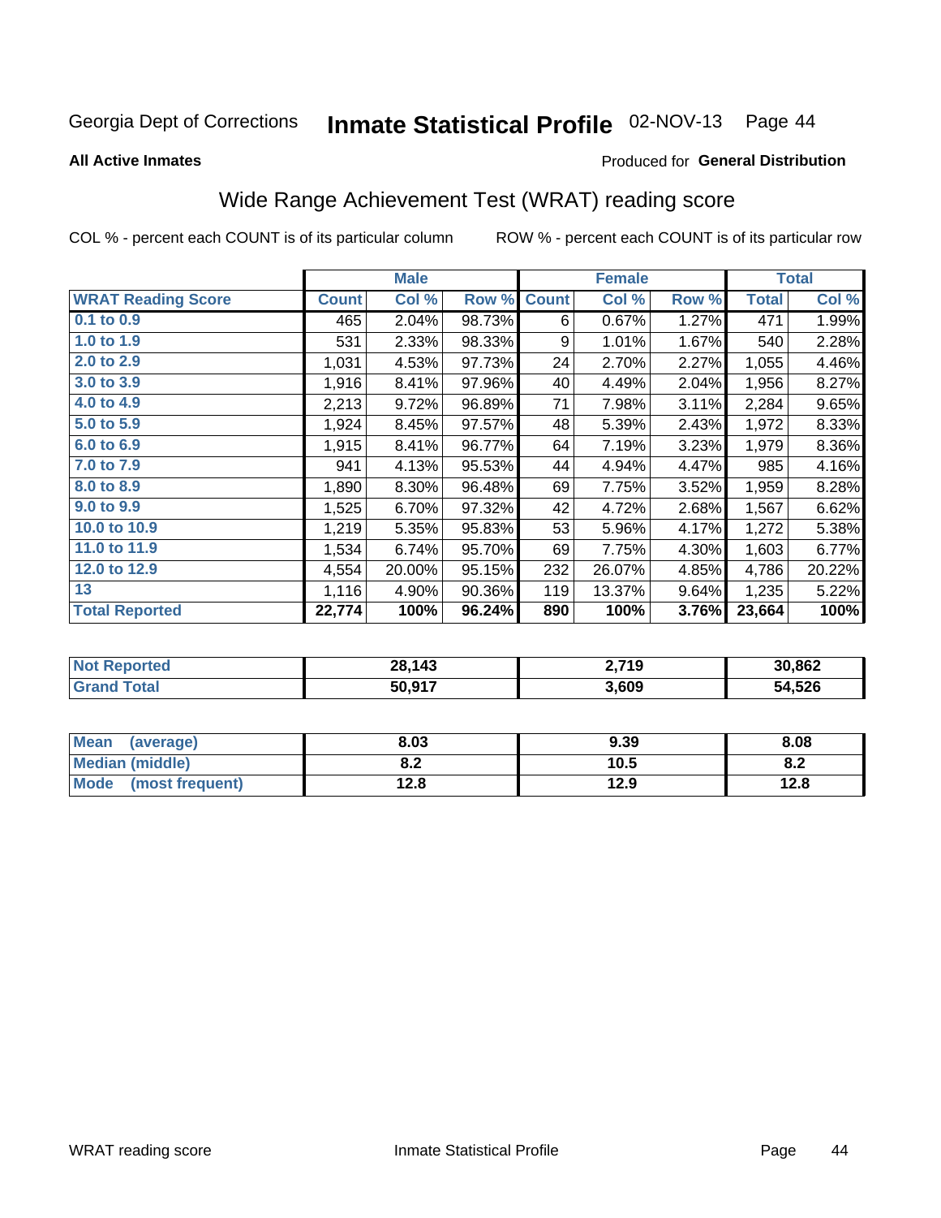Georgia Dept of Corrections **Inmate Statistical Profile** 02-NOV-13

**All Active Inmates**

Produced for **General Distribution**

## Wide Range Achievement Test (WRAT) reading score

COL % - percent each COUNT is of its particular column ROW % - percent each COUNT is of its particular row

| | Male | | | Female | | | Total | |
|---|---|---|---|---|---|---|---|---|
| **WRAT Reading Score** | **Count** | **Col %** | **Row %** | **Count** | **Col %** | **Row %** | **Total** | **Col %** |
| **0.1 to 0.9** | 465 | 2.04% | 98.73% | 6 | 0.67% | 1.27% | 471 | 1.99% |
| **1.0 to 1.9** | 531 | 2.33% | 98.33% | 9 | 1.01% | 1.67% | 540 | 2.28% |
| **2.0 to 2.9** | 1,031 | 4.53% | 97.73% | 24 | 2.70% | 2.27% | 1,055 | 4.46% |
| **3.0 to 3.9** | 1,916 | 8.41% | 97.96% | 40 | 4.49% | 2.04% | 1,956 | 8.27% |
| **4.0 to 4.9** | 2,213 | 9.72% | 96.89% | 71 | 7.98% | 3.11% | 2,284 | 9.65% |
| **5.0 to 5.9** | 1,924 | 8.45% | 97.57% | 48 | 5.39% | 2.43% | 1,972 | 8.33% |
| **6.0 to 6.9** | 1,915 | 8.41% | 96.77% | 64 | 7.19% | 3.23% | 1,979 | 8.36% |
| **7.0 to 7.9** | 941 | 4.13% | 95.53% | 44 | 4.94% | 4.47% | 985 | 4.16% |
| **8.0 to 8.9** | 1,890 | 8.30% | 96.48% | 69 | 7.75% | 3.52% | 1,959 | 8.28% |
| **9.0 to 9.9** | 1,525 | 6.70% | 97.32% | 42 | 4.72% | 2.68% | 1,567 | 6.62% |
| **10.0 to 10.9** | 1,219 | 5.35% | 95.83% | 53 | 5.96% | 4.17% | 1,272 | 5.38% |
| **11.0 to 11.9** | 1,534 | 6.74% | 95.70% | 69 | 7.75% | 4.30% | 1,603 | 6.77% |
| **12.0 to 12.9** | 4,554 | 20.00% | 95.15% | 232 | 26.07% | 4.85% | 4,786 | 20.22% |
| **13** | 1,116 | 4.90% | 90.36% | 119 | 13.37% | 9.64% | 1,235 | 5.22% |
| **Total Reported** | **22,774** | **100%** | **96.24%** | **890** | **100%** | **3.76%** | **23,664** | **100%** |

| | Male | Female | Total |
|---|---|---|---|
| **Not Reported** | **28,143** | **2,719** | **30,862** |
| **Grand Total** | **50,917** | **3,609** | **54,526** |

| | Male | Female | Total |
|---|---|---|---|
| **Mean (average)** | **8.03** | **9.39** | **8.08** |
| **Median (middle)** | **8.2** | **10.5** | **8.2** |
| **Mode (most frequent)** | **12.8** | **12.9** | **12.8** |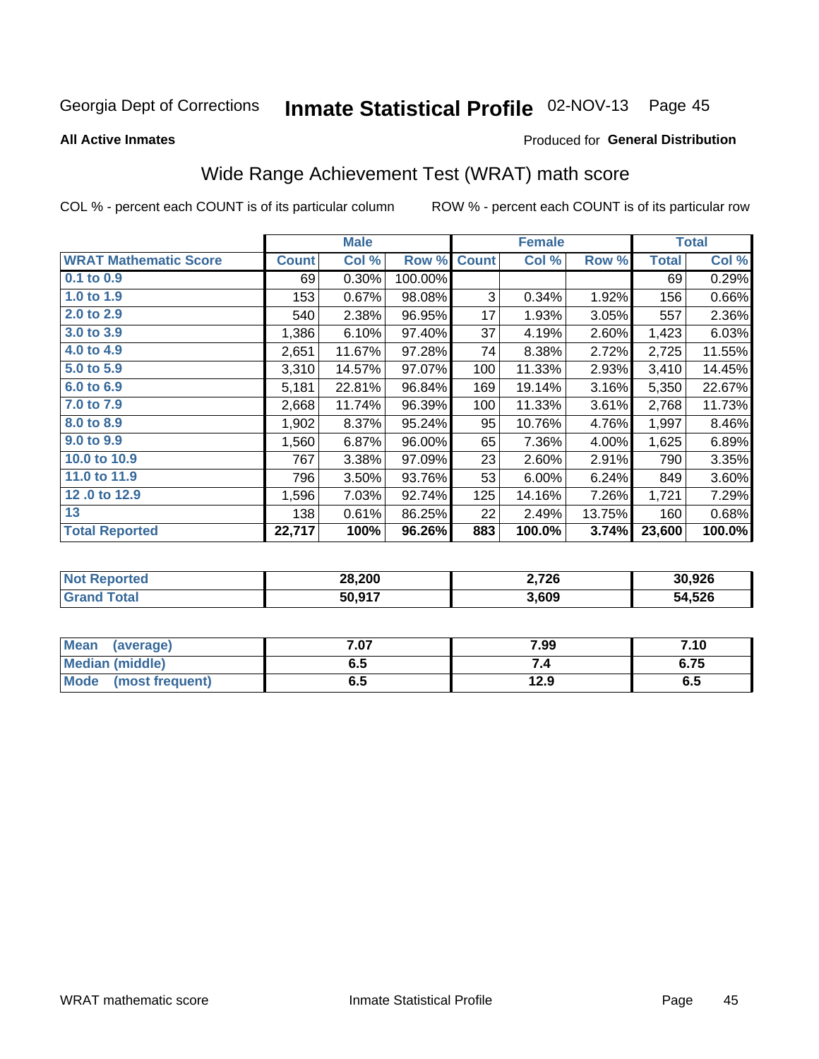Georgia Dept of Corrections **Inmate Statistical Profile** 02-NOV-13 Page 45

**All Active Inmates**

Produced for **General Distribution**

## Wide Range Achievement Test (WRAT) math score

COL % - percent each COUNT is of its particular column ROW % - percent each COUNT is of its particular row

| | Male | | | Female | | | Total | |
|---|---|---|---|---|---|---|---|---|
| **WRAT Mathematic Score** | **Count** | **Col %** | **Row %** | **Count** | **Col %** | **Row %** | **Total** | **Col %** |
| **0.1 to 0.9** | 69 | 0.30% | 100.00% | | | | 69 | 0.29% |
| **1.0 to 1.9** | 153 | 0.67% | 98.08% | 3 | 0.34% | 1.92% | 156 | 0.66% |
| **2.0 to 2.9** | 540 | 2.38% | 96.95% | 17 | 1.93% | 3.05% | 557 | 2.36% |
| **3.0 to 3.9** | 1,386 | 6.10% | 97.40% | 37 | 4.19% | 2.60% | 1,423 | 6.03% |
| **4.0 to 4.9** | 2,651 | 11.67% | 97.28% | 74 | 8.38% | 2.72% | 2,725 | 11.55% |
| **5.0 to 5.9** | 3,310 | 14.57% | 97.07% | 100 | 11.33% | 2.93% | 3,410 | 14.45% |
| **6.0 to 6.9** | 5,181 | 22.81% | 96.84% | 169 | 19.14% | 3.16% | 5,350 | 22.67% |
| **7.0 to 7.9** | 2,668 | 11.74% | 96.39% | 100 | 11.33% | 3.61% | 2,768 | 11.73% |
| **8.0 to 8.9** | 1,902 | 8.37% | 95.24% | 95 | 10.76% | 4.76% | 1,997 | 8.46% |
| **9.0 to 9.9** | 1,560 | 6.87% | 96.00% | 65 | 7.36% | 4.00% | 1,625 | 6.89% |
| **10.0 to 10.9** | 767 | 3.38% | 97.09% | 23 | 2.60% | 2.91% | 790 | 3.35% |
| **11.0 to 11.9** | 796 | 3.50% | 93.76% | 53 | 6.00% | 6.24% | 849 | 3.60% |
| **12 .0 to 12.9** | 1,596 | 7.03% | 92.74% | 125 | 14.16% | 7.26% | 1,721 | 7.29% |
| **13** | 138 | 0.61% | 86.25% | 22 | 2.49% | 13.75% | 160 | 0.68% |
| **Total Reported** | **22,717** | **100%** | **96.26%** | **883** | **100.0%** | **3.74%** | **23,600** | **100.0%** |

| | Male | Female | Total |
|---|---|---|---|
| **Not Reported** | **28,200** | **2,726** | **30,926** |
| **Grand Total** | **50,917** | **3,609** | **54,526** |

| | Male | Female | Total |
|---|---|---|---|
| **Mean (average)** | **7.07** | **7.99** | **7.10** |
| **Median (middle)** | **6.5** | **7.4** | **6.75** |
| **Mode (most frequent)** | **6.5** | **12.9** | **6.5** |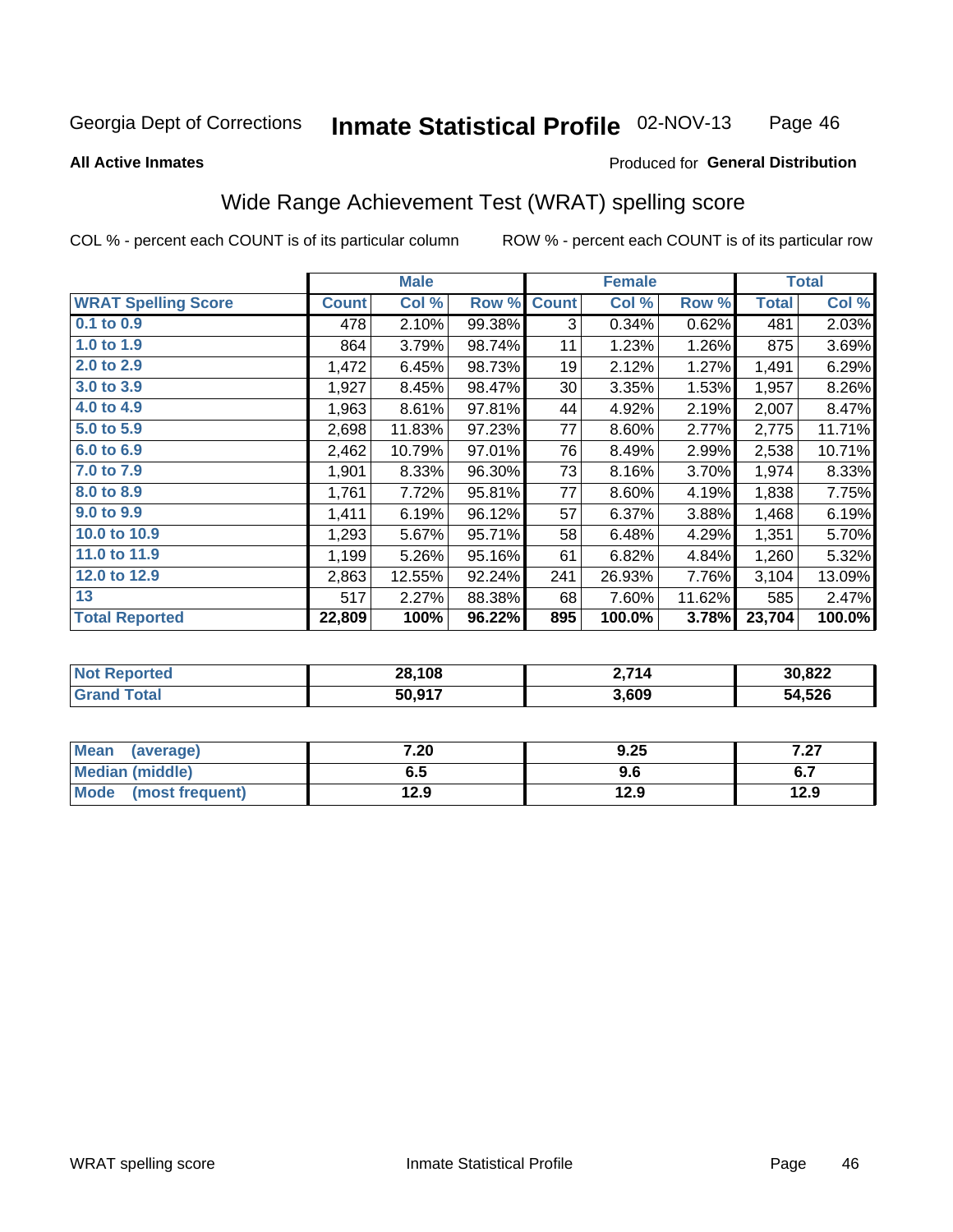Georgia Dept of Corrections **Inmate Statistical Profile** 02-NOV-13

**All Active Inmates**

Produced for **General Distribution**

## Wide Range Achievement Test (WRAT) spelling score

COL % - percent each COUNT is of its particular column ROW % - percent each COUNT is of its particular row

| | Male | | | Female | | | Total | |
|---|---|---|---|---|---|---|---|---|
| **WRAT Spelling Score** | **Count** | **Col %** | **Row %** | **Count** | **Col %** | **Row %** | **Total** | **Col %** |
| **0.1 to 0.9** | 478 | 2.10% | 99.38% | 3 | 0.34% | 0.62% | 481 | 2.03% |
| **1.0 to 1.9** | 864 | 3.79% | 98.74% | 11 | 1.23% | 1.26% | 875 | 3.69% |
| **2.0 to 2.9** | 1,472 | 6.45% | 98.73% | 19 | 2.12% | 1.27% | 1,491 | 6.29% |
| **3.0 to 3.9** | 1,927 | 8.45% | 98.47% | 30 | 3.35% | 1.53% | 1,957 | 8.26% |
| **4.0 to 4.9** | 1,963 | 8.61% | 97.81% | 44 | 4.92% | 2.19% | 2,007 | 8.47% |
| **5.0 to 5.9** | 2,698 | 11.83% | 97.23% | 77 | 8.60% | 2.77% | 2,775 | 11.71% |
| **6.0 to 6.9** | 2,462 | 10.79% | 97.01% | 76 | 8.49% | 2.99% | 2,538 | 10.71% |
| **7.0 to 7.9** | 1,901 | 8.33% | 96.30% | 73 | 8.16% | 3.70% | 1,974 | 8.33% |
| **8.0 to 8.9** | 1,761 | 7.72% | 95.81% | 77 | 8.60% | 4.19% | 1,838 | 7.75% |
| **9.0 to 9.9** | 1,411 | 6.19% | 96.12% | 57 | 6.37% | 3.88% | 1,468 | 6.19% |
| **10.0 to 10.9** | 1,293 | 5.67% | 95.71% | 58 | 6.48% | 4.29% | 1,351 | 5.70% |
| **11.0 to 11.9** | 1,199 | 5.26% | 95.16% | 61 | 6.82% | 4.84% | 1,260 | 5.32% |
| **12.0 to 12.9** | 2,863 | 12.55% | 92.24% | 241 | 26.93% | 7.76% | 3,104 | 13.09% |
| **13** | 517 | 2.27% | 88.38% | 68 | 7.60% | 11.62% | 585 | 2.47% |
| **Total Reported** | **22,809** | **100%** | **96.22%** | **895** | **100.0%** | **3.78%** | **23,704** | **100.0%** |

| | Male | Female | Total |
|---|---|---|---|
| **Not Reported** | **28,108** | **2,714** | **30,822** |
| **Grand Total** | **50,917** | **3,609** | **54,526** |

| | Male | Female | Total |
|---|---|---|---|
| **Mean (average)** | **7.20** | **9.25** | **7.27** |
| **Median (middle)** | **6.5** | **9.6** | **6.7** |
| **Mode (most frequent)** | **12.9** | **12.9** | **12.9** |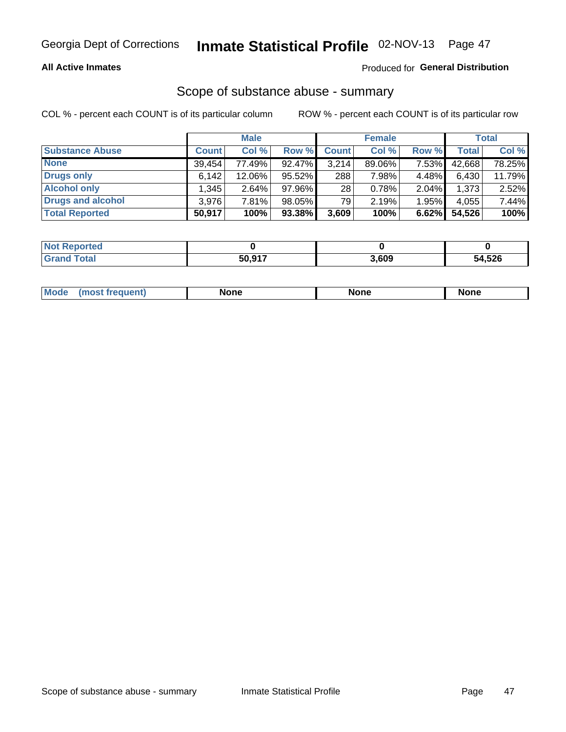Georgia Dept of Corrections **Inmate Statistical Profile** 02-NOV-13

**All Active Inmates**

Produced for **General Distribution**

## Scope of substance abuse - summary

COL % - percent each COUNT is of its particular column

ROW % - percent each COUNT is of its particular row

| | Male | | | Female | | | Total | |
|---|---|---|---|---|---|---|---|---|
| **Substance Abuse** | **Count** | **Col %** | **Row %** | **Count** | **Col %** | **Row %** | **Total** | **Col %** |
| **None** | 39,454 | 77.49% | 92.47% | 3,214 | 89.06% | 7.53% | 42,668 | 78.25% |
| **Drugs only** | 6,142 | 12.06% | 95.52% | 288 | 7.98% | 4.48% | 6,430 | 11.79% |
| **Alcohol only** | 1,345 | 2.64% | 97.96% | 28 | 0.78% | 2.04% | 1,373 | 2.52% |
| **Drugs and alcohol** | 3,976 | 7.81% | 98.05% | 79 | 2.19% | 1.95% | 4,055 | 7.44% |
| **Total Reported** | **50,917** | **100%** | **93.38%** | **3,609** | **100%** | **6.62%** | **54,526** | **100%** |

| | Male | Female | Total |
|---|---|---|---|
| **Not Reported** | **0** | **0** | **0** |
| **Grand Total** | **50,917** | **3,609** | **54,526** |

| | Male | Female | Total |
|---|---|---|---|
| **Mode (most frequent)** | **None** | **None** | **None** |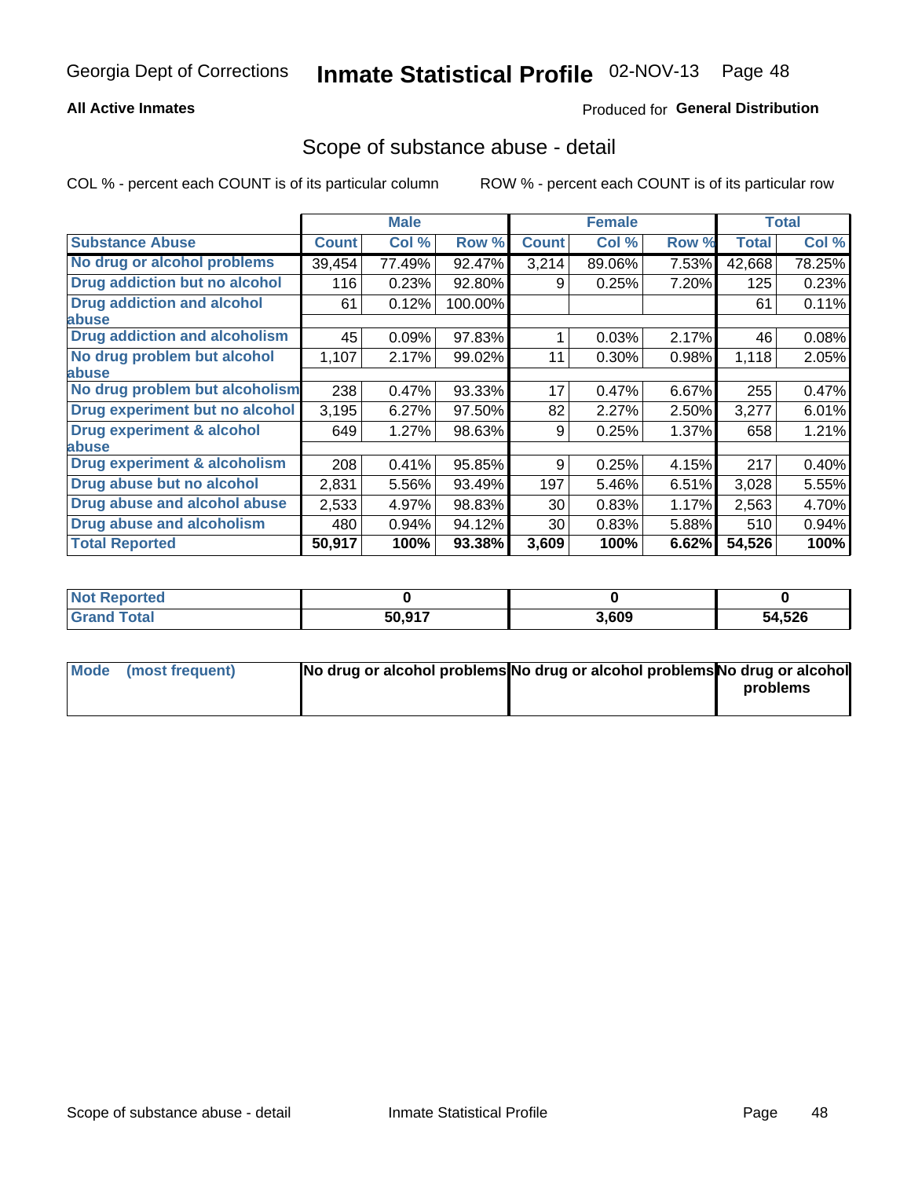Georgia Dept of Corrections **Inmate Statistical Profile** 02-NOV-13

**All Active Inmates**

Produced for **General Distribution**

## Scope of substance abuse - detail

COL % - percent each COUNT is of its particular column ROW % - percent each COUNT is of its particular row

| | Male | | | Female | | | Total | |
|---|---|---|---|---|---|---|---|---|
| **Substance Abuse** | **Count** | **Col %** | **Row %** | **Count** | **Col %** | **Row %** | **Total** | **Col %** |
| **No drug or alcohol problems** | 39,454 | 77.49% | 92.47% | 3,214 | 89.06% | 7.53% | 42,668 | 78.25% |
| **Drug addiction but no alcohol** | 116 | 0.23% | 92.80% | 9 | 0.25% | 7.20% | 125 | 0.23% |
| **Drug addiction and alcohol abuse** | 61 | 0.12% | 100.00% | | | | 61 | 0.11% |
| **Drug addiction and alcoholism** | 45 | 0.09% | 97.83% | 1 | 0.03% | 2.17% | 46 | 0.08% |
| **No drug problem but alcohol abuse** | 1,107 | 2.17% | 99.02% | 11 | 0.30% | 0.98% | 1,118 | 2.05% |
| **No drug problem but alcoholism** | 238 | 0.47% | 93.33% | 17 | 0.47% | 6.67% | 255 | 0.47% |
| **Drug experiment but no alcohol** | 3,195 | 6.27% | 97.50% | 82 | 2.27% | 2.50% | 3,277 | 6.01% |
| **Drug experiment & alcohol abuse** | 649 | 1.27% | 98.63% | 9 | 0.25% | 1.37% | 658 | 1.21% |
| **Drug experiment & alcoholism** | 208 | 0.41% | 95.85% | 9 | 0.25% | 4.15% | 217 | 0.40% |
| **Drug abuse but no alcohol** | 2,831 | 5.56% | 93.49% | 197 | 5.46% | 6.51% | 3,028 | 5.55% |
| **Drug abuse and alcohol abuse** | 2,533 | 4.97% | 98.83% | 30 | 0.83% | 1.17% | 2,563 | 4.70% |
| **Drug abuse and alcoholism** | 480 | 0.94% | 94.12% | 30 | 0.83% | 5.88% | 510 | 0.94% |
| **Total Reported** | **50,917** | **100%** | **93.38%** | **3,609** | **100%** | **6.62%** | **54,526** | **100%** |

| | Male | Female | Total |
|---|---|---|---|
| **Not Reported** | **0** | **0** | **0** |
| **Grand Total** | **50,917** | **3,609** | **54,526** |

| | Male | Female | Total |
|---|---|---|---|
| **Mode (most frequent)** | **No drug or alcohol problems** | **No drug or alcohol problems** | **No drug or alcohol problems** |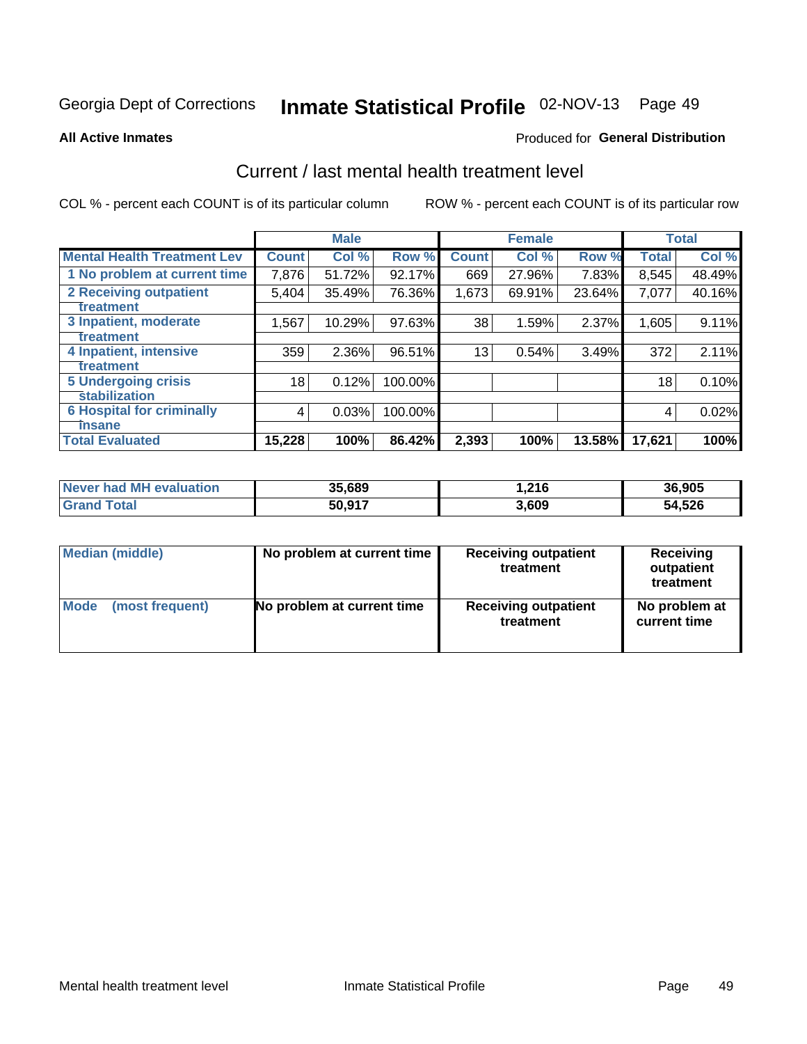Georgia Dept of Corrections **Inmate Statistical Profile** 02-NOV-13 Page 49

**All Active Inmates**

Produced for **General Distribution**

## Current / last mental health treatment level

COL % - percent each COUNT is of its particular column

ROW % - percent each COUNT is of its particular row

| | Male | | | Female | | | Total | |
|---|---|---|---|---|---|---|---|---|
| **Mental Health Treatment Lev** | **Count** | **Col %** | **Row %** | **Count** | **Col %** | **Row %** | **Total** | **Col %** |
| 1 No problem at current time | 7,876 | 51.72% | 92.17% | 669 | 27.96% | 7.83% | 8,545 | 48.49% |
| 2 Receiving outpatient treatment | 5,404 | 35.49% | 76.36% | 1,673 | 69.91% | 23.64% | 7,077 | 40.16% |
| 3 Inpatient, moderate treatment | 1,567 | 10.29% | 97.63% | 38 | 1.59% | 2.37% | 1,605 | 9.11% |
| 4 Inpatient, intensive treatment | 359 | 2.36% | 96.51% | 13 | 0.54% | 3.49% | 372 | 2.11% |
| 5 Undergoing crisis stabilization | 18 | 0.12% | 100.00% | | | | 18 | 0.10% |
| 6 Hospital for criminally insane | 4 | 0.03% | 100.00% | | | | 4 | 0.02% |
| **Total Evaluated** | **15,228** | **100%** | **86.42%** | **2,393** | **100%** | **13.58%** | **17,621** | **100%** |

| | Male | Female | Total |
|---|---|---|---|
| **Never had MH evaluation** | **35,689** | **1,216** | **36,905** |
| **Grand Total** | **50,917** | **3,609** | **54,526** |

| | Male | Female | Total |
|---|---|---|---|
| **Median (middle)** | **No problem at current time** | **Receiving outpatient treatment** | **Receiving outpatient treatment** |
| **Mode (most frequent)** | **No problem at current time** | **Receiving outpatient treatment** | **No problem at current time** |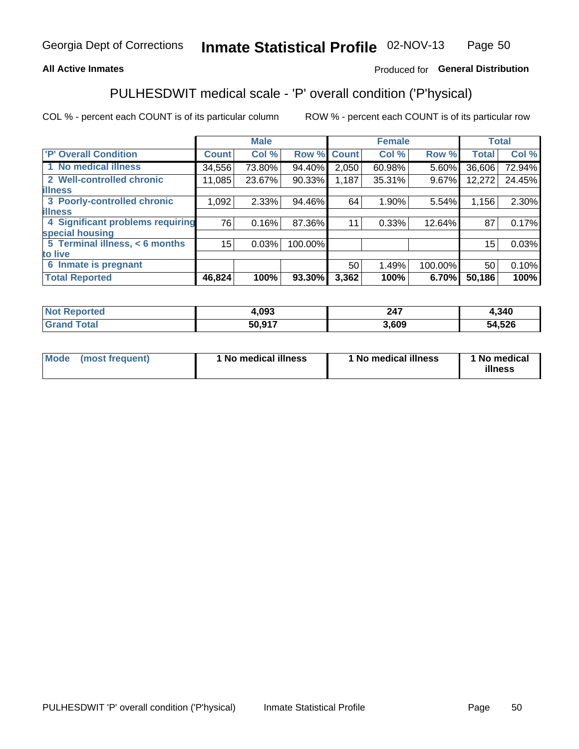Georgia Dept of Corrections **Inmate Statistical Profile** 02-NOV-13

**All Active Inmates**

Produced for **General Distribution**

## PULHESDWIT medical scale - 'P' overall condition ('P'hysical)

COL % - percent each COUNT is of its particular column ROW % - percent each COUNT is of its particular row

| | Male | | | Female | | | Total | |
|---|---|---|---|---|---|---|---|---|
| 'P' Overall Condition | Count | Col % | Row % | Count | Col % | Row % | Total | Col % |
| 1 No medical illness | 34,556 | 73.80% | 94.40% | 2,050 | 60.98% | 5.60% | 36,606 | 72.94% |
| 2 Well-controlled chronic illness | 11,085 | 23.67% | 90.33% | 1,187 | 35.31% | 9.67% | 12,272 | 24.45% |
| 3 Poorly-controlled chronic illness | 1,092 | 2.33% | 94.46% | 64 | 1.90% | 5.54% | 1,156 | 2.30% |
| 4 Significant problems requiring special housing | 76 | 0.16% | 87.36% | 11 | 0.33% | 12.64% | 87 | 0.17% |
| 5 Terminal illness, < 6 months to live | 15 | 0.03% | 100.00% | | | | 15 | 0.03% |
| 6 Inmate is pregnant | | | | 50 | 1.49% | 100.00% | 50 | 0.10% |
| **Total Reported** | **46,824** | **100%** | **93.30%** | **3,362** | **100%** | **6.70%** | **50,186** | **100%** |

| | Male | Female | Total |
|---|---|---|---|
| Not Reported | 4,093 | 247 | 4,340 |
| Grand Total | 50,917 | 3,609 | 54,526 |

| | Male | Female | Total |
|---|---|---|---|
| Mode (most frequent) | 1 No medical illness | 1 No medical illness | 1 No medical illness |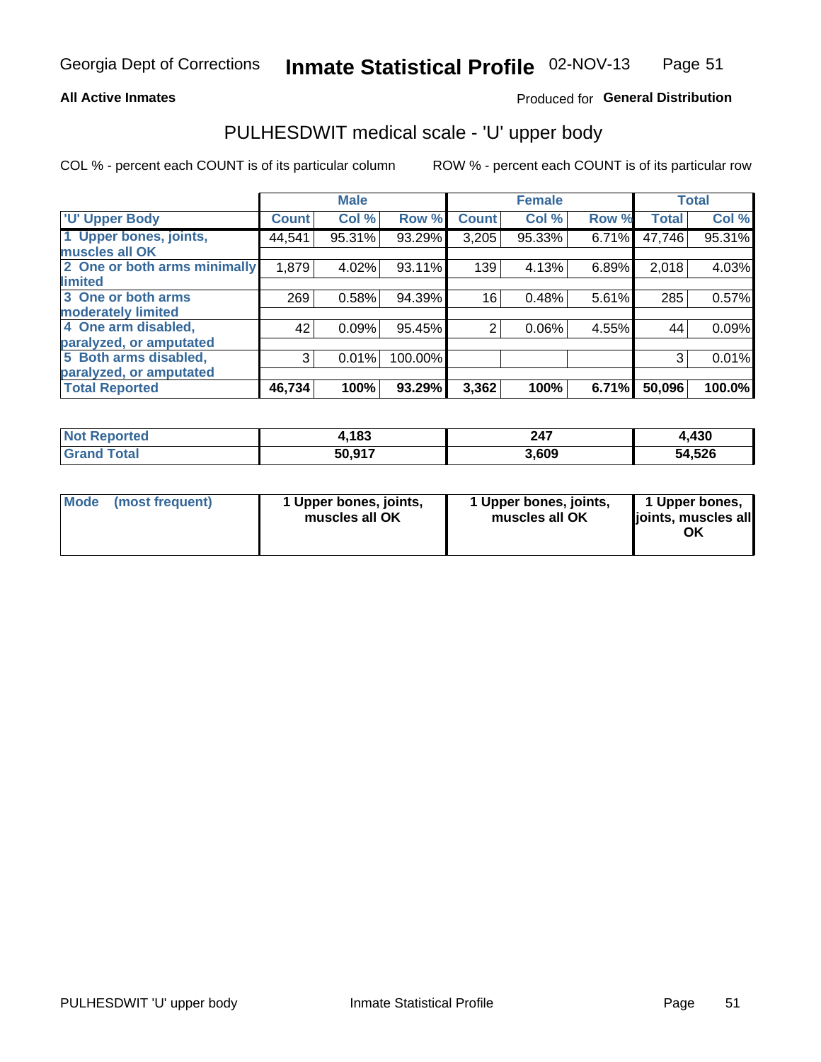Georgia Dept of Corrections **Inmate Statistical Profile** 02-NOV-13

**All Active Inmates**

Produced for **General Distribution**

## PULHESDWIT medical scale - 'U' upper body

COL % - percent each COUNT is of its particular column    ROW % - percent each COUNT is of its particular row

| | Male | | | Female | | | Total | |
|---|---|---|---|---|---|---|---|---|
| 'U' Upper Body | Count | Col % | Row % | Count | Col % | Row % | Total | Col % |
| 1 Upper bones, joints, muscles all OK | 44,541 | 95.31% | 93.29% | 3,205 | 95.33% | 6.71% | 47,746 | 95.31% |
| 2 One or both arms minimally limited | 1,879 | 4.02% | 93.11% | 139 | 4.13% | 6.89% | 2,018 | 4.03% |
| 3 One or both arms moderately limited | 269 | 0.58% | 94.39% | 16 | 0.48% | 5.61% | 285 | 0.57% |
| 4 One arm disabled, paralyzed, or amputated | 42 | 0.09% | 95.45% | 2 | 0.06% | 4.55% | 44 | 0.09% |
| 5 Both arms disabled, paralyzed, or amputated | 3 | 0.01% | 100.00% | | | | 3 | 0.01% |
| **Total Reported** | **46,734** | **100%** | **93.29%** | **3,362** | **100%** | **6.71%** | **50,096** | **100.0%** |

| | Male | Female | Total |
|---|---|---|---|
| Not Reported | 4,183 | 247 | 4,430 |
| Grand Total | 50,917 | 3,609 | 54,526 |

| | Male | Female | Total |
|---|---|---|---|
| Mode (most frequent) | 1 Upper bones, joints, muscles all OK | 1 Upper bones, joints, muscles all OK | 1 Upper bones, joints, muscles all OK |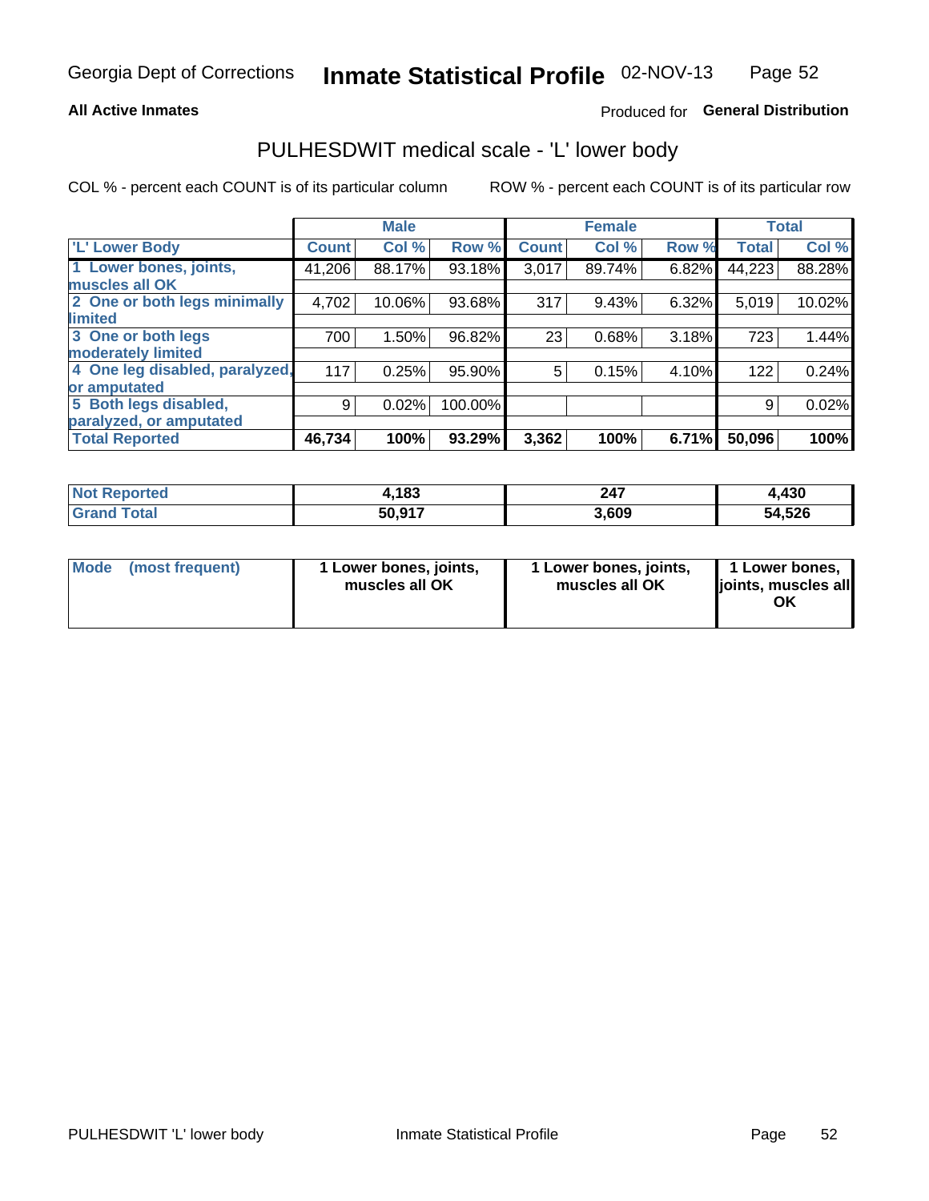Georgia Dept of Corrections **Inmate Statistical Profile** 02-NOV-13

**All Active Inmates**

Produced for **General Distribution**

## PULHESDWIT medical scale - 'L' lower body

COL % - percent each COUNT is of its particular column

ROW % - percent each COUNT is of its particular row

| | Male | | | Female | | | Total | |
|---|---|---|---|---|---|---|---|---|
| **'L' Lower Body** | **Count** | **Col %** | **Row %** | **Count** | **Col %** | **Row %** | **Total** | **Col %** |
| **1 Lower bones, joints, muscles all OK** | 41,206 | 88.17% | 93.18% | 3,017 | 89.74% | 6.82% | 44,223 | 88.28% |
| **2 One or both legs minimally limited** | 4,702 | 10.06% | 93.68% | 317 | 9.43% | 6.32% | 5,019 | 10.02% |
| **3 One or both legs moderately limited** | 700 | 1.50% | 96.82% | 23 | 0.68% | 3.18% | 723 | 1.44% |
| **4 One leg disabled, paralyzed, or amputated** | 117 | 0.25% | 95.90% | 5 | 0.15% | 4.10% | 122 | 0.24% |
| **5 Both legs disabled, paralyzed, or amputated** | 9 | 0.02% | 100.00% | | | | 9 | 0.02% |
| **Total Reported** | **46,734** | **100%** | **93.29%** | **3,362** | **100%** | **6.71%** | **50,096** | **100%** |

| | Male | Female | Total |
|---|---|---|---|
| **Not Reported** | **4,183** | **247** | **4,430** |
| **Grand Total** | **50,917** | **3,609** | **54,526** |

| | Male | Female | Total |
|---|---|---|---|
| **Mode (most frequent)** | **1 Lower bones, joints, muscles all OK** | **1 Lower bones, joints, muscles all OK** | **1 Lower bones, joints, muscles all OK** |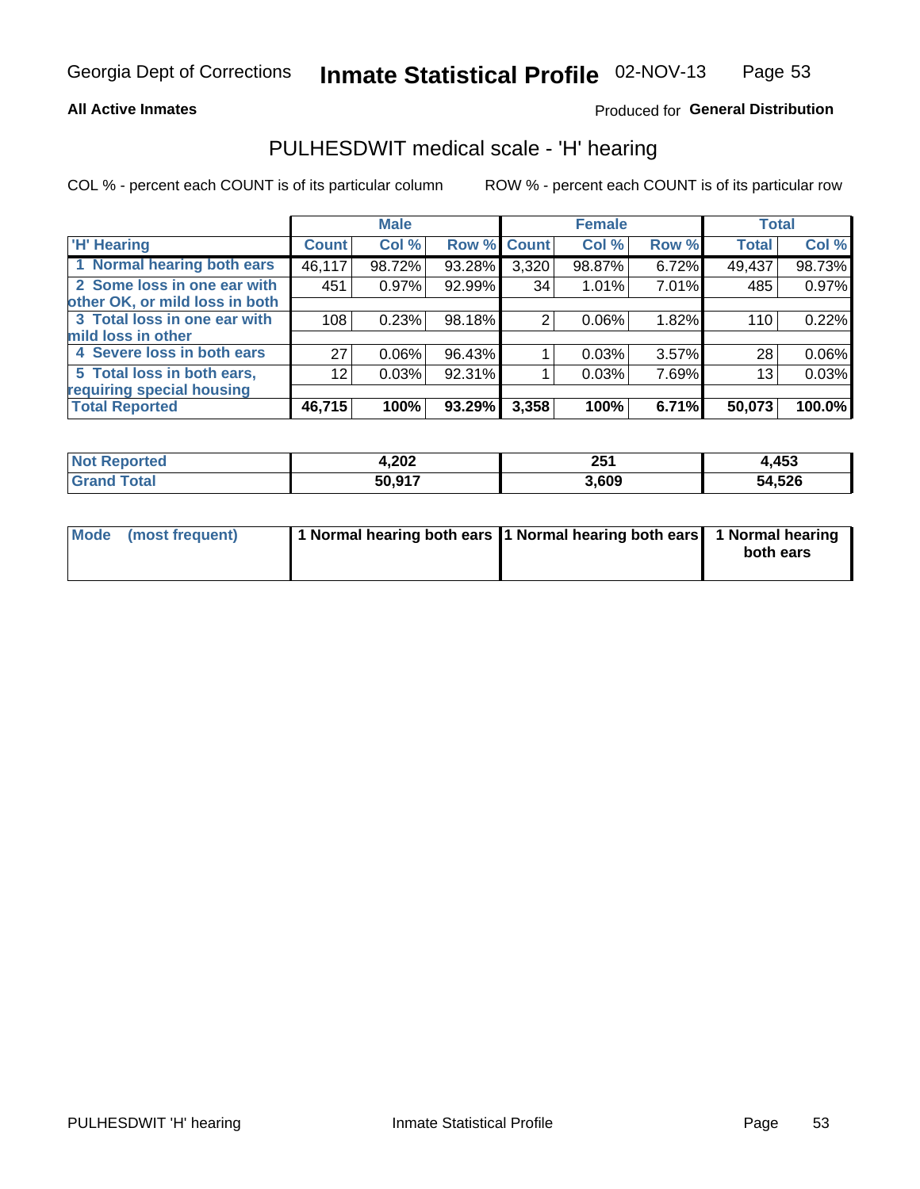Georgia Dept of Corrections **Inmate Statistical Profile** 02-NOV-13

**All Active Inmates**

Produced for **General Distribution**

## PULHESDWIT medical scale - 'H' hearing

COL % - percent each COUNT is of its particular column ROW % - percent each COUNT is of its particular row

| 'H' Hearing | Male | | | Female | | | Total | |
|---|---|---|---|---|---|---|---|---|
| | Count | Col % | Row % | Count | Col % | Row % | Total | Col % |
| 1 Normal hearing both ears | 46,117 | 98.72% | 93.28% | 3,320 | 98.87% | 6.72% | 49,437 | 98.73% |
| 2 Some loss in one ear with other OK, or mild loss in both | 451 | 0.97% | 92.99% | 34 | 1.01% | 7.01% | 485 | 0.97% |
| 3 Total loss in one ear with mild loss in other | 108 | 0.23% | 98.18% | 2 | 0.06% | 1.82% | 110 | 0.22% |
| 4 Severe loss in both ears | 27 | 0.06% | 96.43% | 1 | 0.03% | 3.57% | 28 | 0.06% |
| 5 Total loss in both ears, requiring special housing | 12 | 0.03% | 92.31% | 1 | 0.03% | 7.69% | 13 | 0.03% |
| **Total Reported** | **46,715** | **100%** | **93.29%** | **3,358** | **100%** | **6.71%** | **50,073** | **100.0%** |

| | Male | Female | Total |
|---|---|---|---|
| Not Reported | 4,202 | 251 | 4,453 |
| Grand Total | 50,917 | 3,609 | 54,526 |

| | Male | Female | Total |
|---|---|---|---|
| Mode (most frequent) | 1 Normal hearing both ears | 1 Normal hearing both ears | 1 Normal hearing both ears |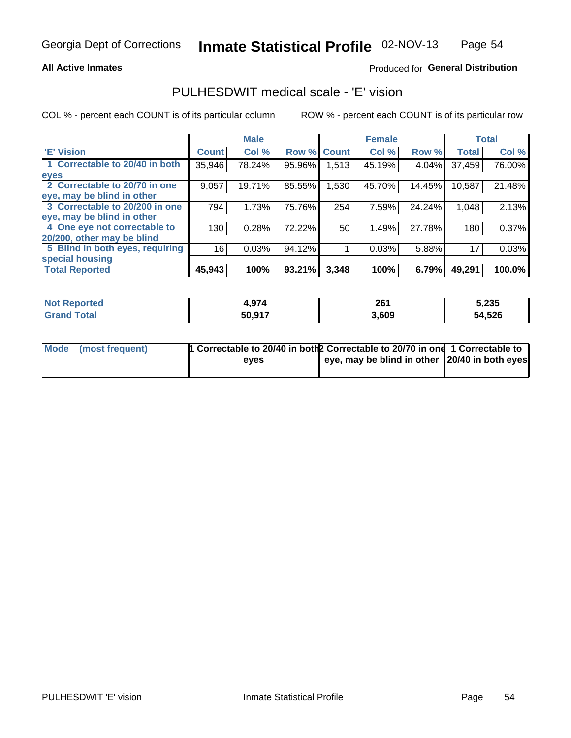Georgia Dept of Corrections **Inmate Statistical Profile** 02-NOV-13

**All Active Inmates**

Produced for **General Distribution**

## PULHESDWIT medical scale - 'E' vision

COL % - percent each COUNT is of its particular column

ROW % - percent each COUNT is of its particular row

| | Male | | | Female | | | Total | |
|---|---|---|---|---|---|---|---|---|
| 'E' Vision | Count | Col % | Row % | Count | Col % | Row % | Total | Col % |
| 1 Correctable to 20/40 in both eyes | 35,946 | 78.24% | 95.96% | 1,513 | 45.19% | 4.04% | 37,459 | 76.00% |
| 2 Correctable to 20/70 in one eye, may be blind in other | 9,057 | 19.71% | 85.55% | 1,530 | 45.70% | 14.45% | 10,587 | 21.48% |
| 3 Correctable to 20/200 in one eye, may be blind in other | 794 | 1.73% | 75.76% | 254 | 7.59% | 24.24% | 1,048 | 2.13% |
| 4 One eye not correctable to 20/200, other may be blind | 130 | 0.28% | 72.22% | 50 | 1.49% | 27.78% | 180 | 0.37% |
| 5 Blind in both eyes, requiring special housing | 16 | 0.03% | 94.12% | 1 | 0.03% | 5.88% | 17 | 0.03% |
| **Total Reported** | **45,943** | **100%** | **93.21%** | **3,348** | **100%** | **6.79%** | **49,291** | **100.0%** |

| | Male | Female | Total |
|---|---|---|---|
| **Not Reported** | **4,974** | **261** | **5,235** |
| **Grand Total** | **50,917** | **3,609** | **54,526** |

| | Male | Female | Total |
|---|---|---|---|
| **Mode (most frequent)** | **1 Correctable to 20/40 in both eyes** | **2 Correctable to 20/70 in one eye, may be blind in other** | **1 Correctable to 20/40 in both eyes** |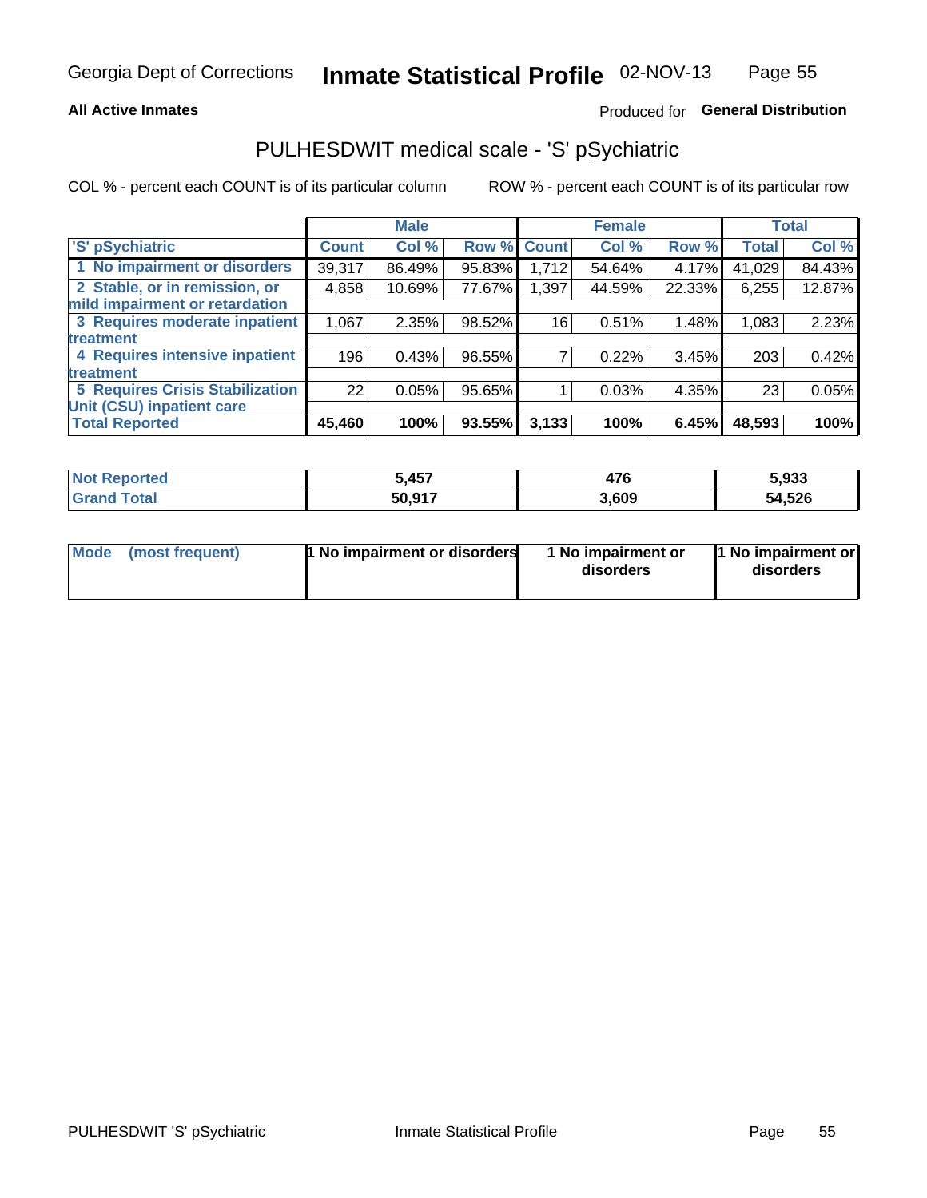Georgia Dept of Corrections **Inmate Statistical Profile** 02-NOV-13

**All Active Inmates** Produced for **General Distribution**

## PULHESDWIT medical scale - 'S' pSychiatric

COL % - percent each COUNT is of its particular column ROW % - percent each COUNT is of its particular row

| | Male | | | Female | | | Total | |
|---|---|---|---|---|---|---|---|---|
| 'S' pSychiatric | Count | Col % | Row % | Count | Col % | Row % | Total | Col % |
| 1 No impairment or disorders | 39,317 | 86.49% | 95.83% | 1,712 | 54.64% | 4.17% | 41,029 | 84.43% |
| 2 Stable, or in remission, or mild impairment or retardation | 4,858 | 10.69% | 77.67% | 1,397 | 44.59% | 22.33% | 6,255 | 12.87% |
| 3 Requires moderate inpatient treatment | 1,067 | 2.35% | 98.52% | 16 | 0.51% | 1.48% | 1,083 | 2.23% |
| 4 Requires intensive inpatient treatment | 196 | 0.43% | 96.55% | 7 | 0.22% | 3.45% | 203 | 0.42% |
| 5 Requires Crisis Stabilization Unit (CSU) inpatient care | 22 | 0.05% | 95.65% | 1 | 0.03% | 4.35% | 23 | 0.05% |
| **Total Reported** | **45,460** | **100%** | **93.55%** | **3,133** | **100%** | **6.45%** | **48,593** | **100%** |

| | Male | Female | Total |
|---|---|---|---|
| Not Reported | 5,457 | 476 | 5,933 |
| Grand Total | 50,917 | 3,609 | 54,526 |

| | Male | Female | Total |
|---|---|---|---|
| Mode (most frequent) | 1 No impairment or disorders | 1 No impairment or disorders | 1 No impairment or disorders |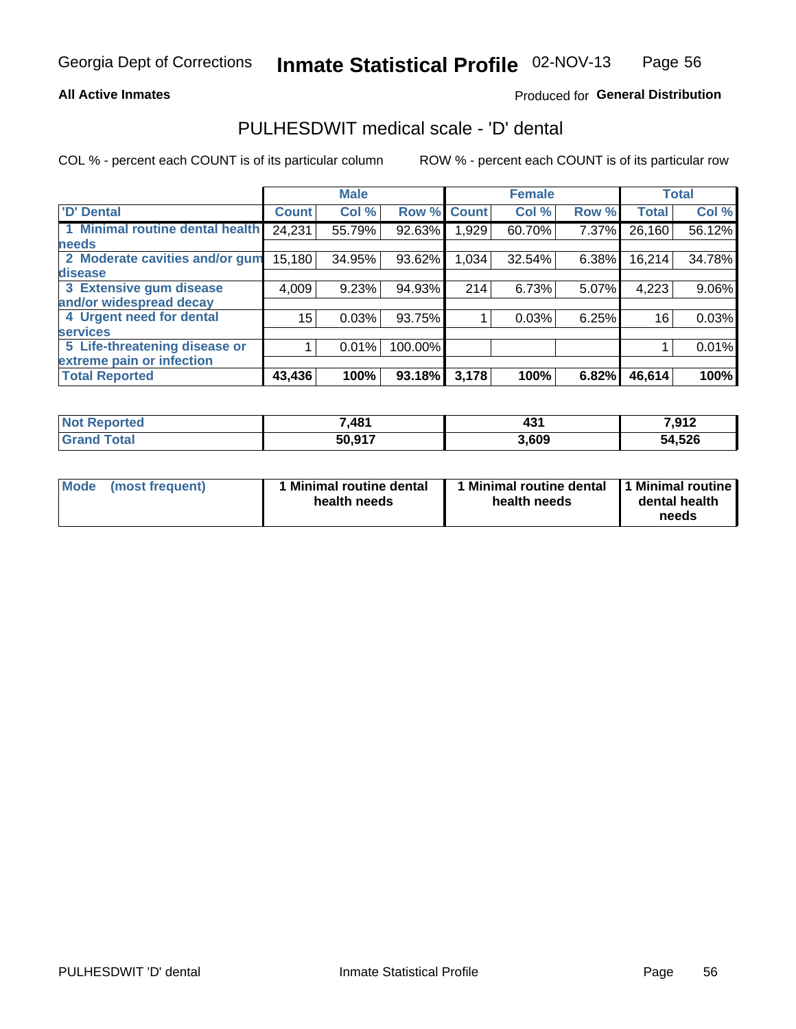Georgia Dept of Corrections **Inmate Statistical Profile** 02-NOV-13

**All Active Inmates**

Produced for **General Distribution**

## PULHESDWIT medical scale - 'D' dental

COL % - percent each COUNT is of its particular column

ROW % - percent each COUNT is of its particular row

| | Male | | | Female | | | Total | |
|---|---|---|---|---|---|---|---|---|
| **'D' Dental** | **Count** | **Col %** | **Row %** | **Count** | **Col %** | **Row %** | **Total** | **Col %** |
| **1 Minimal routine dental health needs** | 24,231 | 55.79% | 92.63% | 1,929 | 60.70% | 7.37% | 26,160 | 56.12% |
| **2 Moderate cavities and/or gum disease** | 15,180 | 34.95% | 93.62% | 1,034 | 32.54% | 6.38% | 16,214 | 34.78% |
| **3 Extensive gum disease and/or widespread decay** | 4,009 | 9.23% | 94.93% | 214 | 6.73% | 5.07% | 4,223 | 9.06% |
| **4 Urgent need for dental services** | 15 | 0.03% | 93.75% | 1 | 0.03% | 6.25% | 16 | 0.03% |
| **5 Life-threatening disease or extreme pain or infection** | 1 | 0.01% | 100.00% | | | | 1 | 0.01% |
| **Total Reported** | **43,436** | **100%** | **93.18%** | **3,178** | **100%** | **6.82%** | **46,614** | **100%** |

| | Male | Female | Total |
|---|---|---|---|
| **Not Reported** | **7,481** | **431** | **7,912** |
| **Grand Total** | **50,917** | **3,609** | **54,526** |

| | Male | Female | Total |
|---|---|---|---|
| **Mode (most frequent)** | **1 Minimal routine dental health needs** | **1 Minimal routine dental health needs** | **1 Minimal routine dental health needs** |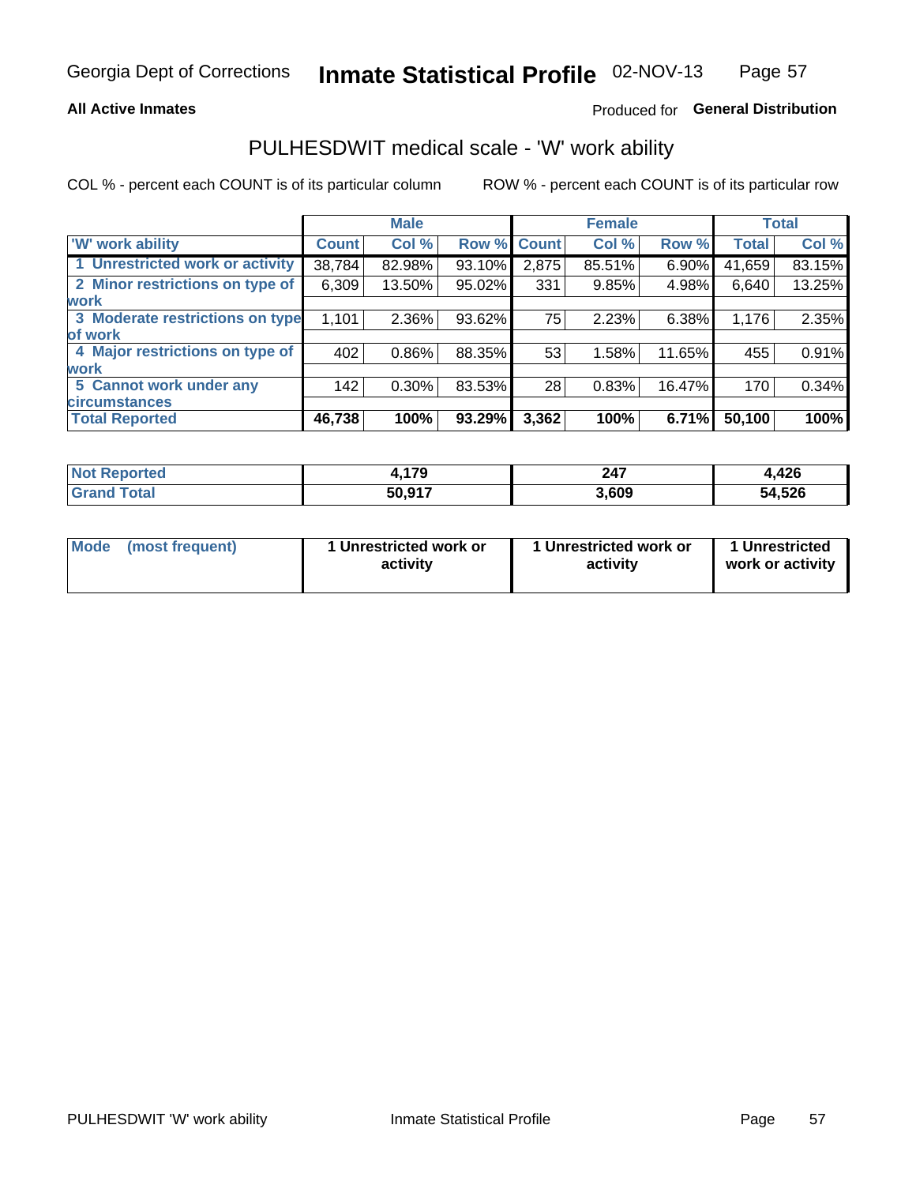Georgia Dept of Corrections **Inmate Statistical Profile** 02-NOV-13

**All Active Inmates**

Produced for **General Distribution**

## PULHESDWIT medical scale - 'W' work ability

COL % - percent each COUNT is of its particular column     ROW % - percent each COUNT is of its particular row

| | Male | | | Female | | | Total | |
|---|---|---|---|---|---|---|---|---|
| 'W' work ability | Count | Col % | Row % | Count | Col % | Row % | Total | Col % |
| 1 Unrestricted work or activity | 38,784 | 82.98% | 93.10% | 2,875 | 85.51% | 6.90% | 41,659 | 83.15% |
| 2 Minor restrictions on type of work | 6,309 | 13.50% | 95.02% | 331 | 9.85% | 4.98% | 6,640 | 13.25% |
| 3 Moderate restrictions on type of work | 1,101 | 2.36% | 93.62% | 75 | 2.23% | 6.38% | 1,176 | 2.35% |
| 4 Major restrictions on type of work | 402 | 0.86% | 88.35% | 53 | 1.58% | 11.65% | 455 | 0.91% |
| 5 Cannot work under any circumstances | 142 | 0.30% | 83.53% | 28 | 0.83% | 16.47% | 170 | 0.34% |
| **Total Reported** | **46,738** | **100%** | **93.29%** | **3,362** | **100%** | **6.71%** | **50,100** | **100%** |

| | Male | Female | Total |
|---|---|---|---|
| Not Reported | **4,179** | **247** | **4,426** |
| Grand Total | **50,917** | **3,609** | **54,526** |

| | Male | Female | Total |
|---|---|---|---|
| Mode (most frequent) | **1 Unrestricted work or activity** | **1 Unrestricted work or activity** | **1 Unrestricted work or activity** |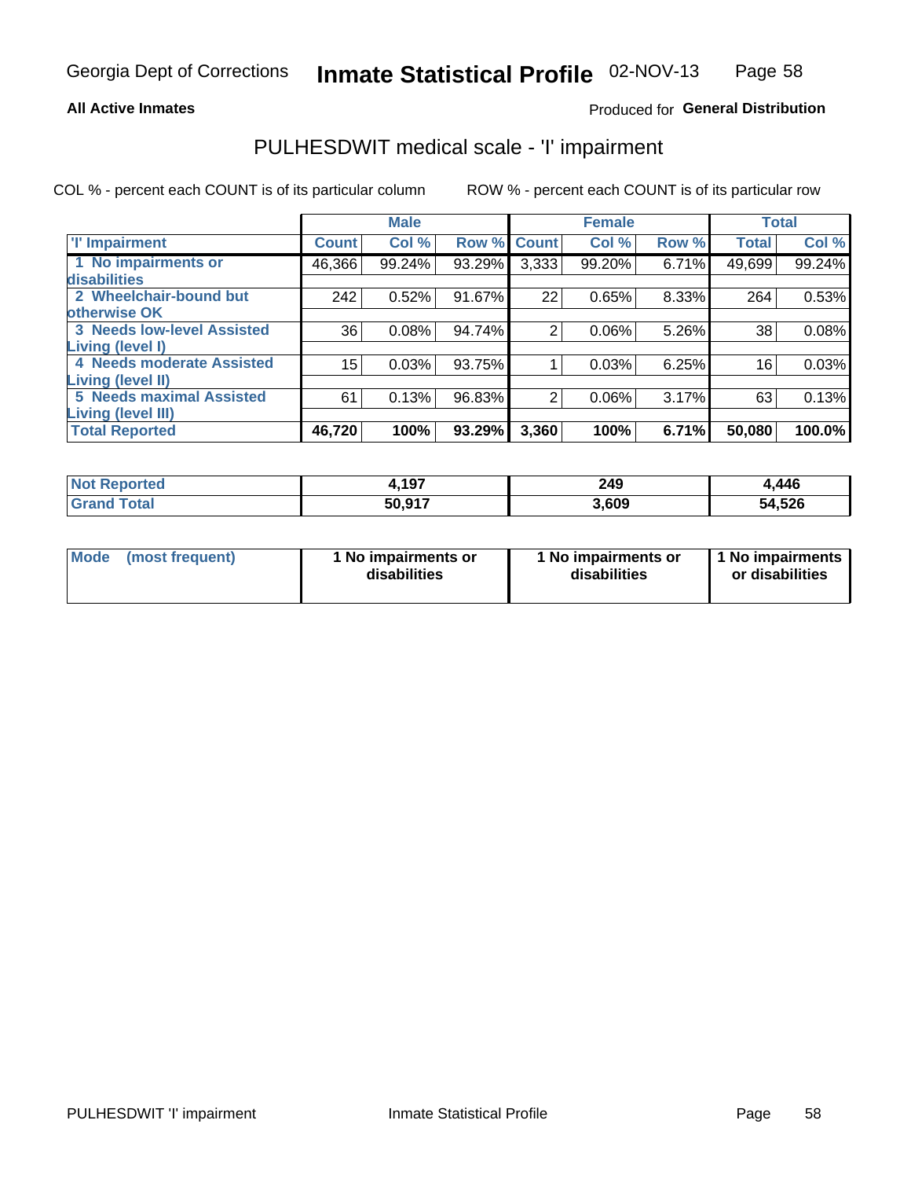Georgia Dept of Corrections **Inmate Statistical Profile** 02-NOV-13

**All Active Inmates**

Produced for **General Distribution**

## PULHESDWIT medical scale - 'I' impairment

COL % - percent each COUNT is of its particular column    ROW % - percent each COUNT is of its particular row

| | Male | | | Female | | | Total | |
|---|---|---|---|---|---|---|---|---|
| **'I' Impairment** | **Count** | **Col %** | **Row %** | **Count** | **Col %** | **Row %** | **Total** | **Col %** |
| 1 No impairments or disabilities | 46,366 | 99.24% | 93.29% | 3,333 | 99.20% | 6.71% | 49,699 | 99.24% |
| 2 Wheelchair-bound but otherwise OK | 242 | 0.52% | 91.67% | 22 | 0.65% | 8.33% | 264 | 0.53% |
| 3 Needs low-level Assisted Living (level I) | 36 | 0.08% | 94.74% | 2 | 0.06% | 5.26% | 38 | 0.08% |
| 4 Needs moderate Assisted Living (level II) | 15 | 0.03% | 93.75% | 1 | 0.03% | 6.25% | 16 | 0.03% |
| 5 Needs maximal Assisted Living (level III) | 61 | 0.13% | 96.83% | 2 | 0.06% | 3.17% | 63 | 0.13% |
| **Total Reported** | **46,720** | **100%** | **93.29%** | **3,360** | **100%** | **6.71%** | **50,080** | **100.0%** |

| | Male | Female | Total |
|---|---|---|---|
| **Not Reported** | **4,197** | **249** | **4,446** |
| **Grand Total** | **50,917** | **3,609** | **54,526** |

| | Male | Female | Total |
|---|---|---|---|
| **Mode (most frequent)** | **1 No impairments or disabilities** | **1 No impairments or disabilities** | **1 No impairments or disabilities** |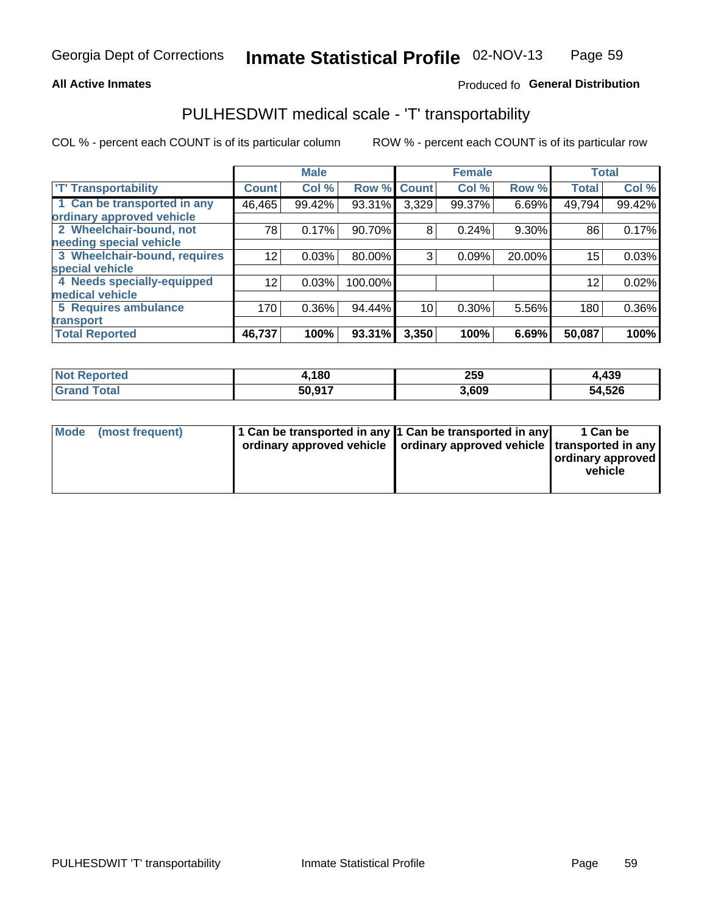Georgia Dept of Corrections **Inmate Statistical Profile** 02-NOV-13

**All Active Inmates**

Produced fo **General Distribution**

## PULHESDWIT medical scale - 'T' transportability

COL % - percent each COUNT is of its particular column

ROW % - percent each COUNT is of its particular row

| | Male | | | Female | | | Total | |
|---|---|---|---|---|---|---|---|---|
| 'T' Transportability | Count | Col % | Row % | Count | Col % | Row % | Total | Col % |
| 1 Can be transported in any ordinary approved vehicle | 46,465 | 99.42% | 93.31% | 3,329 | 99.37% | 6.69% | 49,794 | 99.42% |
| 2 Wheelchair-bound, not needing special vehicle | 78 | 0.17% | 90.70% | 8 | 0.24% | 9.30% | 86 | 0.17% |
| 3 Wheelchair-bound, requires special vehicle | 12 | 0.03% | 80.00% | 3 | 0.09% | 20.00% | 15 | 0.03% |
| 4 Needs specially-equipped medical vehicle | 12 | 0.03% | 100.00% | | | | 12 | 0.02% |
| 5 Requires ambulance transport | 170 | 0.36% | 94.44% | 10 | 0.30% | 5.56% | 180 | 0.36% |
| **Total Reported** | **46,737** | **100%** | **93.31%** | **3,350** | **100%** | **6.69%** | **50,087** | **100%** |

| | Male | Female | Total |
|---|---|---|---|
| **Not Reported** | **4,180** | **259** | **4,439** |
| **Grand Total** | **50,917** | **3,609** | **54,526** |

| | Male | Female | Total |
|---|---|---|---|
| **Mode (most frequent)** | **1 Can be transported in any ordinary approved vehicle** | **1 Can be transported in any ordinary approved vehicle** | **1 Can be transported in any ordinary approved vehicle** |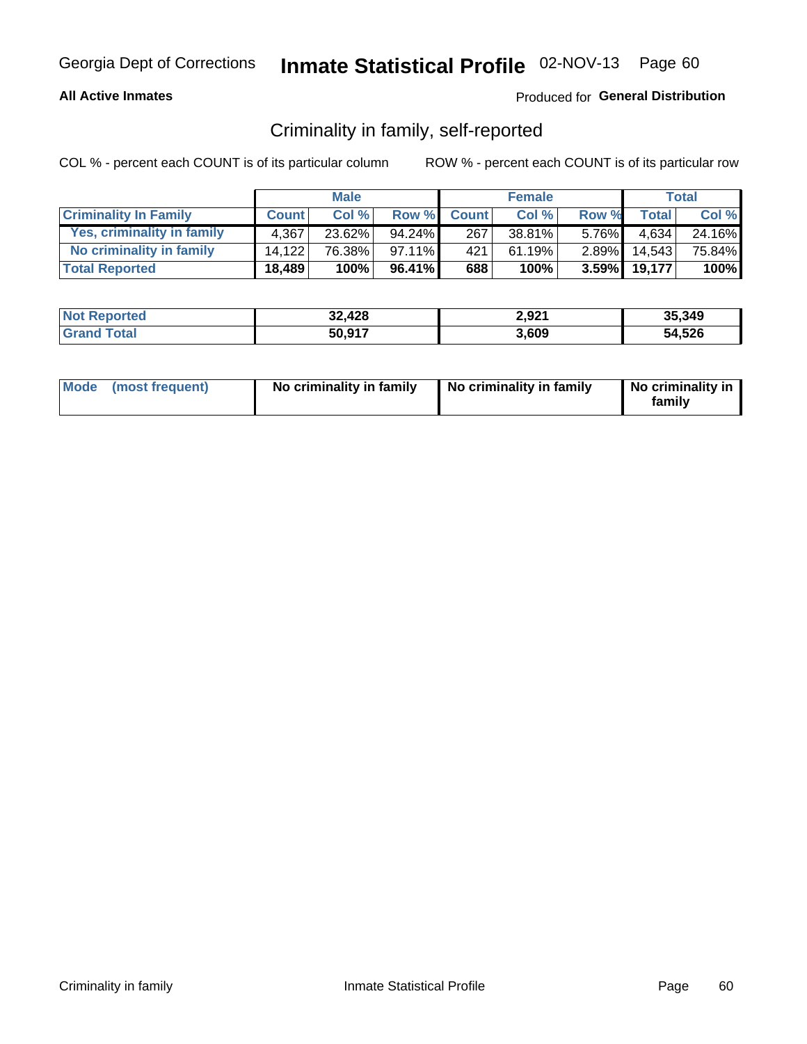Georgia Dept of Corrections **Inmate Statistical Profile** 02-NOV-13

**All Active Inmates**

Produced for **General Distribution**

## Criminality in family, self-reported

COL % - percent each COUNT is of its particular column

ROW % - percent each COUNT is of its particular row

| | Male | | | Female | | | Total | |
|---|---|---|---|---|---|---|---|---|
| **Criminality In Family** | **Count** | **Col %** | **Row %** | **Count** | **Col %** | **Row %** | **Total** | **Col %** |
| Yes, criminality in family | 4,367 | 23.62% | 94.24% | 267 | 38.81% | 5.76% | 4,634 | 24.16% |
| No criminality in family | 14,122 | 76.38% | 97.11% | 421 | 61.19% | 2.89% | 14,543 | 75.84% |
| **Total Reported** | **18,489** | **100%** | **96.41%** | **688** | **100%** | **3.59%** | **19,177** | **100%** |

| | Male | Female | Total |
|---|---|---|---|
| **Not Reported** | **32,428** | **2,921** | **35,349** |
| **Grand Total** | **50,917** | **3,609** | **54,526** |

| | Male | Female | Total |
|---|---|---|---|
| **Mode (most frequent)** | **No criminality in family** | **No criminality in family** | **No criminality in family** |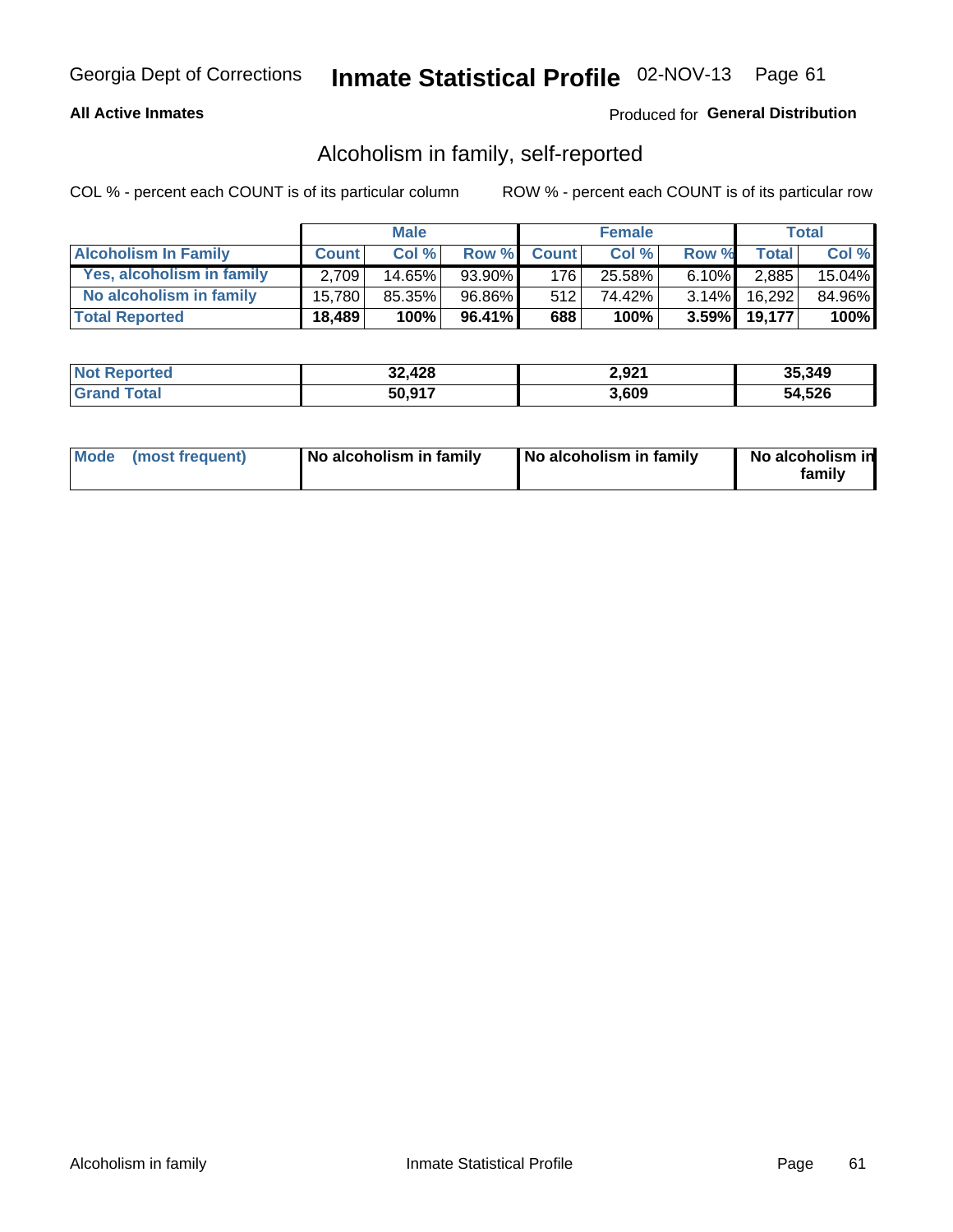**All Active Inmates**

Produced for **General Distribution**

## Alcoholism in family, self-reported

COL % - percent each COUNT is of its particular column

ROW % - percent each COUNT is of its particular row

| | Male | | | Female | | | Total | |
|---|---|---|---|---|---|---|---|---|
| **Alcoholism In Family** | **Count** | **Col %** | **Row %** | **Count** | **Col %** | **Row %** | **Total** | **Col %** |
| Yes, alcoholism in family | 2,709 | 14.65% | 93.90% | 176 | 25.58% | 6.10% | 2,885 | 15.04% |
| No alcoholism in family | 15,780 | 85.35% | 96.86% | 512 | 74.42% | 3.14% | 16,292 | 84.96% |
| **Total Reported** | **18,489** | **100%** | **96.41%** | **688** | **100%** | **3.59%** | **19,177** | **100%** |

| | Male | Female | Total |
|---|---|---|---|
| Not Reported | 32,428 | 2,921 | 35,349 |
| Grand Total | 50,917 | 3,609 | 54,526 |

| | Male | Female | Total |
|---|---|---|---|
| Mode (most frequent) | No alcoholism in family | No alcoholism in family | No alcoholism in family |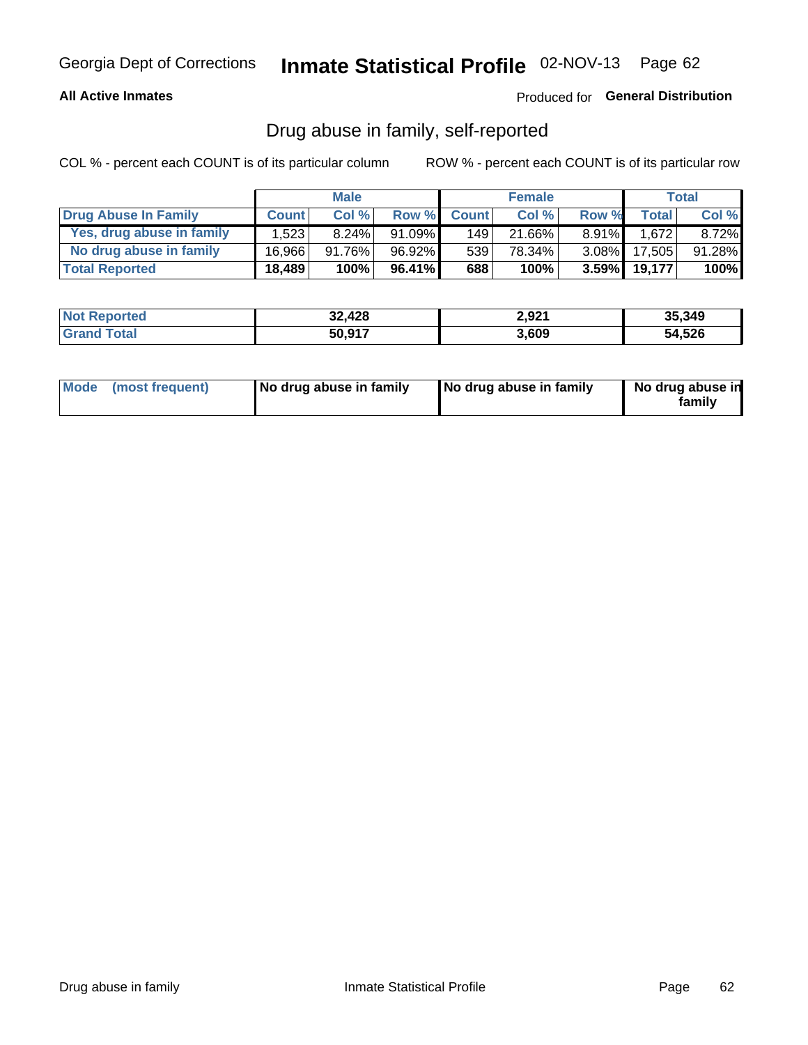Georgia Dept of Corrections **Inmate Statistical Profile** 02-NOV-13

**All Active Inmates**

Produced for **General Distribution**

## Drug abuse in family, self-reported

COL % - percent each COUNT is of its particular column

ROW % - percent each COUNT is of its particular row

| | Male | | | Female | | | Total | |
|---|---|---|---|---|---|---|---|---|
| **Drug Abuse In Family** | **Count** | **Col %** | **Row %** | **Count** | **Col %** | **Row %** | **Total** | **Col %** |
| Yes, drug abuse in family | 1,523 | 8.24% | 91.09% | 149 | 21.66% | 8.91% | 1,672 | 8.72% |
| No drug abuse in family | 16,966 | 91.76% | 96.92% | 539 | 78.34% | 3.08% | 17,505 | 91.28% |
| **Total Reported** | **18,489** | **100%** | **96.41%** | **688** | **100%** | **3.59%** | **19,177** | **100%** |

| | Male | Female | Total |
|---|---|---|---|
| **Not Reported** | **32,428** | **2,921** | **35,349** |
| **Grand Total** | **50,917** | **3,609** | **54,526** |

| | Male | Female | Total |
|---|---|---|---|
| **Mode (most frequent)** | **No drug abuse in family** | **No drug abuse in family** | **No drug abuse in family** |

Drug abuse in family Inmate Statistical Profile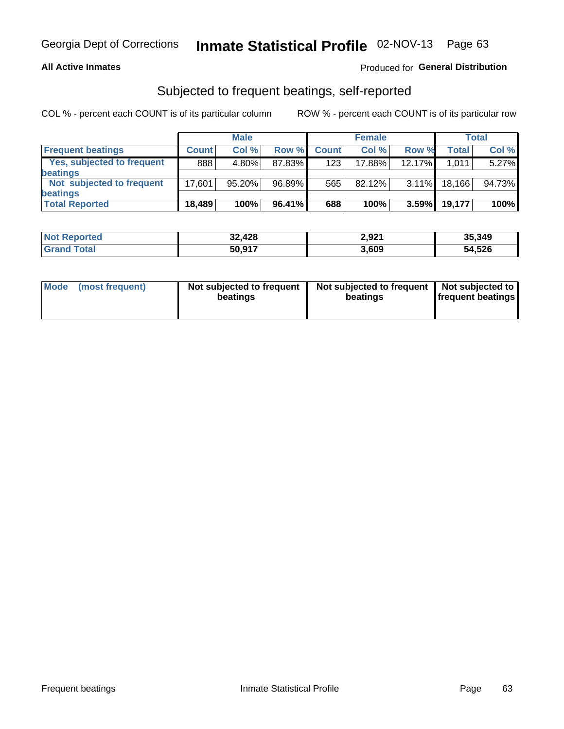Georgia Dept of Corrections **Inmate Statistical Profile** 02-NOV-13

**All Active Inmates**

Produced for **General Distribution**

## Subjected to frequent beatings, self-reported

COL % - percent each COUNT is of its particular column

ROW % - percent each COUNT is of its particular row

| | Male | | | Female | | | Total | |
|---|---|---|---|---|---|---|---|---|
| **Frequent beatings** | **Count** | **Col %** | **Row %** | **Count** | **Col %** | **Row %** | **Total** | **Col %** |
| Yes, subjected to frequent beatings | 888 | 4.80% | 87.83% | 123 | 17.88% | 12.17% | 1,011 | 5.27% |
| Not subjected to frequent beatings | 17,601 | 95.20% | 96.89% | 565 | 82.12% | 3.11% | 18,166 | 94.73% |
| **Total Reported** | **18,489** | **100%** | **96.41%** | **688** | **100%** | **3.59%** | **19,177** | **100%** |

| | Male | Female | Total |
|---|---|---|---|
| **Not Reported** | **32,428** | **2,921** | **35,349** |
| **Grand Total** | **50,917** | **3,609** | **54,526** |

| | Male | Female | Total |
|---|---|---|---|
| **Mode (most frequent)** | **Not subjected to frequent beatings** | **Not subjected to frequent beatings** | **Not subjected to frequent beatings** |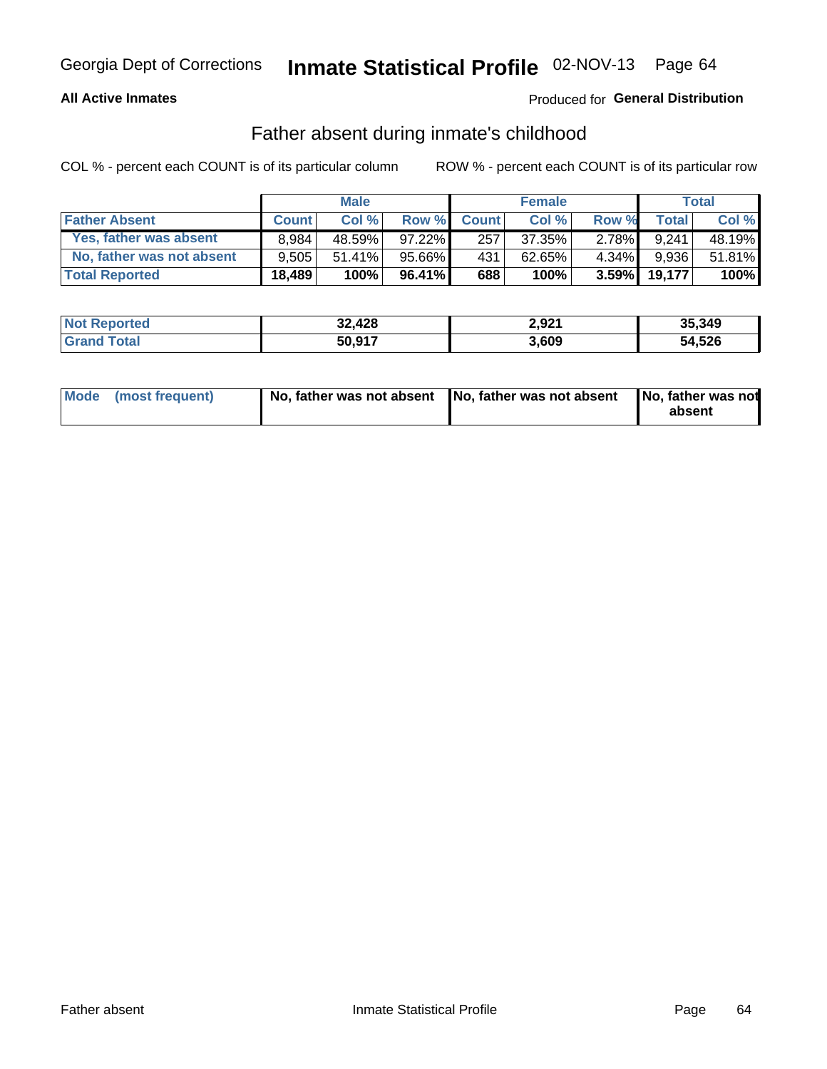Georgia Dept of Corrections **Inmate Statistical Profile** 02-NOV-13

**All Active Inmates**

Produced for **General Distribution**

## Father absent during inmate's childhood

COL % - percent each COUNT is of its particular column

ROW % - percent each COUNT is of its particular row

| | Male | | | Female | | | Total | |
|---|---|---|---|---|---|---|---|---|
| **Father Absent** | **Count** | **Col %** | **Row %** | **Count** | **Col %** | **Row %** | **Total** | **Col %** |
| **Yes, father was absent** | 8,984 | 48.59% | 97.22% | 257 | 37.35% | 2.78% | 9,241 | 48.19% |
| **No, father was not absent** | 9,505 | 51.41% | 95.66% | 431 | 62.65% | 4.34% | 9,936 | 51.81% |
| **Total Reported** | **18,489** | **100%** | **96.41%** | **688** | **100%** | **3.59%** | **19,177** | **100%** |

| | Male | Female | Total |
|---|---|---|---|
| **Not Reported** | **32,428** | **2,921** | **35,349** |
| **Grand Total** | **50,917** | **3,609** | **54,526** |

| | Male | Female | Total |
|---|---|---|---|
| **Mode (most frequent)** | **No, father was not absent** | **No, father was not absent** | **No, father was not absent** |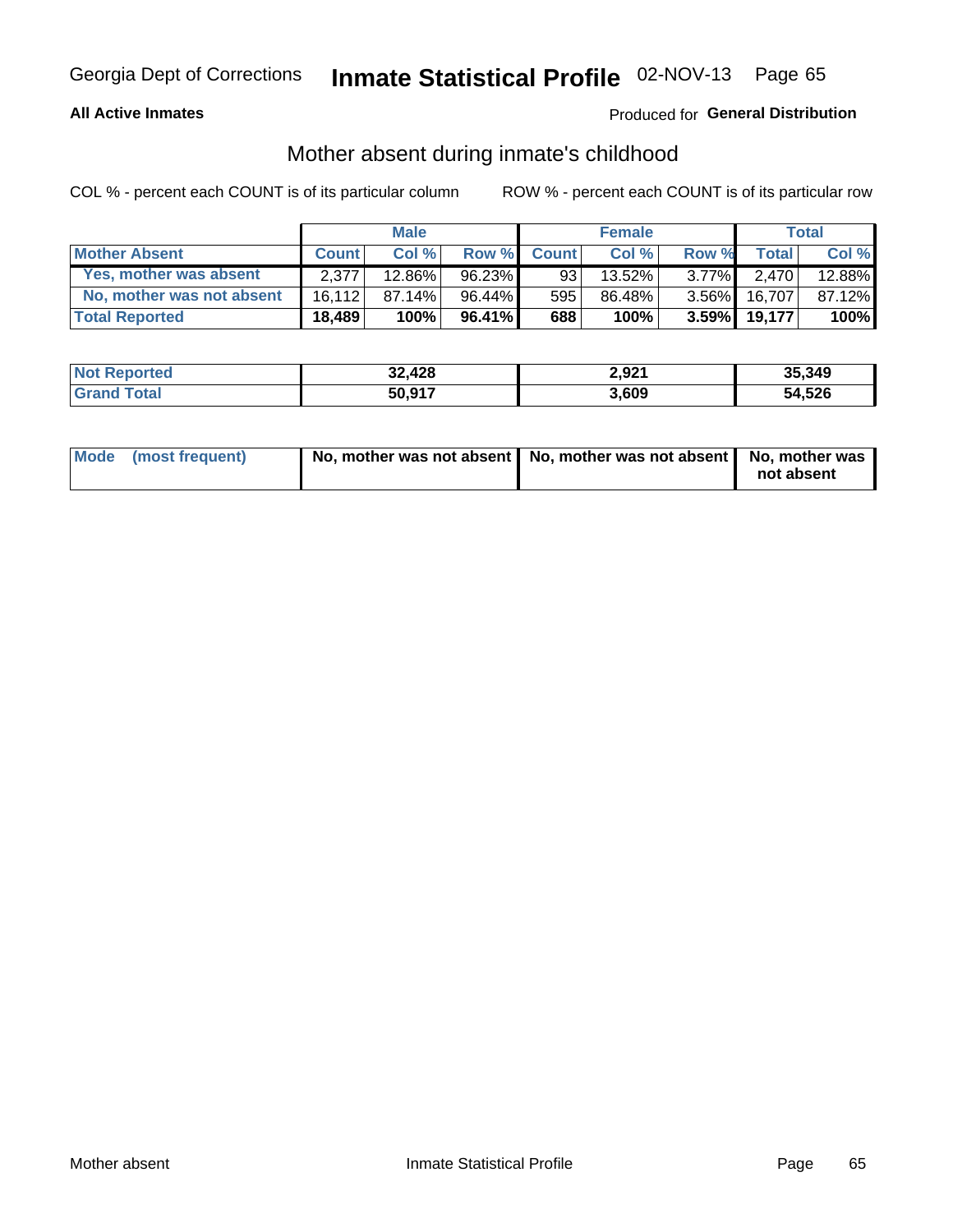Georgia Dept of Corrections **Inmate Statistical Profile** 02-NOV-13

**All Active Inmates**

Produced for **General Distribution**

## Mother absent during inmate's childhood

COL % - percent each COUNT is of its particular column

ROW % - percent each COUNT is of its particular row

| | Male | | | Female | | | Total | |
|---|---|---|---|---|---|---|---|---|
| **Mother Absent** | **Count** | **Col %** | **Row %** | **Count** | **Col %** | **Row %** | **Total** | **Col %** |
| **Yes, mother was absent** | 2,377 | 12.86% | 96.23% | 93 | 13.52% | 3.77% | 2,470 | 12.88% |
| **No, mother was not absent** | 16,112 | 87.14% | 96.44% | 595 | 86.48% | 3.56% | 16,707 | 87.12% |
| **Total Reported** | **18,489** | **100%** | **96.41%** | **688** | **100%** | **3.59%** | **19,177** | **100%** |

| | Male | Female | Total |
|---|---|---|---|
| **Not Reported** | **32,428** | **2,921** | **35,349** |
| **Grand Total** | **50,917** | **3,609** | **54,526** |

| | Male | Female | Total |
|---|---|---|---|
| **Mode (most frequent)** | **No, mother was not absent** | **No, mother was not absent** | **No, mother was not absent** |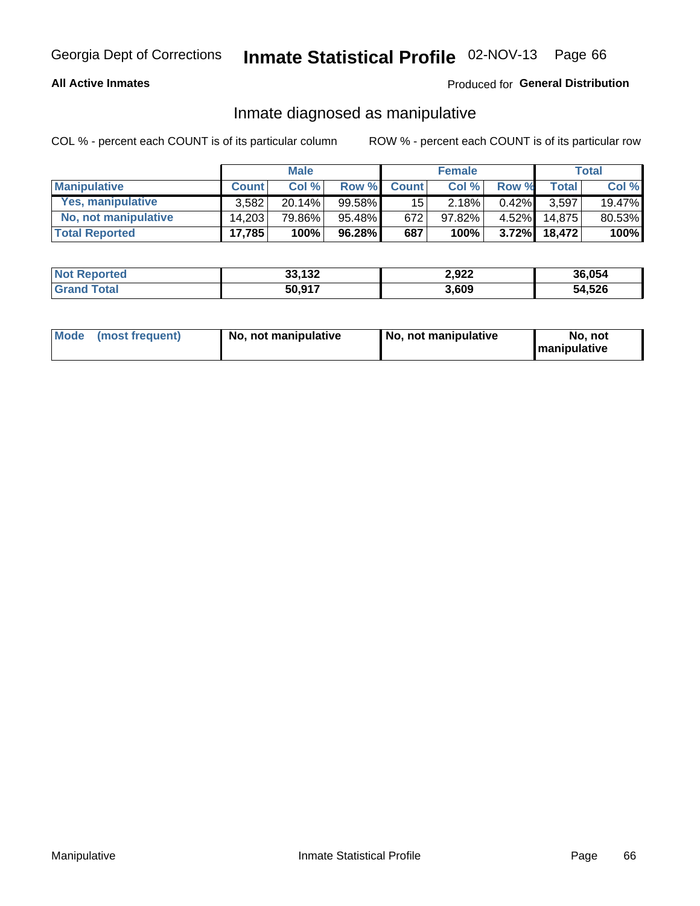Georgia Dept of Corrections **Inmate Statistical Profile** 02-NOV-13

**All Active Inmates**

Produced for **General Distribution**

## Inmate diagnosed as manipulative

COL % - percent each COUNT is of its particular column

ROW % - percent each COUNT is of its particular row

| | Male | | | Female | | | Total | |
|---|---|---|---|---|---|---|---|---|
| **Manipulative** | **Count** | **Col %** | **Row %** | **Count** | **Col %** | **Row %** | **Total** | **Col %** |
| **Yes, manipulative** | 3,582 | 20.14% | 99.58% | 15 | 2.18% | 0.42% | 3,597 | 19.47% |
| **No, not manipulative** | 14,203 | 79.86% | 95.48% | 672 | 97.82% | 4.52% | 14,875 | 80.53% |
| **Total Reported** | **17,785** | **100%** | **96.28%** | **687** | **100%** | **3.72%** | **18,472** | **100%** |

| | Male | Female | Total |
|---|---|---|---|
| **Not Reported** | **33,132** | **2,922** | **36,054** |
| **Grand Total** | **50,917** | **3,609** | **54,526** |

| | Male | Female | Total |
|---|---|---|---|
| **Mode (most frequent)** | **No, not manipulative** | **No, not manipulative** | **No, not manipulative** |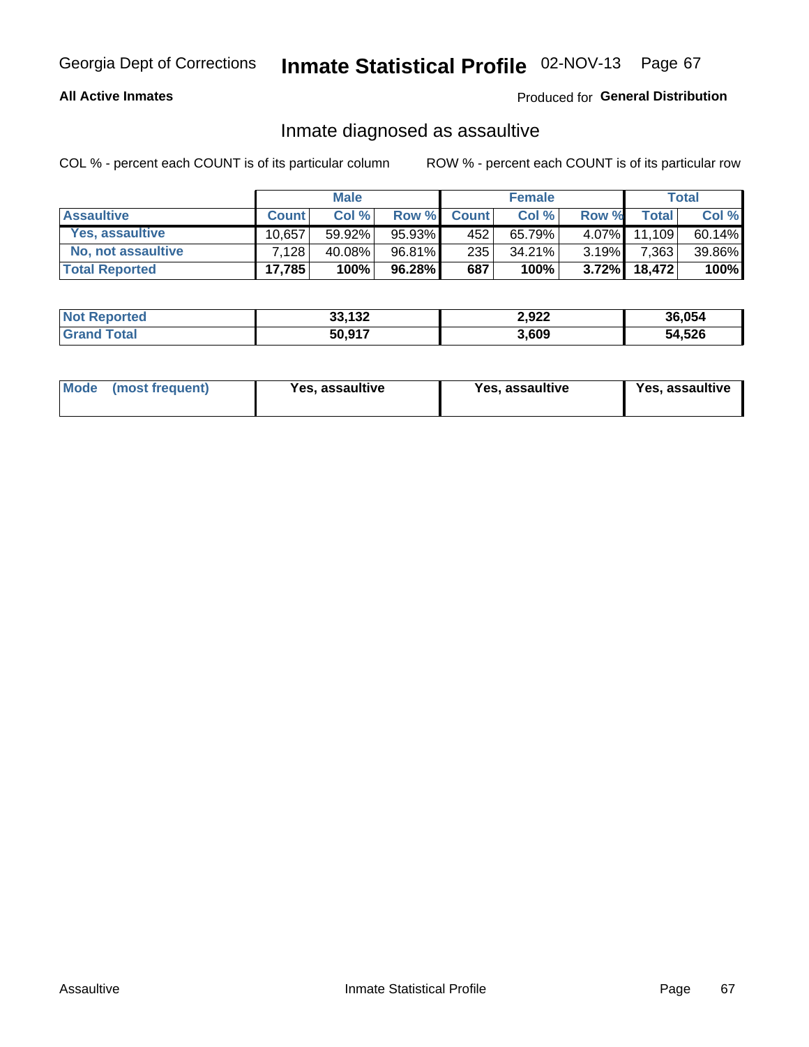Georgia Dept of Corrections **Inmate Statistical Profile** 02-NOV-13

**All Active Inmates**

Produced for **General Distribution**

## Inmate diagnosed as assaultive

COL % - percent each COUNT is of its particular column

ROW % - percent each COUNT is of its particular row

| | Male | | | Female | | | Total | |
|---|---|---|---|---|---|---|---|---|
| **Assaultive** | **Count** | **Col %** | **Row %** | **Count** | **Col %** | **Row %** | **Total** | **Col %** |
| Yes, assaultive | 10,657 | 59.92% | 95.93% | 452 | 65.79% | 4.07% | 11,109 | 60.14% |
| No, not assaultive | 7,128 | 40.08% | 96.81% | 235 | 34.21% | 3.19% | 7,363 | 39.86% |
| **Total Reported** | **17,785** | **100%** | **96.28%** | **687** | **100%** | **3.72%** | **18,472** | **100%** |

| | Male | Female | Total |
|---|---|---|---|
| **Not Reported** | **33,132** | **2,922** | **36,054** |
| **Grand Total** | **50,917** | **3,609** | **54,526** |

| | Male | Female | Total |
|---|---|---|---|
| **Mode (most frequent)** | **Yes, assaultive** | **Yes, assaultive** | **Yes, assaultive** |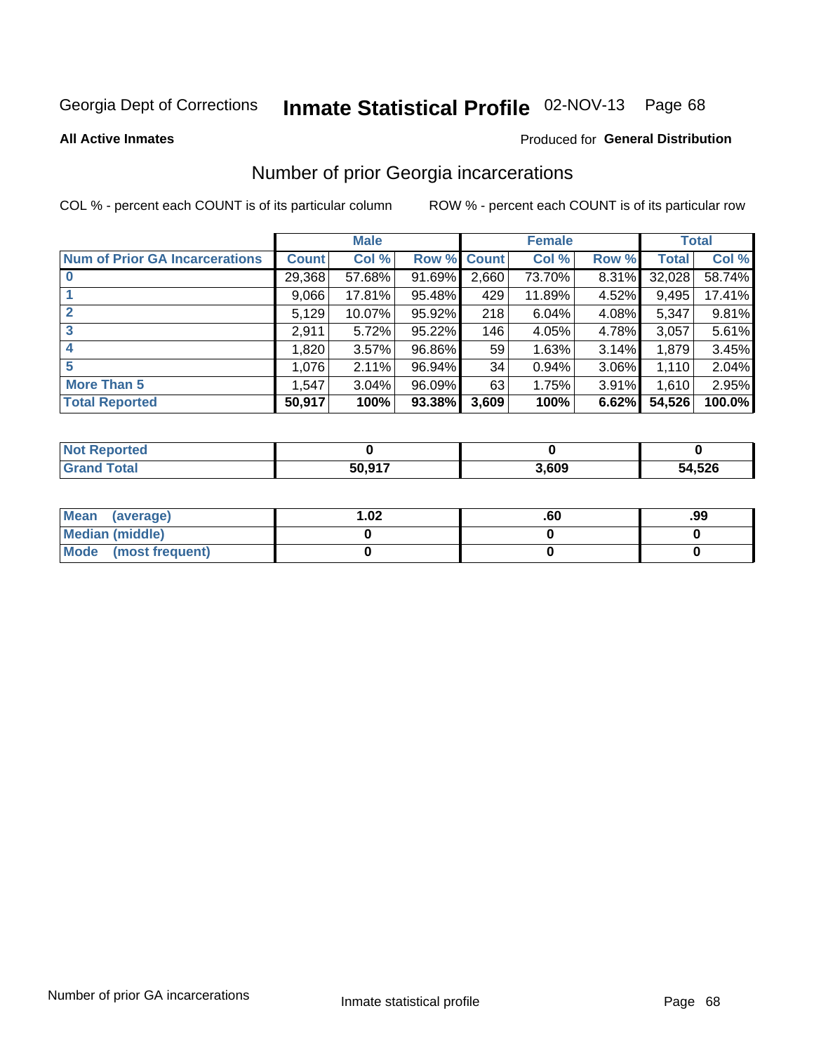Georgia Dept of Corrections **Inmate Statistical Profile** 02-NOV-13

**All Active Inmates**

Produced for **General Distribution**

## Number of prior Georgia incarcerations

COL % - percent each COUNT is of its particular column

ROW % - percent each COUNT is of its particular row

| | Male | | | Female | | | Total | |
|---|---|---|---|---|---|---|---|---|
| **Num of Prior GA Incarcerations** | **Count** | **Col %** | **Row %** | **Count** | **Col %** | **Row %** | **Total** | **Col %** |
| **0** | 29,368 | 57.68% | 91.69% | 2,660 | 73.70% | 8.31% | 32,028 | 58.74% |
| **1** | 9,066 | 17.81% | 95.48% | 429 | 11.89% | 4.52% | 9,495 | 17.41% |
| **2** | 5,129 | 10.07% | 95.92% | 218 | 6.04% | 4.08% | 5,347 | 9.81% |
| **3** | 2,911 | 5.72% | 95.22% | 146 | 4.05% | 4.78% | 3,057 | 5.61% |
| **4** | 1,820 | 3.57% | 96.86% | 59 | 1.63% | 3.14% | 1,879 | 3.45% |
| **5** | 1,076 | 2.11% | 96.94% | 34 | 0.94% | 3.06% | 1,110 | 2.04% |
| **More Than 5** | 1,547 | 3.04% | 96.09% | 63 | 1.75% | 3.91% | 1,610 | 2.95% |
| **Total Reported** | **50,917** | **100%** | **93.38%** | **3,609** | **100%** | **6.62%** | **54,526** | **100.0%** |

| | Male | Female | Total |
|---|---|---|---|
| **Not Reported** | **0** | **0** | **0** |
| **Grand Total** | **50,917** | **3,609** | **54,526** |

| | Male | Female | Total |
|---|---|---|---|
| **Mean (average)** | **1.02** | **.60** | **.99** |
| **Median (middle)** | **0** | **0** | **0** |
| **Mode (most frequent)** | **0** | **0** | **0** |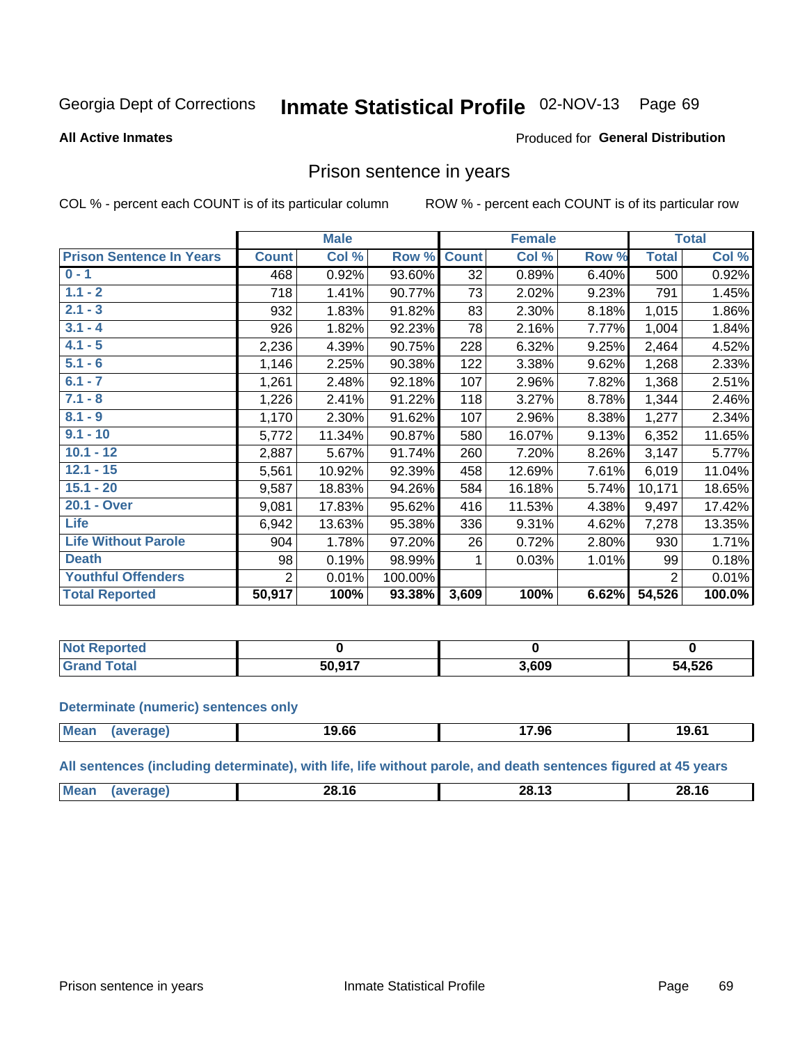Georgia Dept of Corrections **Inmate Statistical Profile** 02-NOV-13 Page 69

**All Active Inmates**

Produced for **General Distribution**

## Prison sentence in years

COL % - percent each COUNT is of its particular column ROW % - percent each COUNT is of its particular row

| | Male | | | Female | | | Total | |
|---|---|---|---|---|---|---|---|---|
| **Prison Sentence In Years** | **Count** | **Col %** | **Row %** | **Count** | **Col %** | **Row %** | **Total** | **Col %** |
| 0 - 1 | 468 | 0.92% | 93.60% | 32 | 0.89% | 6.40% | 500 | 0.92% |
| 1.1 - 2 | 718 | 1.41% | 90.77% | 73 | 2.02% | 9.23% | 791 | 1.45% |
| 2.1 - 3 | 932 | 1.83% | 91.82% | 83 | 2.30% | 8.18% | 1,015 | 1.86% |
| 3.1 - 4 | 926 | 1.82% | 92.23% | 78 | 2.16% | 7.77% | 1,004 | 1.84% |
| 4.1 - 5 | 2,236 | 4.39% | 90.75% | 228 | 6.32% | 9.25% | 2,464 | 4.52% |
| 5.1 - 6 | 1,146 | 2.25% | 90.38% | 122 | 3.38% | 9.62% | 1,268 | 2.33% |
| 6.1 - 7 | 1,261 | 2.48% | 92.18% | 107 | 2.96% | 7.82% | 1,368 | 2.51% |
| 7.1 - 8 | 1,226 | 2.41% | 91.22% | 118 | 3.27% | 8.78% | 1,344 | 2.46% |
| 8.1 - 9 | 1,170 | 2.30% | 91.62% | 107 | 2.96% | 8.38% | 1,277 | 2.34% |
| 9.1 - 10 | 5,772 | 11.34% | 90.87% | 580 | 16.07% | 9.13% | 6,352 | 11.65% |
| 10.1 - 12 | 2,887 | 5.67% | 91.74% | 260 | 7.20% | 8.26% | 3,147 | 5.77% |
| 12.1 - 15 | 5,561 | 10.92% | 92.39% | 458 | 12.69% | 7.61% | 6,019 | 11.04% |
| 15.1 - 20 | 9,587 | 18.83% | 94.26% | 584 | 16.18% | 5.74% | 10,171 | 18.65% |
| 20.1 - Over | 9,081 | 17.83% | 95.62% | 416 | 11.53% | 4.38% | 9,497 | 17.42% |
| Life | 6,942 | 13.63% | 95.38% | 336 | 9.31% | 4.62% | 7,278 | 13.35% |
| Life Without Parole | 904 | 1.78% | 97.20% | 26 | 0.72% | 2.80% | 930 | 1.71% |
| Death | 98 | 0.19% | 98.99% | 1 | 0.03% | 1.01% | 99 | 0.18% |
| Youthful Offenders | 2 | 0.01% | 100.00% | | | | 2 | 0.01% |
| **Total Reported** | **50,917** | **100%** | **93.38%** | **3,609** | **100%** | **6.62%** | **54,526** | **100.0%** |

| | Male | Female | Total |
|---|---|---|---|
| Not Reported | **0** | **0** | **0** |
| Grand Total | **50,917** | **3,609** | **54,526** |

**Determinate (numeric) sentences only**

| | Male | Female | Total |
|---|---|---|---|
| Mean (average) | **19.66** | **17.96** | **19.61** |

**All sentences (including determinate), with life, life without parole, and death sentences figured at 45 years**

| | Male | Female | Total |
|---|---|---|---|
| Mean (average) | **28.16** | **28.13** | **28.16** |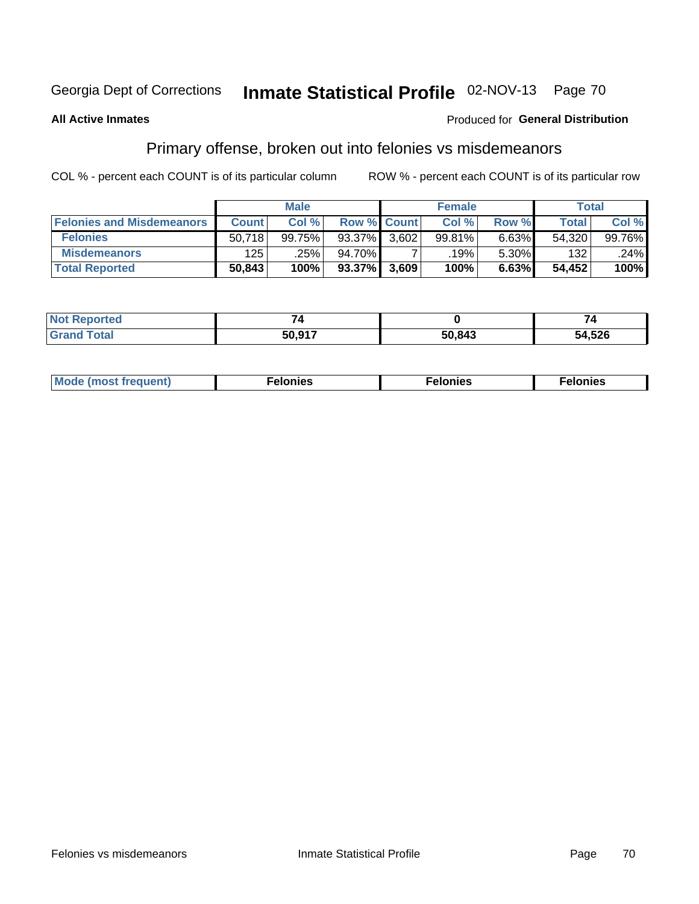Georgia Dept of Corrections **Inmate Statistical Profile** 02-NOV-13 Page 70

**All Active Inmates**

Produced for **General Distribution**

## Primary offense, broken out into felonies vs misdemeanors

COL % - percent each COUNT is of its particular column

ROW % - percent each COUNT is of its particular row

| | Male | | | Female | | | Total | |
|---|---|---|---|---|---|---|---|---|
| **Felonies and Misdemeanors** | **Count** | **Col %** | **Row %** | **Count** | **Col %** | **Row %** | **Total** | **Col %** |
| **Felonies** | 50,718 | 99.75% | 93.37% | 3,602 | 99.81% | 6.63% | 54,320 | 99.76% |
| **Misdemeanors** | 125 | .25% | 94.70% | 7 | .19% | 5.30% | 132 | .24% |
| **Total Reported** | **50,843** | **100%** | **93.37%** | **3,609** | **100%** | **6.63%** | **54,452** | **100%** |

| | Male | Female | Total |
|---|---|---|---|
| **Not Reported** | **74** | **0** | **74** |
| **Grand Total** | **50,917** | **50,843** | **54,526** |

| | Male | Female | Total |
|---|---|---|---|
| **Mode (most frequent)** | **Felonies** | **Felonies** | **Felonies** |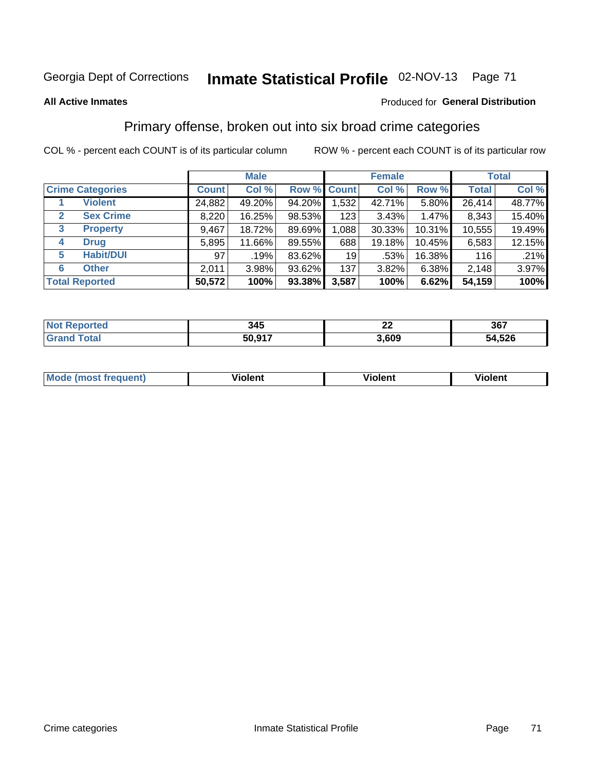Georgia Dept of Corrections **Inmate Statistical Profile** 02-NOV-13

**All Active Inmates**

Produced for **General Distribution**

## Primary offense, broken out into six broad crime categories

COL % - percent each COUNT is of its particular column ROW % - percent each COUNT is of its particular row

| Crime Categories | | Male | | | Female | | | Total | |
|---|---|---|---|---|---|---|---|---|---|
| | | Count | Col % | Row % | Count | Col % | Row % | Total | Col % |
| 1 | Violent | 24,882 | 49.20% | 94.20% | 1,532 | 42.71% | 5.80% | 26,414 | 48.77% |
| 2 | Sex Crime | 8,220 | 16.25% | 98.53% | 123 | 3.43% | 1.47% | 8,343 | 15.40% |
| 3 | Property | 9,467 | 18.72% | 89.69% | 1,088 | 30.33% | 10.31% | 10,555 | 19.49% |
| 4 | Drug | 5,895 | 11.66% | 89.55% | 688 | 19.18% | 10.45% | 6,583 | 12.15% |
| 5 | Habit/DUI | 97 | .19% | 83.62% | 19 | .53% | 16.38% | 116 | .21% |
| 6 | Other | 2,011 | 3.98% | 93.62% | 137 | 3.82% | 6.38% | 2,148 | 3.97% |
| **Total Reported** | | **50,572** | **100%** | **93.38%** | **3,587** | **100%** | **6.62%** | **54,159** | **100%** |

| | Male | Female | Total |
|---|---|---|---|
| Not Reported | **345** | **22** | **367** |
| Grand Total | **50,917** | **3,609** | **54,526** |

| | Male | Female | Total |
|---|---|---|---|
| Mode (most frequent) | **Violent** | **Violent** | **Violent** |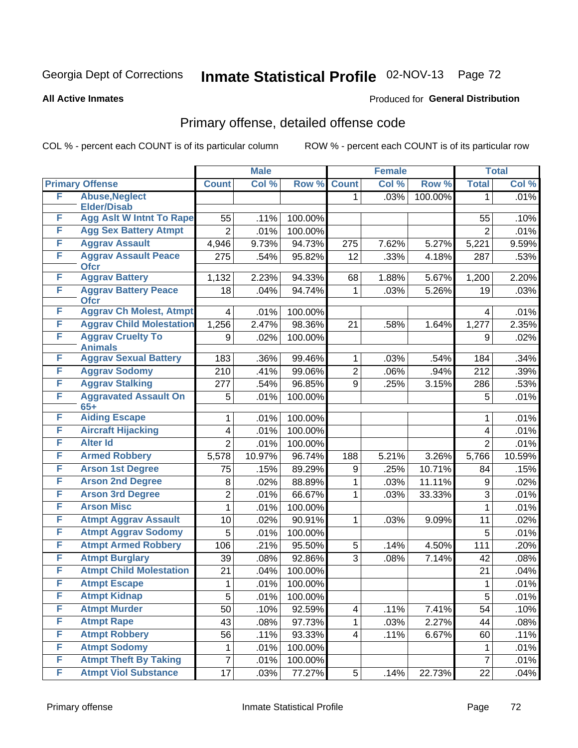Georgia Dept of Corrections **Inmate Statistical Profile** 02-NOV-13

**All Active Inmates**

Produced for **General Distribution**

## Primary offense, detailed offense code

COL % - percent each COUNT is of its particular column

ROW % - percent each COUNT is of its particular row

| | | Male | | | Female | | | Total | |
|---|---|---|---|---|---|---|---|---|---|
| **Primary Offense** | | **Count** | **Col %** | **Row %** | **Count** | **Col %** | **Row %** | **Total** | **Col %** |
| F | Abuse,Neglect Elder/Disab | | | | 1 | .03% | 100.00% | 1 | .01% |
| F | Agg Aslt W Intnt To Rape | 55 | .11% | 100.00% | | | | 55 | .10% |
| F | Agg Sex Battery Atmpt | 2 | .01% | 100.00% | | | | 2 | .01% |
| F | Aggrav Assault | 4,946 | 9.73% | 94.73% | 275 | 7.62% | 5.27% | 5,221 | 9.59% |
| F | Aggrav Assault Peace Ofcr | 275 | .54% | 95.82% | 12 | .33% | 4.18% | 287 | .53% |
| F | Aggrav Battery | 1,132 | 2.23% | 94.33% | 68 | 1.88% | 5.67% | 1,200 | 2.20% |
| F | Aggrav Battery Peace Ofcr | 18 | .04% | 94.74% | 1 | .03% | 5.26% | 19 | .03% |
| F | Aggrav Ch Molest, Atmpt | 4 | .01% | 100.00% | | | | 4 | .01% |
| F | Aggrav Child Molestation | 1,256 | 2.47% | 98.36% | 21 | .58% | 1.64% | 1,277 | 2.35% |
| F | Aggrav Cruelty To Animals | 9 | .02% | 100.00% | | | | 9 | .02% |
| F | Aggrav Sexual Battery | 183 | .36% | 99.46% | 1 | .03% | .54% | 184 | .34% |
| F | Aggrav Sodomy | 210 | .41% | 99.06% | 2 | .06% | .94% | 212 | .39% |
| F | Aggrav Stalking | 277 | .54% | 96.85% | 9 | .25% | 3.15% | 286 | .53% |
| F | Aggravated Assault On 65+ | 5 | .01% | 100.00% | | | | 5 | .01% |
| F | Aiding Escape | 1 | .01% | 100.00% | | | | 1 | .01% |
| F | Aircraft Hijacking | 4 | .01% | 100.00% | | | | 4 | .01% |
| F | Alter Id | 2 | .01% | 100.00% | | | | 2 | .01% |
| F | Armed Robbery | 5,578 | 10.97% | 96.74% | 188 | 5.21% | 3.26% | 5,766 | 10.59% |
| F | Arson 1st Degree | 75 | .15% | 89.29% | 9 | .25% | 10.71% | 84 | .15% |
| F | Arson 2nd Degree | 8 | .02% | 88.89% | 1 | .03% | 11.11% | 9 | .02% |
| F | Arson 3rd Degree | 2 | .01% | 66.67% | 1 | .03% | 33.33% | 3 | .01% |
| F | Arson Misc | 1 | .01% | 100.00% | | | | 1 | .01% |
| F | Atmpt Aggrav Assault | 10 | .02% | 90.91% | 1 | .03% | 9.09% | 11 | .02% |
| F | Atmpt Aggrav Sodomy | 5 | .01% | 100.00% | | | | 5 | .01% |
| F | Atmpt Armed Robbery | 106 | .21% | 95.50% | 5 | .14% | 4.50% | 111 | .20% |
| F | Atmpt Burglary | 39 | .08% | 92.86% | 3 | .08% | 7.14% | 42 | .08% |
| F | Atmpt Child Molestation | 21 | .04% | 100.00% | | | | 21 | .04% |
| F | Atmpt Escape | 1 | .01% | 100.00% | | | | 1 | .01% |
| F | Atmpt Kidnap | 5 | .01% | 100.00% | | | | 5 | .01% |
| F | Atmpt Murder | 50 | .10% | 92.59% | 4 | .11% | 7.41% | 54 | .10% |
| F | Atmpt Rape | 43 | .08% | 97.73% | 1 | .03% | 2.27% | 44 | .08% |
| F | Atmpt Robbery | 56 | .11% | 93.33% | 4 | .11% | 6.67% | 60 | .11% |
| F | Atmpt Sodomy | 1 | .01% | 100.00% | | | | 1 | .01% |
| F | Atmpt Theft By Taking | 7 | .01% | 100.00% | | | | 7 | .01% |
| F | Atmpt Viol Substance | 17 | .03% | 77.27% | 5 | .14% | 22.73% | 22 | .04% |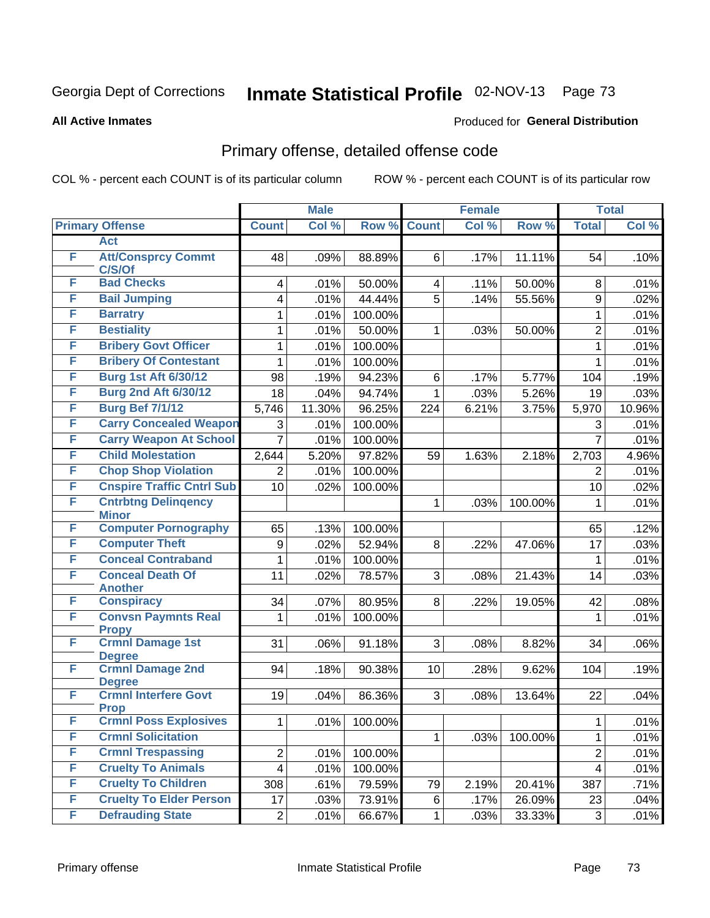Georgia Dept of Corrections **Inmate Statistical Profile** 02-NOV-13

**All Active Inmates** Produced for **General Distribution**

## Primary offense, detailed offense code

COL % - percent each COUNT is of its particular column ROW % - percent each COUNT is of its particular row

| Primary Offense | | Male | | | Female | | | Total | |
|---|---|---|---|---|---|---|---|---|---|
| | | Count | Col % | Row % | Count | Col % | Row % | Total | Col % |
| | Act | | | | | | | | |
| F | Att/Consprcy Commt C/S/Of | 48 | .09% | 88.89% | 6 | .17% | 11.11% | 54 | .10% |
| F | Bad Checks | 4 | .01% | 50.00% | 4 | .11% | 50.00% | 8 | .01% |
| F | Bail Jumping | 4 | .01% | 44.44% | 5 | .14% | 55.56% | 9 | .02% |
| F | Barratry | 1 | .01% | 100.00% | | | | 1 | .01% |
| F | Bestiality | 1 | .01% | 50.00% | 1 | .03% | 50.00% | 2 | .01% |
| F | Bribery Govt Officer | 1 | .01% | 100.00% | | | | 1 | .01% |
| F | Bribery Of Contestant | 1 | .01% | 100.00% | | | | 1 | .01% |
| F | Burg 1st Aft 6/30/12 | 98 | .19% | 94.23% | 6 | .17% | 5.77% | 104 | .19% |
| F | Burg 2nd Aft 6/30/12 | 18 | .04% | 94.74% | 1 | .03% | 5.26% | 19 | .03% |
| F | Burg Bef 7/1/12 | 5,746 | 11.30% | 96.25% | 224 | 6.21% | 3.75% | 5,970 | 10.96% |
| F | Carry Concealed Weapon | 3 | .01% | 100.00% | | | | 3 | .01% |
| F | Carry Weapon At School | 7 | .01% | 100.00% | | | | 7 | .01% |
| F | Child Molestation | 2,644 | 5.20% | 97.82% | 59 | 1.63% | 2.18% | 2,703 | 4.96% |
| F | Chop Shop Violation | 2 | .01% | 100.00% | | | | 2 | .01% |
| F | Cnspire Traffic Cntrl Sub | 10 | .02% | 100.00% | | | | 10 | .02% |
| F | Cntrbtng Delinqency Minor | | | | 1 | .03% | 100.00% | 1 | .01% |
| F | Computer Pornography | 65 | .13% | 100.00% | | | | 65 | .12% |
| F | Computer Theft | 9 | .02% | 52.94% | 8 | .22% | 47.06% | 17 | .03% |
| F | Conceal Contraband | 1 | .01% | 100.00% | | | | 1 | .01% |
| F | Conceal Death Of Another | 11 | .02% | 78.57% | 3 | .08% | 21.43% | 14 | .03% |
| F | Conspiracy | 34 | .07% | 80.95% | 8 | .22% | 19.05% | 42 | .08% |
| F | Convsn Paymnts Real Propy | 1 | .01% | 100.00% | | | | 1 | .01% |
| F | Crmnl Damage 1st Degree | 31 | .06% | 91.18% | 3 | .08% | 8.82% | 34 | .06% |
| F | Crmnl Damage 2nd Degree | 94 | .18% | 90.38% | 10 | .28% | 9.62% | 104 | .19% |
| F | Crmnl Interfere Govt Prop | 19 | .04% | 86.36% | 3 | .08% | 13.64% | 22 | .04% |
| F | Crmnl Poss Explosives | 1 | .01% | 100.00% | | | | 1 | .01% |
| F | Crmnl Solicitation | | | | 1 | .03% | 100.00% | 1 | .01% |
| F | Crmnl Trespassing | 2 | .01% | 100.00% | | | | 2 | .01% |
| F | Cruelty To Animals | 4 | .01% | 100.00% | | | | 4 | .01% |
| F | Cruelty To Children | 308 | .61% | 79.59% | 79 | 2.19% | 20.41% | 387 | .71% |
| F | Cruelty To Elder Person | 17 | .03% | 73.91% | 6 | .17% | 26.09% | 23 | .04% |
| F | Defrauding State | 2 | .01% | 66.67% | 1 | .03% | 33.33% | 3 | .01% |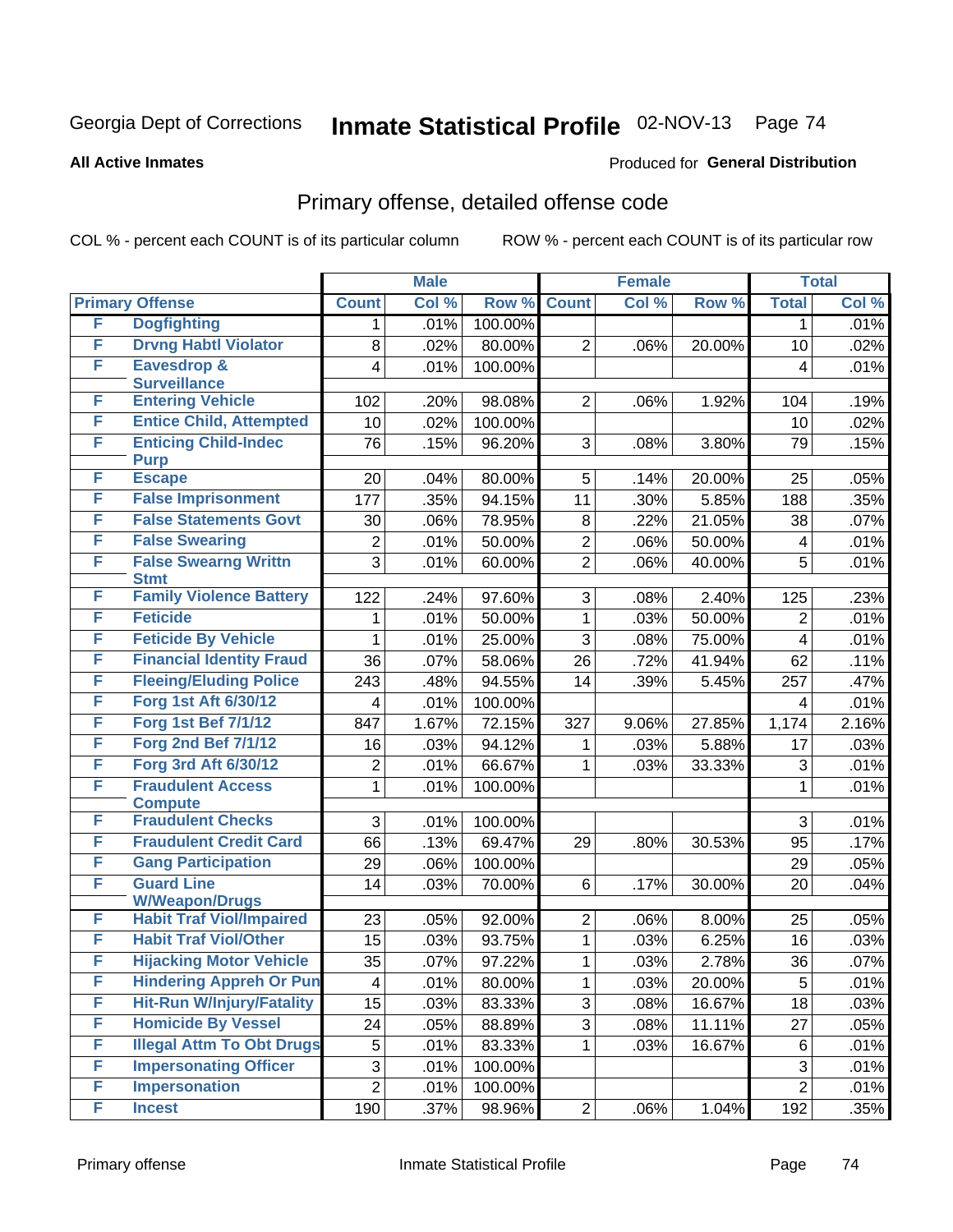Georgia Dept of Corrections **Inmate Statistical Profile** 02-NOV-13 Page 74

**All Active Inmates**

Produced for **General Distribution**

## Primary offense, detailed offense code

COL % - percent each COUNT is of its particular column ROW % - percent each COUNT is of its particular row

| Primary Offense | | Male | | | Female | | | Total | |
|---|---|---|---|---|---|---|---|---|---|
| | | Count | Col % | Row % | Count | Col % | Row % | Total | Col % |
| F | Dogfighting | 1 | .01% | 100.00% | | | | 1 | .01% |
| F | Drvng Habtl Violator | 8 | .02% | 80.00% | 2 | .06% | 20.00% | 10 | .02% |
| F | Eavesdrop & Surveillance | 4 | .01% | 100.00% | | | | 4 | .01% |
| F | Entering Vehicle | 102 | .20% | 98.08% | 2 | .06% | 1.92% | 104 | .19% |
| F | Entice Child, Attempted | 10 | .02% | 100.00% | | | | 10 | .02% |
| F | Enticing Child-Indec Purp | 76 | .15% | 96.20% | 3 | .08% | 3.80% | 79 | .15% |
| F | Escape | 20 | .04% | 80.00% | 5 | .14% | 20.00% | 25 | .05% |
| F | False Imprisonment | 177 | .35% | 94.15% | 11 | .30% | 5.85% | 188 | .35% |
| F | False Statements Govt | 30 | .06% | 78.95% | 8 | .22% | 21.05% | 38 | .07% |
| F | False Swearing | 2 | .01% | 50.00% | 2 | .06% | 50.00% | 4 | .01% |
| F | False Swearng Writtn Stmt | 3 | .01% | 60.00% | 2 | .06% | 40.00% | 5 | .01% |
| F | Family Violence Battery | 122 | .24% | 97.60% | 3 | .08% | 2.40% | 125 | .23% |
| F | Feticide | 1 | .01% | 50.00% | 1 | .03% | 50.00% | 2 | .01% |
| F | Feticide By Vehicle | 1 | .01% | 25.00% | 3 | .08% | 75.00% | 4 | .01% |
| F | Financial Identity Fraud | 36 | .07% | 58.06% | 26 | .72% | 41.94% | 62 | .11% |
| F | Fleeing/Eluding Police | 243 | .48% | 94.55% | 14 | .39% | 5.45% | 257 | .47% |
| F | Forg 1st Aft 6/30/12 | 4 | .01% | 100.00% | | | | 4 | .01% |
| F | Forg 1st Bef 7/1/12 | 847 | 1.67% | 72.15% | 327 | 9.06% | 27.85% | 1,174 | 2.16% |
| F | Forg 2nd Bef 7/1/12 | 16 | .03% | 94.12% | 1 | .03% | 5.88% | 17 | .03% |
| F | Forg 3rd Aft 6/30/12 | 2 | .01% | 66.67% | 1 | .03% | 33.33% | 3 | .01% |
| F | Fraudulent Access Compute | 1 | .01% | 100.00% | | | | 1 | .01% |
| F | Fraudulent Checks | 3 | .01% | 100.00% | | | | 3 | .01% |
| F | Fraudulent Credit Card | 66 | .13% | 69.47% | 29 | .80% | 30.53% | 95 | .17% |
| F | Gang Participation | 29 | .06% | 100.00% | | | | 29 | .05% |
| F | Guard Line W/Weapon/Drugs | 14 | .03% | 70.00% | 6 | .17% | 30.00% | 20 | .04% |
| F | Habit Traf Viol/Impaired | 23 | .05% | 92.00% | 2 | .06% | 8.00% | 25 | .05% |
| F | Habit Traf Viol/Other | 15 | .03% | 93.75% | 1 | .03% | 6.25% | 16 | .03% |
| F | Hijacking Motor Vehicle | 35 | .07% | 97.22% | 1 | .03% | 2.78% | 36 | .07% |
| F | Hindering Appreh Or Pun | 4 | .01% | 80.00% | 1 | .03% | 20.00% | 5 | .01% |
| F | Hit-Run W/Injury/Fatality | 15 | .03% | 83.33% | 3 | .08% | 16.67% | 18 | .03% |
| F | Homicide By Vessel | 24 | .05% | 88.89% | 3 | .08% | 11.11% | 27 | .05% |
| F | Illegal Attm To Obt Drugs | 5 | .01% | 83.33% | 1 | .03% | 16.67% | 6 | .01% |
| F | Impersonating Officer | 3 | .01% | 100.00% | | | | 3 | .01% |
| F | Impersonation | 2 | .01% | 100.00% | | | | 2 | .01% |
| F | Incest | 190 | .37% | 98.96% | 2 | .06% | 1.04% | 192 | .35% |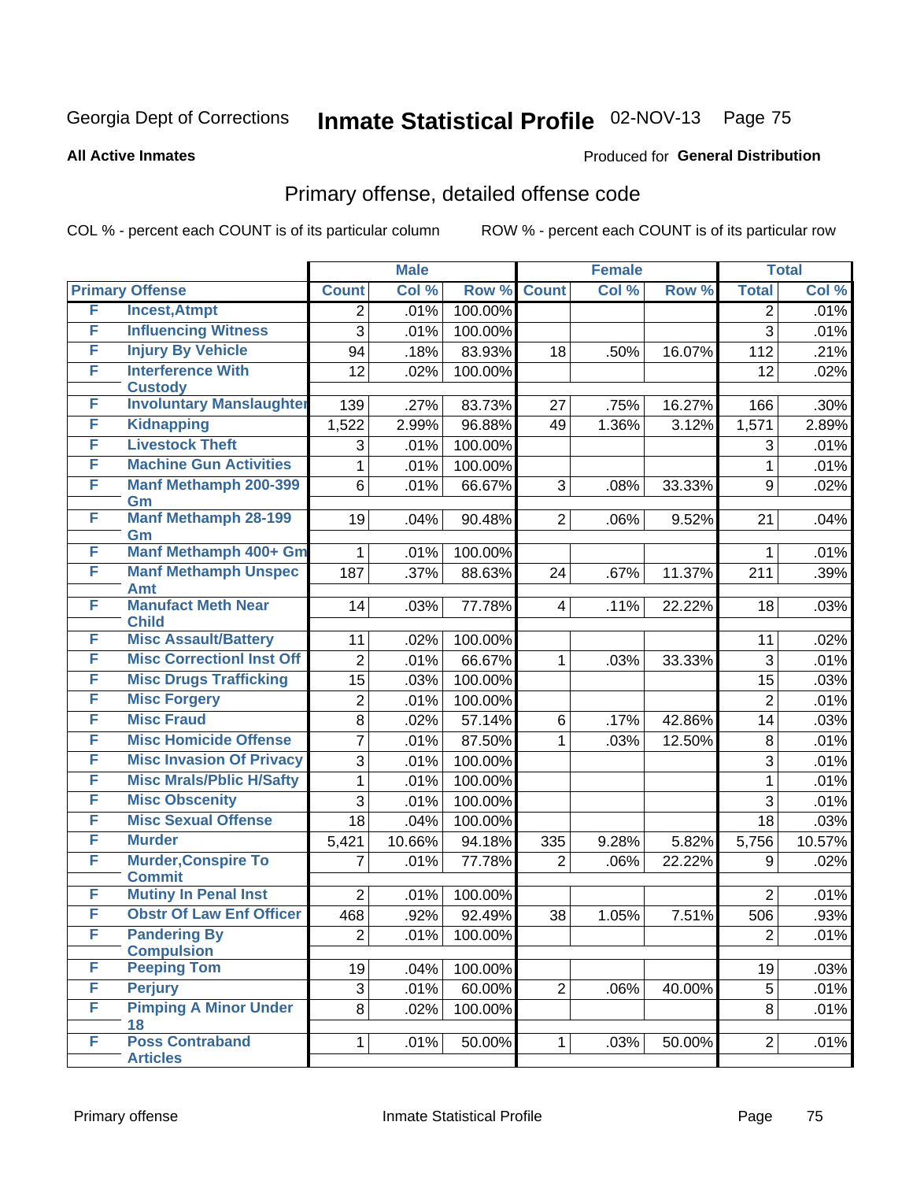# Georgia Dept of Corrections — Inmate Statistical Profile — 02-NOV-13

**All Active Inmates**

Produced for **General Distribution**

## Primary offense, detailed offense code

COL % - percent each COUNT is of its particular column

ROW % - percent each COUNT is of its particular row

| Primary Offense | | Male | | | Female | | | Total | |
|---|---|---|---|---|---|---|---|---|---|
| | | Count | Col % | Row % | Count | Col % | Row % | Total | Col % |
| F | Incest,Atmpt | 2 | .01% | 100.00% | | | | 2 | .01% |
| F | Influencing Witness | 3 | .01% | 100.00% | | | | 3 | .01% |
| F | Injury By Vehicle | 94 | .18% | 83.93% | 18 | .50% | 16.07% | 112 | .21% |
| F | Interference With Custody | 12 | .02% | 100.00% | | | | 12 | .02% |
| F | Involuntary Manslaughter | 139 | .27% | 83.73% | 27 | .75% | 16.27% | 166 | .30% |
| F | Kidnapping | 1,522 | 2.99% | 96.88% | 49 | 1.36% | 3.12% | 1,571 | 2.89% |
| F | Livestock Theft | 3 | .01% | 100.00% | | | | 3 | .01% |
| F | Machine Gun Activities | 1 | .01% | 100.00% | | | | 1 | .01% |
| F | Manf Methamph 200-399 Gm | 6 | .01% | 66.67% | 3 | .08% | 33.33% | 9 | .02% |
| F | Manf Methamph 28-199 Gm | 19 | .04% | 90.48% | 2 | .06% | 9.52% | 21 | .04% |
| F | Manf Methamph 400+ Gm | 1 | .01% | 100.00% | | | | 1 | .01% |
| F | Manf Methamph Unspec Amt | 187 | .37% | 88.63% | 24 | .67% | 11.37% | 211 | .39% |
| F | Manufact Meth Near Child | 14 | .03% | 77.78% | 4 | .11% | 22.22% | 18 | .03% |
| F | Misc Assault/Battery | 11 | .02% | 100.00% | | | | 11 | .02% |
| F | Misc Correctionl Inst Off | 2 | .01% | 66.67% | 1 | .03% | 33.33% | 3 | .01% |
| F | Misc Drugs Trafficking | 15 | .03% | 100.00% | | | | 15 | .03% |
| F | Misc Forgery | 2 | .01% | 100.00% | | | | 2 | .01% |
| F | Misc Fraud | 8 | .02% | 57.14% | 6 | .17% | 42.86% | 14 | .03% |
| F | Misc Homicide Offense | 7 | .01% | 87.50% | 1 | .03% | 12.50% | 8 | .01% |
| F | Misc Invasion Of Privacy | 3 | .01% | 100.00% | | | | 3 | .01% |
| F | Misc Mrals/Pblic H/Safty | 1 | .01% | 100.00% | | | | 1 | .01% |
| F | Misc Obscenity | 3 | .01% | 100.00% | | | | 3 | .01% |
| F | Misc Sexual Offense | 18 | .04% | 100.00% | | | | 18 | .03% |
| F | Murder | 5,421 | 10.66% | 94.18% | 335 | 9.28% | 5.82% | 5,756 | 10.57% |
| F | Murder,Conspire To Commit | 7 | .01% | 77.78% | 2 | .06% | 22.22% | 9 | .02% |
| F | Mutiny In Penal Inst | 2 | .01% | 100.00% | | | | 2 | .01% |
| F | Obstr Of Law Enf Officer | 468 | .92% | 92.49% | 38 | 1.05% | 7.51% | 506 | .93% |
| F | Pandering By Compulsion | 2 | .01% | 100.00% | | | | 2 | .01% |
| F | Peeping Tom | 19 | .04% | 100.00% | | | | 19 | .03% |
| F | Perjury | 3 | .01% | 60.00% | 2 | .06% | 40.00% | 5 | .01% |
| F | Pimping A Minor Under 18 | 8 | .02% | 100.00% | | | | 8 | .01% |
| F | Poss Contraband Articles | 1 | .01% | 50.00% | 1 | .03% | 50.00% | 2 | .01% |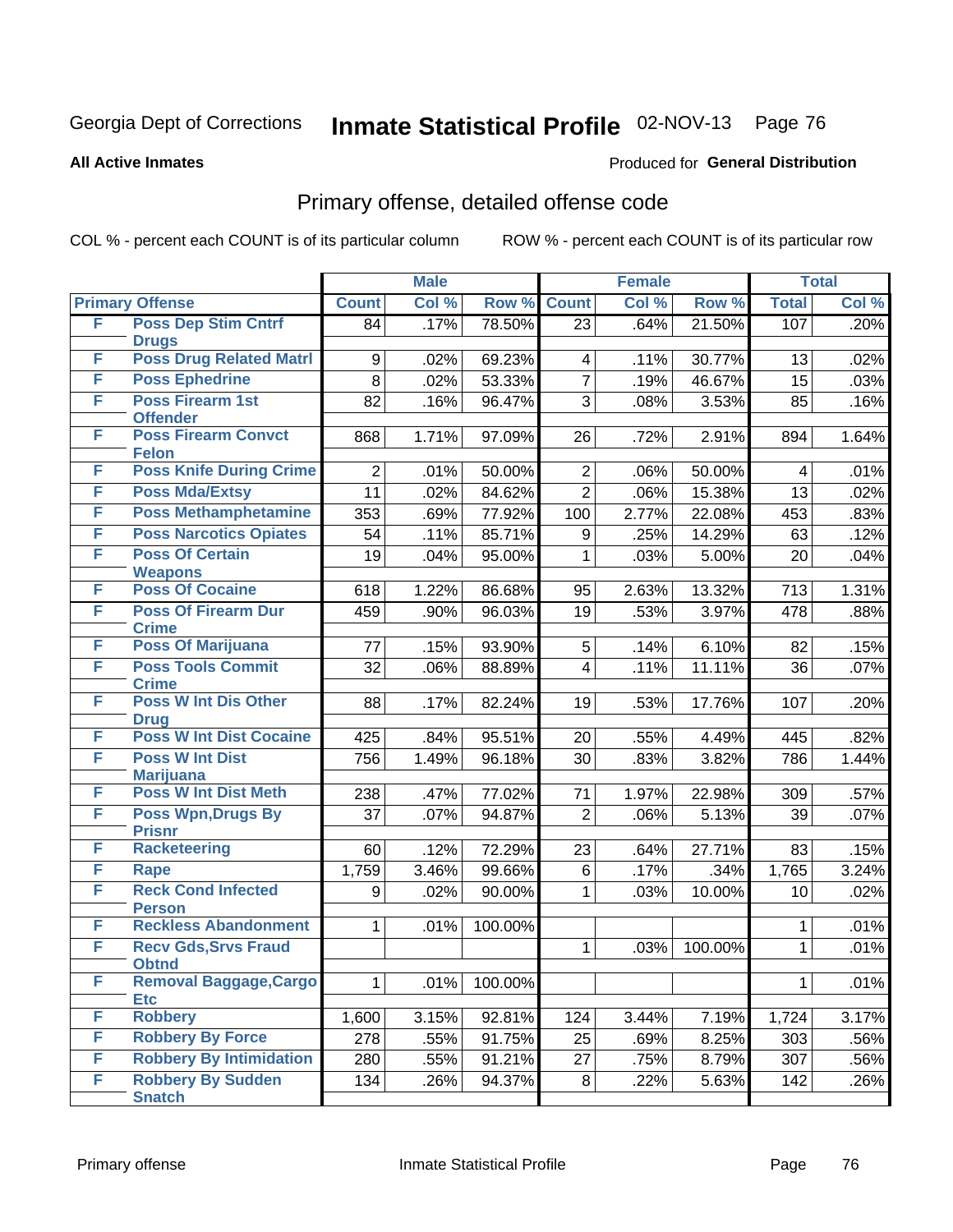Georgia Dept of Corrections **Inmate Statistical Profile** 02-NOV-13

**All Active Inmates**

Produced for **General Distribution**

## Primary offense, detailed offense code

COL % - percent each COUNT is of its particular column ROW % - percent each COUNT is of its particular row

| Primary Offense | | Male | | | Female | | | Total | |
|---|---|---|---|---|---|---|---|---|---|
| | | Count | Col % | Row % | Count | Col % | Row % | Total | Col % |
| F | Poss Dep Stim Cntrf Drugs | 84 | .17% | 78.50% | 23 | .64% | 21.50% | 107 | .20% |
| F | Poss Drug Related Matrl | 9 | .02% | 69.23% | 4 | .11% | 30.77% | 13 | .02% |
| F | Poss Ephedrine | 8 | .02% | 53.33% | 7 | .19% | 46.67% | 15 | .03% |
| F | Poss Firearm 1st Offender | 82 | .16% | 96.47% | 3 | .08% | 3.53% | 85 | .16% |
| F | Poss Firearm Convct Felon | 868 | 1.71% | 97.09% | 26 | .72% | 2.91% | 894 | 1.64% |
| F | Poss Knife During Crime | 2 | .01% | 50.00% | 2 | .06% | 50.00% | 4 | .01% |
| F | Poss Mda/Extsy | 11 | .02% | 84.62% | 2 | .06% | 15.38% | 13 | .02% |
| F | Poss Methamphetamine | 353 | .69% | 77.92% | 100 | 2.77% | 22.08% | 453 | .83% |
| F | Poss Narcotics Opiates | 54 | .11% | 85.71% | 9 | .25% | 14.29% | 63 | .12% |
| F | Poss Of Certain Weapons | 19 | .04% | 95.00% | 1 | .03% | 5.00% | 20 | .04% |
| F | Poss Of Cocaine | 618 | 1.22% | 86.68% | 95 | 2.63% | 13.32% | 713 | 1.31% |
| F | Poss Of Firearm Dur Crime | 459 | .90% | 96.03% | 19 | .53% | 3.97% | 478 | .88% |
| F | Poss Of Marijuana | 77 | .15% | 93.90% | 5 | .14% | 6.10% | 82 | .15% |
| F | Poss Tools Commit Crime | 32 | .06% | 88.89% | 4 | .11% | 11.11% | 36 | .07% |
| F | Poss W Int Dis Other Drug | 88 | .17% | 82.24% | 19 | .53% | 17.76% | 107 | .20% |
| F | Poss W Int Dist Cocaine | 425 | .84% | 95.51% | 20 | .55% | 4.49% | 445 | .82% |
| F | Poss W Int Dist Marijuana | 756 | 1.49% | 96.18% | 30 | .83% | 3.82% | 786 | 1.44% |
| F | Poss W Int Dist Meth | 238 | .47% | 77.02% | 71 | 1.97% | 22.98% | 309 | .57% |
| F | Poss Wpn,Drugs By Prisnr | 37 | .07% | 94.87% | 2 | .06% | 5.13% | 39 | .07% |
| F | Racketeering | 60 | .12% | 72.29% | 23 | .64% | 27.71% | 83 | .15% |
| F | Rape | 1,759 | 3.46% | 99.66% | 6 | .17% | .34% | 1,765 | 3.24% |
| F | Reck Cond Infected Person | 9 | .02% | 90.00% | 1 | .03% | 10.00% | 10 | .02% |
| F | Reckless Abandonment | 1 | .01% | 100.00% | | | | 1 | .01% |
| F | Recv Gds,Srvs Fraud Obtnd | | | | 1 | .03% | 100.00% | 1 | .01% |
| F | Removal Baggage,Cargo Etc | 1 | .01% | 100.00% | | | | 1 | .01% |
| F | Robbery | 1,600 | 3.15% | 92.81% | 124 | 3.44% | 7.19% | 1,724 | 3.17% |
| F | Robbery By Force | 278 | .55% | 91.75% | 25 | .69% | 8.25% | 303 | .56% |
| F | Robbery By Intimidation | 280 | .55% | 91.21% | 27 | .75% | 8.79% | 307 | .56% |
| F | Robbery By Sudden Snatch | 134 | .26% | 94.37% | 8 | .22% | 5.63% | 142 | .26% |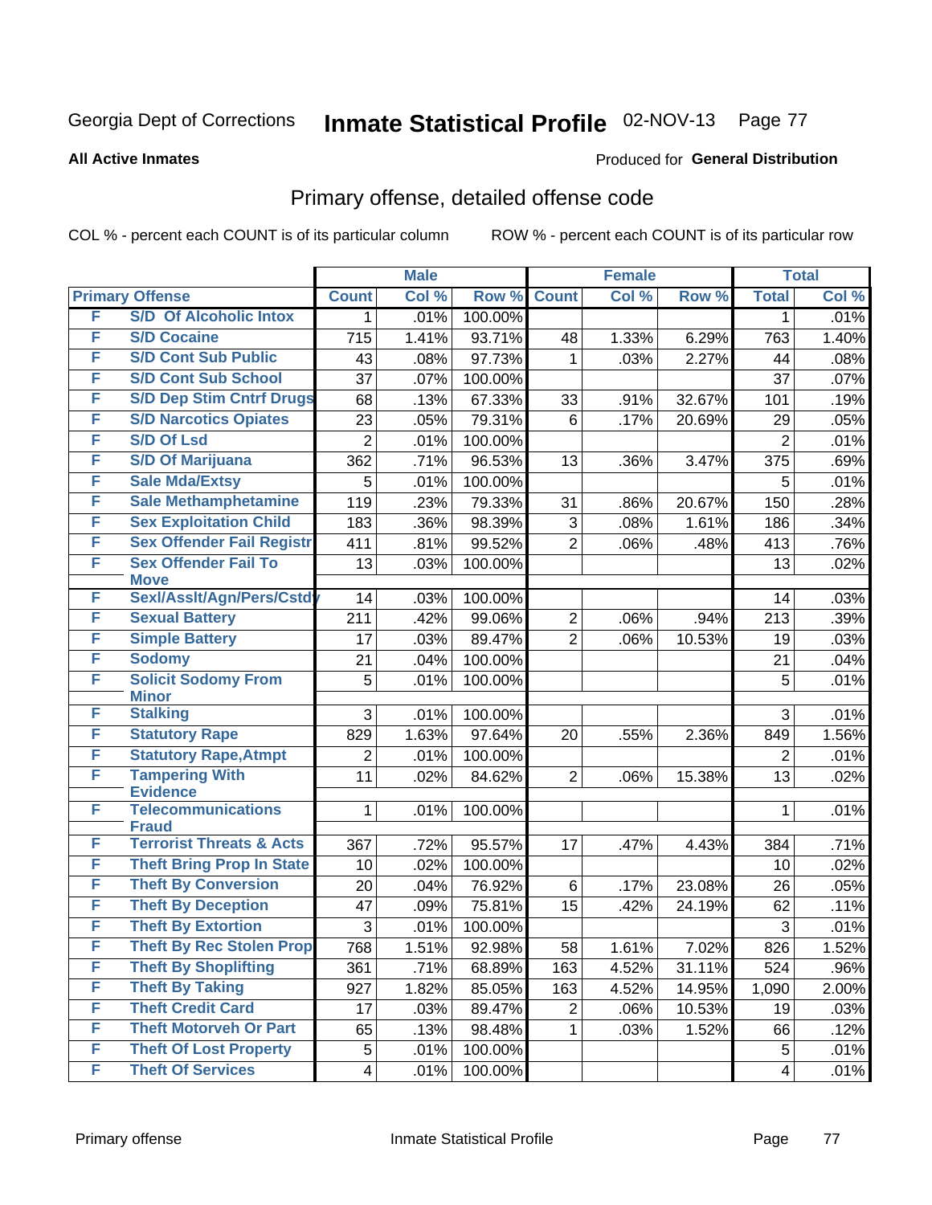Georgia Dept of Corrections **Inmate Statistical Profile** 02-NOV-13 Page 77

**All Active Inmates**

Produced for **General Distribution**

## Primary offense, detailed offense code

COL % - percent each COUNT is of its particular column ROW % - percent each COUNT is of its particular row

| Primary Offense | | Male | | | Female | | | Total | |
|---|---|---|---|---|---|---|---|---|---|
| | | Count | Col % | Row % | Count | Col % | Row % | Total | Col % |
| F | S/D Of Alcoholic Intox | 1 | .01% | 100.00% | | | | 1 | .01% |
| F | S/D Cocaine | 715 | 1.41% | 93.71% | 48 | 1.33% | 6.29% | 763 | 1.40% |
| F | S/D Cont Sub Public | 43 | .08% | 97.73% | 1 | .03% | 2.27% | 44 | .08% |
| F | S/D Cont Sub School | 37 | .07% | 100.00% | | | | 37 | .07% |
| F | S/D Dep Stim Cntrf Drugs | 68 | .13% | 67.33% | 33 | .91% | 32.67% | 101 | .19% |
| F | S/D Narcotics Opiates | 23 | .05% | 79.31% | 6 | .17% | 20.69% | 29 | .05% |
| F | S/D Of Lsd | 2 | .01% | 100.00% | | | | 2 | .01% |
| F | S/D Of Marijuana | 362 | .71% | 96.53% | 13 | .36% | 3.47% | 375 | .69% |
| F | Sale Mda/Extsy | 5 | .01% | 100.00% | | | | 5 | .01% |
| F | Sale Methamphetamine | 119 | .23% | 79.33% | 31 | .86% | 20.67% | 150 | .28% |
| F | Sex Exploitation Child | 183 | .36% | 98.39% | 3 | .08% | 1.61% | 186 | .34% |
| F | Sex Offender Fail Registr | 411 | .81% | 99.52% | 2 | .06% | .48% | 413 | .76% |
| F | Sex Offender Fail To Move | 13 | .03% | 100.00% | | | | 13 | .02% |
| F | Sexl/Asslt/Agn/Pers/Cstdy | 14 | .03% | 100.00% | | | | 14 | .03% |
| F | Sexual Battery | 211 | .42% | 99.06% | 2 | .06% | .94% | 213 | .39% |
| F | Simple Battery | 17 | .03% | 89.47% | 2 | .06% | 10.53% | 19 | .03% |
| F | Sodomy | 21 | .04% | 100.00% | | | | 21 | .04% |
| F | Solicit Sodomy From Minor | 5 | .01% | 100.00% | | | | 5 | .01% |
| F | Stalking | 3 | .01% | 100.00% | | | | 3 | .01% |
| F | Statutory Rape | 829 | 1.63% | 97.64% | 20 | .55% | 2.36% | 849 | 1.56% |
| F | Statutory Rape,Atmpt | 2 | .01% | 100.00% | | | | 2 | .01% |
| F | Tampering With Evidence | 11 | .02% | 84.62% | 2 | .06% | 15.38% | 13 | .02% |
| F | Telecommunications Fraud | 1 | .01% | 100.00% | | | | 1 | .01% |
| F | Terrorist Threats & Acts | 367 | .72% | 95.57% | 17 | .47% | 4.43% | 384 | .71% |
| F | Theft Bring Prop In State | 10 | .02% | 100.00% | | | | 10 | .02% |
| F | Theft By Conversion | 20 | .04% | 76.92% | 6 | .17% | 23.08% | 26 | .05% |
| F | Theft By Deception | 47 | .09% | 75.81% | 15 | .42% | 24.19% | 62 | .11% |
| F | Theft By Extortion | 3 | .01% | 100.00% | | | | 3 | .01% |
| F | Theft By Rec Stolen Prop | 768 | 1.51% | 92.98% | 58 | 1.61% | 7.02% | 826 | 1.52% |
| F | Theft By Shoplifting | 361 | .71% | 68.89% | 163 | 4.52% | 31.11% | 524 | .96% |
| F | Theft By Taking | 927 | 1.82% | 85.05% | 163 | 4.52% | 14.95% | 1,090 | 2.00% |
| F | Theft Credit Card | 17 | .03% | 89.47% | 2 | .06% | 10.53% | 19 | .03% |
| F | Theft Motorveh Or Part | 65 | .13% | 98.48% | 1 | .03% | 1.52% | 66 | .12% |
| F | Theft Of Lost Property | 5 | .01% | 100.00% | | | | 5 | .01% |
| F | Theft Of Services | 4 | .01% | 100.00% | | | | 4 | .01% |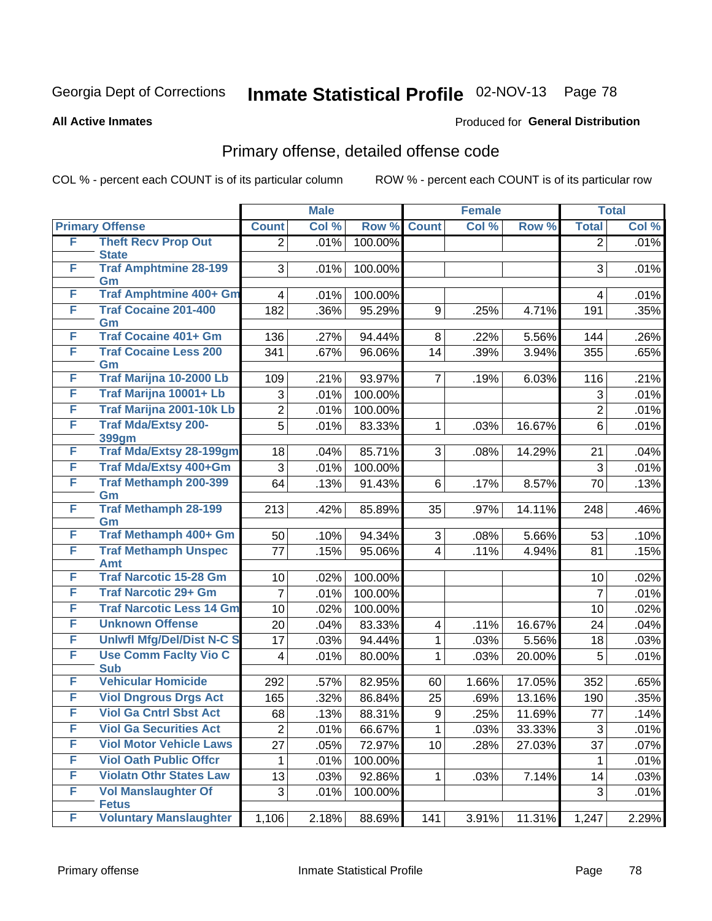Georgia Dept of Corrections **Inmate Statistical Profile** 02-NOV-13

**All Active Inmates**

Produced for **General Distribution**

## Primary offense, detailed offense code

COL % - percent each COUNT is of its particular column ROW % - percent each COUNT is of its particular row

| Primary Offense | | Male | | | Female | | | Total | |
|---|---|---|---|---|---|---|---|---|---|
| | | Count | Col % | Row % | Count | Col % | Row % | Total | Col % |
| F | Theft Recv Prop Out State | 2 | .01% | 100.00% | | | | 2 | .01% |
| F | Traf Amphtmine 28-199 Gm | 3 | .01% | 100.00% | | | | 3 | .01% |
| F | Traf Amphtmine 400+ Gm | 4 | .01% | 100.00% | | | | 4 | .01% |
| F | Traf Cocaine 201-400 Gm | 182 | .36% | 95.29% | 9 | .25% | 4.71% | 191 | .35% |
| F | Traf Cocaine 401+ Gm | 136 | .27% | 94.44% | 8 | .22% | 5.56% | 144 | .26% |
| F | Traf Cocaine Less 200 Gm | 341 | .67% | 96.06% | 14 | .39% | 3.94% | 355 | .65% |
| F | Traf Marijna 10-2000 Lb | 109 | .21% | 93.97% | 7 | .19% | 6.03% | 116 | .21% |
| F | Traf Marijna 10001+ Lb | 3 | .01% | 100.00% | | | | 3 | .01% |
| F | Traf Marijna 2001-10k Lb | 2 | .01% | 100.00% | | | | 2 | .01% |
| F | Traf Mda/Extsy 200-399gm | 5 | .01% | 83.33% | 1 | .03% | 16.67% | 6 | .01% |
| F | Traf Mda/Extsy 28-199gm | 18 | .04% | 85.71% | 3 | .08% | 14.29% | 21 | .04% |
| F | Traf Mda/Extsy 400+Gm | 3 | .01% | 100.00% | | | | 3 | .01% |
| F | Traf Methamph 200-399 Gm | 64 | .13% | 91.43% | 6 | .17% | 8.57% | 70 | .13% |
| F | Traf Methamph 28-199 Gm | 213 | .42% | 85.89% | 35 | .97% | 14.11% | 248 | .46% |
| F | Traf Methamph 400+ Gm | 50 | .10% | 94.34% | 3 | .08% | 5.66% | 53 | .10% |
| F | Traf Methamph Unspec Amt | 77 | .15% | 95.06% | 4 | .11% | 4.94% | 81 | .15% |
| F | Traf Narcotic 15-28 Gm | 10 | .02% | 100.00% | | | | 10 | .02% |
| F | Traf Narcotic 29+ Gm | 7 | .01% | 100.00% | | | | 7 | .01% |
| F | Traf Narcotic Less 14 Gm | 10 | .02% | 100.00% | | | | 10 | .02% |
| F | Unknown Offense | 20 | .04% | 83.33% | 4 | .11% | 16.67% | 24 | .04% |
| F | Unlwfl Mfg/Del/Dist N-C S | 17 | .03% | 94.44% | 1 | .03% | 5.56% | 18 | .03% |
| F | Use Comm Faclty Vio C Sub | 4 | .01% | 80.00% | 1 | .03% | 20.00% | 5 | .01% |
| F | Vehicular Homicide | 292 | .57% | 82.95% | 60 | 1.66% | 17.05% | 352 | .65% |
| F | Viol Dngrous Drgs Act | 165 | .32% | 86.84% | 25 | .69% | 13.16% | 190 | .35% |
| F | Viol Ga Cntrl Sbst Act | 68 | .13% | 88.31% | 9 | .25% | 11.69% | 77 | .14% |
| F | Viol Ga Securities Act | 2 | .01% | 66.67% | 1 | .03% | 33.33% | 3 | .01% |
| F | Viol Motor Vehicle Laws | 27 | .05% | 72.97% | 10 | .28% | 27.03% | 37 | .07% |
| F | Viol Oath Public Offcr | 1 | .01% | 100.00% | | | | 1 | .01% |
| F | Violatn Othr States Law | 13 | .03% | 92.86% | 1 | .03% | 7.14% | 14 | .03% |
| F | Vol Manslaughter Of Fetus | 3 | .01% | 100.00% | | | | 3 | .01% |
| F | Voluntary Manslaughter | 1,106 | 2.18% | 88.69% | 141 | 3.91% | 11.31% | 1,247 | 2.29% |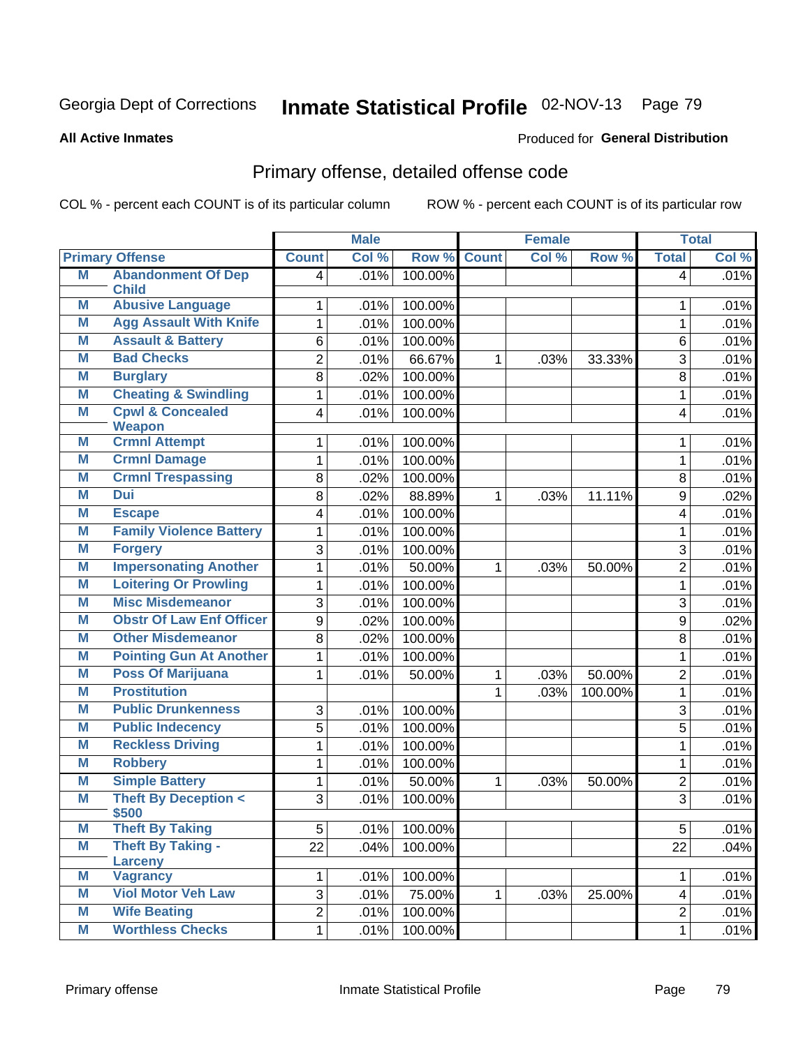Georgia Dept of Corrections **Inmate Statistical Profile** 02-NOV-13

**All Active Inmates**

Produced for **General Distribution**

## Primary offense, detailed offense code

COL % - percent each COUNT is of its particular column    ROW % - percent each COUNT is of its particular row

| Primary Offense | | Male | | | Female | | | Total | |
|---|---|---|---|---|---|---|---|---|---|
| | | Count | Col % | Row % | Count | Col % | Row % | Total | Col % |
| M | Abandonment Of Dep Child | 4 | .01% | 100.00% | | | | 4 | .01% |
| M | Abusive Language | 1 | .01% | 100.00% | | | | 1 | .01% |
| M | Agg Assault With Knife | 1 | .01% | 100.00% | | | | 1 | .01% |
| M | Assault & Battery | 6 | .01% | 100.00% | | | | 6 | .01% |
| M | Bad Checks | 2 | .01% | 66.67% | 1 | .03% | 33.33% | 3 | .01% |
| M | Burglary | 8 | .02% | 100.00% | | | | 8 | .01% |
| M | Cheating & Swindling | 1 | .01% | 100.00% | | | | 1 | .01% |
| M | Cpwl & Concealed Weapon | 4 | .01% | 100.00% | | | | 4 | .01% |
| M | Crmnl Attempt | 1 | .01% | 100.00% | | | | 1 | .01% |
| M | Crmnl Damage | 1 | .01% | 100.00% | | | | 1 | .01% |
| M | Crmnl Trespassing | 8 | .02% | 100.00% | | | | 8 | .01% |
| M | Dui | 8 | .02% | 88.89% | 1 | .03% | 11.11% | 9 | .02% |
| M | Escape | 4 | .01% | 100.00% | | | | 4 | .01% |
| M | Family Violence Battery | 1 | .01% | 100.00% | | | | 1 | .01% |
| M | Forgery | 3 | .01% | 100.00% | | | | 3 | .01% |
| M | Impersonating Another | 1 | .01% | 50.00% | 1 | .03% | 50.00% | 2 | .01% |
| M | Loitering Or Prowling | 1 | .01% | 100.00% | | | | 1 | .01% |
| M | Misc Misdemeanor | 3 | .01% | 100.00% | | | | 3 | .01% |
| M | Obstr Of Law Enf Officer | 9 | .02% | 100.00% | | | | 9 | .02% |
| M | Other Misdemeanor | 8 | .02% | 100.00% | | | | 8 | .01% |
| M | Pointing Gun At Another | 1 | .01% | 100.00% | | | | 1 | .01% |
| M | Poss Of Marijuana | 1 | .01% | 50.00% | 1 | .03% | 50.00% | 2 | .01% |
| M | Prostitution | | | | 1 | .03% | 100.00% | 1 | .01% |
| M | Public Drunkenness | 3 | .01% | 100.00% | | | | 3 | .01% |
| M | Public Indecency | 5 | .01% | 100.00% | | | | 5 | .01% |
| M | Reckless Driving | 1 | .01% | 100.00% | | | | 1 | .01% |
| M | Robbery | 1 | .01% | 100.00% | | | | 1 | .01% |
| M | Simple Battery | 1 | .01% | 50.00% | 1 | .03% | 50.00% | 2 | .01% |
| M | Theft By Deception < $500 | 3 | .01% | 100.00% | | | | 3 | .01% |
| M | Theft By Taking | 5 | .01% | 100.00% | | | | 5 | .01% |
| M | Theft By Taking - Larceny | 22 | .04% | 100.00% | | | | 22 | .04% |
| M | Vagrancy | 1 | .01% | 100.00% | | | | 1 | .01% |
| M | Viol Motor Veh Law | 3 | .01% | 75.00% | 1 | .03% | 25.00% | 4 | .01% |
| M | Wife Beating | 2 | .01% | 100.00% | | | | 2 | .01% |
| M | Worthless Checks | 1 | .01% | 100.00% | | | | 1 | .01% |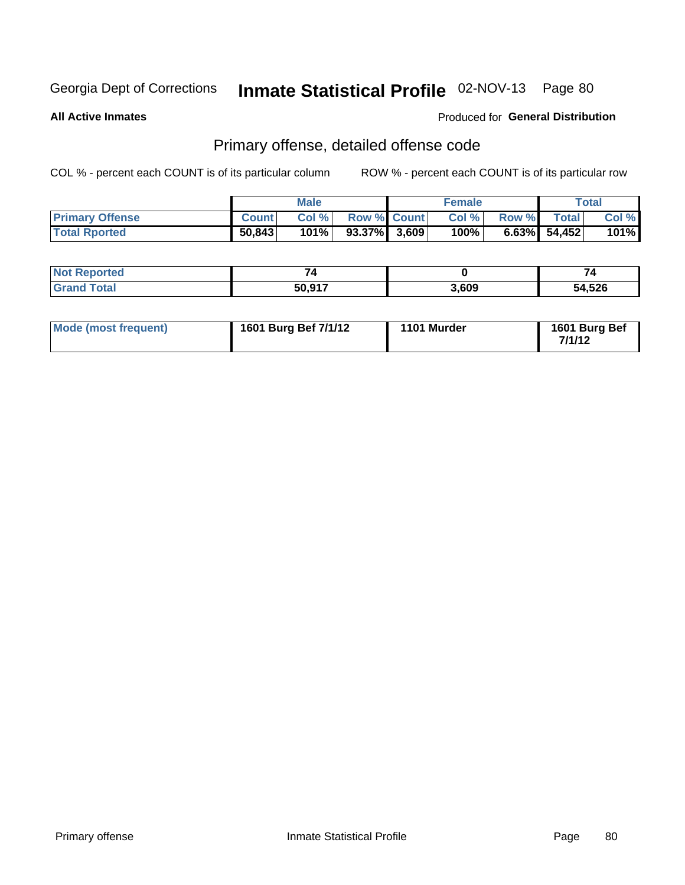Georgia Dept of Corrections **Inmate Statistical Profile** 02-NOV-13 Page 80

**All Active Inmates**

Produced for **General Distribution**

## Primary offense, detailed offense code

COL % - percent each COUNT is of its particular column

ROW % - percent each COUNT is of its particular row

| | Male | | | Female | | | Total | |
|---|---|---|---|---|---|---|---|---|
| **Primary Offense** | **Count** | **Col %** | **Row %** | **Count** | **Col %** | **Row %** | **Total** | **Col %** |
| **Total Rported** | **50,843** | **101%** | **93.37%** | **3,609** | **100%** | **6.63%** | **54,452** | **101%** |

| | Male | Female | Total |
|---|---|---|---|
| **Not Reported** | **74** | **0** | **74** |
| **Grand Total** | **50,917** | **3,609** | **54,526** |

| | Male | Female | Total |
|---|---|---|---|
| **Mode (most frequent)** | **1601 Burg Bef 7/1/12** | **1101 Murder** | **1601 Burg Bef 7/1/12** |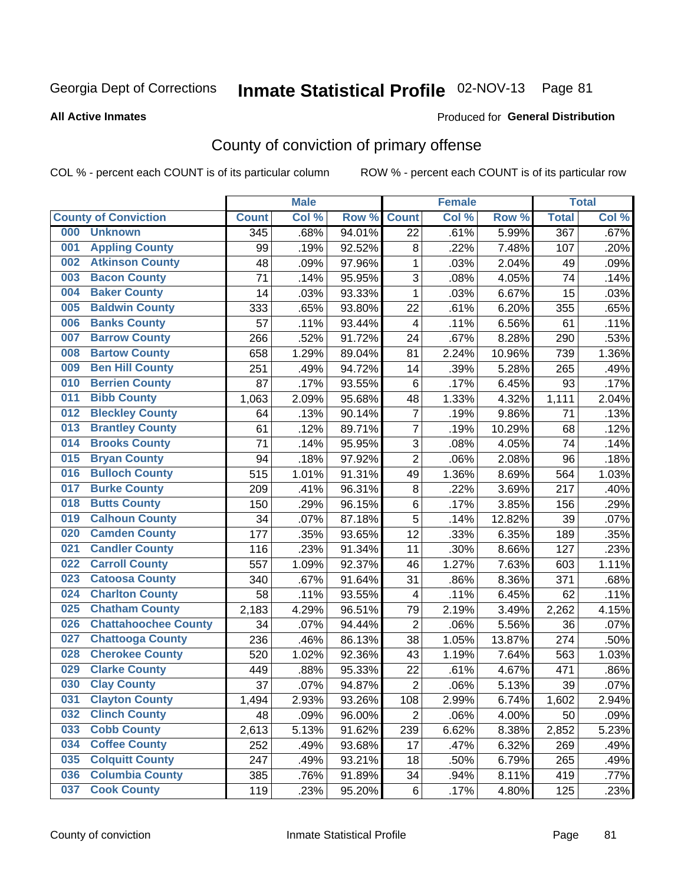Georgia Dept of Corrections **Inmate Statistical Profile** 02-NOV-13 Page 81

**All Active Inmates**

Produced for **General Distribution**

# County of conviction of primary offense

COL % - percent each COUNT is of its particular column ROW % - percent each COUNT is of its particular row

| County of Conviction | Male | | | Female | | | Total | |
|---|---|---|---|---|---|---|---|---|
| | Count | Col % | Row % | Count | Col % | Row % | Total | Col % |
| 000 Unknown | 345 | .68% | 94.01% | 22 | .61% | 5.99% | 367 | .67% |
| 001 Appling County | 99 | .19% | 92.52% | 8 | .22% | 7.48% | 107 | .20% |
| 002 Atkinson County | 48 | .09% | 97.96% | 1 | .03% | 2.04% | 49 | .09% |
| 003 Bacon County | 71 | .14% | 95.95% | 3 | .08% | 4.05% | 74 | .14% |
| 004 Baker County | 14 | .03% | 93.33% | 1 | .03% | 6.67% | 15 | .03% |
| 005 Baldwin County | 333 | .65% | 93.80% | 22 | .61% | 6.20% | 355 | .65% |
| 006 Banks County | 57 | .11% | 93.44% | 4 | .11% | 6.56% | 61 | .11% |
| 007 Barrow County | 266 | .52% | 91.72% | 24 | .67% | 8.28% | 290 | .53% |
| 008 Bartow County | 658 | 1.29% | 89.04% | 81 | 2.24% | 10.96% | 739 | 1.36% |
| 009 Ben Hill County | 251 | .49% | 94.72% | 14 | .39% | 5.28% | 265 | .49% |
| 010 Berrien County | 87 | .17% | 93.55% | 6 | .17% | 6.45% | 93 | .17% |
| 011 Bibb County | 1,063 | 2.09% | 95.68% | 48 | 1.33% | 4.32% | 1,111 | 2.04% |
| 012 Bleckley County | 64 | .13% | 90.14% | 7 | .19% | 9.86% | 71 | .13% |
| 013 Brantley County | 61 | .12% | 89.71% | 7 | .19% | 10.29% | 68 | .12% |
| 014 Brooks County | 71 | .14% | 95.95% | 3 | .08% | 4.05% | 74 | .14% |
| 015 Bryan County | 94 | .18% | 97.92% | 2 | .06% | 2.08% | 96 | .18% |
| 016 Bulloch County | 515 | 1.01% | 91.31% | 49 | 1.36% | 8.69% | 564 | 1.03% |
| 017 Burke County | 209 | .41% | 96.31% | 8 | .22% | 3.69% | 217 | .40% |
| 018 Butts County | 150 | .29% | 96.15% | 6 | .17% | 3.85% | 156 | .29% |
| 019 Calhoun County | 34 | .07% | 87.18% | 5 | .14% | 12.82% | 39 | .07% |
| 020 Camden County | 177 | .35% | 93.65% | 12 | .33% | 6.35% | 189 | .35% |
| 021 Candler County | 116 | .23% | 91.34% | 11 | .30% | 8.66% | 127 | .23% |
| 022 Carroll County | 557 | 1.09% | 92.37% | 46 | 1.27% | 7.63% | 603 | 1.11% |
| 023 Catoosa County | 340 | .67% | 91.64% | 31 | .86% | 8.36% | 371 | .68% |
| 024 Charlton County | 58 | .11% | 93.55% | 4 | .11% | 6.45% | 62 | .11% |
| 025 Chatham County | 2,183 | 4.29% | 96.51% | 79 | 2.19% | 3.49% | 2,262 | 4.15% |
| 026 Chattahoochee County | 34 | .07% | 94.44% | 2 | .06% | 5.56% | 36 | .07% |
| 027 Chattooga County | 236 | .46% | 86.13% | 38 | 1.05% | 13.87% | 274 | .50% |
| 028 Cherokee County | 520 | 1.02% | 92.36% | 43 | 1.19% | 7.64% | 563 | 1.03% |
| 029 Clarke County | 449 | .88% | 95.33% | 22 | .61% | 4.67% | 471 | .86% |
| 030 Clay County | 37 | .07% | 94.87% | 2 | .06% | 5.13% | 39 | .07% |
| 031 Clayton County | 1,494 | 2.93% | 93.26% | 108 | 2.99% | 6.74% | 1,602 | 2.94% |
| 032 Clinch County | 48 | .09% | 96.00% | 2 | .06% | 4.00% | 50 | .09% |
| 033 Cobb County | 2,613 | 5.13% | 91.62% | 239 | 6.62% | 8.38% | 2,852 | 5.23% |
| 034 Coffee County | 252 | .49% | 93.68% | 17 | .47% | 6.32% | 269 | .49% |
| 035 Colquitt County | 247 | .49% | 93.21% | 18 | .50% | 6.79% | 265 | .49% |
| 036 Columbia County | 385 | .76% | 91.89% | 34 | .94% | 8.11% | 419 | .77% |
| 037 Cook County | 119 | .23% | 95.20% | 6 | .17% | 4.80% | 125 | .23% |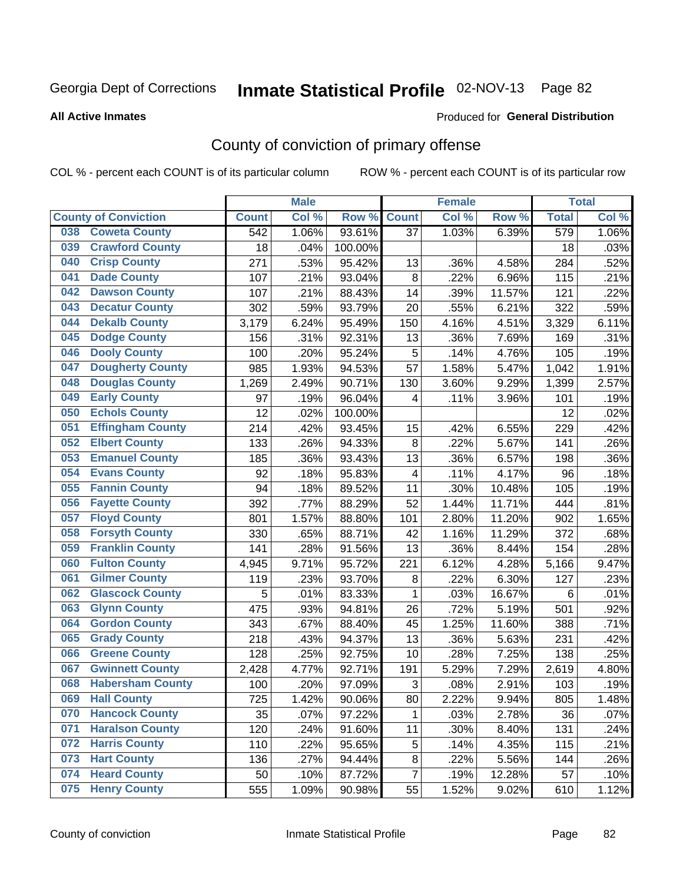Georgia Dept of Corrections **Inmate Statistical Profile** 02-NOV-13

**All Active Inmates**

Produced for **General Distribution**

## County of conviction of primary offense

COL % - percent each COUNT is of its particular column

ROW % - percent each COUNT is of its particular row

| County of Conviction | Male | | | Female | | | Total | |
|---|---|---|---|---|---|---|---|---|
| | Count | Col % | Row % | Count | Col % | Row % | Total | Col % |
| 038 Coweta County | 542 | 1.06% | 93.61% | 37 | 1.03% | 6.39% | 579 | 1.06% |
| 039 Crawford County | 18 | .04% | 100.00% | | | | 18 | .03% |
| 040 Crisp County | 271 | .53% | 95.42% | 13 | .36% | 4.58% | 284 | .52% |
| 041 Dade County | 107 | .21% | 93.04% | 8 | .22% | 6.96% | 115 | .21% |
| 042 Dawson County | 107 | .21% | 88.43% | 14 | .39% | 11.57% | 121 | .22% |
| 043 Decatur County | 302 | .59% | 93.79% | 20 | .55% | 6.21% | 322 | .59% |
| 044 Dekalb County | 3,179 | 6.24% | 95.49% | 150 | 4.16% | 4.51% | 3,329 | 6.11% |
| 045 Dodge County | 156 | .31% | 92.31% | 13 | .36% | 7.69% | 169 | .31% |
| 046 Dooly County | 100 | .20% | 95.24% | 5 | .14% | 4.76% | 105 | .19% |
| 047 Dougherty County | 985 | 1.93% | 94.53% | 57 | 1.58% | 5.47% | 1,042 | 1.91% |
| 048 Douglas County | 1,269 | 2.49% | 90.71% | 130 | 3.60% | 9.29% | 1,399 | 2.57% |
| 049 Early County | 97 | .19% | 96.04% | 4 | .11% | 3.96% | 101 | .19% |
| 050 Echols County | 12 | .02% | 100.00% | | | | 12 | .02% |
| 051 Effingham County | 214 | .42% | 93.45% | 15 | .42% | 6.55% | 229 | .42% |
| 052 Elbert County | 133 | .26% | 94.33% | 8 | .22% | 5.67% | 141 | .26% |
| 053 Emanuel County | 185 | .36% | 93.43% | 13 | .36% | 6.57% | 198 | .36% |
| 054 Evans County | 92 | .18% | 95.83% | 4 | .11% | 4.17% | 96 | .18% |
| 055 Fannin County | 94 | .18% | 89.52% | 11 | .30% | 10.48% | 105 | .19% |
| 056 Fayette County | 392 | .77% | 88.29% | 52 | 1.44% | 11.71% | 444 | .81% |
| 057 Floyd County | 801 | 1.57% | 88.80% | 101 | 2.80% | 11.20% | 902 | 1.65% |
| 058 Forsyth County | 330 | .65% | 88.71% | 42 | 1.16% | 11.29% | 372 | .68% |
| 059 Franklin County | 141 | .28% | 91.56% | 13 | .36% | 8.44% | 154 | .28% |
| 060 Fulton County | 4,945 | 9.71% | 95.72% | 221 | 6.12% | 4.28% | 5,166 | 9.47% |
| 061 Gilmer County | 119 | .23% | 93.70% | 8 | .22% | 6.30% | 127 | .23% |
| 062 Glascock County | 5 | .01% | 83.33% | 1 | .03% | 16.67% | 6 | .01% |
| 063 Glynn County | 475 | .93% | 94.81% | 26 | .72% | 5.19% | 501 | .92% |
| 064 Gordon County | 343 | .67% | 88.40% | 45 | 1.25% | 11.60% | 388 | .71% |
| 065 Grady County | 218 | .43% | 94.37% | 13 | .36% | 5.63% | 231 | .42% |
| 066 Greene County | 128 | .25% | 92.75% | 10 | .28% | 7.25% | 138 | .25% |
| 067 Gwinnett County | 2,428 | 4.77% | 92.71% | 191 | 5.29% | 7.29% | 2,619 | 4.80% |
| 068 Habersham County | 100 | .20% | 97.09% | 3 | .08% | 2.91% | 103 | .19% |
| 069 Hall County | 725 | 1.42% | 90.06% | 80 | 2.22% | 9.94% | 805 | 1.48% |
| 070 Hancock County | 35 | .07% | 97.22% | 1 | .03% | 2.78% | 36 | .07% |
| 071 Haralson County | 120 | .24% | 91.60% | 11 | .30% | 8.40% | 131 | .24% |
| 072 Harris County | 110 | .22% | 95.65% | 5 | .14% | 4.35% | 115 | .21% |
| 073 Hart County | 136 | .27% | 94.44% | 8 | .22% | 5.56% | 144 | .26% |
| 074 Heard County | 50 | .10% | 87.72% | 7 | .19% | 12.28% | 57 | .10% |
| 075 Henry County | 555 | 1.09% | 90.98% | 55 | 1.52% | 9.02% | 610 | 1.12% |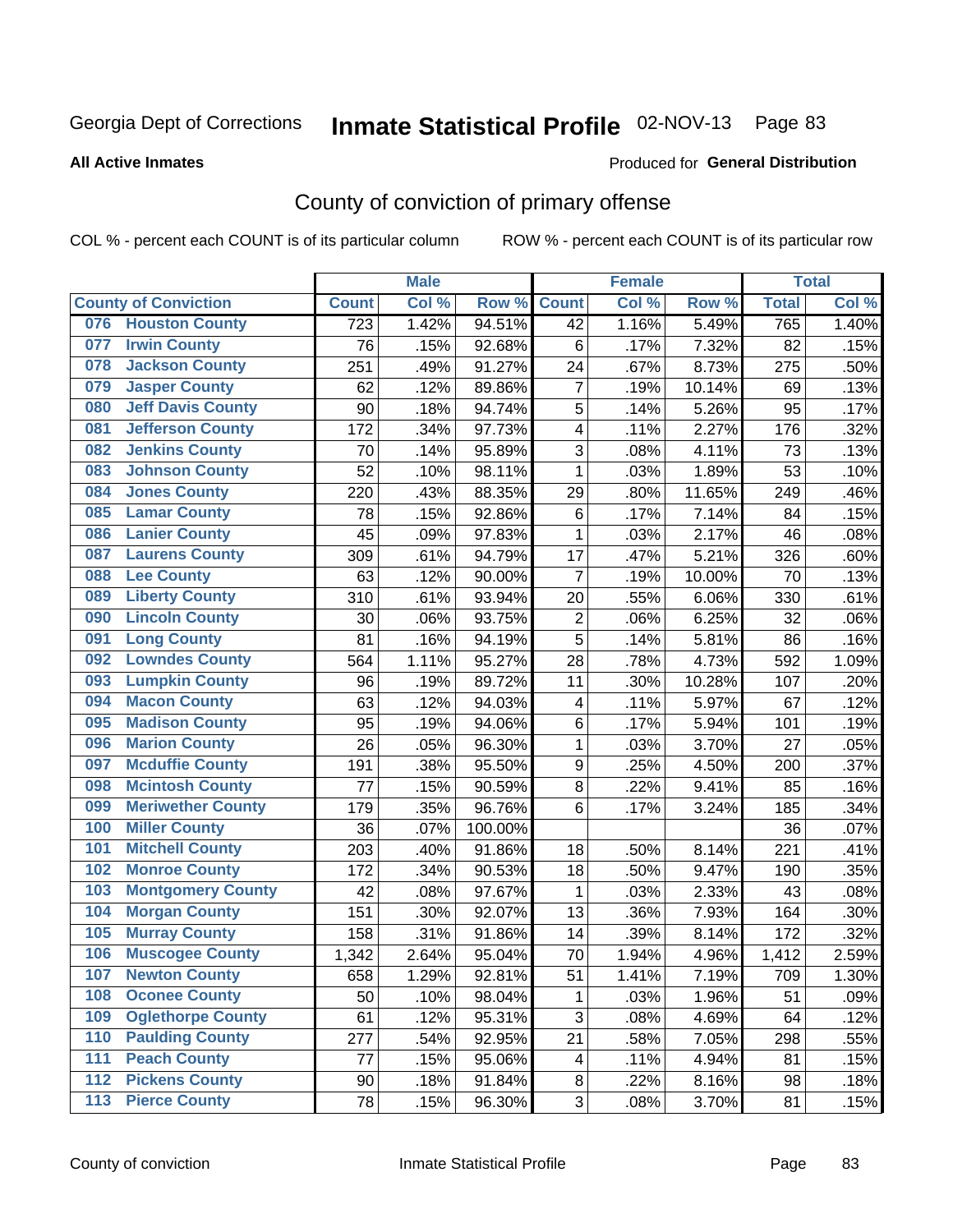Georgia Dept of Corrections

# Inmate Statistical Profile

02-NOV-13

**All Active Inmates**

Produced for **General Distribution**

## County of conviction of primary offense

COL % - percent each COUNT is of its particular column

ROW % - percent each COUNT is of its particular row

| County of Conviction | Male | | | Female | | | Total | |
|---|---|---|---|---|---|---|---|---|
| | Count | Col % | Row % | Count | Col % | Row % | Total | Col % |
| 076 Houston County | 723 | 1.42% | 94.51% | 42 | 1.16% | 5.49% | 765 | 1.40% |
| 077 Irwin County | 76 | .15% | 92.68% | 6 | .17% | 7.32% | 82 | .15% |
| 078 Jackson County | 251 | .49% | 91.27% | 24 | .67% | 8.73% | 275 | .50% |
| 079 Jasper County | 62 | .12% | 89.86% | 7 | .19% | 10.14% | 69 | .13% |
| 080 Jeff Davis County | 90 | .18% | 94.74% | 5 | .14% | 5.26% | 95 | .17% |
| 081 Jefferson County | 172 | .34% | 97.73% | 4 | .11% | 2.27% | 176 | .32% |
| 082 Jenkins County | 70 | .14% | 95.89% | 3 | .08% | 4.11% | 73 | .13% |
| 083 Johnson County | 52 | .10% | 98.11% | 1 | .03% | 1.89% | 53 | .10% |
| 084 Jones County | 220 | .43% | 88.35% | 29 | .80% | 11.65% | 249 | .46% |
| 085 Lamar County | 78 | .15% | 92.86% | 6 | .17% | 7.14% | 84 | .15% |
| 086 Lanier County | 45 | .09% | 97.83% | 1 | .03% | 2.17% | 46 | .08% |
| 087 Laurens County | 309 | .61% | 94.79% | 17 | .47% | 5.21% | 326 | .60% |
| 088 Lee County | 63 | .12% | 90.00% | 7 | .19% | 10.00% | 70 | .13% |
| 089 Liberty County | 310 | .61% | 93.94% | 20 | .55% | 6.06% | 330 | .61% |
| 090 Lincoln County | 30 | .06% | 93.75% | 2 | .06% | 6.25% | 32 | .06% |
| 091 Long County | 81 | .16% | 94.19% | 5 | .14% | 5.81% | 86 | .16% |
| 092 Lowndes County | 564 | 1.11% | 95.27% | 28 | .78% | 4.73% | 592 | 1.09% |
| 093 Lumpkin County | 96 | .19% | 89.72% | 11 | .30% | 10.28% | 107 | .20% |
| 094 Macon County | 63 | .12% | 94.03% | 4 | .11% | 5.97% | 67 | .12% |
| 095 Madison County | 95 | .19% | 94.06% | 6 | .17% | 5.94% | 101 | .19% |
| 096 Marion County | 26 | .05% | 96.30% | 1 | .03% | 3.70% | 27 | .05% |
| 097 Mcduffie County | 191 | .38% | 95.50% | 9 | .25% | 4.50% | 200 | .37% |
| 098 Mcintosh County | 77 | .15% | 90.59% | 8 | .22% | 9.41% | 85 | .16% |
| 099 Meriwether County | 179 | .35% | 96.76% | 6 | .17% | 3.24% | 185 | .34% |
| 100 Miller County | 36 | .07% | 100.00% | | | | 36 | .07% |
| 101 Mitchell County | 203 | .40% | 91.86% | 18 | .50% | 8.14% | 221 | .41% |
| 102 Monroe County | 172 | .34% | 90.53% | 18 | .50% | 9.47% | 190 | .35% |
| 103 Montgomery County | 42 | .08% | 97.67% | 1 | .03% | 2.33% | 43 | .08% |
| 104 Morgan County | 151 | .30% | 92.07% | 13 | .36% | 7.93% | 164 | .30% |
| 105 Murray County | 158 | .31% | 91.86% | 14 | .39% | 8.14% | 172 | .32% |
| 106 Muscogee County | 1,342 | 2.64% | 95.04% | 70 | 1.94% | 4.96% | 1,412 | 2.59% |
| 107 Newton County | 658 | 1.29% | 92.81% | 51 | 1.41% | 7.19% | 709 | 1.30% |
| 108 Oconee County | 50 | .10% | 98.04% | 1 | .03% | 1.96% | 51 | .09% |
| 109 Oglethorpe County | 61 | .12% | 95.31% | 3 | .08% | 4.69% | 64 | .12% |
| 110 Paulding County | 277 | .54% | 92.95% | 21 | .58% | 7.05% | 298 | .55% |
| 111 Peach County | 77 | .15% | 95.06% | 4 | .11% | 4.94% | 81 | .15% |
| 112 Pickens County | 90 | .18% | 91.84% | 8 | .22% | 8.16% | 98 | .18% |
| 113 Pierce County | 78 | .15% | 96.30% | 3 | .08% | 3.70% | 81 | .15% |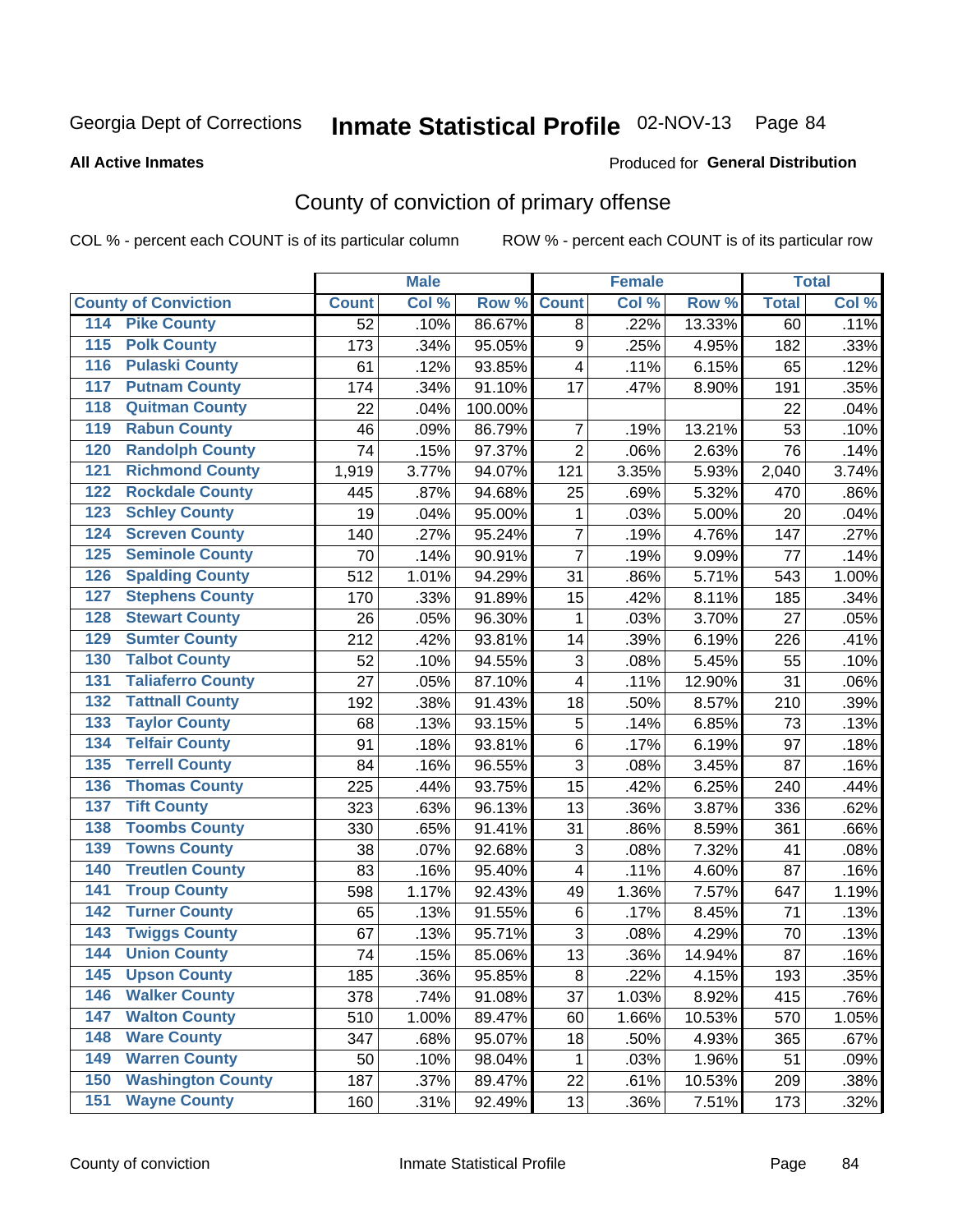Georgia Dept of Corrections **Inmate Statistical Profile** 02-NOV-13

**All Active Inmates**

Produced for **General Distribution**

## County of conviction of primary offense

COL % - percent each COUNT is of its particular column ROW % - percent each COUNT is of its particular row

| County of Conviction | Male | | | Female | | | Total | |
|---|---|---|---|---|---|---|---|---|
| | Count | Col % | Row % | Count | Col % | Row % | Total | Col % |
| 114 Pike County | 52 | .10% | 86.67% | 8 | .22% | 13.33% | 60 | .11% |
| 115 Polk County | 173 | .34% | 95.05% | 9 | .25% | 4.95% | 182 | .33% |
| 116 Pulaski County | 61 | .12% | 93.85% | 4 | .11% | 6.15% | 65 | .12% |
| 117 Putnam County | 174 | .34% | 91.10% | 17 | .47% | 8.90% | 191 | .35% |
| 118 Quitman County | 22 | .04% | 100.00% | | | | 22 | .04% |
| 119 Rabun County | 46 | .09% | 86.79% | 7 | .19% | 13.21% | 53 | .10% |
| 120 Randolph County | 74 | .15% | 97.37% | 2 | .06% | 2.63% | 76 | .14% |
| 121 Richmond County | 1,919 | 3.77% | 94.07% | 121 | 3.35% | 5.93% | 2,040 | 3.74% |
| 122 Rockdale County | 445 | .87% | 94.68% | 25 | .69% | 5.32% | 470 | .86% |
| 123 Schley County | 19 | .04% | 95.00% | 1 | .03% | 5.00% | 20 | .04% |
| 124 Screven County | 140 | .27% | 95.24% | 7 | .19% | 4.76% | 147 | .27% |
| 125 Seminole County | 70 | .14% | 90.91% | 7 | .19% | 9.09% | 77 | .14% |
| 126 Spalding County | 512 | 1.01% | 94.29% | 31 | .86% | 5.71% | 543 | 1.00% |
| 127 Stephens County | 170 | .33% | 91.89% | 15 | .42% | 8.11% | 185 | .34% |
| 128 Stewart County | 26 | .05% | 96.30% | 1 | .03% | 3.70% | 27 | .05% |
| 129 Sumter County | 212 | .42% | 93.81% | 14 | .39% | 6.19% | 226 | .41% |
| 130 Talbot County | 52 | .10% | 94.55% | 3 | .08% | 5.45% | 55 | .10% |
| 131 Taliaferro County | 27 | .05% | 87.10% | 4 | .11% | 12.90% | 31 | .06% |
| 132 Tattnall County | 192 | .38% | 91.43% | 18 | .50% | 8.57% | 210 | .39% |
| 133 Taylor County | 68 | .13% | 93.15% | 5 | .14% | 6.85% | 73 | .13% |
| 134 Telfair County | 91 | .18% | 93.81% | 6 | .17% | 6.19% | 97 | .18% |
| 135 Terrell County | 84 | .16% | 96.55% | 3 | .08% | 3.45% | 87 | .16% |
| 136 Thomas County | 225 | .44% | 93.75% | 15 | .42% | 6.25% | 240 | .44% |
| 137 Tift County | 323 | .63% | 96.13% | 13 | .36% | 3.87% | 336 | .62% |
| 138 Toombs County | 330 | .65% | 91.41% | 31 | .86% | 8.59% | 361 | .66% |
| 139 Towns County | 38 | .07% | 92.68% | 3 | .08% | 7.32% | 41 | .08% |
| 140 Treutlen County | 83 | .16% | 95.40% | 4 | .11% | 4.60% | 87 | .16% |
| 141 Troup County | 598 | 1.17% | 92.43% | 49 | 1.36% | 7.57% | 647 | 1.19% |
| 142 Turner County | 65 | .13% | 91.55% | 6 | .17% | 8.45% | 71 | .13% |
| 143 Twiggs County | 67 | .13% | 95.71% | 3 | .08% | 4.29% | 70 | .13% |
| 144 Union County | 74 | .15% | 85.06% | 13 | .36% | 14.94% | 87 | .16% |
| 145 Upson County | 185 | .36% | 95.85% | 8 | .22% | 4.15% | 193 | .35% |
| 146 Walker County | 378 | .74% | 91.08% | 37 | 1.03% | 8.92% | 415 | .76% |
| 147 Walton County | 510 | 1.00% | 89.47% | 60 | 1.66% | 10.53% | 570 | 1.05% |
| 148 Ware County | 347 | .68% | 95.07% | 18 | .50% | 4.93% | 365 | .67% |
| 149 Warren County | 50 | .10% | 98.04% | 1 | .03% | 1.96% | 51 | .09% |
| 150 Washington County | 187 | .37% | 89.47% | 22 | .61% | 10.53% | 209 | .38% |
| 151 Wayne County | 160 | .31% | 92.49% | 13 | .36% | 7.51% | 173 | .32% |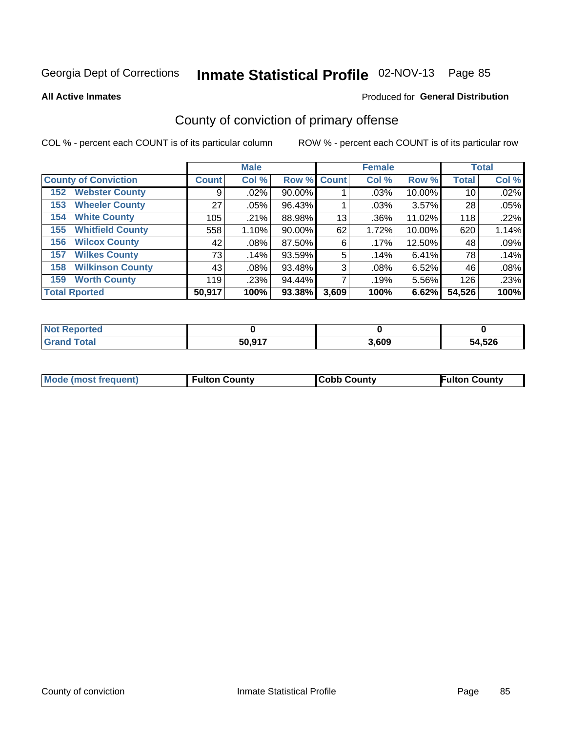Georgia Dept of Corrections **Inmate Statistical Profile** 02-NOV-13 Page 85

**All Active Inmates**

Produced for **General Distribution**

## County of conviction of primary offense

COL % - percent each COUNT is of its particular column

ROW % - percent each COUNT is of its particular row

| County of Conviction | Male | | | Female | | | Total | |
|---|---|---|---|---|---|---|---|---|
| | Count | Col % | Row % | Count | Col % | Row % | Total | Col % |
| 152 Webster County | 9 | .02% | 90.00% | 1 | .03% | 10.00% | 10 | .02% |
| 153 Wheeler County | 27 | .05% | 96.43% | 1 | .03% | 3.57% | 28 | .05% |
| 154 White County | 105 | .21% | 88.98% | 13 | .36% | 11.02% | 118 | .22% |
| 155 Whitfield County | 558 | 1.10% | 90.00% | 62 | 1.72% | 10.00% | 620 | 1.14% |
| 156 Wilcox County | 42 | .08% | 87.50% | 6 | .17% | 12.50% | 48 | .09% |
| 157 Wilkes County | 73 | .14% | 93.59% | 5 | .14% | 6.41% | 78 | .14% |
| 158 Wilkinson County | 43 | .08% | 93.48% | 3 | .08% | 6.52% | 46 | .08% |
| 159 Worth County | 119 | .23% | 94.44% | 7 | .19% | 5.56% | 126 | .23% |
| **Total Rported** | **50,917** | **100%** | **93.38%** | **3,609** | **100%** | **6.62%** | **54,526** | **100%** |

| | Male | Female | Total |
|---|---|---|---|
| Not Reported | 0 | 0 | 0 |
| Grand Total | 50,917 | 3,609 | 54,526 |

| | Male | Female | Total |
|---|---|---|---|
| Mode (most frequent) | Fulton County | Cobb County | Fulton County |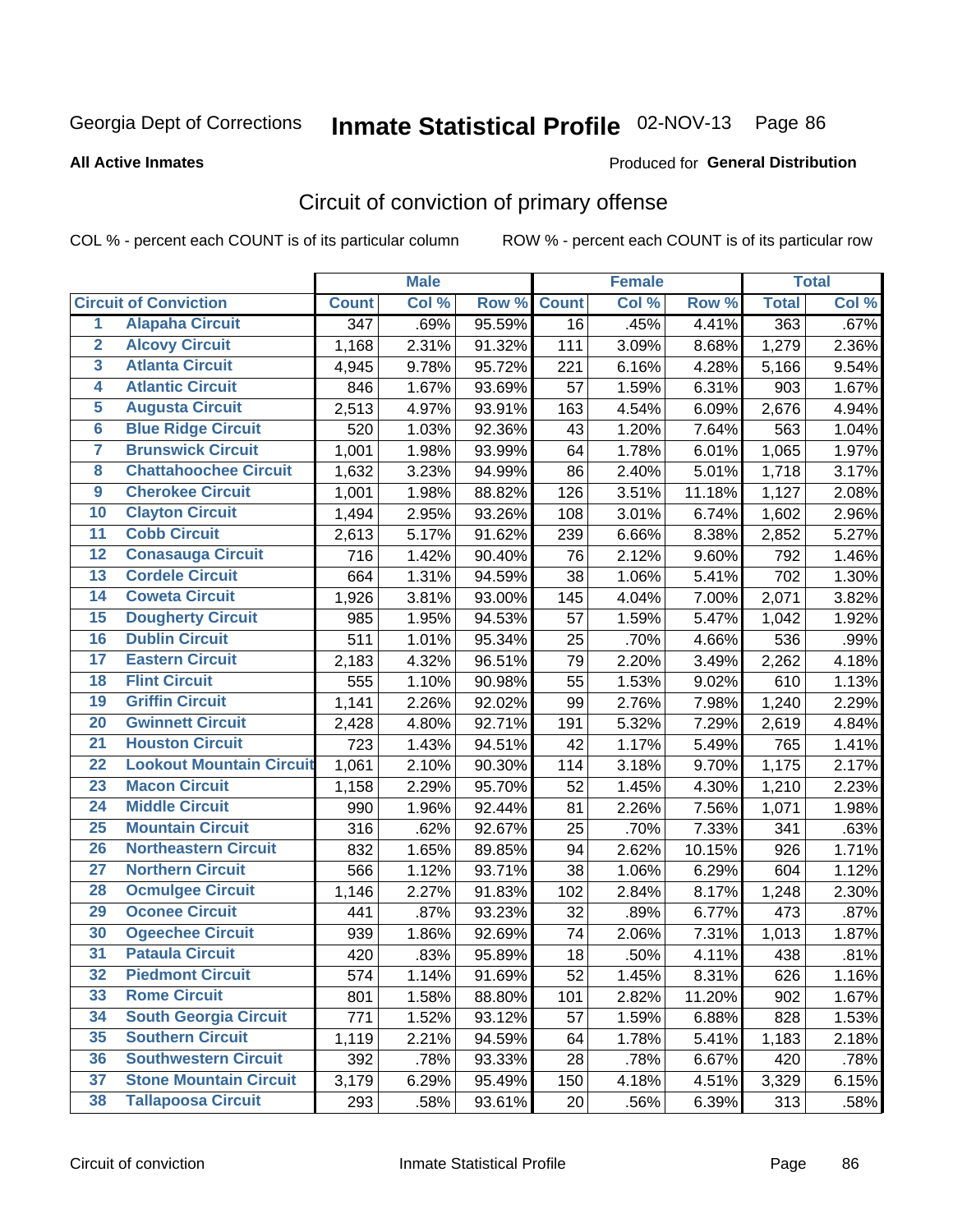Georgia Dept of Corrections **Inmate Statistical Profile** 02-NOV-13

**All Active Inmates**

Produced for **General Distribution**

## Circuit of conviction of primary offense

COL % - percent each COUNT is of its particular column ROW % - percent each COUNT is of its particular row

| | | Male | | | Female | | | Total | |
|---|---|---|---|---|---|---|---|---|---|
| **Circuit of Conviction** | | **Count** | **Col %** | **Row %** | **Count** | **Col %** | **Row %** | **Total** | **Col %** |
| 1 | Alapaha Circuit | 347 | .69% | 95.59% | 16 | .45% | 4.41% | 363 | .67% |
| 2 | Alcovy Circuit | 1,168 | 2.31% | 91.32% | 111 | 3.09% | 8.68% | 1,279 | 2.36% |
| 3 | Atlanta Circuit | 4,945 | 9.78% | 95.72% | 221 | 6.16% | 4.28% | 5,166 | 9.54% |
| 4 | Atlantic Circuit | 846 | 1.67% | 93.69% | 57 | 1.59% | 6.31% | 903 | 1.67% |
| 5 | Augusta Circuit | 2,513 | 4.97% | 93.91% | 163 | 4.54% | 6.09% | 2,676 | 4.94% |
| 6 | Blue Ridge Circuit | 520 | 1.03% | 92.36% | 43 | 1.20% | 7.64% | 563 | 1.04% |
| 7 | Brunswick Circuit | 1,001 | 1.98% | 93.99% | 64 | 1.78% | 6.01% | 1,065 | 1.97% |
| 8 | Chattahoochee Circuit | 1,632 | 3.23% | 94.99% | 86 | 2.40% | 5.01% | 1,718 | 3.17% |
| 9 | Cherokee Circuit | 1,001 | 1.98% | 88.82% | 126 | 3.51% | 11.18% | 1,127 | 2.08% |
| 10 | Clayton Circuit | 1,494 | 2.95% | 93.26% | 108 | 3.01% | 6.74% | 1,602 | 2.96% |
| 11 | Cobb Circuit | 2,613 | 5.17% | 91.62% | 239 | 6.66% | 8.38% | 2,852 | 5.27% |
| 12 | Conasauga Circuit | 716 | 1.42% | 90.40% | 76 | 2.12% | 9.60% | 792 | 1.46% |
| 13 | Cordele Circuit | 664 | 1.31% | 94.59% | 38 | 1.06% | 5.41% | 702 | 1.30% |
| 14 | Coweta Circuit | 1,926 | 3.81% | 93.00% | 145 | 4.04% | 7.00% | 2,071 | 3.82% |
| 15 | Dougherty Circuit | 985 | 1.95% | 94.53% | 57 | 1.59% | 5.47% | 1,042 | 1.92% |
| 16 | Dublin Circuit | 511 | 1.01% | 95.34% | 25 | .70% | 4.66% | 536 | .99% |
| 17 | Eastern Circuit | 2,183 | 4.32% | 96.51% | 79 | 2.20% | 3.49% | 2,262 | 4.18% |
| 18 | Flint Circuit | 555 | 1.10% | 90.98% | 55 | 1.53% | 9.02% | 610 | 1.13% |
| 19 | Griffin Circuit | 1,141 | 2.26% | 92.02% | 99 | 2.76% | 7.98% | 1,240 | 2.29% |
| 20 | Gwinnett Circuit | 2,428 | 4.80% | 92.71% | 191 | 5.32% | 7.29% | 2,619 | 4.84% |
| 21 | Houston Circuit | 723 | 1.43% | 94.51% | 42 | 1.17% | 5.49% | 765 | 1.41% |
| 22 | Lookout Mountain Circuit | 1,061 | 2.10% | 90.30% | 114 | 3.18% | 9.70% | 1,175 | 2.17% |
| 23 | Macon Circuit | 1,158 | 2.29% | 95.70% | 52 | 1.45% | 4.30% | 1,210 | 2.23% |
| 24 | Middle Circuit | 990 | 1.96% | 92.44% | 81 | 2.26% | 7.56% | 1,071 | 1.98% |
| 25 | Mountain Circuit | 316 | .62% | 92.67% | 25 | .70% | 7.33% | 341 | .63% |
| 26 | Northeastern Circuit | 832 | 1.65% | 89.85% | 94 | 2.62% | 10.15% | 926 | 1.71% |
| 27 | Northern Circuit | 566 | 1.12% | 93.71% | 38 | 1.06% | 6.29% | 604 | 1.12% |
| 28 | Ocmulgee Circuit | 1,146 | 2.27% | 91.83% | 102 | 2.84% | 8.17% | 1,248 | 2.30% |
| 29 | Oconee Circuit | 441 | .87% | 93.23% | 32 | .89% | 6.77% | 473 | .87% |
| 30 | Ogeechee Circuit | 939 | 1.86% | 92.69% | 74 | 2.06% | 7.31% | 1,013 | 1.87% |
| 31 | Pataula Circuit | 420 | .83% | 95.89% | 18 | .50% | 4.11% | 438 | .81% |
| 32 | Piedmont Circuit | 574 | 1.14% | 91.69% | 52 | 1.45% | 8.31% | 626 | 1.16% |
| 33 | Rome Circuit | 801 | 1.58% | 88.80% | 101 | 2.82% | 11.20% | 902 | 1.67% |
| 34 | South Georgia Circuit | 771 | 1.52% | 93.12% | 57 | 1.59% | 6.88% | 828 | 1.53% |
| 35 | Southern Circuit | 1,119 | 2.21% | 94.59% | 64 | 1.78% | 5.41% | 1,183 | 2.18% |
| 36 | Southwestern Circuit | 392 | .78% | 93.33% | 28 | .78% | 6.67% | 420 | .78% |
| 37 | Stone Mountain Circuit | 3,179 | 6.29% | 95.49% | 150 | 4.18% | 4.51% | 3,329 | 6.15% |
| 38 | Tallapoosa Circuit | 293 | .58% | 93.61% | 20 | .56% | 6.39% | 313 | .58% |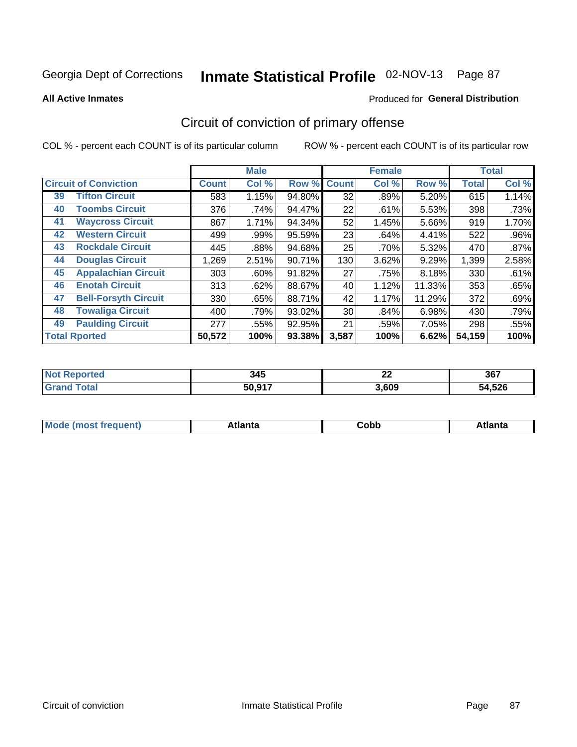Georgia Dept of Corrections **Inmate Statistical Profile** 02-NOV-13

**All Active Inmates**

Produced for **General Distribution**

## Circuit of conviction of primary offense

COL % - percent each COUNT is of its particular column

ROW % - percent each COUNT is of its particular row

| | | Male | | | Female | | | Total | |
|---|---|---|---|---|---|---|---|---|---|
| **Circuit of Conviction** | | **Count** | **Col %** | **Row %** | **Count** | **Col %** | **Row %** | **Total** | **Col %** |
| 39 | Tifton Circuit | 583 | 1.15% | 94.80% | 32 | .89% | 5.20% | 615 | 1.14% |
| 40 | Toombs Circuit | 376 | .74% | 94.47% | 22 | .61% | 5.53% | 398 | .73% |
| 41 | Waycross Circuit | 867 | 1.71% | 94.34% | 52 | 1.45% | 5.66% | 919 | 1.70% |
| 42 | Western Circuit | 499 | .99% | 95.59% | 23 | .64% | 4.41% | 522 | .96% |
| 43 | Rockdale Circuit | 445 | .88% | 94.68% | 25 | .70% | 5.32% | 470 | .87% |
| 44 | Douglas Circuit | 1,269 | 2.51% | 90.71% | 130 | 3.62% | 9.29% | 1,399 | 2.58% |
| 45 | Appalachian Circuit | 303 | .60% | 91.82% | 27 | .75% | 8.18% | 330 | .61% |
| 46 | Enotah Circuit | 313 | .62% | 88.67% | 40 | 1.12% | 11.33% | 353 | .65% |
| 47 | Bell-Forsyth Circuit | 330 | .65% | 88.71% | 42 | 1.17% | 11.29% | 372 | .69% |
| 48 | Towaliga Circuit | 400 | .79% | 93.02% | 30 | .84% | 6.98% | 430 | .79% |
| 49 | Paulding Circuit | 277 | .55% | 92.95% | 21 | .59% | 7.05% | 298 | .55% |
| **Total Rported** | | **50,572** | **100%** | **93.38%** | **3,587** | **100%** | **6.62%** | **54,159** | **100%** |

| | Male | Female | Total |
|---|---|---|---|
| **Not Reported** | **345** | **22** | **367** |
| **Grand Total** | **50,917** | **3,609** | **54,526** |

| | Male | Female | Total |
|---|---|---|---|
| **Mode (most frequent)** | **Atlanta** | **Cobb** | **Atlanta** |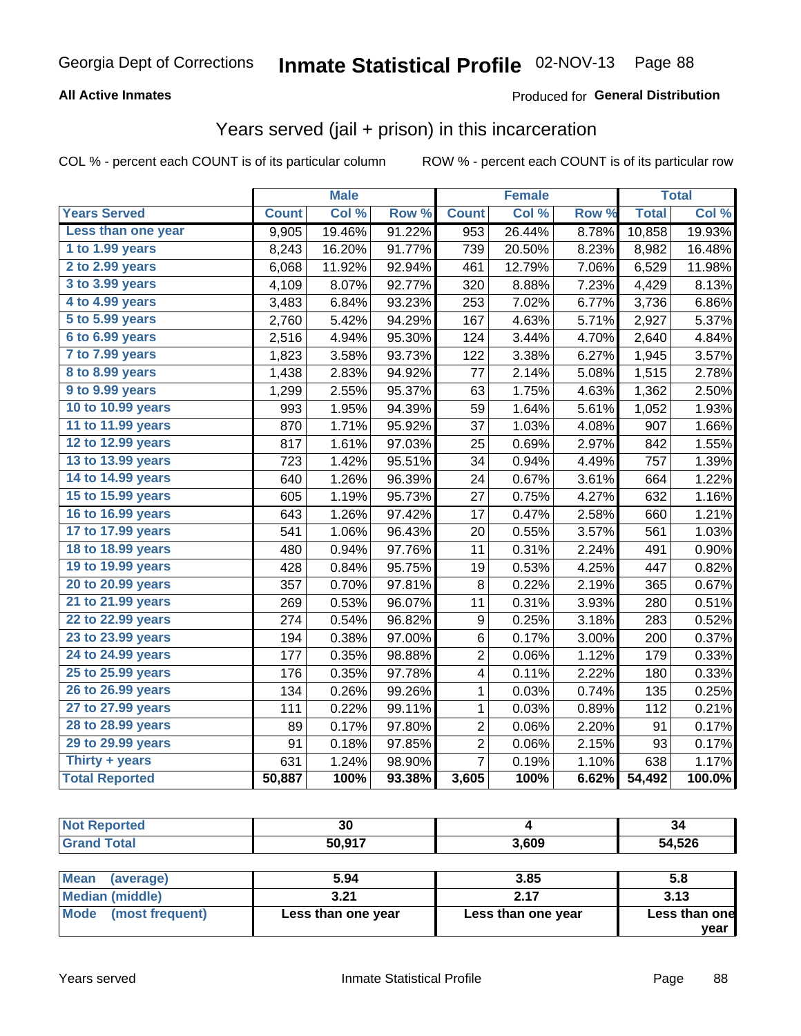Georgia Dept of Corrections **Inmate Statistical Profile** 02-NOV-13

**All Active Inmates**

Produced for **General Distribution**

## Years served (jail + prison) in this incarceration

COL % - percent each COUNT is of its particular column

ROW % - percent each COUNT is of its particular row

| | Male | | | Female | | | Total | |
|---|---|---|---|---|---|---|---|---|
| **Years Served** | **Count** | **Col %** | **Row %** | **Count** | **Col %** | **Row %** | **Total** | **Col %** |
| Less than one year | 9,905 | 19.46% | 91.22% | 953 | 26.44% | 8.78% | 10,858 | 19.93% |
| 1 to 1.99 years | 8,243 | 16.20% | 91.77% | 739 | 20.50% | 8.23% | 8,982 | 16.48% |
| 2 to 2.99 years | 6,068 | 11.92% | 92.94% | 461 | 12.79% | 7.06% | 6,529 | 11.98% |
| 3 to 3.99 years | 4,109 | 8.07% | 92.77% | 320 | 8.88% | 7.23% | 4,429 | 8.13% |
| 4 to 4.99 years | 3,483 | 6.84% | 93.23% | 253 | 7.02% | 6.77% | 3,736 | 6.86% |
| 5 to 5.99 years | 2,760 | 5.42% | 94.29% | 167 | 4.63% | 5.71% | 2,927 | 5.37% |
| 6 to 6.99 years | 2,516 | 4.94% | 95.30% | 124 | 3.44% | 4.70% | 2,640 | 4.84% |
| 7 to 7.99 years | 1,823 | 3.58% | 93.73% | 122 | 3.38% | 6.27% | 1,945 | 3.57% |
| 8 to 8.99 years | 1,438 | 2.83% | 94.92% | 77 | 2.14% | 5.08% | 1,515 | 2.78% |
| 9 to 9.99 years | 1,299 | 2.55% | 95.37% | 63 | 1.75% | 4.63% | 1,362 | 2.50% |
| 10 to 10.99 years | 993 | 1.95% | 94.39% | 59 | 1.64% | 5.61% | 1,052 | 1.93% |
| 11 to 11.99 years | 870 | 1.71% | 95.92% | 37 | 1.03% | 4.08% | 907 | 1.66% |
| 12 to 12.99 years | 817 | 1.61% | 97.03% | 25 | 0.69% | 2.97% | 842 | 1.55% |
| 13 to 13.99 years | 723 | 1.42% | 95.51% | 34 | 0.94% | 4.49% | 757 | 1.39% |
| 14 to 14.99 years | 640 | 1.26% | 96.39% | 24 | 0.67% | 3.61% | 664 | 1.22% |
| 15 to 15.99 years | 605 | 1.19% | 95.73% | 27 | 0.75% | 4.27% | 632 | 1.16% |
| 16 to 16.99 years | 643 | 1.26% | 97.42% | 17 | 0.47% | 2.58% | 660 | 1.21% |
| 17 to 17.99 years | 541 | 1.06% | 96.43% | 20 | 0.55% | 3.57% | 561 | 1.03% |
| 18 to 18.99 years | 480 | 0.94% | 97.76% | 11 | 0.31% | 2.24% | 491 | 0.90% |
| 19 to 19.99 years | 428 | 0.84% | 95.75% | 19 | 0.53% | 4.25% | 447 | 0.82% |
| 20 to 20.99 years | 357 | 0.70% | 97.81% | 8 | 0.22% | 2.19% | 365 | 0.67% |
| 21 to 21.99 years | 269 | 0.53% | 96.07% | 11 | 0.31% | 3.93% | 280 | 0.51% |
| 22 to 22.99 years | 274 | 0.54% | 96.82% | 9 | 0.25% | 3.18% | 283 | 0.52% |
| 23 to 23.99 years | 194 | 0.38% | 97.00% | 6 | 0.17% | 3.00% | 200 | 0.37% |
| 24 to 24.99 years | 177 | 0.35% | 98.88% | 2 | 0.06% | 1.12% | 179 | 0.33% |
| 25 to 25.99 years | 176 | 0.35% | 97.78% | 4 | 0.11% | 2.22% | 180 | 0.33% |
| 26 to 26.99 years | 134 | 0.26% | 99.26% | 1 | 0.03% | 0.74% | 135 | 0.25% |
| 27 to 27.99 years | 111 | 0.22% | 99.11% | 1 | 0.03% | 0.89% | 112 | 0.21% |
| 28 to 28.99 years | 89 | 0.17% | 97.80% | 2 | 0.06% | 2.20% | 91 | 0.17% |
| 29 to 29.99 years | 91 | 0.18% | 97.85% | 2 | 0.06% | 2.15% | 93 | 0.17% |
| Thirty + years | 631 | 1.24% | 98.90% | 7 | 0.19% | 1.10% | 638 | 1.17% |
| **Total Reported** | **50,887** | **100%** | **93.38%** | **3,605** | **100%** | **6.62%** | **54,492** | **100.0%** |

| | Male | Female | Total |
|---|---|---|---|
| Not Reported | 30 | 4 | 34 |
| Grand Total | 50,917 | 3,609 | 54,526 |

| | Male | Female | Total |
|---|---|---|---|
| Mean (average) | 5.94 | 3.85 | 5.8 |
| Median (middle) | 3.21 | 2.17 | 3.13 |
| Mode (most frequent) | Less than one year | Less than one year | Less than one year |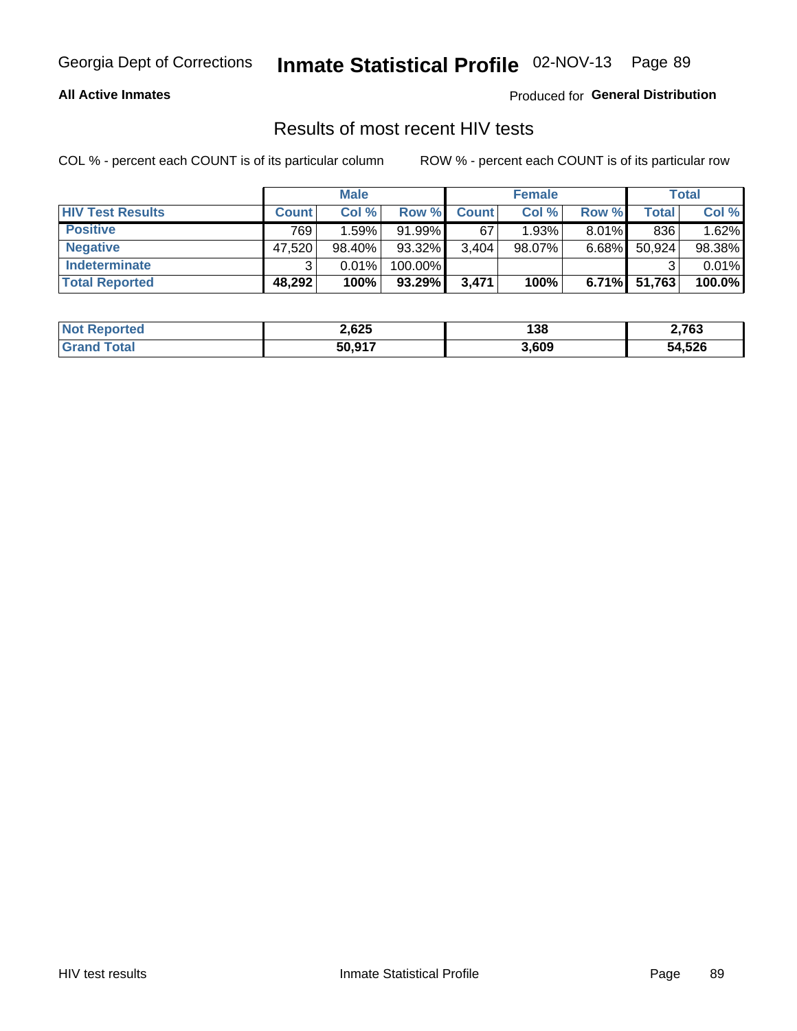Georgia Dept of Corrections **Inmate Statistical Profile** 02-NOV-13

**All Active Inmates**

Produced for **General Distribution**

## Results of most recent HIV tests

COL % - percent each COUNT is of its particular column    ROW % - percent each COUNT is of its particular row

| | Male | | | Female | | | Total | |
|---|---|---|---|---|---|---|---|---|
| **HIV Test Results** | **Count** | **Col %** | **Row %** | **Count** | **Col %** | **Row %** | **Total** | **Col %** |
| **Positive** | 769 | 1.59% | 91.99% | 67 | 1.93% | 8.01% | 836 | 1.62% |
| **Negative** | 47,520 | 98.40% | 93.32% | 3,404 | 98.07% | 6.68% | 50,924 | 98.38% |
| **Indeterminate** | 3 | 0.01% | 100.00% | | | | 3 | 0.01% |
| **Total Reported** | **48,292** | **100%** | **93.29%** | **3,471** | **100%** | **6.71%** | **51,763** | **100.0%** |

| | Male | Female | Total |
|---|---|---|---|
| **Not Reported** | **2,625** | **138** | **2,763** |
| **Grand Total** | **50,917** | **3,609** | **54,526** |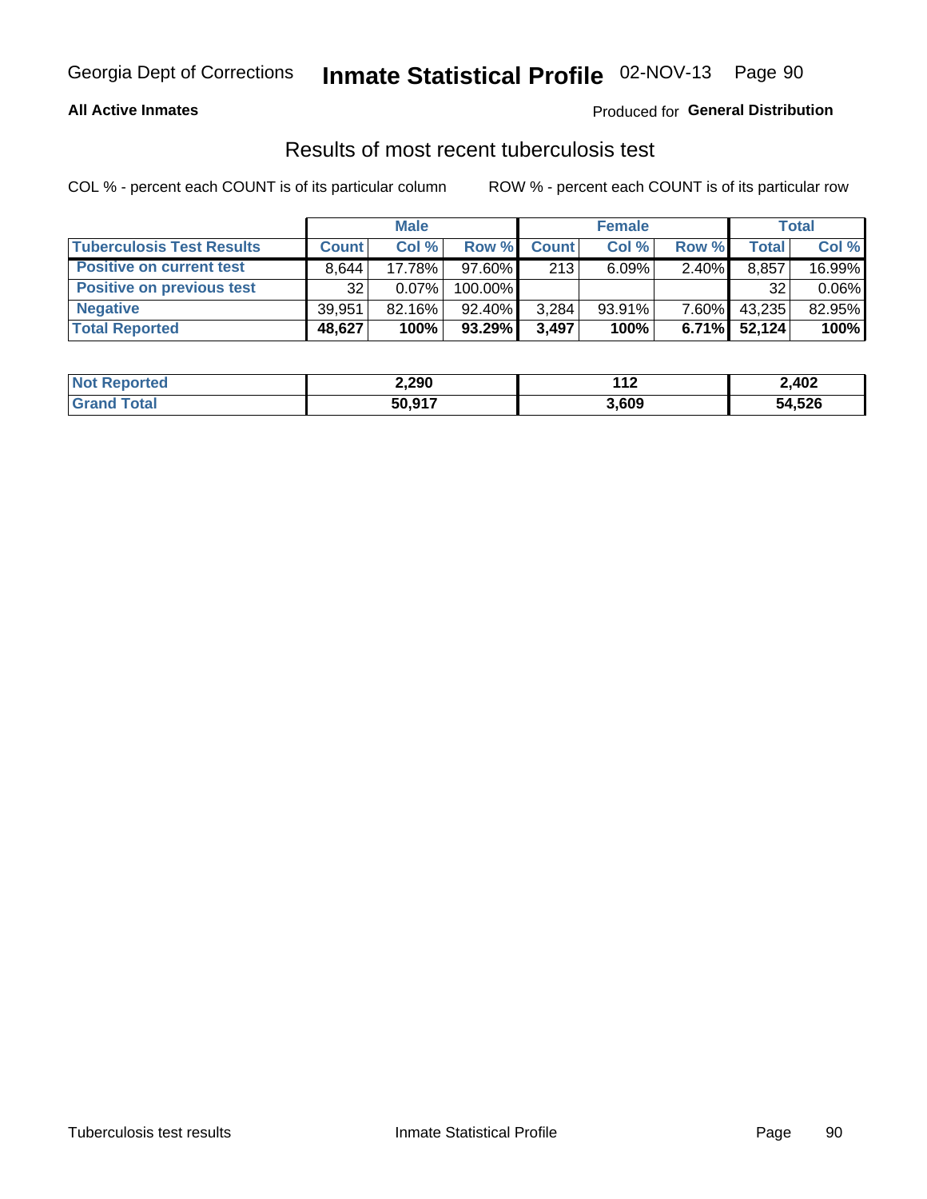Georgia Dept of Corrections **Inmate Statistical Profile** 02-NOV-13

**All Active Inmates**

Produced for **General Distribution**

## Results of most recent tuberculosis test

COL % - percent each COUNT is of its particular column        ROW % - percent each COUNT is of its particular row

| | Male | | | Female | | | Total | |
|---|---|---|---|---|---|---|---|---|
| **Tuberculosis Test Results** | **Count** | **Col %** | **Row %** | **Count** | **Col %** | **Row %** | **Total** | **Col %** |
| **Positive on current test** | 8,644 | 17.78% | 97.60% | 213 | 6.09% | 2.40% | 8,857 | 16.99% |
| **Positive on previous test** | 32 | 0.07% | 100.00% | | | | 32 | 0.06% |
| **Negative** | 39,951 | 82.16% | 92.40% | 3,284 | 93.91% | 7.60% | 43,235 | 82.95% |
| **Total Reported** | **48,627** | **100%** | **93.29%** | **3,497** | **100%** | **6.71%** | **52,124** | **100%** |

| | Male | Female | Total |
|---|---|---|---|
| **Not Reported** | **2,290** | **112** | **2,402** |
| **Grand Total** | **50,917** | **3,609** | **54,526** |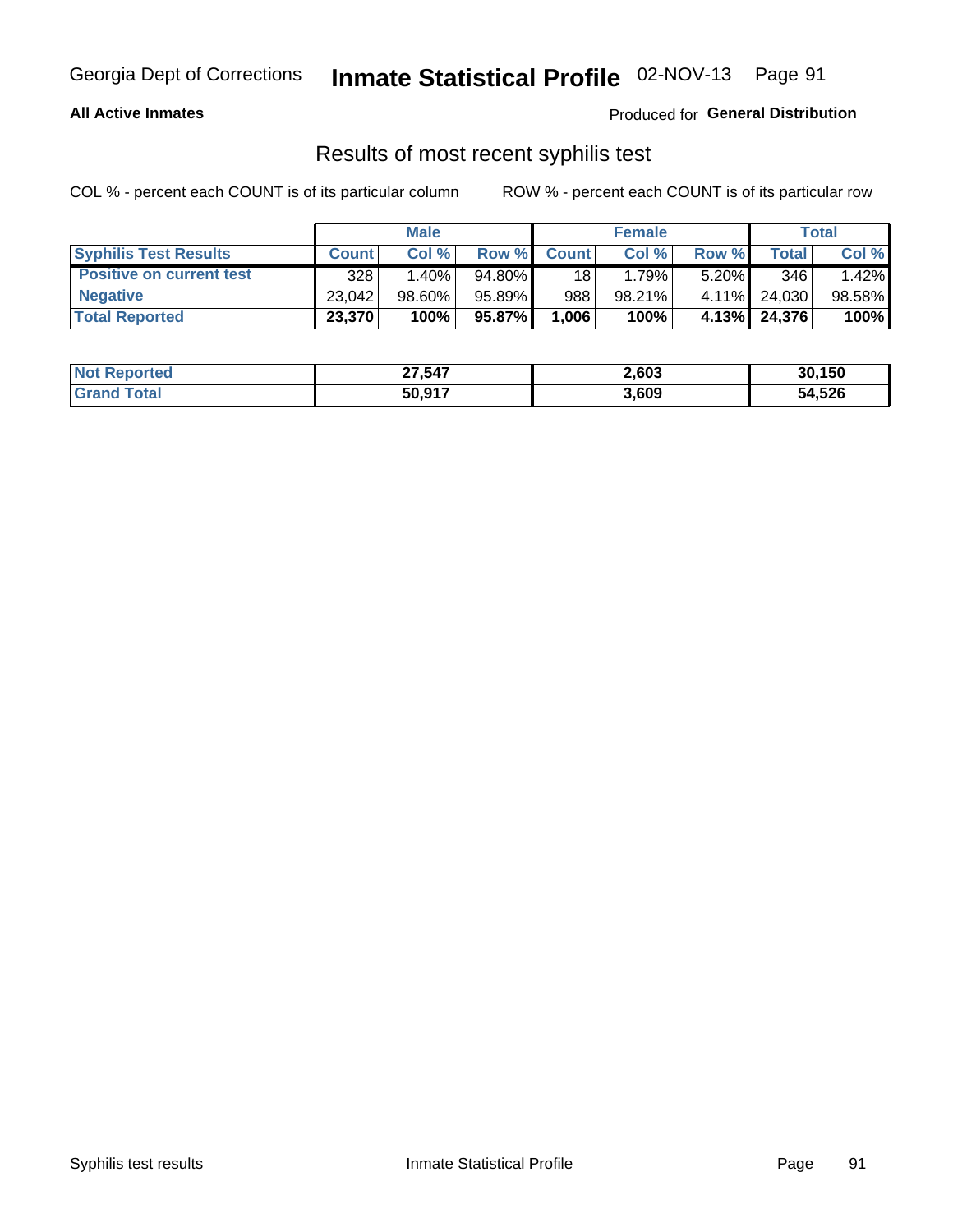Georgia Dept of Corrections **Inmate Statistical Profile** 02-NOV-13

**All Active Inmates**

Produced for **General Distribution**

## Results of most recent syphilis test

COL % - percent each COUNT is of its particular column

ROW % - percent each COUNT is of its particular row

| | Male | | | Female | | | Total | |
|---|---|---|---|---|---|---|---|---|
| **Syphilis Test Results** | **Count** | **Col %** | **Row %** | **Count** | **Col %** | **Row %** | **Total** | **Col %** |
| **Positive on current test** | 328 | 1.40% | 94.80% | 18 | 1.79% | 5.20% | 346 | 1.42% |
| **Negative** | 23,042 | 98.60% | 95.89% | 988 | 98.21% | 4.11% | 24,030 | 98.58% |
| **Total Reported** | **23,370** | **100%** | **95.87%** | **1,006** | **100%** | **4.13%** | **24,376** | **100%** |

| | Male | Female | Total |
|---|---|---|---|
| **Not Reported** | **27,547** | **2,603** | **30,150** |
| **Grand Total** | **50,917** | **3,609** | **54,526** |

Syphilis test results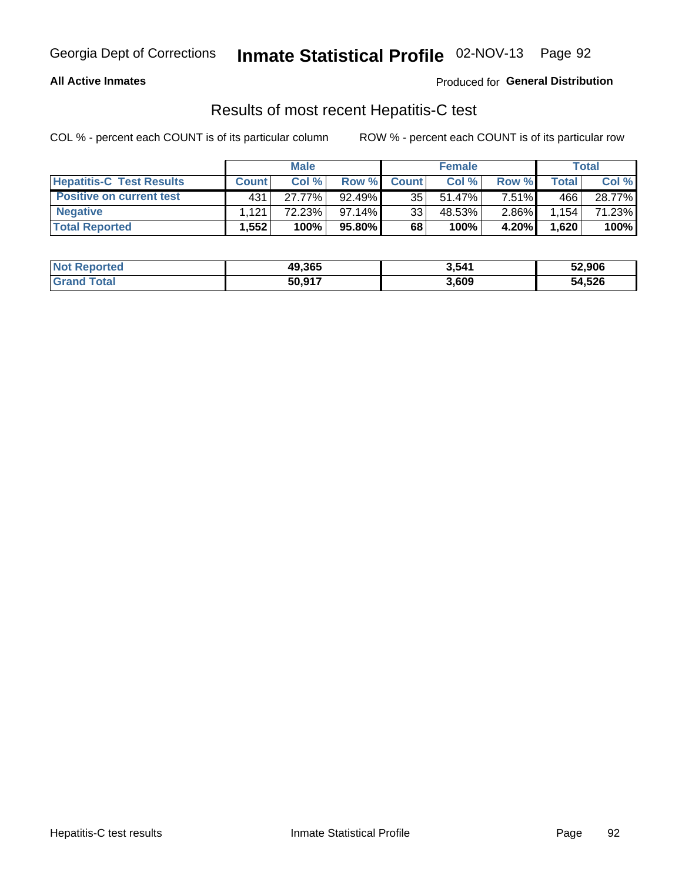Georgia Dept of Corrections **Inmate Statistical Profile** 02-NOV-13

**All Active Inmates**

Produced for **General Distribution**

## Results of most recent Hepatitis-C test

COL % - percent each COUNT is of its particular column ROW % - percent each COUNT is of its particular row

| | Male | | | Female | | | Total | |
|---|---|---|---|---|---|---|---|---|
| **Hepatitis-C Test Results** | **Count** | **Col %** | **Row %** | **Count** | **Col %** | **Row %** | **Total** | **Col %** |
| **Positive on current test** | 431 | 27.77% | 92.49% | 35 | 51.47% | 7.51% | 466 | 28.77% |
| **Negative** | 1,121 | 72.23% | 97.14% | 33 | 48.53% | 2.86% | 1,154 | 71.23% |
| **Total Reported** | **1,552** | **100%** | **95.80%** | **68** | **100%** | **4.20%** | **1,620** | **100%** |

| | Male | Female | Total |
|---|---|---|---|
| **Not Reported** | **49,365** | **3,541** | **52,906** |
| **Grand Total** | **50,917** | **3,609** | **54,526** |

Hepatitis-C test results Inmate Statistical Profile